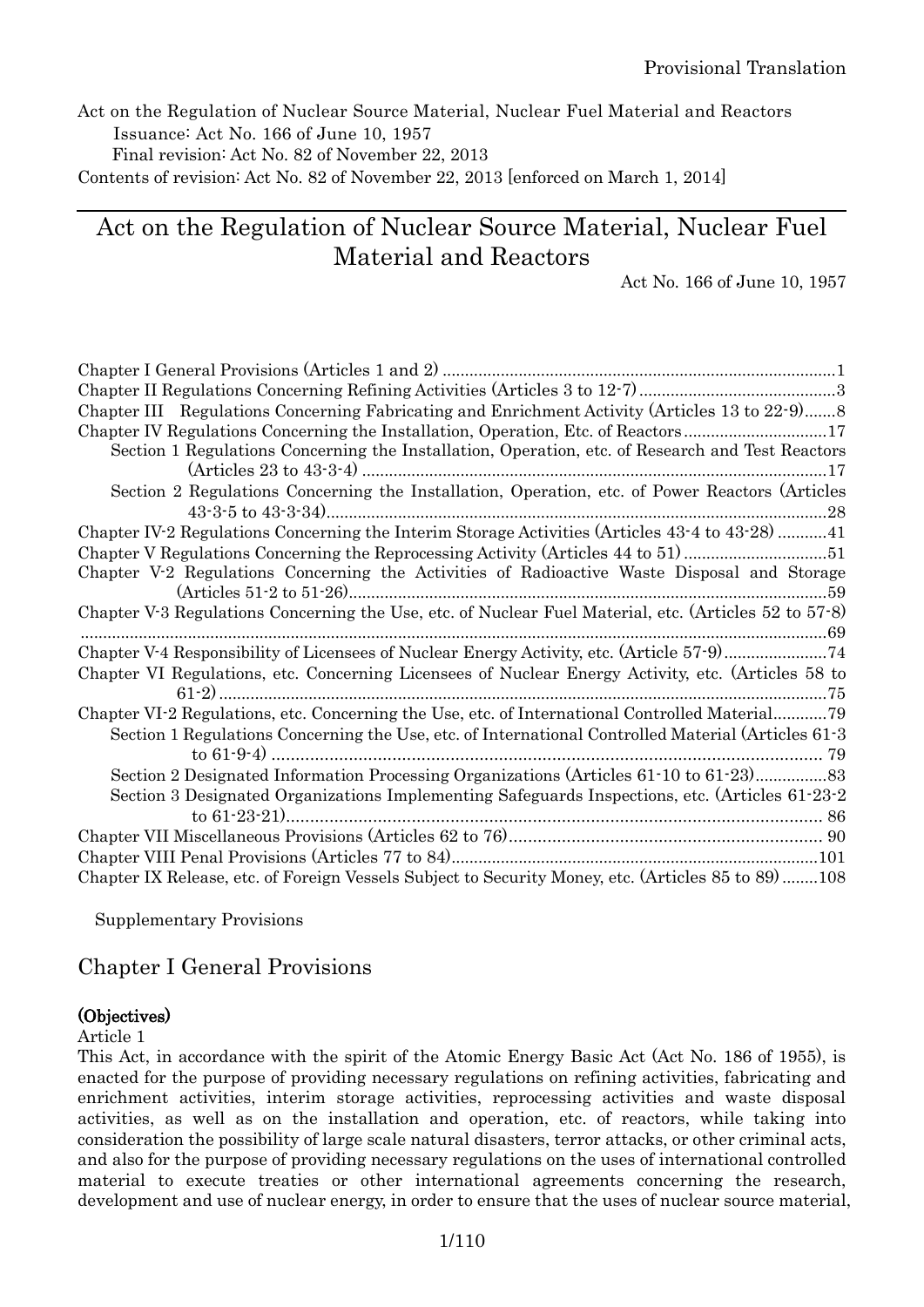Provisional Translation

Act on the Regulation of Nuclear Source Material, Nuclear Fuel Material and Reactors
Issuance: Act No. 166 of June 10, 1957
Final revision: Act No. 82 of November 22, 2013
Contents of revision: Act No. 82 of November 22, 2013 [enforced on March 1, 2014]

# Act on the Regulation of Nuclear Source Material, Nuclear Fuel Material and Reactors

Act No. 166 of June 10, 1957

Chapter I General Provisions (Articles 1 and 2) ....................................................................................1
Chapter II Regulations Concerning Refining Activities (Articles 3 to 12-7) ...........................................3
Chapter III Regulations Concerning Fabricating and Enrichment Activity (Articles 13 to 22-9).......8
Chapter IV Regulations Concerning the Installation, Operation, Etc. of Reactors ...............................17
Section 1 Regulations Concerning the Installation, Operation, etc. of Research and Test Reactors (Articles 23 to 43-3-4) .......................................................................................................17
Section 2 Regulations Concerning the Installation, Operation, etc. of Power Reactors (Articles 43-3-5 to 43-3-34)..............................................................................................................28
Chapter IV-2 Regulations Concerning the Interim Storage Activities (Articles 43-4 to 43-28) ...........41
Chapter V Regulations Concerning the Reprocessing Activity (Articles 44 to 51) ...............................51
Chapter V-2 Regulations Concerning the Activities of Radioactive Waste Disposal and Storage (Articles 51-2 to 51-26)..........................................................................................................59
Chapter V-3 Regulations Concerning the Use, etc. of Nuclear Fuel Material, etc. (Articles 52 to 57-8) ....................................................................................................................................69
Chapter V-4 Responsibility of Licensees of Nuclear Energy Activity, etc. (Article 57-9).......................74
Chapter VI Regulations, etc. Concerning Licensees of Nuclear Energy Activity, etc. (Articles 58 to 61-2) ......................................................................................................................................75
Chapter VI-2 Regulations, etc. Concerning the Use, etc. of International Controlled Material............79
Section 1 Regulations Concerning the Use, etc. of International Controlled Material (Articles 61-3 to 61-9-4) ................................................................................................................... 79
Section 2 Designated Information Processing Organizations (Articles 61-10 to 61-23)................83
Section 3 Designated Organizations Implementing Safeguards Inspections, etc. (Articles 61-23-2 to 61-23-21)................................................................................................................. 86
Chapter VII Miscellaneous Provisions (Articles 62 to 76)................................................................. 90
Chapter VIII Penal Provisions (Articles 77 to 84).................................................................................101
Chapter IX Release, etc. of Foreign Vessels Subject to Security Money, etc. (Articles 85 to 89) ........108

Supplementary Provisions

## Chapter I General Provisions

**(Objectives)**

Article 1

This Act, in accordance with the spirit of the Atomic Energy Basic Act (Act No. 186 of 1955), is enacted for the purpose of providing necessary regulations on refining activities, fabricating and enrichment activities, interim storage activities, reprocessing activities and waste disposal activities, as well as on the installation and operation, etc. of reactors, while taking into consideration the possibility of large scale natural disasters, terror attacks, or other criminal acts, and also for the purpose of providing necessary regulations on the uses of international controlled material to execute treaties or other international agreements concerning the research, development and use of nuclear energy, in order to ensure that the uses of nuclear source material,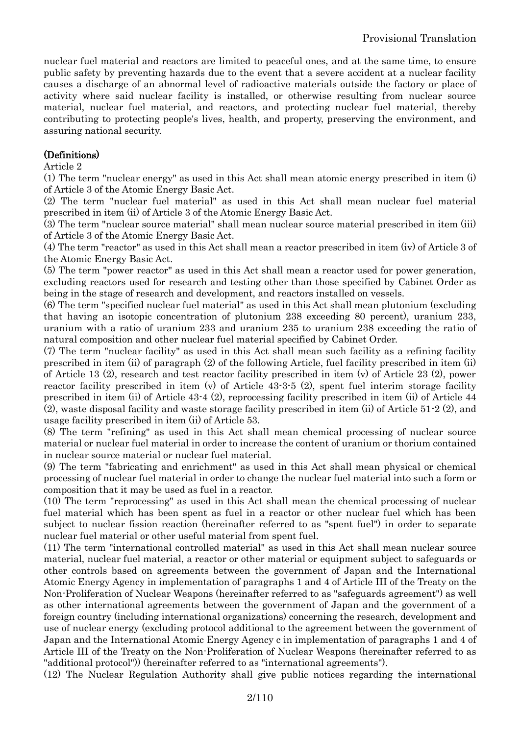nuclear fuel material and reactors are limited to peaceful ones, and at the same time, to ensure public safety by preventing hazards due to the event that a severe accident at a nuclear facility causes a discharge of an abnormal level of radioactive materials outside the factory or place of activity where said nuclear facility is installed, or otherwise resulting from nuclear source material, nuclear fuel material, and reactors, and protecting nuclear fuel material, thereby contributing to protecting people's lives, health, and property, preserving the environment, and assuring national security.

**(Definitions)**

Article 2

(1) The term "nuclear energy" as used in this Act shall mean atomic energy prescribed in item (i) of Article 3 of the Atomic Energy Basic Act.

(2) The term "nuclear fuel material" as used in this Act shall mean nuclear fuel material prescribed in item (ii) of Article 3 of the Atomic Energy Basic Act.

(3) The term "nuclear source material" shall mean nuclear source material prescribed in item (iii) of Article 3 of the Atomic Energy Basic Act.

(4) The term "reactor" as used in this Act shall mean a reactor prescribed in item (iv) of Article 3 of the Atomic Energy Basic Act.

(5) The term "power reactor" as used in this Act shall mean a reactor used for power generation, excluding reactors used for research and testing other than those specified by Cabinet Order as being in the stage of research and development, and reactors installed on vessels.

(6) The term "specified nuclear fuel material" as used in this Act shall mean plutonium (excluding that having an isotopic concentration of plutonium 238 exceeding 80 percent), uranium 233, uranium with a ratio of uranium 233 and uranium 235 to uranium 238 exceeding the ratio of natural composition and other nuclear fuel material specified by Cabinet Order.

(7) The term "nuclear facility" as used in this Act shall mean such facility as a refining facility prescribed in item (ii) of paragraph (2) of the following Article, fuel facility prescribed in item (ii) of Article 13 (2), research and test reactor facility prescribed in item (v) of Article 23 (2), power reactor facility prescribed in item (v) of Article 43-3-5 (2), spent fuel interim storage facility prescribed in item (ii) of Article 43-4 (2), reprocessing facility prescribed in item (ii) of Article 44 (2), waste disposal facility and waste storage facility prescribed in item (ii) of Article 51-2 (2), and usage facility prescribed in item (ii) of Article 53.

(8) The term "refining" as used in this Act shall mean chemical processing of nuclear source material or nuclear fuel material in order to increase the content of uranium or thorium contained in nuclear source material or nuclear fuel material.

(9) The term "fabricating and enrichment" as used in this Act shall mean physical or chemical processing of nuclear fuel material in order to change the nuclear fuel material into such a form or composition that it may be used as fuel in a reactor.

(10) The term "reprocessing" as used in this Act shall mean the chemical processing of nuclear fuel material which has been spent as fuel in a reactor or other nuclear fuel which has been subject to nuclear fission reaction (hereinafter referred to as "spent fuel") in order to separate nuclear fuel material or other useful material from spent fuel.

(11) The term "international controlled material" as used in this Act shall mean nuclear source material, nuclear fuel material, a reactor or other material or equipment subject to safeguards or other controls based on agreements between the government of Japan and the International Atomic Energy Agency in implementation of paragraphs 1 and 4 of Article III of the Treaty on the Non-Proliferation of Nuclear Weapons (hereinafter referred to as "safeguards agreement") as well as other international agreements between the government of Japan and the government of a foreign country (including international organizations) concerning the research, development and use of nuclear energy (excluding protocol additional to the agreement between the government of Japan and the International Atomic Energy Agency c in implementation of paragraphs 1 and 4 of Article III of the Treaty on the Non-Proliferation of Nuclear Weapons (hereinafter referred to as "additional protocol")) (hereinafter referred to as "international agreements").

(12) The Nuclear Regulation Authority shall give public notices regarding the international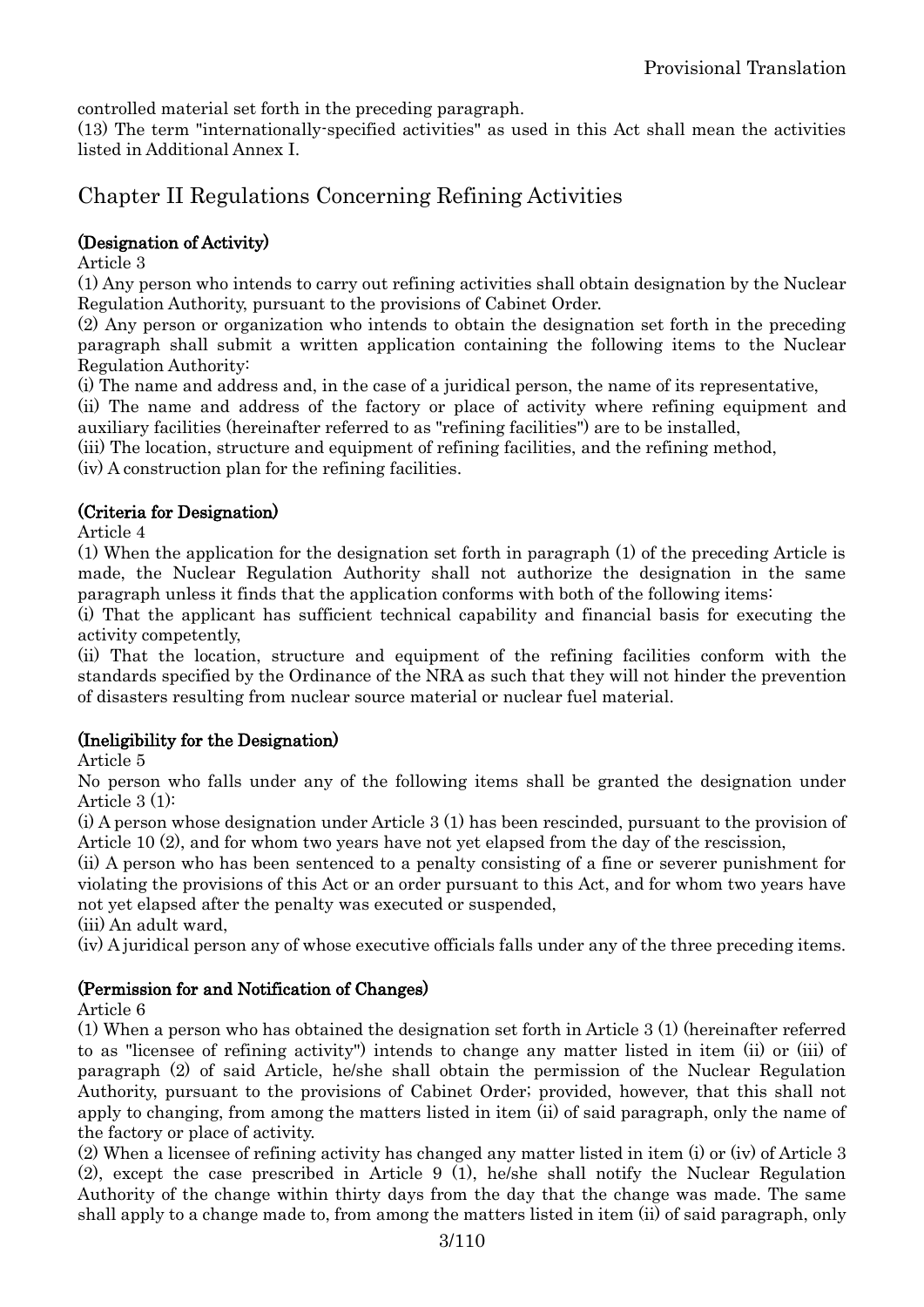controlled material set forth in the preceding paragraph.

(13) The term "internationally-specified activities" as used in this Act shall mean the activities listed in Additional Annex I.

## Chapter II Regulations Concerning Refining Activities

**(Designation of Activity)**

Article 3

(1) Any person who intends to carry out refining activities shall obtain designation by the Nuclear Regulation Authority, pursuant to the provisions of Cabinet Order.

(2) Any person or organization who intends to obtain the designation set forth in the preceding paragraph shall submit a written application containing the following items to the Nuclear Regulation Authority:

(i) The name and address and, in the case of a juridical person, the name of its representative,

(ii) The name and address of the factory or place of activity where refining equipment and auxiliary facilities (hereinafter referred to as "refining facilities") are to be installed,

(iii) The location, structure and equipment of refining facilities, and the refining method,

(iv) A construction plan for the refining facilities.

**(Criteria for Designation)**

Article 4

(1) When the application for the designation set forth in paragraph (1) of the preceding Article is made, the Nuclear Regulation Authority shall not authorize the designation in the same paragraph unless it finds that the application conforms with both of the following items:

(i) That the applicant has sufficient technical capability and financial basis for executing the activity competently,

(ii) That the location, structure and equipment of the refining facilities conform with the standards specified by the Ordinance of the NRA as such that they will not hinder the prevention of disasters resulting from nuclear source material or nuclear fuel material.

**(Ineligibility for the Designation)**

Article 5

No person who falls under any of the following items shall be granted the designation under Article 3 (1):

(i) A person whose designation under Article 3 (1) has been rescinded, pursuant to the provision of Article 10 (2), and for whom two years have not yet elapsed from the day of the rescission,

(ii) A person who has been sentenced to a penalty consisting of a fine or severer punishment for violating the provisions of this Act or an order pursuant to this Act, and for whom two years have not yet elapsed after the penalty was executed or suspended,

(iii) An adult ward,

(iv) A juridical person any of whose executive officials falls under any of the three preceding items.

**(Permission for and Notification of Changes)**

Article 6

(1) When a person who has obtained the designation set forth in Article 3 (1) (hereinafter referred to as "licensee of refining activity") intends to change any matter listed in item (ii) or (iii) of paragraph (2) of said Article, he/she shall obtain the permission of the Nuclear Regulation Authority, pursuant to the provisions of Cabinet Order; provided, however, that this shall not apply to changing, from among the matters listed in item (ii) of said paragraph, only the name of the factory or place of activity.

(2) When a licensee of refining activity has changed any matter listed in item (i) or (iv) of Article 3 (2), except the case prescribed in Article 9 (1), he/she shall notify the Nuclear Regulation Authority of the change within thirty days from the day that the change was made. The same shall apply to a change made to, from among the matters listed in item (ii) of said paragraph, only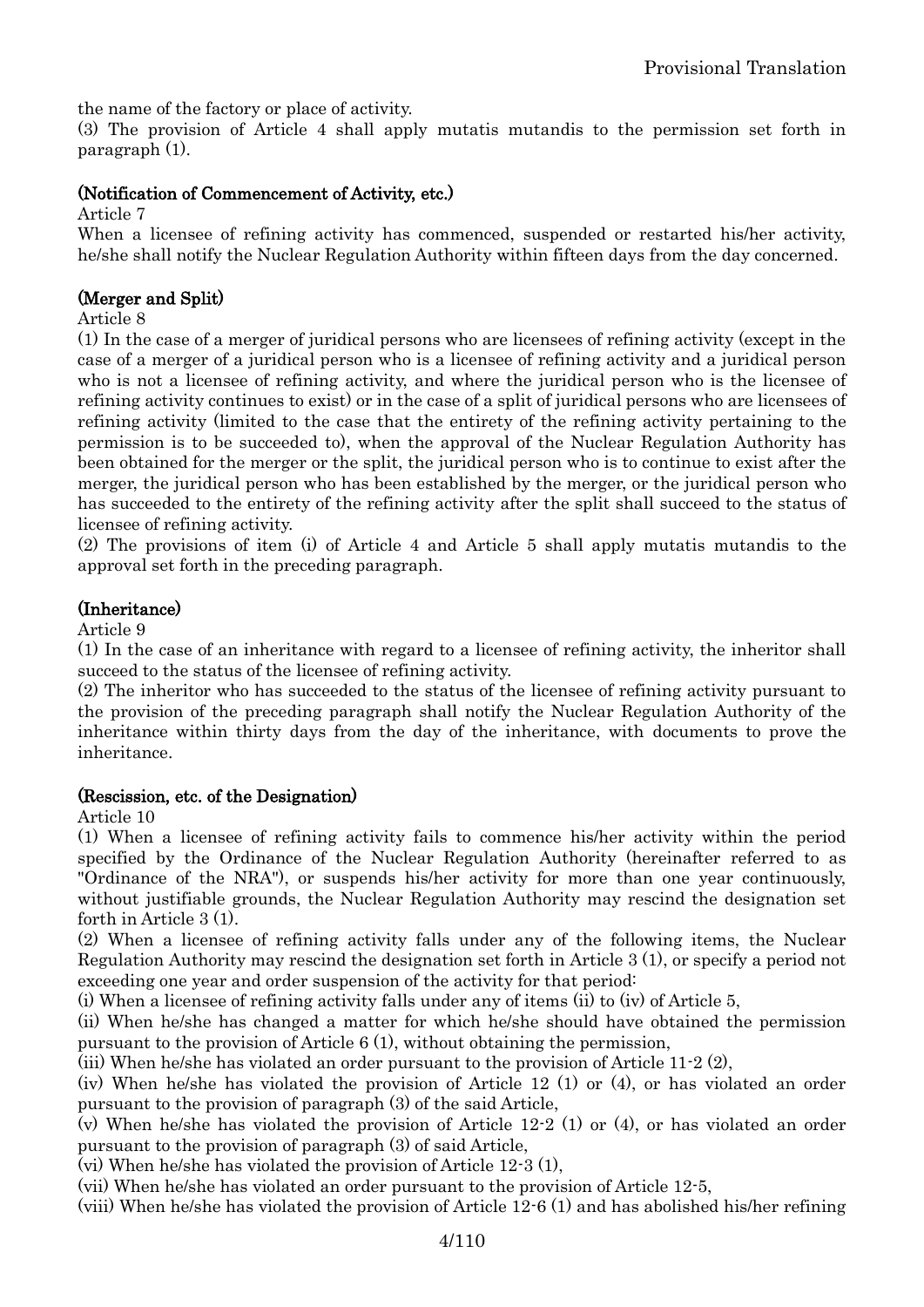the name of the factory or place of activity.

(3) The provision of Article 4 shall apply mutatis mutandis to the permission set forth in paragraph (1).

### (Notification of Commencement of Activity, etc.)

Article 7

When a licensee of refining activity has commenced, suspended or restarted his/her activity, he/she shall notify the Nuclear Regulation Authority within fifteen days from the day concerned.

### (Merger and Split)

Article 8

(1) In the case of a merger of juridical persons who are licensees of refining activity (except in the case of a merger of a juridical person who is a licensee of refining activity and a juridical person who is not a licensee of refining activity, and where the juridical person who is the licensee of refining activity continues to exist) or in the case of a split of juridical persons who are licensees of refining activity (limited to the case that the entirety of the refining activity pertaining to the permission is to be succeeded to), when the approval of the Nuclear Regulation Authority has been obtained for the merger or the split, the juridical person who is to continue to exist after the merger, the juridical person who has been established by the merger, or the juridical person who has succeeded to the entirety of the refining activity after the split shall succeed to the status of licensee of refining activity.

(2) The provisions of item (i) of Article 4 and Article 5 shall apply mutatis mutandis to the approval set forth in the preceding paragraph.

### (Inheritance)

Article 9

(1) In the case of an inheritance with regard to a licensee of refining activity, the inheritor shall succeed to the status of the licensee of refining activity.

(2) The inheritor who has succeeded to the status of the licensee of refining activity pursuant to the provision of the preceding paragraph shall notify the Nuclear Regulation Authority of the inheritance within thirty days from the day of the inheritance, with documents to prove the inheritance.

### (Rescission, etc. of the Designation)

Article 10

(1) When a licensee of refining activity fails to commence his/her activity within the period specified by the Ordinance of the Nuclear Regulation Authority (hereinafter referred to as "Ordinance of the NRA"), or suspends his/her activity for more than one year continuously, without justifiable grounds, the Nuclear Regulation Authority may rescind the designation set forth in Article 3 (1).

(2) When a licensee of refining activity falls under any of the following items, the Nuclear Regulation Authority may rescind the designation set forth in Article 3 (1), or specify a period not exceeding one year and order suspension of the activity for that period:

(i) When a licensee of refining activity falls under any of items (ii) to (iv) of Article 5,

(ii) When he/she has changed a matter for which he/she should have obtained the permission pursuant to the provision of Article 6 (1), without obtaining the permission,

(iii) When he/she has violated an order pursuant to the provision of Article 11-2 (2),

(iv) When he/she has violated the provision of Article 12 (1) or (4), or has violated an order pursuant to the provision of paragraph (3) of the said Article,

(v) When he/she has violated the provision of Article 12-2 (1) or (4), or has violated an order pursuant to the provision of paragraph (3) of said Article,

(vi) When he/she has violated the provision of Article 12-3 (1),

(vii) When he/she has violated an order pursuant to the provision of Article 12-5,

(viii) When he/she has violated the provision of Article 12-6 (1) and has abolished his/her refining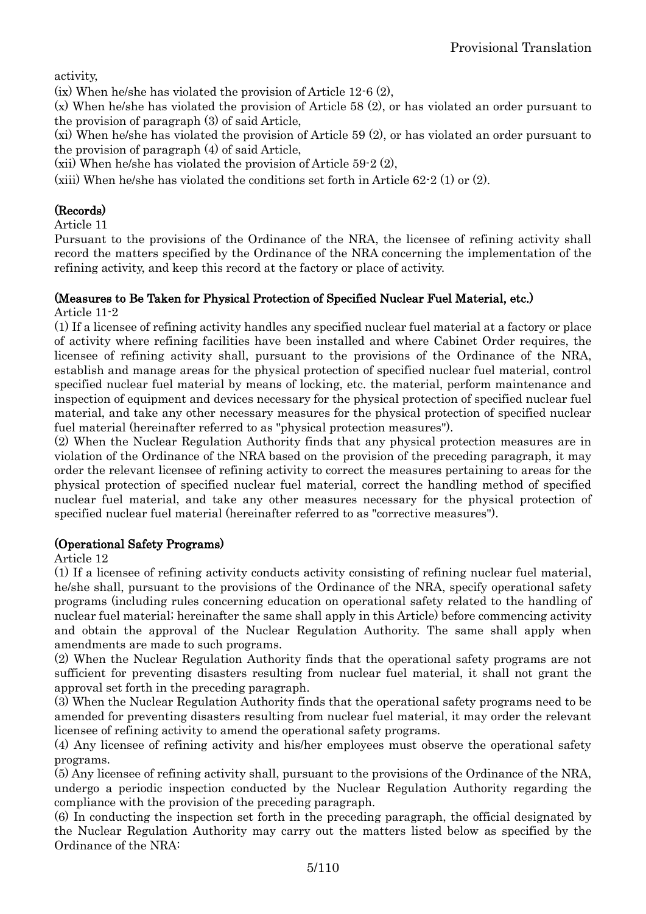activity,

(ix) When he/she has violated the provision of Article 12-6 (2),

(x) When he/she has violated the provision of Article 58 (2), or has violated an order pursuant to the provision of paragraph (3) of said Article,

(xi) When he/she has violated the provision of Article 59 (2), or has violated an order pursuant to the provision of paragraph (4) of said Article,

(xii) When he/she has violated the provision of Article 59-2 (2),

(xiii) When he/she has violated the conditions set forth in Article 62-2 (1) or (2).

**(Records)**

Article 11

Pursuant to the provisions of the Ordinance of the NRA, the licensee of refining activity shall record the matters specified by the Ordinance of the NRA concerning the implementation of the refining activity, and keep this record at the factory or place of activity.

**(Measures to Be Taken for Physical Protection of Specified Nuclear Fuel Material, etc.)**

Article 11-2

(1) If a licensee of refining activity handles any specified nuclear fuel material at a factory or place of activity where refining facilities have been installed and where Cabinet Order requires, the licensee of refining activity shall, pursuant to the provisions of the Ordinance of the NRA, establish and manage areas for the physical protection of specified nuclear fuel material, control specified nuclear fuel material by means of locking, etc. the material, perform maintenance and inspection of equipment and devices necessary for the physical protection of specified nuclear fuel material, and take any other necessary measures for the physical protection of specified nuclear fuel material (hereinafter referred to as "physical protection measures").

(2) When the Nuclear Regulation Authority finds that any physical protection measures are in violation of the Ordinance of the NRA based on the provision of the preceding paragraph, it may order the relevant licensee of refining activity to correct the measures pertaining to areas for the physical protection of specified nuclear fuel material, correct the handling method of specified nuclear fuel material, and take any other measures necessary for the physical protection of specified nuclear fuel material (hereinafter referred to as "corrective measures").

**(Operational Safety Programs)**

Article 12

(1) If a licensee of refining activity conducts activity consisting of refining nuclear fuel material, he/she shall, pursuant to the provisions of the Ordinance of the NRA, specify operational safety programs (including rules concerning education on operational safety related to the handling of nuclear fuel material; hereinafter the same shall apply in this Article) before commencing activity and obtain the approval of the Nuclear Regulation Authority. The same shall apply when amendments are made to such programs.

(2) When the Nuclear Regulation Authority finds that the operational safety programs are not sufficient for preventing disasters resulting from nuclear fuel material, it shall not grant the approval set forth in the preceding paragraph.

(3) When the Nuclear Regulation Authority finds that the operational safety programs need to be amended for preventing disasters resulting from nuclear fuel material, it may order the relevant licensee of refining activity to amend the operational safety programs.

(4) Any licensee of refining activity and his/her employees must observe the operational safety programs.

(5) Any licensee of refining activity shall, pursuant to the provisions of the Ordinance of the NRA, undergo a periodic inspection conducted by the Nuclear Regulation Authority regarding the compliance with the provision of the preceding paragraph.

(6) In conducting the inspection set forth in the preceding paragraph, the official designated by the Nuclear Regulation Authority may carry out the matters listed below as specified by the Ordinance of the NRA: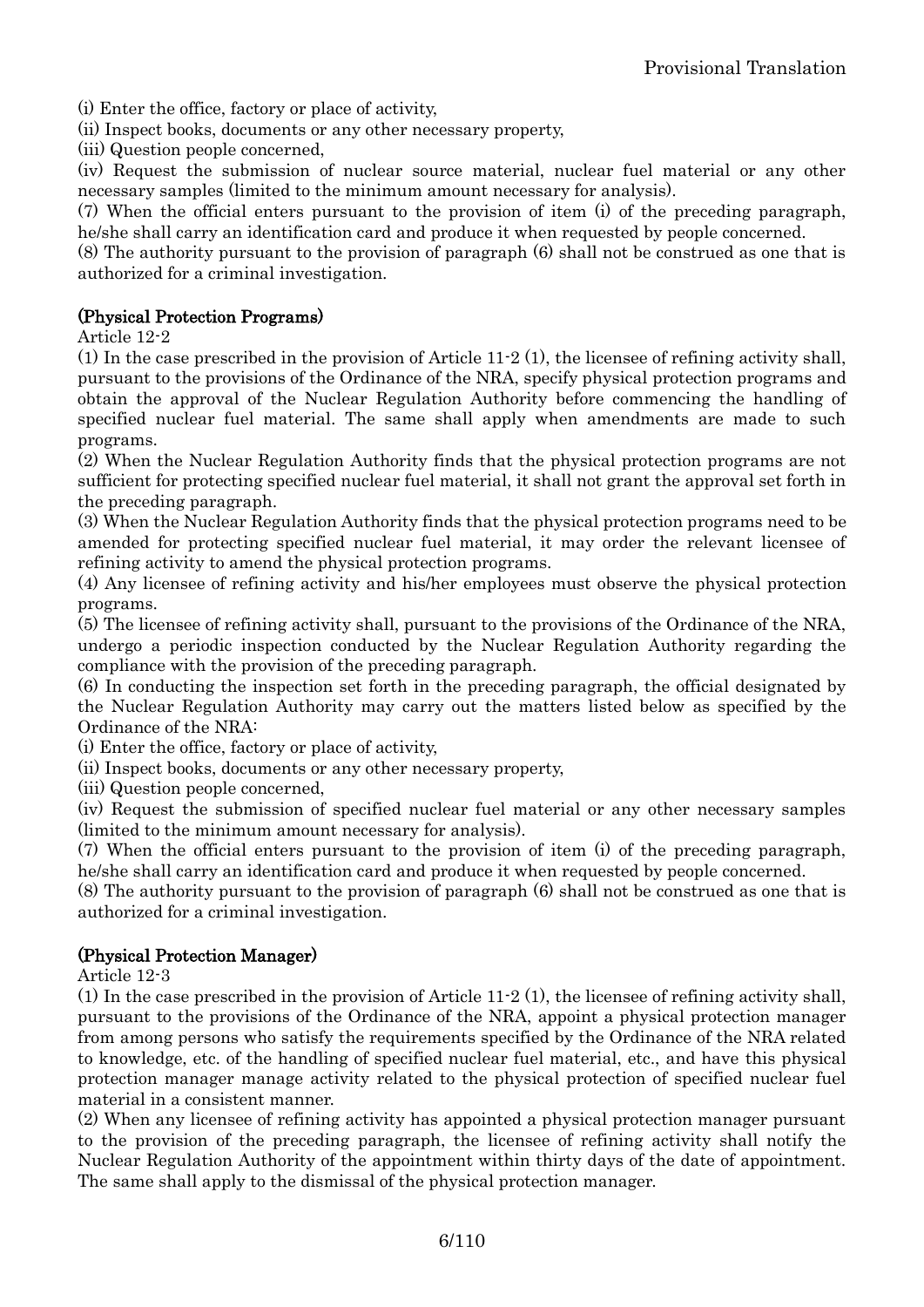(i) Enter the office, factory or place of activity,

(ii) Inspect books, documents or any other necessary property,

(iii) Question people concerned,

(iv) Request the submission of nuclear source material, nuclear fuel material or any other necessary samples (limited to the minimum amount necessary for analysis).

(7) When the official enters pursuant to the provision of item (i) of the preceding paragraph, he/she shall carry an identification card and produce it when requested by people concerned.

(8) The authority pursuant to the provision of paragraph (6) shall not be construed as one that is authorized for a criminal investigation.

**(Physical Protection Programs)**

Article 12-2

(1) In the case prescribed in the provision of Article 11-2 (1), the licensee of refining activity shall, pursuant to the provisions of the Ordinance of the NRA, specify physical protection programs and obtain the approval of the Nuclear Regulation Authority before commencing the handling of specified nuclear fuel material. The same shall apply when amendments are made to such programs.

(2) When the Nuclear Regulation Authority finds that the physical protection programs are not sufficient for protecting specified nuclear fuel material, it shall not grant the approval set forth in the preceding paragraph.

(3) When the Nuclear Regulation Authority finds that the physical protection programs need to be amended for protecting specified nuclear fuel material, it may order the relevant licensee of refining activity to amend the physical protection programs.

(4) Any licensee of refining activity and his/her employees must observe the physical protection programs.

(5) The licensee of refining activity shall, pursuant to the provisions of the Ordinance of the NRA, undergo a periodic inspection conducted by the Nuclear Regulation Authority regarding the compliance with the provision of the preceding paragraph.

(6) In conducting the inspection set forth in the preceding paragraph, the official designated by the Nuclear Regulation Authority may carry out the matters listed below as specified by the Ordinance of the NRA:

(i) Enter the office, factory or place of activity,

(ii) Inspect books, documents or any other necessary property,

(iii) Question people concerned,

(iv) Request the submission of specified nuclear fuel material or any other necessary samples (limited to the minimum amount necessary for analysis).

(7) When the official enters pursuant to the provision of item (i) of the preceding paragraph, he/she shall carry an identification card and produce it when requested by people concerned.

(8) The authority pursuant to the provision of paragraph (6) shall not be construed as one that is authorized for a criminal investigation.

**(Physical Protection Manager)**

Article 12-3

(1) In the case prescribed in the provision of Article 11-2 (1), the licensee of refining activity shall, pursuant to the provisions of the Ordinance of the NRA, appoint a physical protection manager from among persons who satisfy the requirements specified by the Ordinance of the NRA related to knowledge, etc. of the handling of specified nuclear fuel material, etc., and have this physical protection manager manage activity related to the physical protection of specified nuclear fuel material in a consistent manner.

(2) When any licensee of refining activity has appointed a physical protection manager pursuant to the provision of the preceding paragraph, the licensee of refining activity shall notify the Nuclear Regulation Authority of the appointment within thirty days of the date of appointment. The same shall apply to the dismissal of the physical protection manager.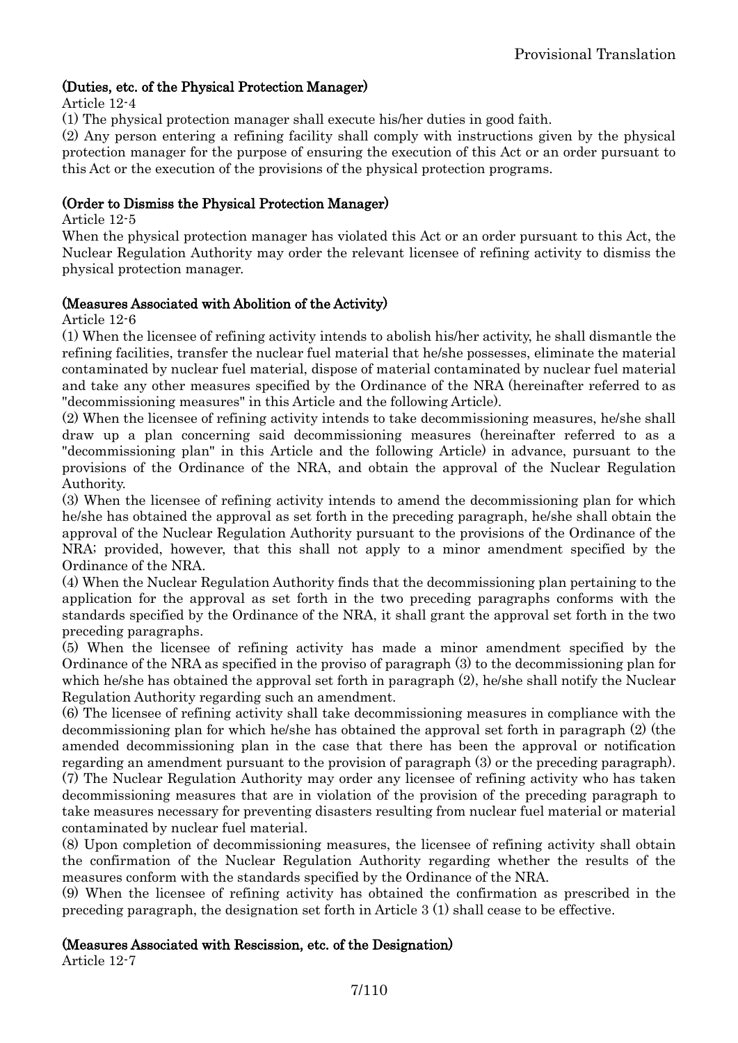**(Duties, etc. of the Physical Protection Manager)**

Article 12-4

(1) The physical protection manager shall execute his/her duties in good faith.

(2) Any person entering a refining facility shall comply with instructions given by the physical protection manager for the purpose of ensuring the execution of this Act or an order pursuant to this Act or the execution of the provisions of the physical protection programs.

**(Order to Dismiss the Physical Protection Manager)**

Article 12-5

When the physical protection manager has violated this Act or an order pursuant to this Act, the Nuclear Regulation Authority may order the relevant licensee of refining activity to dismiss the physical protection manager.

**(Measures Associated with Abolition of the Activity)**

Article 12-6

(1) When the licensee of refining activity intends to abolish his/her activity, he shall dismantle the refining facilities, transfer the nuclear fuel material that he/she possesses, eliminate the material contaminated by nuclear fuel material, dispose of material contaminated by nuclear fuel material and take any other measures specified by the Ordinance of the NRA (hereinafter referred to as "decommissioning measures" in this Article and the following Article).

(2) When the licensee of refining activity intends to take decommissioning measures, he/she shall draw up a plan concerning said decommissioning measures (hereinafter referred to as a "decommissioning plan" in this Article and the following Article) in advance, pursuant to the provisions of the Ordinance of the NRA, and obtain the approval of the Nuclear Regulation Authority.

(3) When the licensee of refining activity intends to amend the decommissioning plan for which he/she has obtained the approval as set forth in the preceding paragraph, he/she shall obtain the approval of the Nuclear Regulation Authority pursuant to the provisions of the Ordinance of the NRA; provided, however, that this shall not apply to a minor amendment specified by the Ordinance of the NRA.

(4) When the Nuclear Regulation Authority finds that the decommissioning plan pertaining to the application for the approval as set forth in the two preceding paragraphs conforms with the standards specified by the Ordinance of the NRA, it shall grant the approval set forth in the two preceding paragraphs.

(5) When the licensee of refining activity has made a minor amendment specified by the Ordinance of the NRA as specified in the proviso of paragraph (3) to the decommissioning plan for which he/she has obtained the approval set forth in paragraph (2), he/she shall notify the Nuclear Regulation Authority regarding such an amendment.

(6) The licensee of refining activity shall take decommissioning measures in compliance with the decommissioning plan for which he/she has obtained the approval set forth in paragraph (2) (the amended decommissioning plan in the case that there has been the approval or notification regarding an amendment pursuant to the provision of paragraph (3) or the preceding paragraph).

(7) The Nuclear Regulation Authority may order any licensee of refining activity who has taken decommissioning measures that are in violation of the provision of the preceding paragraph to take measures necessary for preventing disasters resulting from nuclear fuel material or material contaminated by nuclear fuel material.

(8) Upon completion of decommissioning measures, the licensee of refining activity shall obtain the confirmation of the Nuclear Regulation Authority regarding whether the results of the measures conform with the standards specified by the Ordinance of the NRA.

(9) When the licensee of refining activity has obtained the confirmation as prescribed in the preceding paragraph, the designation set forth in Article 3 (1) shall cease to be effective.

**(Measures Associated with Rescission, etc. of the Designation)**

Article 12-7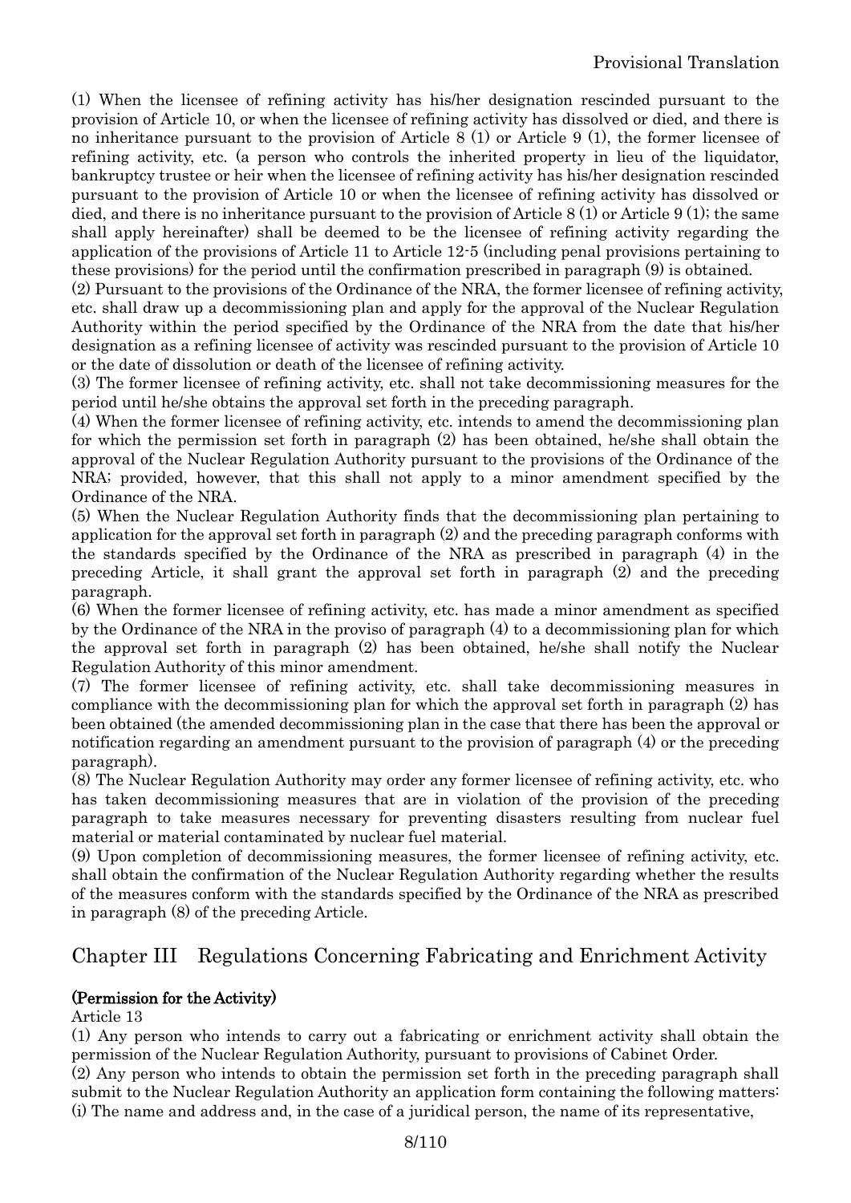(1) When the licensee of refining activity has his/her designation rescinded pursuant to the provision of Article 10, or when the licensee of refining activity has dissolved or died, and there is no inheritance pursuant to the provision of Article 8 (1) or Article 9 (1), the former licensee of refining activity, etc. (a person who controls the inherited property in lieu of the liquidator, bankruptcy trustee or heir when the licensee of refining activity has his/her designation rescinded pursuant to the provision of Article 10 or when the licensee of refining activity has dissolved or died, and there is no inheritance pursuant to the provision of Article 8 (1) or Article 9 (1); the same shall apply hereinafter) shall be deemed to be the licensee of refining activity regarding the application of the provisions of Article 11 to Article 12-5 (including penal provisions pertaining to these provisions) for the period until the confirmation prescribed in paragraph (9) is obtained.

(2) Pursuant to the provisions of the Ordinance of the NRA, the former licensee of refining activity, etc. shall draw up a decommissioning plan and apply for the approval of the Nuclear Regulation Authority within the period specified by the Ordinance of the NRA from the date that his/her designation as a refining licensee of activity was rescinded pursuant to the provision of Article 10 or the date of dissolution or death of the licensee of refining activity.

(3) The former licensee of refining activity, etc. shall not take decommissioning measures for the period until he/she obtains the approval set forth in the preceding paragraph.

(4) When the former licensee of refining activity, etc. intends to amend the decommissioning plan for which the permission set forth in paragraph (2) has been obtained, he/she shall obtain the approval of the Nuclear Regulation Authority pursuant to the provisions of the Ordinance of the NRA; provided, however, that this shall not apply to a minor amendment specified by the Ordinance of the NRA.

(5) When the Nuclear Regulation Authority finds that the decommissioning plan pertaining to application for the approval set forth in paragraph (2) and the preceding paragraph conforms with the standards specified by the Ordinance of the NRA as prescribed in paragraph (4) in the preceding Article, it shall grant the approval set forth in paragraph (2) and the preceding paragraph.

(6) When the former licensee of refining activity, etc. has made a minor amendment as specified by the Ordinance of the NRA in the proviso of paragraph (4) to a decommissioning plan for which the approval set forth in paragraph (2) has been obtained, he/she shall notify the Nuclear Regulation Authority of this minor amendment.

(7) The former licensee of refining activity, etc. shall take decommissioning measures in compliance with the decommissioning plan for which the approval set forth in paragraph (2) has been obtained (the amended decommissioning plan in the case that there has been the approval or notification regarding an amendment pursuant to the provision of paragraph (4) or the preceding paragraph).

(8) The Nuclear Regulation Authority may order any former licensee of refining activity, etc. who has taken decommissioning measures that are in violation of the provision of the preceding paragraph to take measures necessary for preventing disasters resulting from nuclear fuel material or material contaminated by nuclear fuel material.

(9) Upon completion of decommissioning measures, the former licensee of refining activity, etc. shall obtain the confirmation of the Nuclear Regulation Authority regarding whether the results of the measures conform with the standards specified by the Ordinance of the NRA as prescribed in paragraph (8) of the preceding Article.

## Chapter III Regulations Concerning Fabricating and Enrichment Activity

**(Permission for the Activity)**

Article 13

(1) Any person who intends to carry out a fabricating or enrichment activity shall obtain the permission of the Nuclear Regulation Authority, pursuant to provisions of Cabinet Order.

(2) Any person who intends to obtain the permission set forth in the preceding paragraph shall submit to the Nuclear Regulation Authority an application form containing the following matters:

(i) The name and address and, in the case of a juridical person, the name of its representative,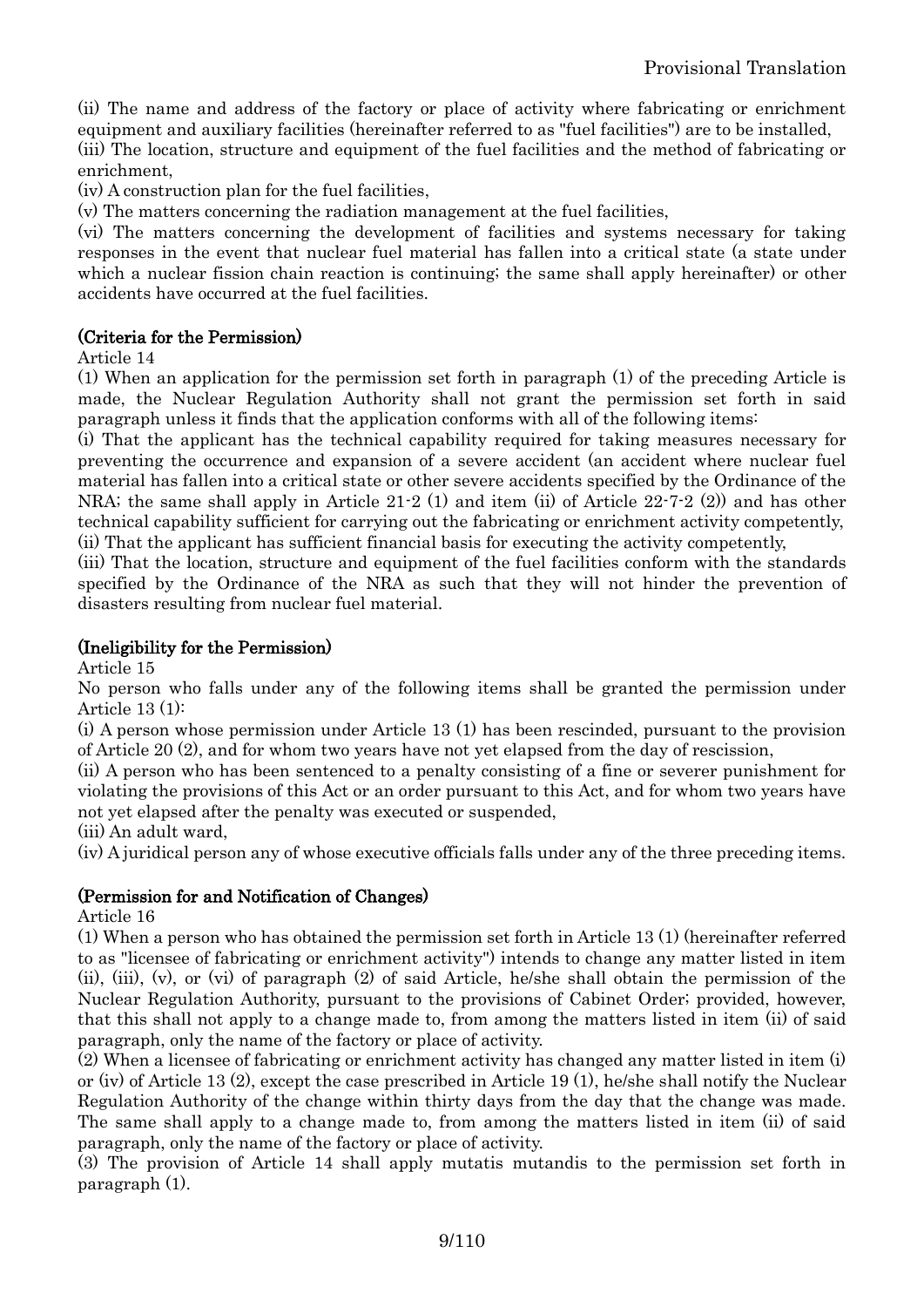(ii) The name and address of the factory or place of activity where fabricating or enrichment equipment and auxiliary facilities (hereinafter referred to as "fuel facilities") are to be installed,

(iii) The location, structure and equipment of the fuel facilities and the method of fabricating or enrichment,

(iv) A construction plan for the fuel facilities,

(v) The matters concerning the radiation management at the fuel facilities,

(vi) The matters concerning the development of facilities and systems necessary for taking responses in the event that nuclear fuel material has fallen into a critical state (a state under which a nuclear fission chain reaction is continuing; the same shall apply hereinafter) or other accidents have occurred at the fuel facilities.

**(Criteria for the Permission)**

Article 14

(1) When an application for the permission set forth in paragraph (1) of the preceding Article is made, the Nuclear Regulation Authority shall not grant the permission set forth in said paragraph unless it finds that the application conforms with all of the following items:

(i) That the applicant has the technical capability required for taking measures necessary for preventing the occurrence and expansion of a severe accident (an accident where nuclear fuel material has fallen into a critical state or other severe accidents specified by the Ordinance of the NRA; the same shall apply in Article 21-2 (1) and item (ii) of Article 22-7-2 (2)) and has other technical capability sufficient for carrying out the fabricating or enrichment activity competently,

(ii) That the applicant has sufficient financial basis for executing the activity competently,

(iii) That the location, structure and equipment of the fuel facilities conform with the standards specified by the Ordinance of the NRA as such that they will not hinder the prevention of disasters resulting from nuclear fuel material.

**(Ineligibility for the Permission)**

Article 15

No person who falls under any of the following items shall be granted the permission under Article 13 (1):

(i) A person whose permission under Article 13 (1) has been rescinded, pursuant to the provision of Article 20 (2), and for whom two years have not yet elapsed from the day of rescission,

(ii) A person who has been sentenced to a penalty consisting of a fine or severer punishment for violating the provisions of this Act or an order pursuant to this Act, and for whom two years have not yet elapsed after the penalty was executed or suspended,

(iii) An adult ward,

(iv) A juridical person any of whose executive officials falls under any of the three preceding items.

**(Permission for and Notification of Changes)**

Article 16

(1) When a person who has obtained the permission set forth in Article 13 (1) (hereinafter referred to as "licensee of fabricating or enrichment activity") intends to change any matter listed in item (ii), (iii), (v), or (vi) of paragraph (2) of said Article, he/she shall obtain the permission of the Nuclear Regulation Authority, pursuant to the provisions of Cabinet Order; provided, however, that this shall not apply to a change made to, from among the matters listed in item (ii) of said paragraph, only the name of the factory or place of activity.

(2) When a licensee of fabricating or enrichment activity has changed any matter listed in item (i) or (iv) of Article 13 (2), except the case prescribed in Article 19 (1), he/she shall notify the Nuclear Regulation Authority of the change within thirty days from the day that the change was made. The same shall apply to a change made to, from among the matters listed in item (ii) of said paragraph, only the name of the factory or place of activity.

(3) The provision of Article 14 shall apply mutatis mutandis to the permission set forth in paragraph (1).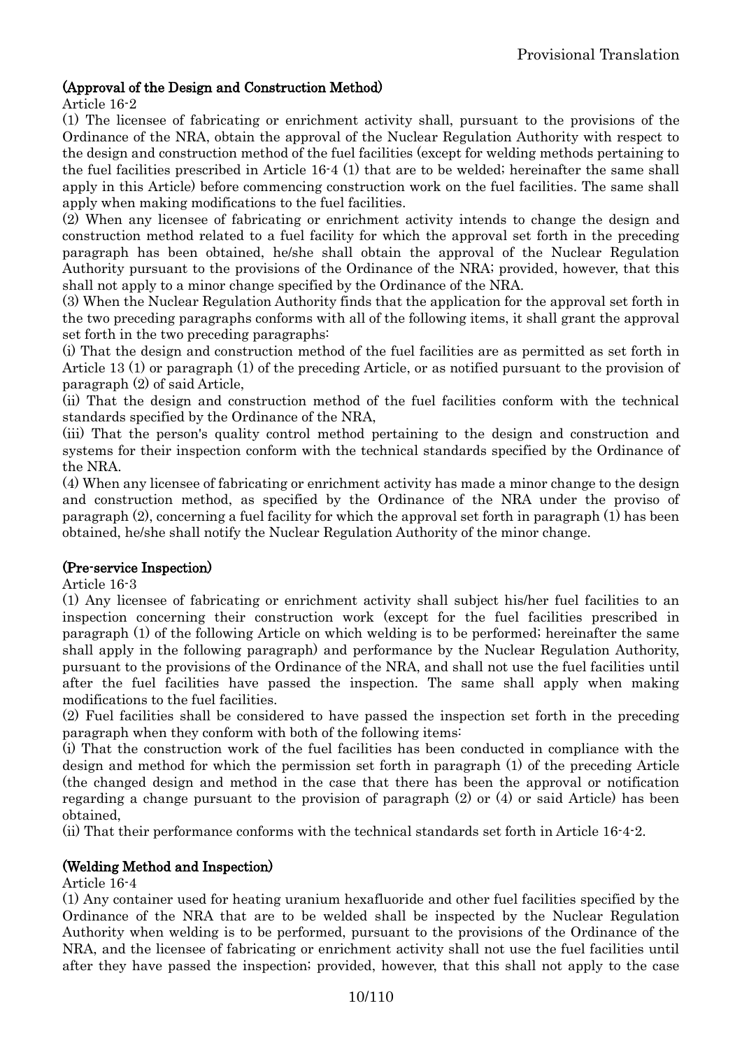**(Approval of the Design and Construction Method)**

Article 16-2

(1) The licensee of fabricating or enrichment activity shall, pursuant to the provisions of the Ordinance of the NRA, obtain the approval of the Nuclear Regulation Authority with respect to the design and construction method of the fuel facilities (except for welding methods pertaining to the fuel facilities prescribed in Article 16-4 (1) that are to be welded; hereinafter the same shall apply in this Article) before commencing construction work on the fuel facilities. The same shall apply when making modifications to the fuel facilities.

(2) When any licensee of fabricating or enrichment activity intends to change the design and construction method related to a fuel facility for which the approval set forth in the preceding paragraph has been obtained, he/she shall obtain the approval of the Nuclear Regulation Authority pursuant to the provisions of the Ordinance of the NRA; provided, however, that this shall not apply to a minor change specified by the Ordinance of the NRA.

(3) When the Nuclear Regulation Authority finds that the application for the approval set forth in the two preceding paragraphs conforms with all of the following items, it shall grant the approval set forth in the two preceding paragraphs:

(i) That the design and construction method of the fuel facilities are as permitted as set forth in Article 13 (1) or paragraph (1) of the preceding Article, or as notified pursuant to the provision of paragraph (2) of said Article,

(ii) That the design and construction method of the fuel facilities conform with the technical standards specified by the Ordinance of the NRA,

(iii) That the person's quality control method pertaining to the design and construction and systems for their inspection conform with the technical standards specified by the Ordinance of the NRA.

(4) When any licensee of fabricating or enrichment activity has made a minor change to the design and construction method, as specified by the Ordinance of the NRA under the proviso of paragraph (2), concerning a fuel facility for which the approval set forth in paragraph (1) has been obtained, he/she shall notify the Nuclear Regulation Authority of the minor change.

**(Pre-service Inspection)**

Article 16-3

(1) Any licensee of fabricating or enrichment activity shall subject his/her fuel facilities to an inspection concerning their construction work (except for the fuel facilities prescribed in paragraph (1) of the following Article on which welding is to be performed; hereinafter the same shall apply in the following paragraph) and performance by the Nuclear Regulation Authority, pursuant to the provisions of the Ordinance of the NRA, and shall not use the fuel facilities until after the fuel facilities have passed the inspection. The same shall apply when making modifications to the fuel facilities.

(2) Fuel facilities shall be considered to have passed the inspection set forth in the preceding paragraph when they conform with both of the following items:

(i) That the construction work of the fuel facilities has been conducted in compliance with the design and method for which the permission set forth in paragraph (1) of the preceding Article (the changed design and method in the case that there has been the approval or notification regarding a change pursuant to the provision of paragraph (2) or (4) or said Article) has been obtained,

(ii) That their performance conforms with the technical standards set forth in Article 16-4-2.

**(Welding Method and Inspection)**

Article 16-4

(1) Any container used for heating uranium hexafluoride and other fuel facilities specified by the Ordinance of the NRA that are to be welded shall be inspected by the Nuclear Regulation Authority when welding is to be performed, pursuant to the provisions of the Ordinance of the NRA, and the licensee of fabricating or enrichment activity shall not use the fuel facilities until after they have passed the inspection; provided, however, that this shall not apply to the case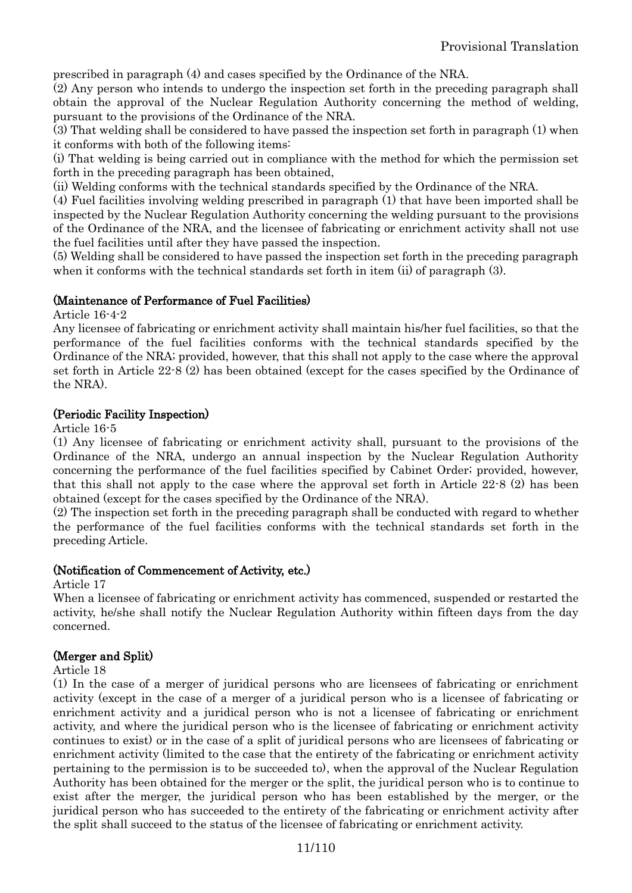prescribed in paragraph (4) and cases specified by the Ordinance of the NRA.

(2) Any person who intends to undergo the inspection set forth in the preceding paragraph shall obtain the approval of the Nuclear Regulation Authority concerning the method of welding, pursuant to the provisions of the Ordinance of the NRA.

(3) That welding shall be considered to have passed the inspection set forth in paragraph (1) when it conforms with both of the following items:

(i) That welding is being carried out in compliance with the method for which the permission set forth in the preceding paragraph has been obtained,

(ii) Welding conforms with the technical standards specified by the Ordinance of the NRA.

(4) Fuel facilities involving welding prescribed in paragraph (1) that have been imported shall be inspected by the Nuclear Regulation Authority concerning the welding pursuant to the provisions of the Ordinance of the NRA, and the licensee of fabricating or enrichment activity shall not use the fuel facilities until after they have passed the inspection.

(5) Welding shall be considered to have passed the inspection set forth in the preceding paragraph when it conforms with the technical standards set forth in item (ii) of paragraph (3).

**(Maintenance of Performance of Fuel Facilities)**

Article 16-4-2

Any licensee of fabricating or enrichment activity shall maintain his/her fuel facilities, so that the performance of the fuel facilities conforms with the technical standards specified by the Ordinance of the NRA; provided, however, that this shall not apply to the case where the approval set forth in Article 22-8 (2) has been obtained (except for the cases specified by the Ordinance of the NRA).

**(Periodic Facility Inspection)**

Article 16-5

(1) Any licensee of fabricating or enrichment activity shall, pursuant to the provisions of the Ordinance of the NRA, undergo an annual inspection by the Nuclear Regulation Authority concerning the performance of the fuel facilities specified by Cabinet Order; provided, however, that this shall not apply to the case where the approval set forth in Article 22-8 (2) has been obtained (except for the cases specified by the Ordinance of the NRA).

(2) The inspection set forth in the preceding paragraph shall be conducted with regard to whether the performance of the fuel facilities conforms with the technical standards set forth in the preceding Article.

**(Notification of Commencement of Activity, etc.)**

Article 17

When a licensee of fabricating or enrichment activity has commenced, suspended or restarted the activity, he/she shall notify the Nuclear Regulation Authority within fifteen days from the day concerned.

**(Merger and Split)**

Article 18

(1) In the case of a merger of juridical persons who are licensees of fabricating or enrichment activity (except in the case of a merger of a juridical person who is a licensee of fabricating or enrichment activity and a juridical person who is not a licensee of fabricating or enrichment activity, and where the juridical person who is the licensee of fabricating or enrichment activity continues to exist) or in the case of a split of juridical persons who are licensees of fabricating or enrichment activity (limited to the case that the entirety of the fabricating or enrichment activity pertaining to the permission is to be succeeded to), when the approval of the Nuclear Regulation Authority has been obtained for the merger or the split, the juridical person who is to continue to exist after the merger, the juridical person who has been established by the merger, or the juridical person who has succeeded to the entirety of the fabricating or enrichment activity after the split shall succeed to the status of the licensee of fabricating or enrichment activity.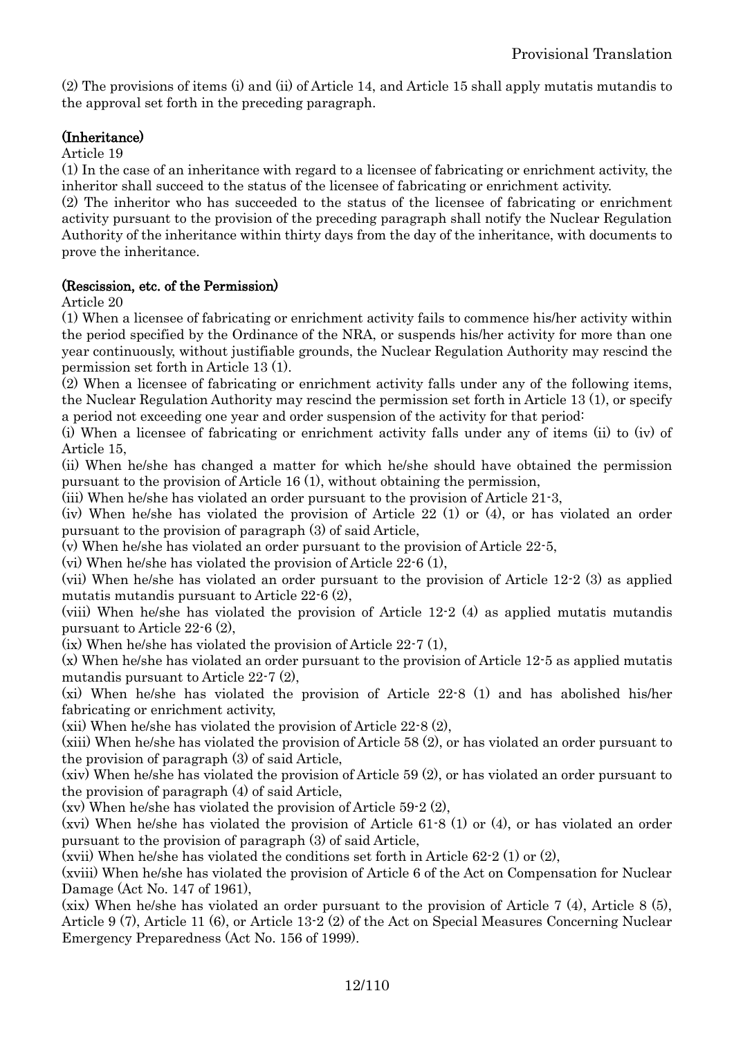(2) The provisions of items (i) and (ii) of Article 14, and Article 15 shall apply mutatis mutandis to the approval set forth in the preceding paragraph.

### (Inheritance)

Article 19

(1) In the case of an inheritance with regard to a licensee of fabricating or enrichment activity, the inheritor shall succeed to the status of the licensee of fabricating or enrichment activity.

(2) The inheritor who has succeeded to the status of the licensee of fabricating or enrichment activity pursuant to the provision of the preceding paragraph shall notify the Nuclear Regulation Authority of the inheritance within thirty days from the day of the inheritance, with documents to prove the inheritance.

### (Rescission, etc. of the Permission)

Article 20

(1) When a licensee of fabricating or enrichment activity fails to commence his/her activity within the period specified by the Ordinance of the NRA, or suspends his/her activity for more than one year continuously, without justifiable grounds, the Nuclear Regulation Authority may rescind the permission set forth in Article 13 (1).

(2) When a licensee of fabricating or enrichment activity falls under any of the following items, the Nuclear Regulation Authority may rescind the permission set forth in Article 13 (1), or specify a period not exceeding one year and order suspension of the activity for that period:

(i) When a licensee of fabricating or enrichment activity falls under any of items (ii) to (iv) of Article 15,

(ii) When he/she has changed a matter for which he/she should have obtained the permission pursuant to the provision of Article 16 (1), without obtaining the permission,

(iii) When he/she has violated an order pursuant to the provision of Article 21-3,

(iv) When he/she has violated the provision of Article 22 (1) or (4), or has violated an order pursuant to the provision of paragraph (3) of said Article,

(v) When he/she has violated an order pursuant to the provision of Article 22-5,

(vi) When he/she has violated the provision of Article 22-6 (1),

(vii) When he/she has violated an order pursuant to the provision of Article 12-2 (3) as applied mutatis mutandis pursuant to Article 22-6 (2),

(viii) When he/she has violated the provision of Article 12-2 (4) as applied mutatis mutandis pursuant to Article 22-6 (2),

(ix) When he/she has violated the provision of Article 22-7 (1),

(x) When he/she has violated an order pursuant to the provision of Article 12-5 as applied mutatis mutandis pursuant to Article 22-7 (2),

(xi) When he/she has violated the provision of Article 22-8 (1) and has abolished his/her fabricating or enrichment activity,

(xii) When he/she has violated the provision of Article 22-8 (2),

(xiii) When he/she has violated the provision of Article 58 (2), or has violated an order pursuant to the provision of paragraph (3) of said Article,

(xiv) When he/she has violated the provision of Article 59 (2), or has violated an order pursuant to the provision of paragraph (4) of said Article,

(xv) When he/she has violated the provision of Article 59-2 (2),

(xvi) When he/she has violated the provision of Article 61-8 (1) or (4), or has violated an order pursuant to the provision of paragraph (3) of said Article,

(xvii) When he/she has violated the conditions set forth in Article 62-2 (1) or (2),

(xviii) When he/she has violated the provision of Article 6 of the Act on Compensation for Nuclear Damage (Act No. 147 of 1961),

(xix) When he/she has violated an order pursuant to the provision of Article 7 (4), Article 8 (5), Article 9 (7), Article 11 (6), or Article 13-2 (2) of the Act on Special Measures Concerning Nuclear Emergency Preparedness (Act No. 156 of 1999).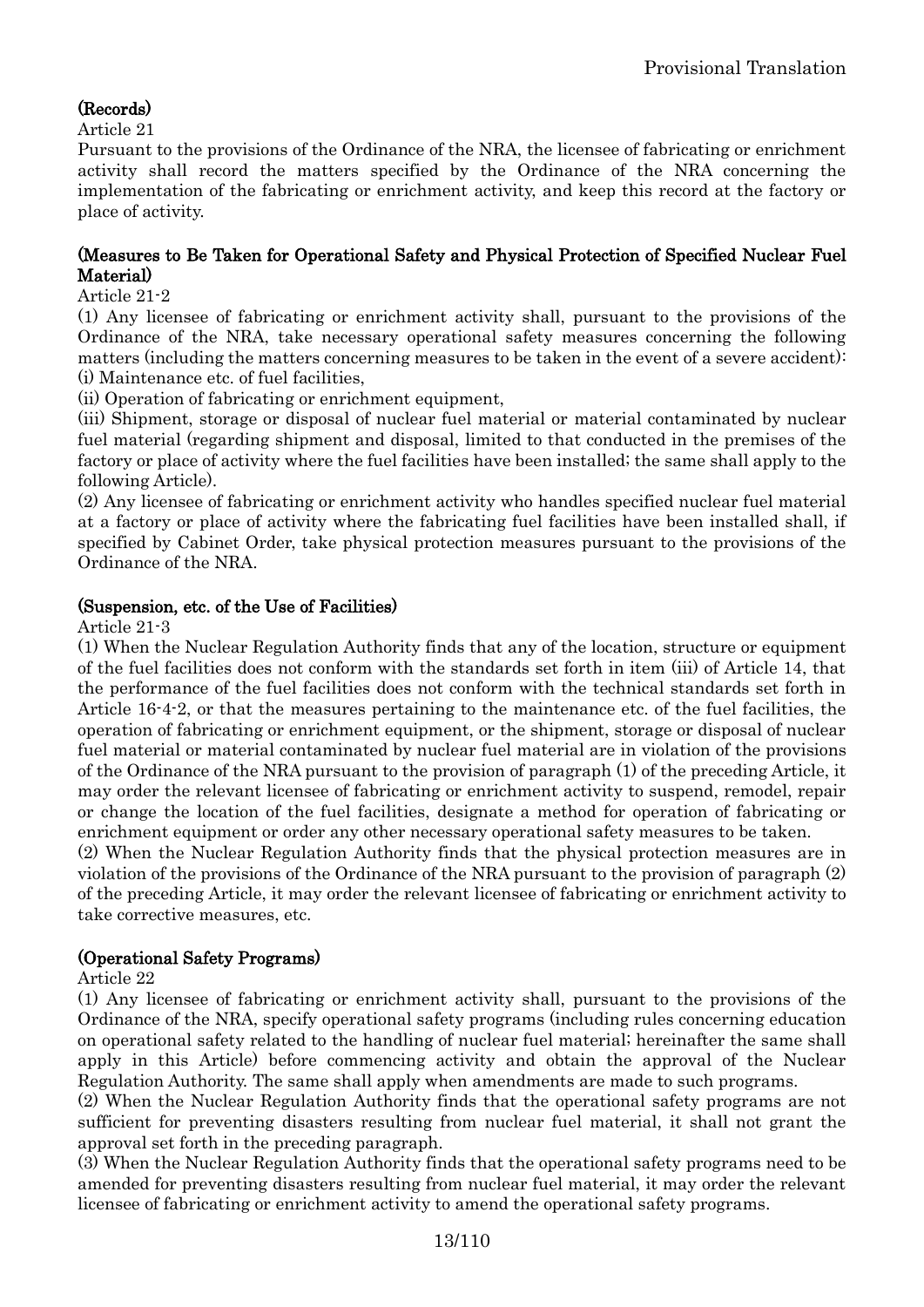**(Records)**

Article 21

Pursuant to the provisions of the Ordinance of the NRA, the licensee of fabricating or enrichment activity shall record the matters specified by the Ordinance of the NRA concerning the implementation of the fabricating or enrichment activity, and keep this record at the factory or place of activity.

**(Measures to Be Taken for Operational Safety and Physical Protection of Specified Nuclear Fuel Material)**

Article 21-2

(1) Any licensee of fabricating or enrichment activity shall, pursuant to the provisions of the Ordinance of the NRA, take necessary operational safety measures concerning the following matters (including the matters concerning measures to be taken in the event of a severe accident):

(i) Maintenance etc. of fuel facilities,

(ii) Operation of fabricating or enrichment equipment,

(iii) Shipment, storage or disposal of nuclear fuel material or material contaminated by nuclear fuel material (regarding shipment and disposal, limited to that conducted in the premises of the factory or place of activity where the fuel facilities have been installed; the same shall apply to the following Article).

(2) Any licensee of fabricating or enrichment activity who handles specified nuclear fuel material at a factory or place of activity where the fabricating fuel facilities have been installed shall, if specified by Cabinet Order, take physical protection measures pursuant to the provisions of the Ordinance of the NRA.

**(Suspension, etc. of the Use of Facilities)**

Article 21-3

(1) When the Nuclear Regulation Authority finds that any of the location, structure or equipment of the fuel facilities does not conform with the standards set forth in item (iii) of Article 14, that the performance of the fuel facilities does not conform with the technical standards set forth in Article 16-4-2, or that the measures pertaining to the maintenance etc. of the fuel facilities, the operation of fabricating or enrichment equipment, or the shipment, storage or disposal of nuclear fuel material or material contaminated by nuclear fuel material are in violation of the provisions of the Ordinance of the NRA pursuant to the provision of paragraph (1) of the preceding Article, it may order the relevant licensee of fabricating or enrichment activity to suspend, remodel, repair or change the location of the fuel facilities, designate a method for operation of fabricating or enrichment equipment or order any other necessary operational safety measures to be taken.

(2) When the Nuclear Regulation Authority finds that the physical protection measures are in violation of the provisions of the Ordinance of the NRA pursuant to the provision of paragraph (2) of the preceding Article, it may order the relevant licensee of fabricating or enrichment activity to take corrective measures, etc.

**(Operational Safety Programs)**

Article 22

(1) Any licensee of fabricating or enrichment activity shall, pursuant to the provisions of the Ordinance of the NRA, specify operational safety programs (including rules concerning education on operational safety related to the handling of nuclear fuel material; hereinafter the same shall apply in this Article) before commencing activity and obtain the approval of the Nuclear Regulation Authority. The same shall apply when amendments are made to such programs.

(2) When the Nuclear Regulation Authority finds that the operational safety programs are not sufficient for preventing disasters resulting from nuclear fuel material, it shall not grant the approval set forth in the preceding paragraph.

(3) When the Nuclear Regulation Authority finds that the operational safety programs need to be amended for preventing disasters resulting from nuclear fuel material, it may order the relevant licensee of fabricating or enrichment activity to amend the operational safety programs.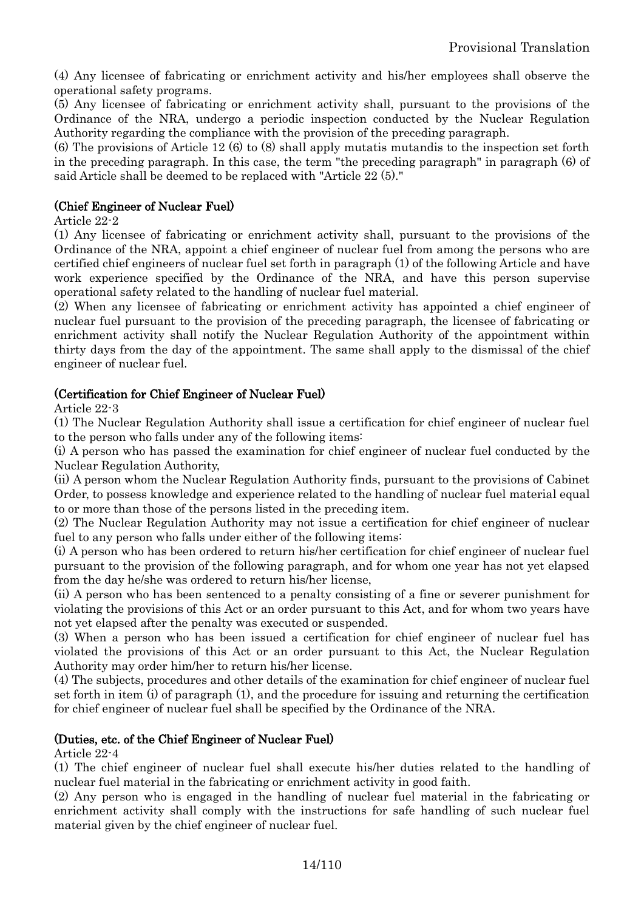(4) Any licensee of fabricating or enrichment activity and his/her employees shall observe the operational safety programs.

(5) Any licensee of fabricating or enrichment activity shall, pursuant to the provisions of the Ordinance of the NRA, undergo a periodic inspection conducted by the Nuclear Regulation Authority regarding the compliance with the provision of the preceding paragraph.

(6) The provisions of Article 12 (6) to (8) shall apply mutatis mutandis to the inspection set forth in the preceding paragraph. In this case, the term "the preceding paragraph" in paragraph (6) of said Article shall be deemed to be replaced with "Article 22 (5)."

**(Chief Engineer of Nuclear Fuel)**

Article 22-2

(1) Any licensee of fabricating or enrichment activity shall, pursuant to the provisions of the Ordinance of the NRA, appoint a chief engineer of nuclear fuel from among the persons who are certified chief engineers of nuclear fuel set forth in paragraph (1) of the following Article and have work experience specified by the Ordinance of the NRA, and have this person supervise operational safety related to the handling of nuclear fuel material.

(2) When any licensee of fabricating or enrichment activity has appointed a chief engineer of nuclear fuel pursuant to the provision of the preceding paragraph, the licensee of fabricating or enrichment activity shall notify the Nuclear Regulation Authority of the appointment within thirty days from the day of the appointment. The same shall apply to the dismissal of the chief engineer of nuclear fuel.

**(Certification for Chief Engineer of Nuclear Fuel)**

Article 22-3

(1) The Nuclear Regulation Authority shall issue a certification for chief engineer of nuclear fuel to the person who falls under any of the following items:

(i) A person who has passed the examination for chief engineer of nuclear fuel conducted by the Nuclear Regulation Authority,

(ii) A person whom the Nuclear Regulation Authority finds, pursuant to the provisions of Cabinet Order, to possess knowledge and experience related to the handling of nuclear fuel material equal to or more than those of the persons listed in the preceding item.

(2) The Nuclear Regulation Authority may not issue a certification for chief engineer of nuclear fuel to any person who falls under either of the following items:

(i) A person who has been ordered to return his/her certification for chief engineer of nuclear fuel pursuant to the provision of the following paragraph, and for whom one year has not yet elapsed from the day he/she was ordered to return his/her license,

(ii) A person who has been sentenced to a penalty consisting of a fine or severer punishment for violating the provisions of this Act or an order pursuant to this Act, and for whom two years have not yet elapsed after the penalty was executed or suspended.

(3) When a person who has been issued a certification for chief engineer of nuclear fuel has violated the provisions of this Act or an order pursuant to this Act, the Nuclear Regulation Authority may order him/her to return his/her license.

(4) The subjects, procedures and other details of the examination for chief engineer of nuclear fuel set forth in item (i) of paragraph (1), and the procedure for issuing and returning the certification for chief engineer of nuclear fuel shall be specified by the Ordinance of the NRA.

**(Duties, etc. of the Chief Engineer of Nuclear Fuel)**

Article 22-4

(1) The chief engineer of nuclear fuel shall execute his/her duties related to the handling of nuclear fuel material in the fabricating or enrichment activity in good faith.

(2) Any person who is engaged in the handling of nuclear fuel material in the fabricating or enrichment activity shall comply with the instructions for safe handling of such nuclear fuel material given by the chief engineer of nuclear fuel.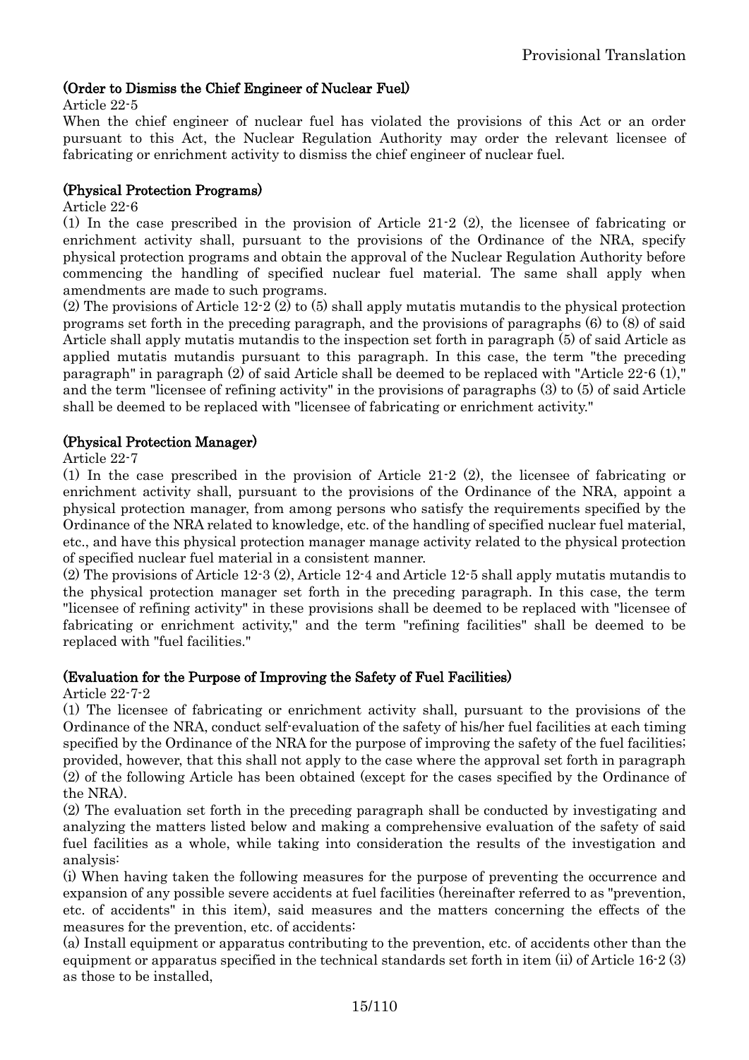**(Order to Dismiss the Chief Engineer of Nuclear Fuel)**

Article 22-5

When the chief engineer of nuclear fuel has violated the provisions of this Act or an order pursuant to this Act, the Nuclear Regulation Authority may order the relevant licensee of fabricating or enrichment activity to dismiss the chief engineer of nuclear fuel.

**(Physical Protection Programs)**

Article 22-6

(1) In the case prescribed in the provision of Article 21-2 (2), the licensee of fabricating or enrichment activity shall, pursuant to the provisions of the Ordinance of the NRA, specify physical protection programs and obtain the approval of the Nuclear Regulation Authority before commencing the handling of specified nuclear fuel material. The same shall apply when amendments are made to such programs.

(2) The provisions of Article 12-2 (2) to (5) shall apply mutatis mutandis to the physical protection programs set forth in the preceding paragraph, and the provisions of paragraphs (6) to (8) of said Article shall apply mutatis mutandis to the inspection set forth in paragraph (5) of said Article as applied mutatis mutandis pursuant to this paragraph. In this case, the term "the preceding paragraph" in paragraph (2) of said Article shall be deemed to be replaced with "Article 22-6 (1)," and the term "licensee of refining activity" in the provisions of paragraphs (3) to (5) of said Article shall be deemed to be replaced with "licensee of fabricating or enrichment activity."

**(Physical Protection Manager)**

Article 22-7

(1) In the case prescribed in the provision of Article 21-2 (2), the licensee of fabricating or enrichment activity shall, pursuant to the provisions of the Ordinance of the NRA, appoint a physical protection manager, from among persons who satisfy the requirements specified by the Ordinance of the NRA related to knowledge, etc. of the handling of specified nuclear fuel material, etc., and have this physical protection manager manage activity related to the physical protection of specified nuclear fuel material in a consistent manner.

(2) The provisions of Article 12-3 (2), Article 12-4 and Article 12-5 shall apply mutatis mutandis to the physical protection manager set forth in the preceding paragraph. In this case, the term "licensee of refining activity" in these provisions shall be deemed to be replaced with "licensee of fabricating or enrichment activity," and the term "refining facilities" shall be deemed to be replaced with "fuel facilities."

**(Evaluation for the Purpose of Improving the Safety of Fuel Facilities)**

Article 22-7-2

(1) The licensee of fabricating or enrichment activity shall, pursuant to the provisions of the Ordinance of the NRA, conduct self-evaluation of the safety of his/her fuel facilities at each timing specified by the Ordinance of the NRA for the purpose of improving the safety of the fuel facilities; provided, however, that this shall not apply to the case where the approval set forth in paragraph (2) of the following Article has been obtained (except for the cases specified by the Ordinance of the NRA).

(2) The evaluation set forth in the preceding paragraph shall be conducted by investigating and analyzing the matters listed below and making a comprehensive evaluation of the safety of said fuel facilities as a whole, while taking into consideration the results of the investigation and analysis:

(i) When having taken the following measures for the purpose of preventing the occurrence and expansion of any possible severe accidents at fuel facilities (hereinafter referred to as "prevention, etc. of accidents" in this item), said measures and the matters concerning the effects of the measures for the prevention, etc. of accidents:

(a) Install equipment or apparatus contributing to the prevention, etc. of accidents other than the equipment or apparatus specified in the technical standards set forth in item (ii) of Article 16-2 (3) as those to be installed,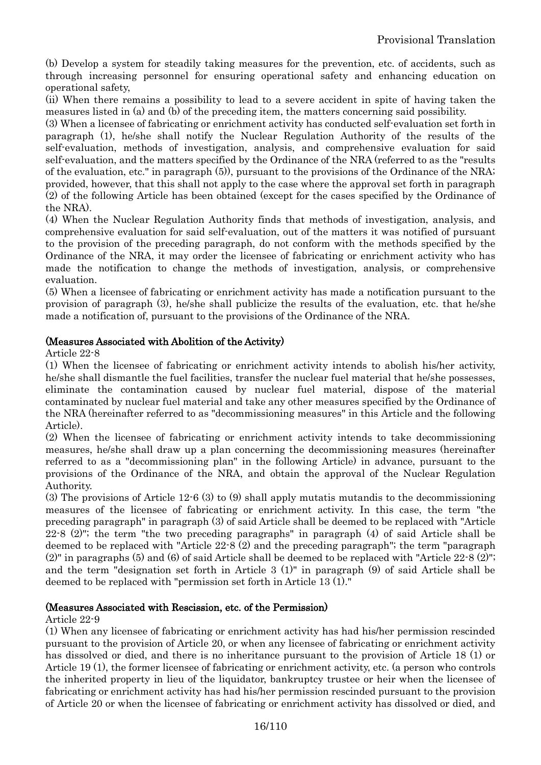(b) Develop a system for steadily taking measures for the prevention, etc. of accidents, such as through increasing personnel for ensuring operational safety and enhancing education on operational safety,

(ii) When there remains a possibility to lead to a severe accident in spite of having taken the measures listed in (a) and (b) of the preceding item, the matters concerning said possibility.

(3) When a licensee of fabricating or enrichment activity has conducted self-evaluation set forth in paragraph (1), he/she shall notify the Nuclear Regulation Authority of the results of the self-evaluation, methods of investigation, analysis, and comprehensive evaluation for said self-evaluation, and the matters specified by the Ordinance of the NRA (referred to as the "results of the evaluation, etc." in paragraph (5)), pursuant to the provisions of the Ordinance of the NRA; provided, however, that this shall not apply to the case where the approval set forth in paragraph (2) of the following Article has been obtained (except for the cases specified by the Ordinance of the NRA).

(4) When the Nuclear Regulation Authority finds that methods of investigation, analysis, and comprehensive evaluation for said self-evaluation, out of the matters it was notified of pursuant to the provision of the preceding paragraph, do not conform with the methods specified by the Ordinance of the NRA, it may order the licensee of fabricating or enrichment activity who has made the notification to change the methods of investigation, analysis, or comprehensive evaluation.

(5) When a licensee of fabricating or enrichment activity has made a notification pursuant to the provision of paragraph (3), he/she shall publicize the results of the evaluation, etc. that he/she made a notification of, pursuant to the provisions of the Ordinance of the NRA.

**(Measures Associated with Abolition of the Activity)**

Article 22-8

(1) When the licensee of fabricating or enrichment activity intends to abolish his/her activity, he/she shall dismantle the fuel facilities, transfer the nuclear fuel material that he/she possesses, eliminate the contamination caused by nuclear fuel material, dispose of the material contaminated by nuclear fuel material and take any other measures specified by the Ordinance of the NRA (hereinafter referred to as "decommissioning measures" in this Article and the following Article).

(2) When the licensee of fabricating or enrichment activity intends to take decommissioning measures, he/she shall draw up a plan concerning the decommissioning measures (hereinafter referred to as a "decommissioning plan" in the following Article) in advance, pursuant to the provisions of the Ordinance of the NRA, and obtain the approval of the Nuclear Regulation Authority.

(3) The provisions of Article 12-6 (3) to (9) shall apply mutatis mutandis to the decommissioning measures of the licensee of fabricating or enrichment activity. In this case, the term "the preceding paragraph" in paragraph (3) of said Article shall be deemed to be replaced with "Article 22-8 (2)"; the term "the two preceding paragraphs" in paragraph (4) of said Article shall be deemed to be replaced with "Article 22-8 (2) and the preceding paragraph"; the term "paragraph (2)" in paragraphs (5) and (6) of said Article shall be deemed to be replaced with "Article 22-8 (2)"; and the term "designation set forth in Article 3 (1)" in paragraph (9) of said Article shall be deemed to be replaced with "permission set forth in Article 13 (1)."

**(Measures Associated with Rescission, etc. of the Permission)**

Article 22-9

(1) When any licensee of fabricating or enrichment activity has had his/her permission rescinded pursuant to the provision of Article 20, or when any licensee of fabricating or enrichment activity has dissolved or died, and there is no inheritance pursuant to the provision of Article 18 (1) or Article 19 (1), the former licensee of fabricating or enrichment activity, etc. (a person who controls the inherited property in lieu of the liquidator, bankruptcy trustee or heir when the licensee of fabricating or enrichment activity has had his/her permission rescinded pursuant to the provision of Article 20 or when the licensee of fabricating or enrichment activity has dissolved or died, and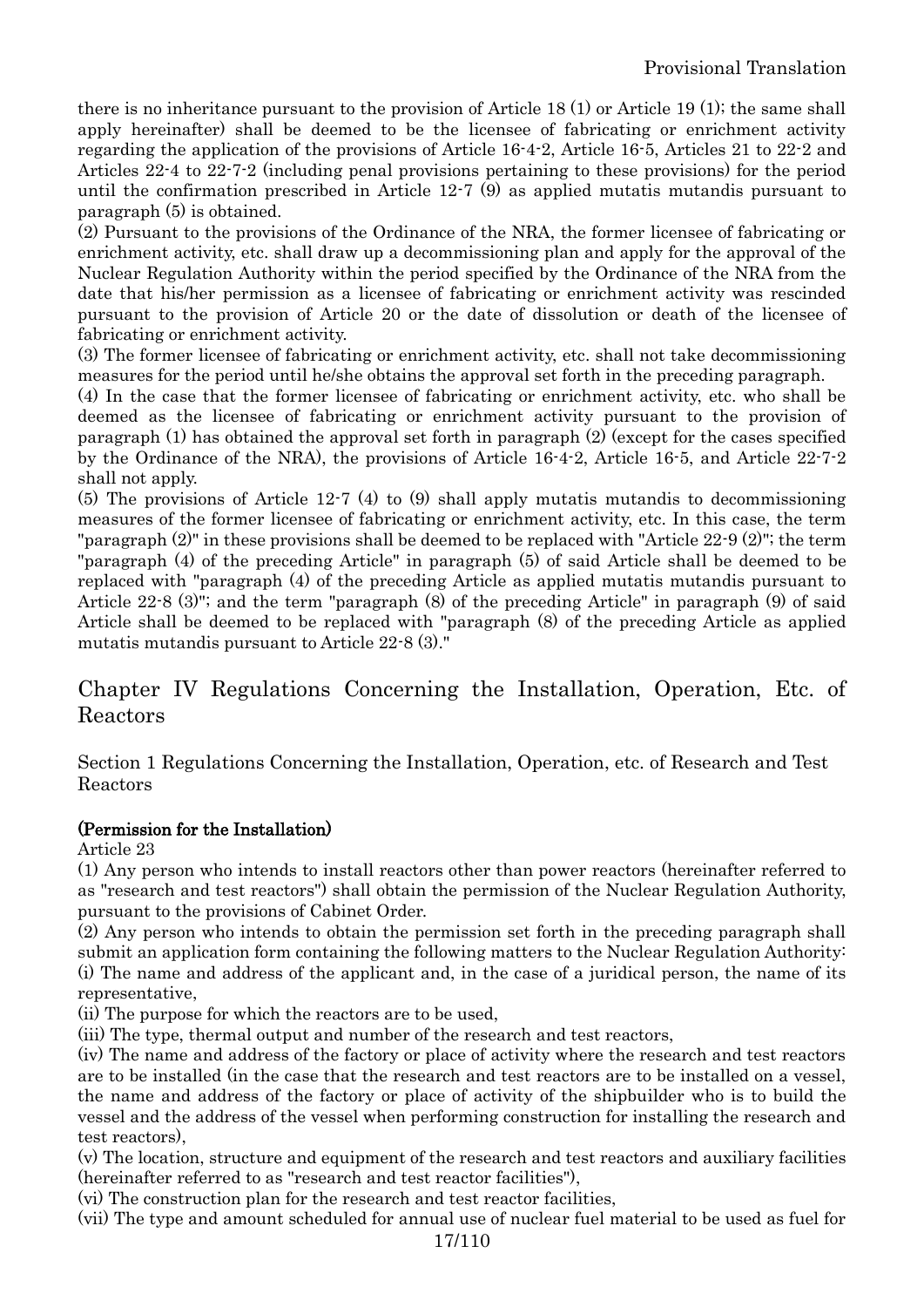there is no inheritance pursuant to the provision of Article 18 (1) or Article 19 (1); the same shall apply hereinafter) shall be deemed to be the licensee of fabricating or enrichment activity regarding the application of the provisions of Article 16-4-2, Article 16-5, Articles 21 to 22-2 and Articles 22-4 to 22-7-2 (including penal provisions pertaining to these provisions) for the period until the confirmation prescribed in Article 12-7 (9) as applied mutatis mutandis pursuant to paragraph (5) is obtained.

(2) Pursuant to the provisions of the Ordinance of the NRA, the former licensee of fabricating or enrichment activity, etc. shall draw up a decommissioning plan and apply for the approval of the Nuclear Regulation Authority within the period specified by the Ordinance of the NRA from the date that his/her permission as a licensee of fabricating or enrichment activity was rescinded pursuant to the provision of Article 20 or the date of dissolution or death of the licensee of fabricating or enrichment activity.

(3) The former licensee of fabricating or enrichment activity, etc. shall not take decommissioning measures for the period until he/she obtains the approval set forth in the preceding paragraph.

(4) In the case that the former licensee of fabricating or enrichment activity, etc. who shall be deemed as the licensee of fabricating or enrichment activity pursuant to the provision of paragraph (1) has obtained the approval set forth in paragraph (2) (except for the cases specified by the Ordinance of the NRA), the provisions of Article 16-4-2, Article 16-5, and Article 22-7-2 shall not apply.

(5) The provisions of Article 12-7 (4) to (9) shall apply mutatis mutandis to decommissioning measures of the former licensee of fabricating or enrichment activity, etc. In this case, the term "paragraph (2)" in these provisions shall be deemed to be replaced with "Article 22-9 (2)"; the term "paragraph (4) of the preceding Article" in paragraph (5) of said Article shall be deemed to be replaced with "paragraph (4) of the preceding Article as applied mutatis mutandis pursuant to Article 22-8 (3)"; and the term "paragraph (8) of the preceding Article" in paragraph (9) of said Article shall be deemed to be replaced with "paragraph (8) of the preceding Article as applied mutatis mutandis pursuant to Article 22-8 (3)."

## Chapter IV Regulations Concerning the Installation, Operation, Etc. of Reactors

### Section 1 Regulations Concerning the Installation, Operation, etc. of Research and Test Reactors

**(Permission for the Installation)**

Article 23

(1) Any person who intends to install reactors other than power reactors (hereinafter referred to as "research and test reactors") shall obtain the permission of the Nuclear Regulation Authority, pursuant to the provisions of Cabinet Order.

(2) Any person who intends to obtain the permission set forth in the preceding paragraph shall submit an application form containing the following matters to the Nuclear Regulation Authority:

(i) The name and address of the applicant and, in the case of a juridical person, the name of its representative,

(ii) The purpose for which the reactors are to be used,

(iii) The type, thermal output and number of the research and test reactors,

(iv) The name and address of the factory or place of activity where the research and test reactors are to be installed (in the case that the research and test reactors are to be installed on a vessel, the name and address of the factory or place of activity of the shipbuilder who is to build the vessel and the address of the vessel when performing construction for installing the research and test reactors),

(v) The location, structure and equipment of the research and test reactors and auxiliary facilities (hereinafter referred to as "research and test reactor facilities"),

(vi) The construction plan for the research and test reactor facilities,

(vii) The type and amount scheduled for annual use of nuclear fuel material to be used as fuel for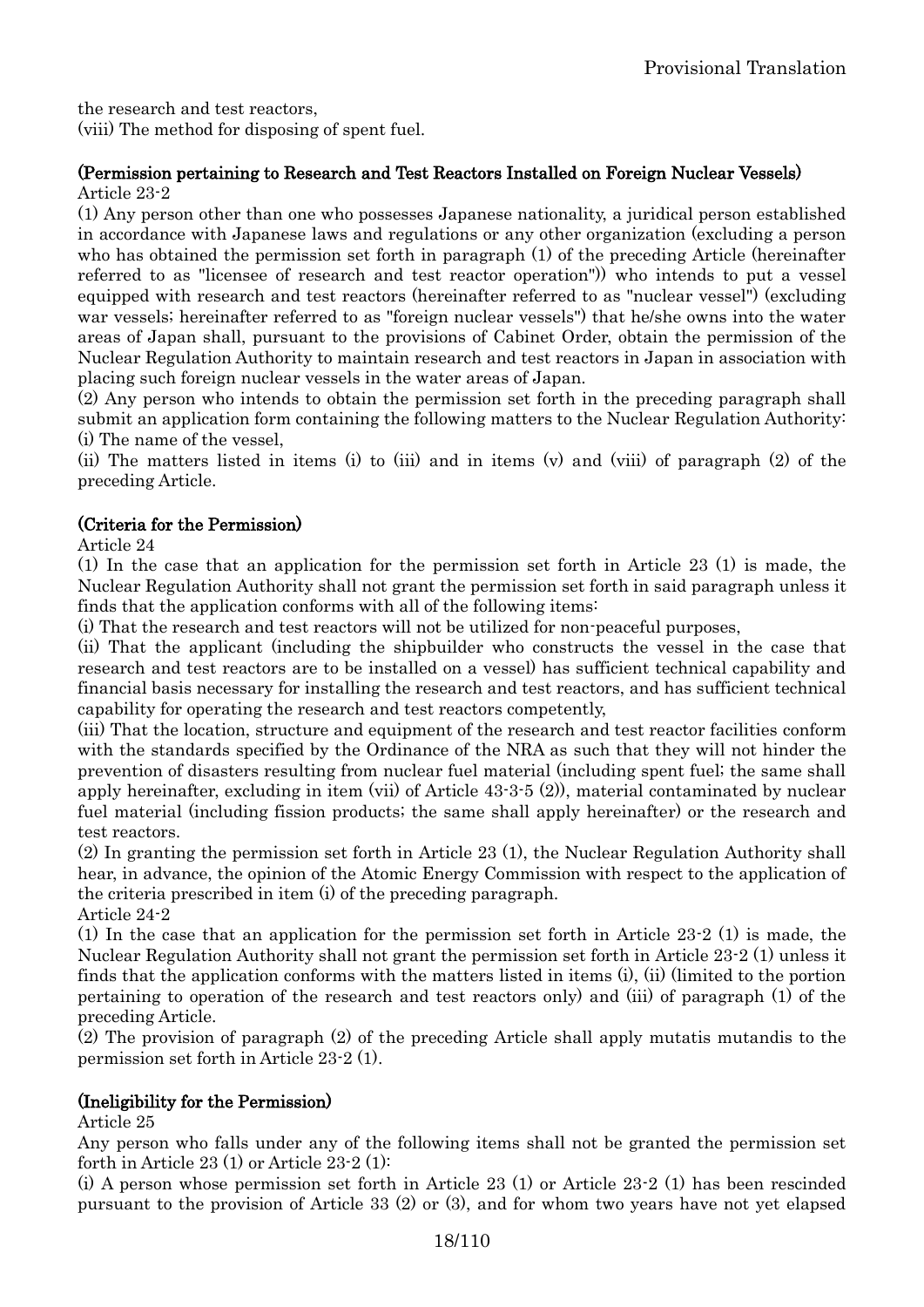the research and test reactors,

(viii) The method for disposing of spent fuel.

**(Permission pertaining to Research and Test Reactors Installed on Foreign Nuclear Vessels)**

Article 23-2

(1) Any person other than one who possesses Japanese nationality, a juridical person established in accordance with Japanese laws and regulations or any other organization (excluding a person who has obtained the permission set forth in paragraph (1) of the preceding Article (hereinafter referred to as "licensee of research and test reactor operation")) who intends to put a vessel equipped with research and test reactors (hereinafter referred to as "nuclear vessel") (excluding war vessels; hereinafter referred to as "foreign nuclear vessels") that he/she owns into the water areas of Japan shall, pursuant to the provisions of Cabinet Order, obtain the permission of the Nuclear Regulation Authority to maintain research and test reactors in Japan in association with placing such foreign nuclear vessels in the water areas of Japan.

(2) Any person who intends to obtain the permission set forth in the preceding paragraph shall submit an application form containing the following matters to the Nuclear Regulation Authority:

(i) The name of the vessel,

(ii) The matters listed in items (i) to (iii) and in items (v) and (viii) of paragraph (2) of the preceding Article.

**(Criteria for the Permission)**

Article 24

(1) In the case that an application for the permission set forth in Article 23 (1) is made, the Nuclear Regulation Authority shall not grant the permission set forth in said paragraph unless it finds that the application conforms with all of the following items:

(i) That the research and test reactors will not be utilized for non-peaceful purposes,

(ii) That the applicant (including the shipbuilder who constructs the vessel in the case that research and test reactors are to be installed on a vessel) has sufficient technical capability and financial basis necessary for installing the research and test reactors, and has sufficient technical capability for operating the research and test reactors competently,

(iii) That the location, structure and equipment of the research and test reactor facilities conform with the standards specified by the Ordinance of the NRA as such that they will not hinder the prevention of disasters resulting from nuclear fuel material (including spent fuel; the same shall apply hereinafter, excluding in item (vii) of Article 43-3-5 (2)), material contaminated by nuclear fuel material (including fission products; the same shall apply hereinafter) or the research and test reactors.

(2) In granting the permission set forth in Article 23 (1), the Nuclear Regulation Authority shall hear, in advance, the opinion of the Atomic Energy Commission with respect to the application of the criteria prescribed in item (i) of the preceding paragraph.

Article 24-2

(1) In the case that an application for the permission set forth in Article 23-2 (1) is made, the Nuclear Regulation Authority shall not grant the permission set forth in Article 23-2 (1) unless it finds that the application conforms with the matters listed in items (i), (ii) (limited to the portion pertaining to operation of the research and test reactors only) and (iii) of paragraph (1) of the preceding Article.

(2) The provision of paragraph (2) of the preceding Article shall apply mutatis mutandis to the permission set forth in Article 23-2 (1).

**(Ineligibility for the Permission)**

Article 25

Any person who falls under any of the following items shall not be granted the permission set forth in Article 23 (1) or Article 23-2 (1):

(i) A person whose permission set forth in Article 23 (1) or Article 23-2 (1) has been rescinded pursuant to the provision of Article 33 (2) or (3), and for whom two years have not yet elapsed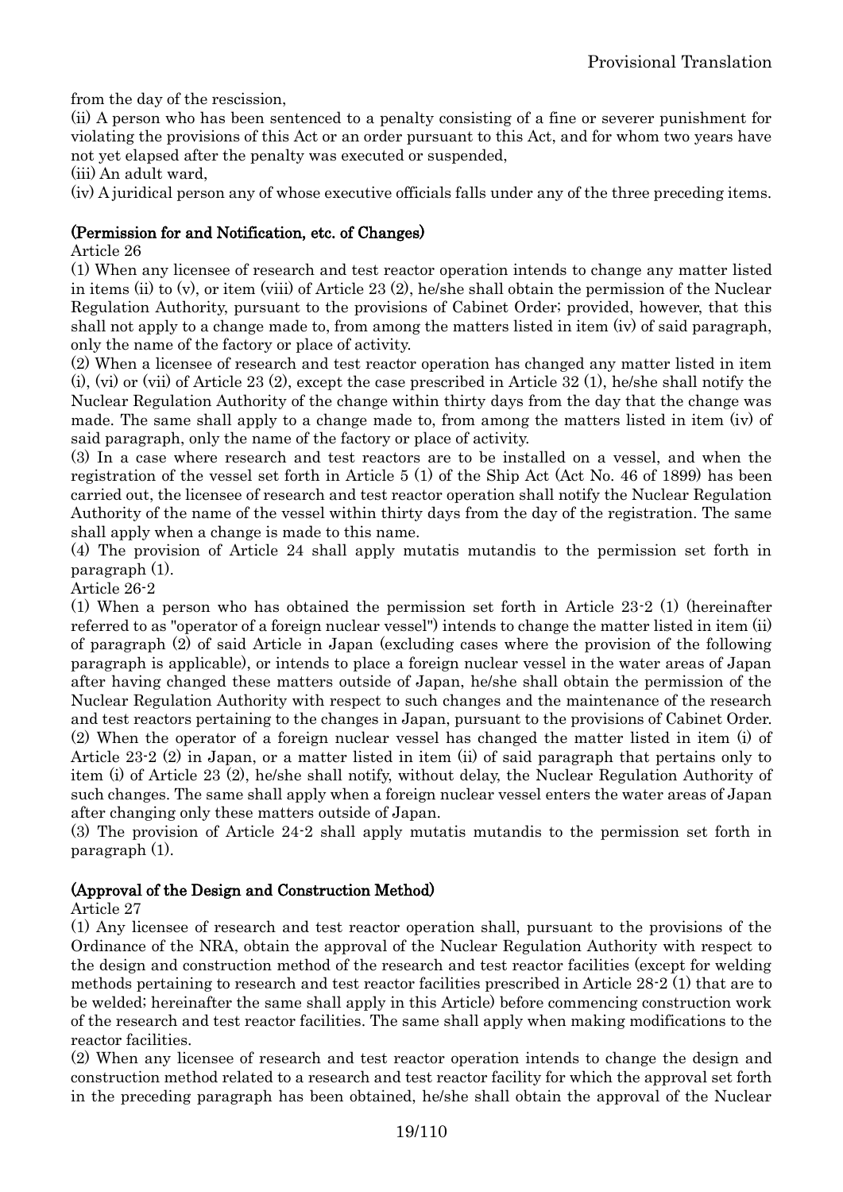from the day of the rescission,

(ii) A person who has been sentenced to a penalty consisting of a fine or severer punishment for violating the provisions of this Act or an order pursuant to this Act, and for whom two years have not yet elapsed after the penalty was executed or suspended,

(iii) An adult ward,

(iv) A juridical person any of whose executive officials falls under any of the three preceding items.

### (Permission for and Notification, etc. of Changes)

Article 26

(1) When any licensee of research and test reactor operation intends to change any matter listed in items (ii) to (v), or item (viii) of Article 23 (2), he/she shall obtain the permission of the Nuclear Regulation Authority, pursuant to the provisions of Cabinet Order; provided, however, that this shall not apply to a change made to, from among the matters listed in item (iv) of said paragraph, only the name of the factory or place of activity.

(2) When a licensee of research and test reactor operation has changed any matter listed in item (i), (vi) or (vii) of Article 23 (2), except the case prescribed in Article 32 (1), he/she shall notify the Nuclear Regulation Authority of the change within thirty days from the day that the change was made. The same shall apply to a change made to, from among the matters listed in item (iv) of said paragraph, only the name of the factory or place of activity.

(3) In a case where research and test reactors are to be installed on a vessel, and when the registration of the vessel set forth in Article 5 (1) of the Ship Act (Act No. 46 of 1899) has been carried out, the licensee of research and test reactor operation shall notify the Nuclear Regulation Authority of the name of the vessel within thirty days from the day of the registration. The same shall apply when a change is made to this name.

(4) The provision of Article 24 shall apply mutatis mutandis to the permission set forth in paragraph (1).

Article 26-2

(1) When a person who has obtained the permission set forth in Article 23-2 (1) (hereinafter referred to as "operator of a foreign nuclear vessel") intends to change the matter listed in item (ii) of paragraph (2) of said Article in Japan (excluding cases where the provision of the following paragraph is applicable), or intends to place a foreign nuclear vessel in the water areas of Japan after having changed these matters outside of Japan, he/she shall obtain the permission of the Nuclear Regulation Authority with respect to such changes and the maintenance of the research and test reactors pertaining to the changes in Japan, pursuant to the provisions of Cabinet Order.

(2) When the operator of a foreign nuclear vessel has changed the matter listed in item (i) of Article 23-2 (2) in Japan, or a matter listed in item (ii) of said paragraph that pertains only to item (i) of Article 23 (2), he/she shall notify, without delay, the Nuclear Regulation Authority of such changes. The same shall apply when a foreign nuclear vessel enters the water areas of Japan after changing only these matters outside of Japan.

(3) The provision of Article 24-2 shall apply mutatis mutandis to the permission set forth in paragraph (1).

### (Approval of the Design and Construction Method)

Article 27

(1) Any licensee of research and test reactor operation shall, pursuant to the provisions of the Ordinance of the NRA, obtain the approval of the Nuclear Regulation Authority with respect to the design and construction method of the research and test reactor facilities (except for welding methods pertaining to research and test reactor facilities prescribed in Article 28-2 (1) that are to be welded; hereinafter the same shall apply in this Article) before commencing construction work of the research and test reactor facilities. The same shall apply when making modifications to the reactor facilities.

(2) When any licensee of research and test reactor operation intends to change the design and construction method related to a research and test reactor facility for which the approval set forth in the preceding paragraph has been obtained, he/she shall obtain the approval of the Nuclear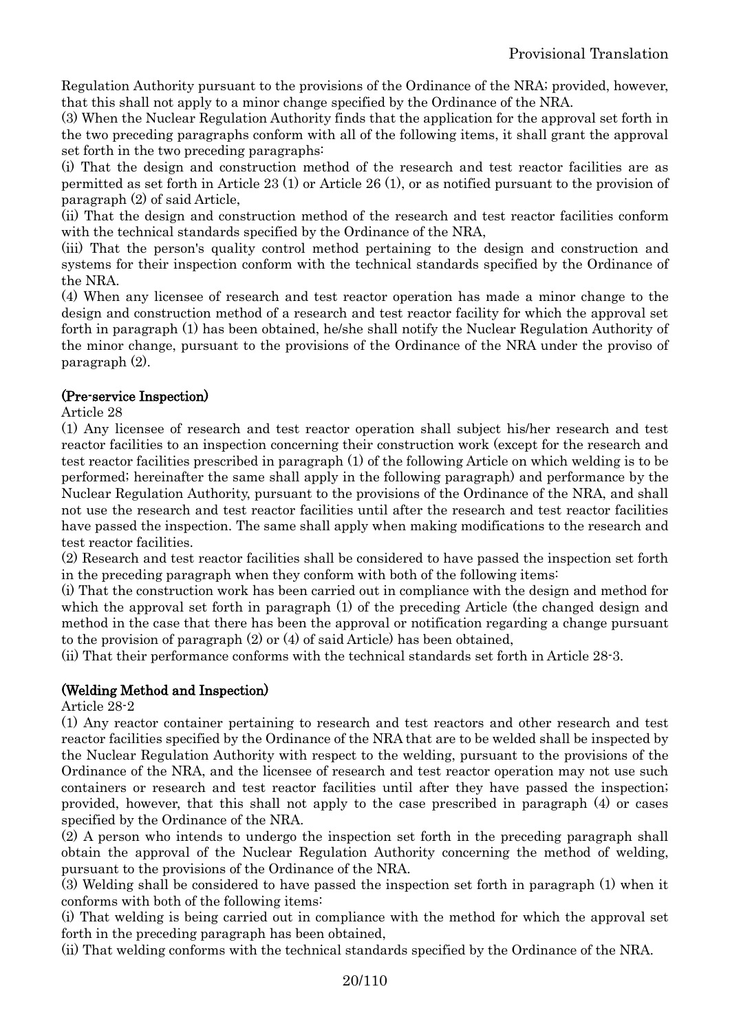Regulation Authority pursuant to the provisions of the Ordinance of the NRA; provided, however, that this shall not apply to a minor change specified by the Ordinance of the NRA.

(3) When the Nuclear Regulation Authority finds that the application for the approval set forth in the two preceding paragraphs conform with all of the following items, it shall grant the approval set forth in the two preceding paragraphs:

(i) That the design and construction method of the research and test reactor facilities are as permitted as set forth in Article 23 (1) or Article 26 (1), or as notified pursuant to the provision of paragraph (2) of said Article,

(ii) That the design and construction method of the research and test reactor facilities conform with the technical standards specified by the Ordinance of the NRA,

(iii) That the person's quality control method pertaining to the design and construction and systems for their inspection conform with the technical standards specified by the Ordinance of the NRA.

(4) When any licensee of research and test reactor operation has made a minor change to the design and construction method of a research and test reactor facility for which the approval set forth in paragraph (1) has been obtained, he/she shall notify the Nuclear Regulation Authority of the minor change, pursuant to the provisions of the Ordinance of the NRA under the proviso of paragraph (2).

**(Pre-service Inspection)**

Article 28

(1) Any licensee of research and test reactor operation shall subject his/her research and test reactor facilities to an inspection concerning their construction work (except for the research and test reactor facilities prescribed in paragraph (1) of the following Article on which welding is to be performed; hereinafter the same shall apply in the following paragraph) and performance by the Nuclear Regulation Authority, pursuant to the provisions of the Ordinance of the NRA, and shall not use the research and test reactor facilities until after the research and test reactor facilities have passed the inspection. The same shall apply when making modifications to the research and test reactor facilities.

(2) Research and test reactor facilities shall be considered to have passed the inspection set forth in the preceding paragraph when they conform with both of the following items:

(i) That the construction work has been carried out in compliance with the design and method for which the approval set forth in paragraph (1) of the preceding Article (the changed design and method in the case that there has been the approval or notification regarding a change pursuant to the provision of paragraph (2) or (4) of said Article) has been obtained,

(ii) That their performance conforms with the technical standards set forth in Article 28-3.

**(Welding Method and Inspection)**

Article 28-2

(1) Any reactor container pertaining to research and test reactors and other research and test reactor facilities specified by the Ordinance of the NRA that are to be welded shall be inspected by the Nuclear Regulation Authority with respect to the welding, pursuant to the provisions of the Ordinance of the NRA, and the licensee of research and test reactor operation may not use such containers or research and test reactor facilities until after they have passed the inspection; provided, however, that this shall not apply to the case prescribed in paragraph (4) or cases specified by the Ordinance of the NRA.

(2) A person who intends to undergo the inspection set forth in the preceding paragraph shall obtain the approval of the Nuclear Regulation Authority concerning the method of welding, pursuant to the provisions of the Ordinance of the NRA.

(3) Welding shall be considered to have passed the inspection set forth in paragraph (1) when it conforms with both of the following items:

(i) That welding is being carried out in compliance with the method for which the approval set forth in the preceding paragraph has been obtained,

(ii) That welding conforms with the technical standards specified by the Ordinance of the NRA.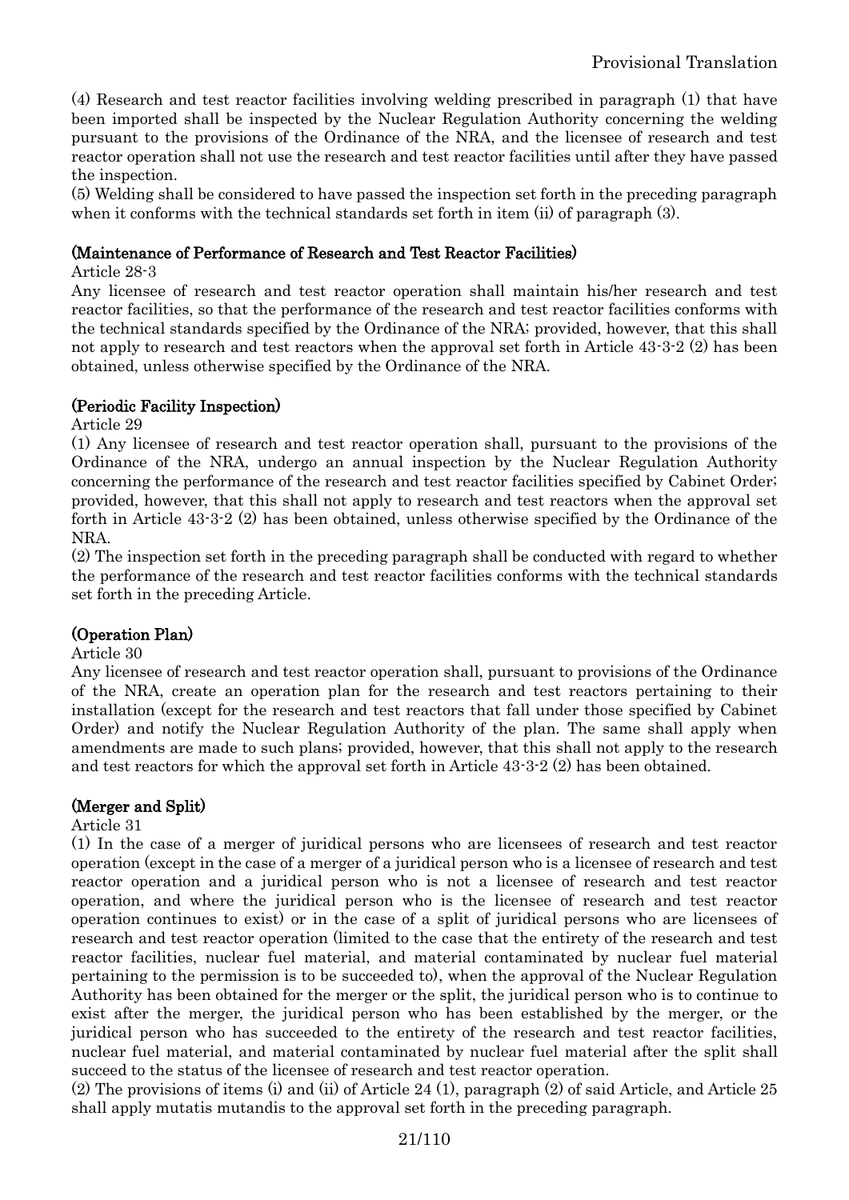(4) Research and test reactor facilities involving welding prescribed in paragraph (1) that have been imported shall be inspected by the Nuclear Regulation Authority concerning the welding pursuant to the provisions of the Ordinance of the NRA, and the licensee of research and test reactor operation shall not use the research and test reactor facilities until after they have passed the inspection.

(5) Welding shall be considered to have passed the inspection set forth in the preceding paragraph when it conforms with the technical standards set forth in item (ii) of paragraph (3).

**(Maintenance of Performance of Research and Test Reactor Facilities)**

Article 28-3

Any licensee of research and test reactor operation shall maintain his/her research and test reactor facilities, so that the performance of the research and test reactor facilities conforms with the technical standards specified by the Ordinance of the NRA; provided, however, that this shall not apply to research and test reactors when the approval set forth in Article 43-3-2 (2) has been obtained, unless otherwise specified by the Ordinance of the NRA.

**(Periodic Facility Inspection)**

Article 29

(1) Any licensee of research and test reactor operation shall, pursuant to the provisions of the Ordinance of the NRA, undergo an annual inspection by the Nuclear Regulation Authority concerning the performance of the research and test reactor facilities specified by Cabinet Order; provided, however, that this shall not apply to research and test reactors when the approval set forth in Article 43-3-2 (2) has been obtained, unless otherwise specified by the Ordinance of the NRA.

(2) The inspection set forth in the preceding paragraph shall be conducted with regard to whether the performance of the research and test reactor facilities conforms with the technical standards set forth in the preceding Article.

**(Operation Plan)**

Article 30

Any licensee of research and test reactor operation shall, pursuant to provisions of the Ordinance of the NRA, create an operation plan for the research and test reactors pertaining to their installation (except for the research and test reactors that fall under those specified by Cabinet Order) and notify the Nuclear Regulation Authority of the plan. The same shall apply when amendments are made to such plans; provided, however, that this shall not apply to the research and test reactors for which the approval set forth in Article 43-3-2 (2) has been obtained.

**(Merger and Split)**

Article 31

(1) In the case of a merger of juridical persons who are licensees of research and test reactor operation (except in the case of a merger of a juridical person who is a licensee of research and test reactor operation and a juridical person who is not a licensee of research and test reactor operation, and where the juridical person who is the licensee of research and test reactor operation continues to exist) or in the case of a split of juridical persons who are licensees of research and test reactor operation (limited to the case that the entirety of the research and test reactor facilities, nuclear fuel material, and material contaminated by nuclear fuel material pertaining to the permission is to be succeeded to), when the approval of the Nuclear Regulation Authority has been obtained for the merger or the split, the juridical person who is to continue to exist after the merger, the juridical person who has been established by the merger, or the juridical person who has succeeded to the entirety of the research and test reactor facilities, nuclear fuel material, and material contaminated by nuclear fuel material after the split shall succeed to the status of the licensee of research and test reactor operation.

(2) The provisions of items (i) and (ii) of Article 24 (1), paragraph (2) of said Article, and Article 25 shall apply mutatis mutandis to the approval set forth in the preceding paragraph.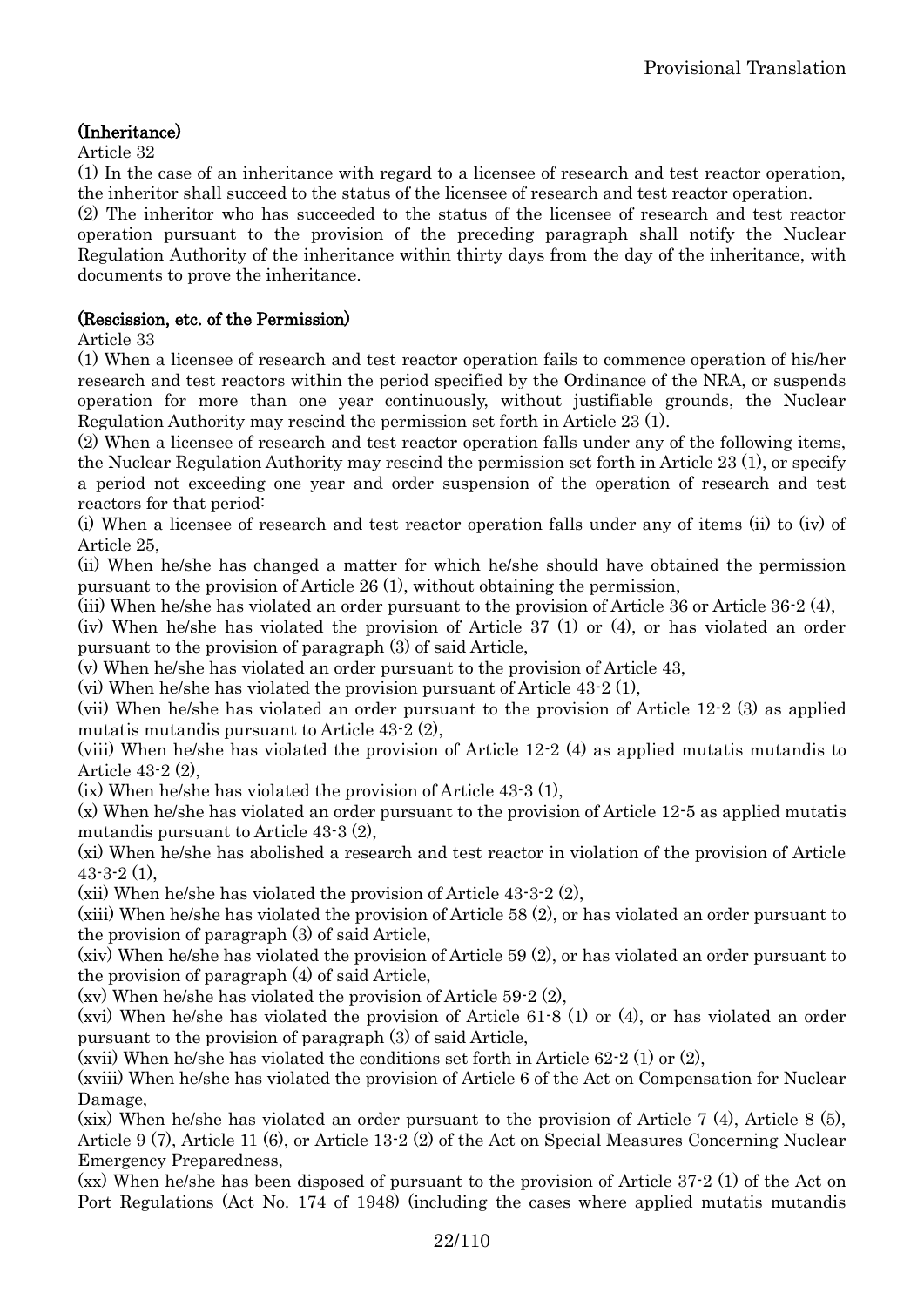**(Inheritance)**

Article 32

(1) In the case of an inheritance with regard to a licensee of research and test reactor operation, the inheritor shall succeed to the status of the licensee of research and test reactor operation.

(2) The inheritor who has succeeded to the status of the licensee of research and test reactor operation pursuant to the provision of the preceding paragraph shall notify the Nuclear Regulation Authority of the inheritance within thirty days from the day of the inheritance, with documents to prove the inheritance.

**(Rescission, etc. of the Permission)**

Article 33

(1) When a licensee of research and test reactor operation fails to commence operation of his/her research and test reactors within the period specified by the Ordinance of the NRA, or suspends operation for more than one year continuously, without justifiable grounds, the Nuclear Regulation Authority may rescind the permission set forth in Article 23 (1).

(2) When a licensee of research and test reactor operation falls under any of the following items, the Nuclear Regulation Authority may rescind the permission set forth in Article 23 (1), or specify a period not exceeding one year and order suspension of the operation of research and test reactors for that period:

(i) When a licensee of research and test reactor operation falls under any of items (ii) to (iv) of Article 25,

(ii) When he/she has changed a matter for which he/she should have obtained the permission pursuant to the provision of Article 26 (1), without obtaining the permission,

(iii) When he/she has violated an order pursuant to the provision of Article 36 or Article 36-2 (4),

(iv) When he/she has violated the provision of Article 37 (1) or (4), or has violated an order pursuant to the provision of paragraph (3) of said Article,

(v) When he/she has violated an order pursuant to the provision of Article 43,

(vi) When he/she has violated the provision pursuant of Article 43-2 (1),

(vii) When he/she has violated an order pursuant to the provision of Article 12-2 (3) as applied mutatis mutandis pursuant to Article 43-2 (2),

(viii) When he/she has violated the provision of Article 12-2 (4) as applied mutatis mutandis to Article 43-2 (2),

(ix) When he/she has violated the provision of Article 43-3 (1),

(x) When he/she has violated an order pursuant to the provision of Article 12-5 as applied mutatis mutandis pursuant to Article 43-3 (2),

(xi) When he/she has abolished a research and test reactor in violation of the provision of Article 43-3-2 (1),

(xii) When he/she has violated the provision of Article 43-3-2 (2),

(xiii) When he/she has violated the provision of Article 58 (2), or has violated an order pursuant to the provision of paragraph (3) of said Article,

(xiv) When he/she has violated the provision of Article 59 (2), or has violated an order pursuant to the provision of paragraph (4) of said Article,

(xv) When he/she has violated the provision of Article 59-2 (2),

(xvi) When he/she has violated the provision of Article 61-8 (1) or (4), or has violated an order pursuant to the provision of paragraph (3) of said Article,

(xvii) When he/she has violated the conditions set forth in Article 62-2 (1) or (2),

(xviii) When he/she has violated the provision of Article 6 of the Act on Compensation for Nuclear Damage,

(xix) When he/she has violated an order pursuant to the provision of Article 7 (4), Article 8 (5), Article 9 (7), Article 11 (6), or Article 13-2 (2) of the Act on Special Measures Concerning Nuclear Emergency Preparedness,

(xx) When he/she has been disposed of pursuant to the provision of Article 37-2 (1) of the Act on Port Regulations (Act No. 174 of 1948) (including the cases where applied mutatis mutandis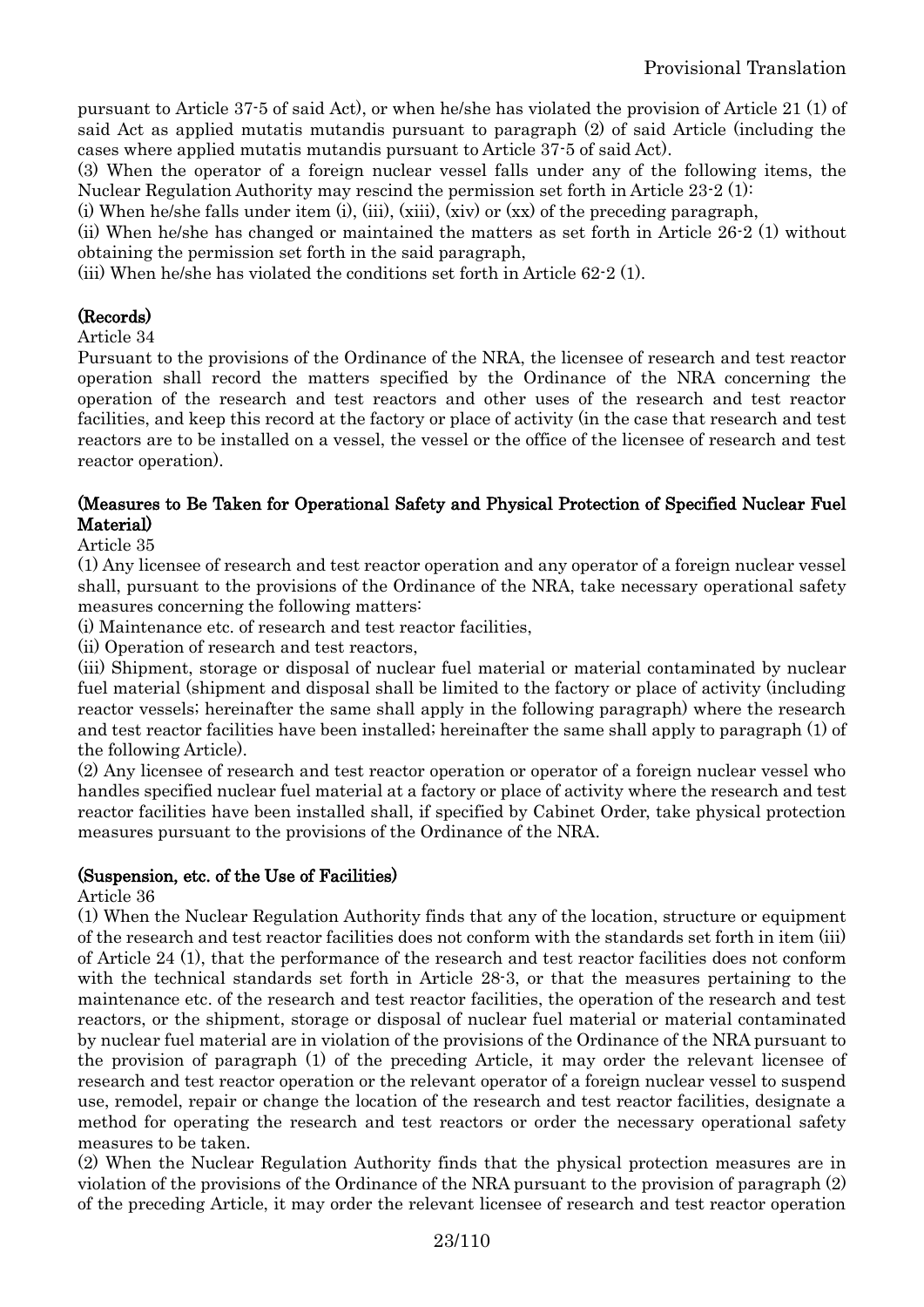pursuant to Article 37-5 of said Act), or when he/she has violated the provision of Article 21 (1) of said Act as applied mutatis mutandis pursuant to paragraph (2) of said Article (including the cases where applied mutatis mutandis pursuant to Article 37-5 of said Act).

(3) When the operator of a foreign nuclear vessel falls under any of the following items, the Nuclear Regulation Authority may rescind the permission set forth in Article 23-2 (1):

(i) When he/she falls under item (i), (iii), (xiii), (xiv) or (xx) of the preceding paragraph,

(ii) When he/she has changed or maintained the matters as set forth in Article 26-2 (1) without obtaining the permission set forth in the said paragraph,

(iii) When he/she has violated the conditions set forth in Article 62-2 (1).

**(Records)**

Article 34

Pursuant to the provisions of the Ordinance of the NRA, the licensee of research and test reactor operation shall record the matters specified by the Ordinance of the NRA concerning the operation of the research and test reactors and other uses of the research and test reactor facilities, and keep this record at the factory or place of activity (in the case that research and test reactors are to be installed on a vessel, the vessel or the office of the licensee of research and test reactor operation).

**(Measures to Be Taken for Operational Safety and Physical Protection of Specified Nuclear Fuel Material)**

Article 35

(1) Any licensee of research and test reactor operation and any operator of a foreign nuclear vessel shall, pursuant to the provisions of the Ordinance of the NRA, take necessary operational safety measures concerning the following matters:

(i) Maintenance etc. of research and test reactor facilities,

(ii) Operation of research and test reactors,

(iii) Shipment, storage or disposal of nuclear fuel material or material contaminated by nuclear fuel material (shipment and disposal shall be limited to the factory or place of activity (including reactor vessels; hereinafter the same shall apply in the following paragraph) where the research and test reactor facilities have been installed; hereinafter the same shall apply to paragraph (1) of the following Article).

(2) Any licensee of research and test reactor operation or operator of a foreign nuclear vessel who handles specified nuclear fuel material at a factory or place of activity where the research and test reactor facilities have been installed shall, if specified by Cabinet Order, take physical protection measures pursuant to the provisions of the Ordinance of the NRA.

**(Suspension, etc. of the Use of Facilities)**

Article 36

(1) When the Nuclear Regulation Authority finds that any of the location, structure or equipment of the research and test reactor facilities does not conform with the standards set forth in item (iii) of Article 24 (1), that the performance of the research and test reactor facilities does not conform with the technical standards set forth in Article 28-3, or that the measures pertaining to the maintenance etc. of the research and test reactor facilities, the operation of the research and test reactors, or the shipment, storage or disposal of nuclear fuel material or material contaminated by nuclear fuel material are in violation of the provisions of the Ordinance of the NRA pursuant to the provision of paragraph (1) of the preceding Article, it may order the relevant licensee of research and test reactor operation or the relevant operator of a foreign nuclear vessel to suspend use, remodel, repair or change the location of the research and test reactor facilities, designate a method for operating the research and test reactors or order the necessary operational safety measures to be taken.

(2) When the Nuclear Regulation Authority finds that the physical protection measures are in violation of the provisions of the Ordinance of the NRA pursuant to the provision of paragraph (2) of the preceding Article, it may order the relevant licensee of research and test reactor operation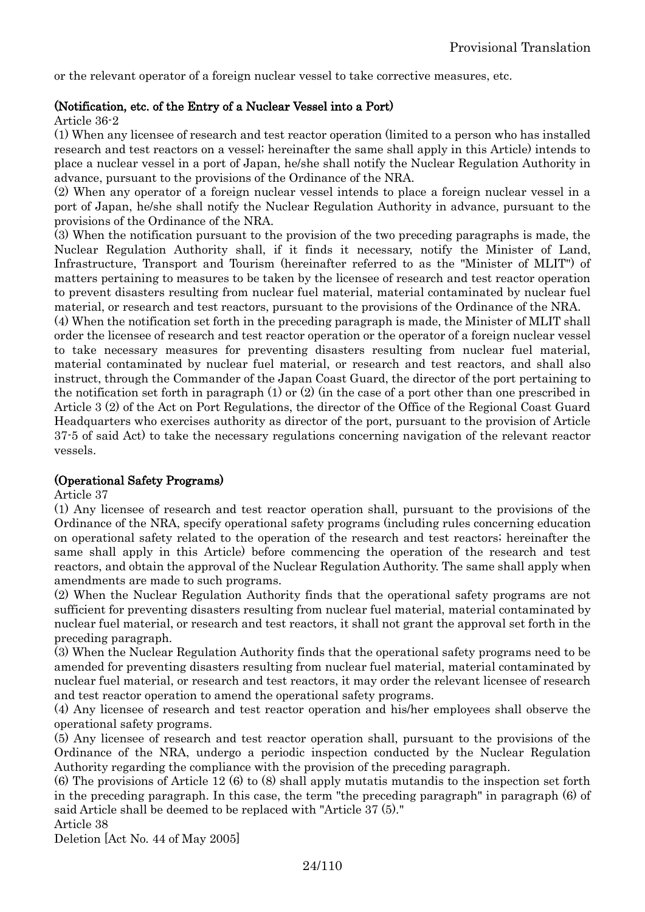or the relevant operator of a foreign nuclear vessel to take corrective measures, etc.

**(Notification, etc. of the Entry of a Nuclear Vessel into a Port)**

Article 36-2

(1) When any licensee of research and test reactor operation (limited to a person who has installed research and test reactors on a vessel; hereinafter the same shall apply in this Article) intends to place a nuclear vessel in a port of Japan, he/she shall notify the Nuclear Regulation Authority in advance, pursuant to the provisions of the Ordinance of the NRA.

(2) When any operator of a foreign nuclear vessel intends to place a foreign nuclear vessel in a port of Japan, he/she shall notify the Nuclear Regulation Authority in advance, pursuant to the provisions of the Ordinance of the NRA.

(3) When the notification pursuant to the provision of the two preceding paragraphs is made, the Nuclear Regulation Authority shall, if it finds it necessary, notify the Minister of Land, Infrastructure, Transport and Tourism (hereinafter referred to as the "Minister of MLIT") of matters pertaining to measures to be taken by the licensee of research and test reactor operation to prevent disasters resulting from nuclear fuel material, material contaminated by nuclear fuel material, or research and test reactors, pursuant to the provisions of the Ordinance of the NRA.

(4) When the notification set forth in the preceding paragraph is made, the Minister of MLIT shall order the licensee of research and test reactor operation or the operator of a foreign nuclear vessel to take necessary measures for preventing disasters resulting from nuclear fuel material, material contaminated by nuclear fuel material, or research and test reactors, and shall also instruct, through the Commander of the Japan Coast Guard, the director of the port pertaining to the notification set forth in paragraph (1) or (2) (in the case of a port other than one prescribed in Article 3 (2) of the Act on Port Regulations, the director of the Office of the Regional Coast Guard Headquarters who exercises authority as director of the port, pursuant to the provision of Article 37-5 of said Act) to take the necessary regulations concerning navigation of the relevant reactor vessels.

**(Operational Safety Programs)**

Article 37

(1) Any licensee of research and test reactor operation shall, pursuant to the provisions of the Ordinance of the NRA, specify operational safety programs (including rules concerning education on operational safety related to the operation of the research and test reactors; hereinafter the same shall apply in this Article) before commencing the operation of the research and test reactors, and obtain the approval of the Nuclear Regulation Authority. The same shall apply when amendments are made to such programs.

(2) When the Nuclear Regulation Authority finds that the operational safety programs are not sufficient for preventing disasters resulting from nuclear fuel material, material contaminated by nuclear fuel material, or research and test reactors, it shall not grant the approval set forth in the preceding paragraph.

(3) When the Nuclear Regulation Authority finds that the operational safety programs need to be amended for preventing disasters resulting from nuclear fuel material, material contaminated by nuclear fuel material, or research and test reactors, it may order the relevant licensee of research and test reactor operation to amend the operational safety programs.

(4) Any licensee of research and test reactor operation and his/her employees shall observe the operational safety programs.

(5) Any licensee of research and test reactor operation shall, pursuant to the provisions of the Ordinance of the NRA, undergo a periodic inspection conducted by the Nuclear Regulation Authority regarding the compliance with the provision of the preceding paragraph.

(6) The provisions of Article 12 (6) to (8) shall apply mutatis mutandis to the inspection set forth in the preceding paragraph. In this case, the term "the preceding paragraph" in paragraph (6) of said Article shall be deemed to be replaced with "Article 37 (5)."

Article 38

Deletion [Act No. 44 of May 2005]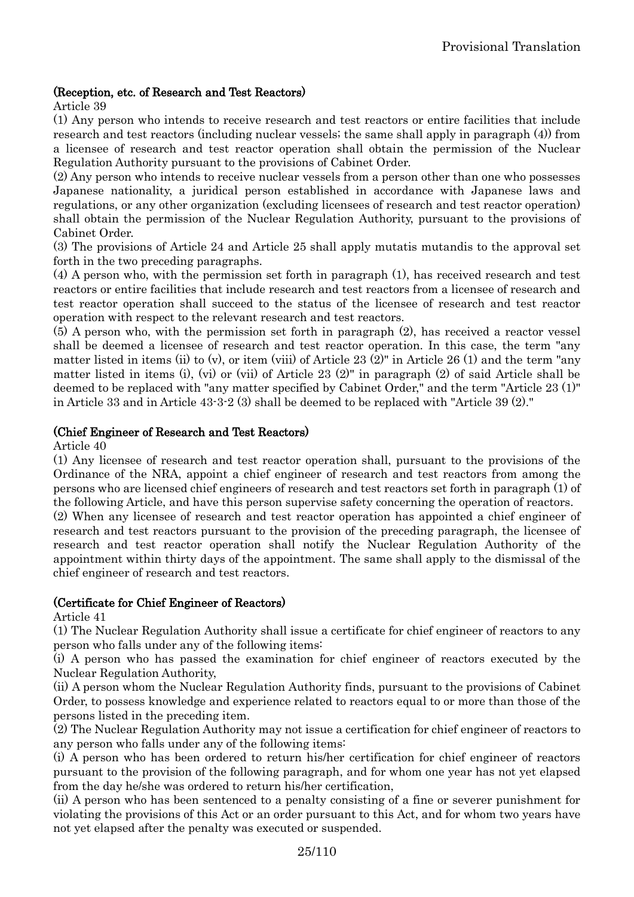**(Reception, etc. of Research and Test Reactors)**

Article 39

(1) Any person who intends to receive research and test reactors or entire facilities that include research and test reactors (including nuclear vessels; the same shall apply in paragraph (4)) from a licensee of research and test reactor operation shall obtain the permission of the Nuclear Regulation Authority pursuant to the provisions of Cabinet Order.

(2) Any person who intends to receive nuclear vessels from a person other than one who possesses Japanese nationality, a juridical person established in accordance with Japanese laws and regulations, or any other organization (excluding licensees of research and test reactor operation) shall obtain the permission of the Nuclear Regulation Authority, pursuant to the provisions of Cabinet Order.

(3) The provisions of Article 24 and Article 25 shall apply mutatis mutandis to the approval set forth in the two preceding paragraphs.

(4) A person who, with the permission set forth in paragraph (1), has received research and test reactors or entire facilities that include research and test reactors from a licensee of research and test reactor operation shall succeed to the status of the licensee of research and test reactor operation with respect to the relevant research and test reactors.

(5) A person who, with the permission set forth in paragraph (2), has received a reactor vessel shall be deemed a licensee of research and test reactor operation. In this case, the term "any matter listed in items (ii) to (v), or item (viii) of Article 23 (2)" in Article 26 (1) and the term "any matter listed in items (i), (vi) or (vii) of Article 23 (2)" in paragraph (2) of said Article shall be deemed to be replaced with "any matter specified by Cabinet Order," and the term "Article 23 (1)" in Article 33 and in Article 43-3-2 (3) shall be deemed to be replaced with "Article 39 (2)."

**(Chief Engineer of Research and Test Reactors)**

Article 40

(1) Any licensee of research and test reactor operation shall, pursuant to the provisions of the Ordinance of the NRA, appoint a chief engineer of research and test reactors from among the persons who are licensed chief engineers of research and test reactors set forth in paragraph (1) of the following Article, and have this person supervise safety concerning the operation of reactors.

(2) When any licensee of research and test reactor operation has appointed a chief engineer of research and test reactors pursuant to the provision of the preceding paragraph, the licensee of research and test reactor operation shall notify the Nuclear Regulation Authority of the appointment within thirty days of the appointment. The same shall apply to the dismissal of the chief engineer of research and test reactors.

**(Certificate for Chief Engineer of Reactors)**

Article 41

(1) The Nuclear Regulation Authority shall issue a certificate for chief engineer of reactors to any person who falls under any of the following items:

(i) A person who has passed the examination for chief engineer of reactors executed by the Nuclear Regulation Authority,

(ii) A person whom the Nuclear Regulation Authority finds, pursuant to the provisions of Cabinet Order, to possess knowledge and experience related to reactors equal to or more than those of the persons listed in the preceding item.

(2) The Nuclear Regulation Authority may not issue a certification for chief engineer of reactors to any person who falls under any of the following items:

(i) A person who has been ordered to return his/her certification for chief engineer of reactors pursuant to the provision of the following paragraph, and for whom one year has not yet elapsed from the day he/she was ordered to return his/her certification,

(ii) A person who has been sentenced to a penalty consisting of a fine or severer punishment for violating the provisions of this Act or an order pursuant to this Act, and for whom two years have not yet elapsed after the penalty was executed or suspended.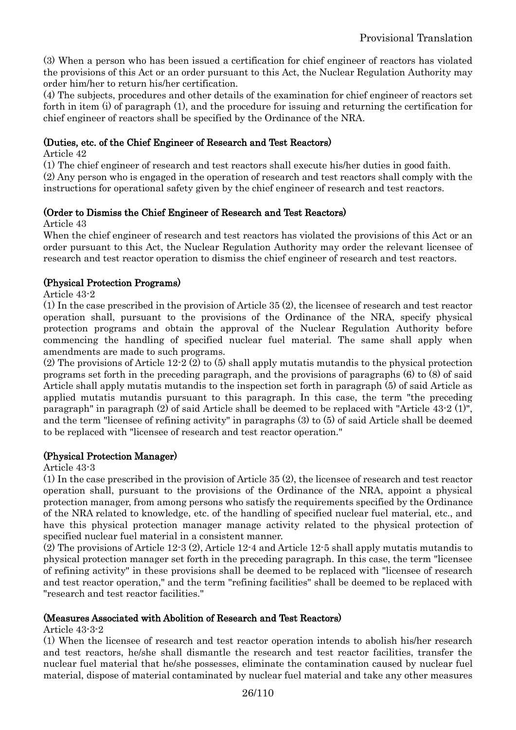(3) When a person who has been issued a certification for chief engineer of reactors has violated the provisions of this Act or an order pursuant to this Act, the Nuclear Regulation Authority may order him/her to return his/her certification.

(4) The subjects, procedures and other details of the examination for chief engineer of reactors set forth in item (i) of paragraph (1), and the procedure for issuing and returning the certification for chief engineer of reactors shall be specified by the Ordinance of the NRA.

**(Duties, etc. of the Chief Engineer of Research and Test Reactors)**

Article 42

(1) The chief engineer of research and test reactors shall execute his/her duties in good faith.

(2) Any person who is engaged in the operation of research and test reactors shall comply with the instructions for operational safety given by the chief engineer of research and test reactors.

**(Order to Dismiss the Chief Engineer of Research and Test Reactors)**

Article 43

When the chief engineer of research and test reactors has violated the provisions of this Act or an order pursuant to this Act, the Nuclear Regulation Authority may order the relevant licensee of research and test reactor operation to dismiss the chief engineer of research and test reactors.

**(Physical Protection Programs)**

Article 43-2

(1) In the case prescribed in the provision of Article 35 (2), the licensee of research and test reactor operation shall, pursuant to the provisions of the Ordinance of the NRA, specify physical protection programs and obtain the approval of the Nuclear Regulation Authority before commencing the handling of specified nuclear fuel material. The same shall apply when amendments are made to such programs.

(2) The provisions of Article 12-2 (2) to (5) shall apply mutatis mutandis to the physical protection programs set forth in the preceding paragraph, and the provisions of paragraphs (6) to (8) of said Article shall apply mutatis mutandis to the inspection set forth in paragraph (5) of said Article as applied mutatis mutandis pursuant to this paragraph. In this case, the term "the preceding paragraph" in paragraph (2) of said Article shall be deemed to be replaced with "Article 43-2 (1)", and the term "licensee of refining activity" in paragraphs (3) to (5) of said Article shall be deemed to be replaced with "licensee of research and test reactor operation."

**(Physical Protection Manager)**

Article 43-3

(1) In the case prescribed in the provision of Article 35 (2), the licensee of research and test reactor operation shall, pursuant to the provisions of the Ordinance of the NRA, appoint a physical protection manager, from among persons who satisfy the requirements specified by the Ordinance of the NRA related to knowledge, etc. of the handling of specified nuclear fuel material, etc., and have this physical protection manager manage activity related to the physical protection of specified nuclear fuel material in a consistent manner.

(2) The provisions of Article 12-3 (2), Article 12-4 and Article 12-5 shall apply mutatis mutandis to physical protection manager set forth in the preceding paragraph. In this case, the term "licensee of refining activity" in these provisions shall be deemed to be replaced with "licensee of research and test reactor operation," and the term "refining facilities" shall be deemed to be replaced with "research and test reactor facilities."

**(Measures Associated with Abolition of Research and Test Reactors)**

Article 43-3-2

(1) When the licensee of research and test reactor operation intends to abolish his/her research and test reactors, he/she shall dismantle the research and test reactor facilities, transfer the nuclear fuel material that he/she possesses, eliminate the contamination caused by nuclear fuel material, dispose of material contaminated by nuclear fuel material and take any other measures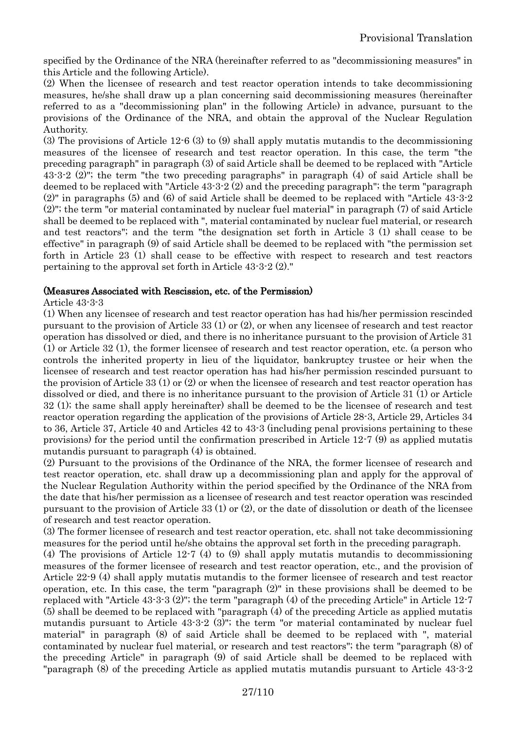specified by the Ordinance of the NRA (hereinafter referred to as "decommissioning measures" in this Article and the following Article).

(2) When the licensee of research and test reactor operation intends to take decommissioning measures, he/she shall draw up a plan concerning said decommissioning measures (hereinafter referred to as a "decommissioning plan" in the following Article) in advance, pursuant to the provisions of the Ordinance of the NRA, and obtain the approval of the Nuclear Regulation Authority.

(3) The provisions of Article 12-6 (3) to (9) shall apply mutatis mutandis to the decommissioning measures of the licensee of research and test reactor operation. In this case, the term "the preceding paragraph" in paragraph (3) of said Article shall be deemed to be replaced with "Article 43-3-2 (2)"; the term "the two preceding paragraphs" in paragraph (4) of said Article shall be deemed to be replaced with "Article 43-3-2 (2) and the preceding paragraph"; the term "paragraph (2)" in paragraphs (5) and (6) of said Article shall be deemed to be replaced with "Article 43-3-2 (2)"; the term "or material contaminated by nuclear fuel material" in paragraph (7) of said Article shall be deemed to be replaced with ", material contaminated by nuclear fuel material, or research and test reactors"; and the term "the designation set forth in Article 3 (1) shall cease to be effective" in paragraph (9) of said Article shall be deemed to be replaced with "the permission set forth in Article 23 (1) shall cease to be effective with respect to research and test reactors pertaining to the approval set forth in Article 43-3-2 (2)."

**(Measures Associated with Rescission, etc. of the Permission)**

Article 43-3-3

(1) When any licensee of research and test reactor operation has had his/her permission rescinded pursuant to the provision of Article 33 (1) or (2), or when any licensee of research and test reactor operation has dissolved or died, and there is no inheritance pursuant to the provision of Article 31 (1) or Article 32 (1), the former licensee of research and test reactor operation, etc. (a person who controls the inherited property in lieu of the liquidator, bankruptcy trustee or heir when the licensee of research and test reactor operation has had his/her permission rescinded pursuant to the provision of Article 33 (1) or (2) or when the licensee of research and test reactor operation has dissolved or died, and there is no inheritance pursuant to the provision of Article 31 (1) or Article 32 (1); the same shall apply hereinafter) shall be deemed to be the licensee of research and test reactor operation regarding the application of the provisions of Article 28-3, Article 29, Articles 34 to 36, Article 37, Article 40 and Articles 42 to 43-3 (including penal provisions pertaining to these provisions) for the period until the confirmation prescribed in Article 12-7 (9) as applied mutatis mutandis pursuant to paragraph (4) is obtained.

(2) Pursuant to the provisions of the Ordinance of the NRA, the former licensee of research and test reactor operation, etc. shall draw up a decommissioning plan and apply for the approval of the Nuclear Regulation Authority within the period specified by the Ordinance of the NRA from the date that his/her permission as a licensee of research and test reactor operation was rescinded pursuant to the provision of Article 33 (1) or (2), or the date of dissolution or death of the licensee of research and test reactor operation.

(3) The former licensee of research and test reactor operation, etc. shall not take decommissioning measures for the period until he/she obtains the approval set forth in the preceding paragraph.

(4) The provisions of Article 12-7 (4) to (9) shall apply mutatis mutandis to decommissioning measures of the former licensee of research and test reactor operation, etc., and the provision of Article 22-9 (4) shall apply mutatis mutandis to the former licensee of research and test reactor operation, etc. In this case, the term "paragraph (2)" in these provisions shall be deemed to be replaced with "Article 43-3-3 (2)"; the term "paragraph (4) of the preceding Article" in Article 12-7 (5) shall be deemed to be replaced with "paragraph (4) of the preceding Article as applied mutatis mutandis pursuant to Article 43-3-2 (3)"; the term "or material contaminated by nuclear fuel material" in paragraph (8) of said Article shall be deemed to be replaced with ", material contaminated by nuclear fuel material, or research and test reactors"; the term "paragraph (8) of the preceding Article" in paragraph (9) of said Article shall be deemed to be replaced with "paragraph (8) of the preceding Article as applied mutatis mutandis pursuant to Article 43-3-2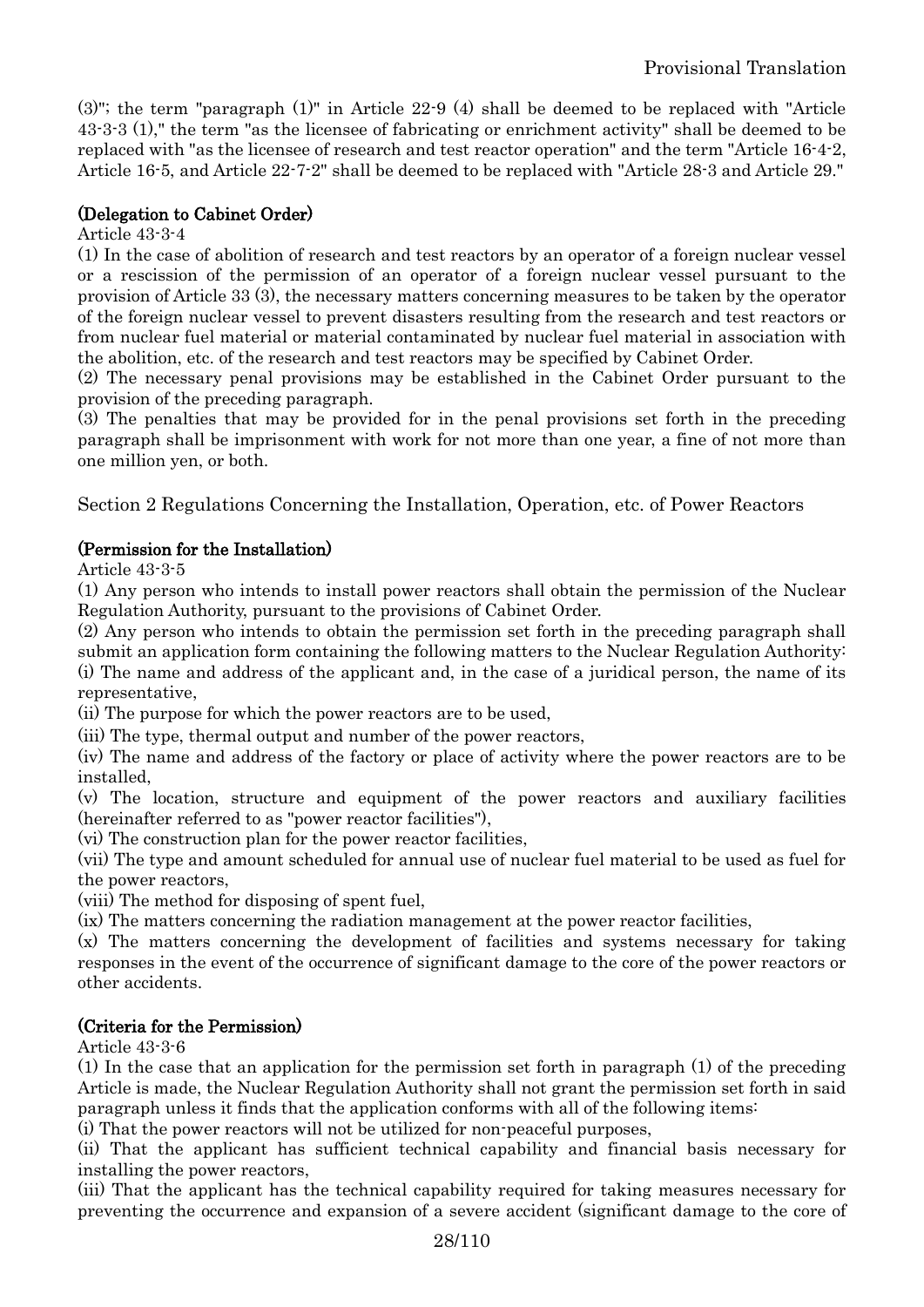(3)"; the term "paragraph (1)" in Article 22-9 (4) shall be deemed to be replaced with "Article 43-3-3 (1)," the term "as the licensee of fabricating or enrichment activity" shall be deemed to be replaced with "as the licensee of research and test reactor operation" and the term "Article 16-4-2, Article 16-5, and Article 22-7-2" shall be deemed to be replaced with "Article 28-3 and Article 29."

**(Delegation to Cabinet Order)**

Article 43-3-4

(1) In the case of abolition of research and test reactors by an operator of a foreign nuclear vessel or a rescission of the permission of an operator of a foreign nuclear vessel pursuant to the provision of Article 33 (3), the necessary matters concerning measures to be taken by the operator of the foreign nuclear vessel to prevent disasters resulting from the research and test reactors or from nuclear fuel material or material contaminated by nuclear fuel material in association with the abolition, etc. of the research and test reactors may be specified by Cabinet Order.

(2) The necessary penal provisions may be established in the Cabinet Order pursuant to the provision of the preceding paragraph.

(3) The penalties that may be provided for in the penal provisions set forth in the preceding paragraph shall be imprisonment with work for not more than one year, a fine of not more than one million yen, or both.

## Section 2 Regulations Concerning the Installation, Operation, etc. of Power Reactors

**(Permission for the Installation)**

Article 43-3-5

(1) Any person who intends to install power reactors shall obtain the permission of the Nuclear Regulation Authority, pursuant to the provisions of Cabinet Order.

(2) Any person who intends to obtain the permission set forth in the preceding paragraph shall submit an application form containing the following matters to the Nuclear Regulation Authority:

(i) The name and address of the applicant and, in the case of a juridical person, the name of its representative,

(ii) The purpose for which the power reactors are to be used,

(iii) The type, thermal output and number of the power reactors,

(iv) The name and address of the factory or place of activity where the power reactors are to be installed,

(v) The location, structure and equipment of the power reactors and auxiliary facilities (hereinafter referred to as "power reactor facilities"),

(vi) The construction plan for the power reactor facilities,

(vii) The type and amount scheduled for annual use of nuclear fuel material to be used as fuel for the power reactors,

(viii) The method for disposing of spent fuel,

(ix) The matters concerning the radiation management at the power reactor facilities,

(x) The matters concerning the development of facilities and systems necessary for taking responses in the event of the occurrence of significant damage to the core of the power reactors or other accidents.

**(Criteria for the Permission)**

Article 43-3-6

(1) In the case that an application for the permission set forth in paragraph (1) of the preceding Article is made, the Nuclear Regulation Authority shall not grant the permission set forth in said paragraph unless it finds that the application conforms with all of the following items:

(i) That the power reactors will not be utilized for non-peaceful purposes,

(ii) That the applicant has sufficient technical capability and financial basis necessary for installing the power reactors,

(iii) That the applicant has the technical capability required for taking measures necessary for preventing the occurrence and expansion of a severe accident (significant damage to the core of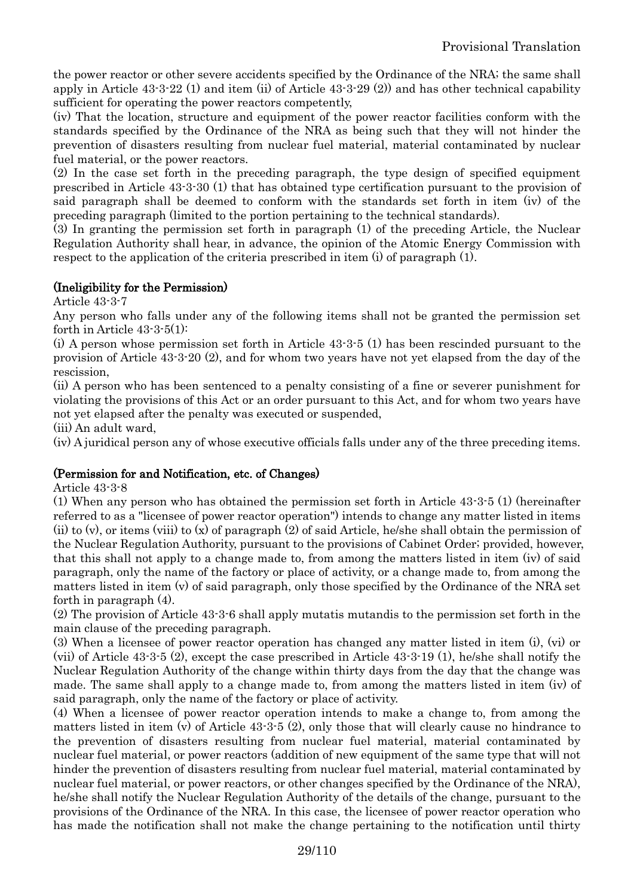the power reactor or other severe accidents specified by the Ordinance of the NRA; the same shall apply in Article 43-3-22 (1) and item (ii) of Article 43-3-29 (2)) and has other technical capability sufficient for operating the power reactors competently,

(iv) That the location, structure and equipment of the power reactor facilities conform with the standards specified by the Ordinance of the NRA as being such that they will not hinder the prevention of disasters resulting from nuclear fuel material, material contaminated by nuclear fuel material, or the power reactors.

(2) In the case set forth in the preceding paragraph, the type design of specified equipment prescribed in Article 43-3-30 (1) that has obtained type certification pursuant to the provision of said paragraph shall be deemed to conform with the standards set forth in item (iv) of the preceding paragraph (limited to the portion pertaining to the technical standards).

(3) In granting the permission set forth in paragraph (1) of the preceding Article, the Nuclear Regulation Authority shall hear, in advance, the opinion of the Atomic Energy Commission with respect to the application of the criteria prescribed in item (i) of paragraph (1).

**(Ineligibility for the Permission)**

Article 43-3-7

Any person who falls under any of the following items shall not be granted the permission set forth in Article 43-3-5(1):

(i) A person whose permission set forth in Article 43-3-5 (1) has been rescinded pursuant to the provision of Article 43-3-20 (2), and for whom two years have not yet elapsed from the day of the rescission,

(ii) A person who has been sentenced to a penalty consisting of a fine or severer punishment for violating the provisions of this Act or an order pursuant to this Act, and for whom two years have not yet elapsed after the penalty was executed or suspended,

(iii) An adult ward,

(iv) A juridical person any of whose executive officials falls under any of the three preceding items.

**(Permission for and Notification, etc. of Changes)**

Article 43-3-8

(1) When any person who has obtained the permission set forth in Article 43-3-5 (1) (hereinafter referred to as a "licensee of power reactor operation") intends to change any matter listed in items (ii) to (v), or items (viii) to (x) of paragraph (2) of said Article, he/she shall obtain the permission of the Nuclear Regulation Authority, pursuant to the provisions of Cabinet Order; provided, however, that this shall not apply to a change made to, from among the matters listed in item (iv) of said paragraph, only the name of the factory or place of activity, or a change made to, from among the matters listed in item (v) of said paragraph, only those specified by the Ordinance of the NRA set forth in paragraph (4).

(2) The provision of Article 43-3-6 shall apply mutatis mutandis to the permission set forth in the main clause of the preceding paragraph.

(3) When a licensee of power reactor operation has changed any matter listed in item (i), (vi) or (vii) of Article 43-3-5 (2), except the case prescribed in Article 43-3-19 (1), he/she shall notify the Nuclear Regulation Authority of the change within thirty days from the day that the change was made. The same shall apply to a change made to, from among the matters listed in item (iv) of said paragraph, only the name of the factory or place of activity.

(4) When a licensee of power reactor operation intends to make a change to, from among the matters listed in item (v) of Article 43-3-5 (2), only those that will clearly cause no hindrance to the prevention of disasters resulting from nuclear fuel material, material contaminated by nuclear fuel material, or power reactors (addition of new equipment of the same type that will not hinder the prevention of disasters resulting from nuclear fuel material, material contaminated by nuclear fuel material, or power reactors, or other changes specified by the Ordinance of the NRA), he/she shall notify the Nuclear Regulation Authority of the details of the change, pursuant to the provisions of the Ordinance of the NRA. In this case, the licensee of power reactor operation who has made the notification shall not make the change pertaining to the notification until thirty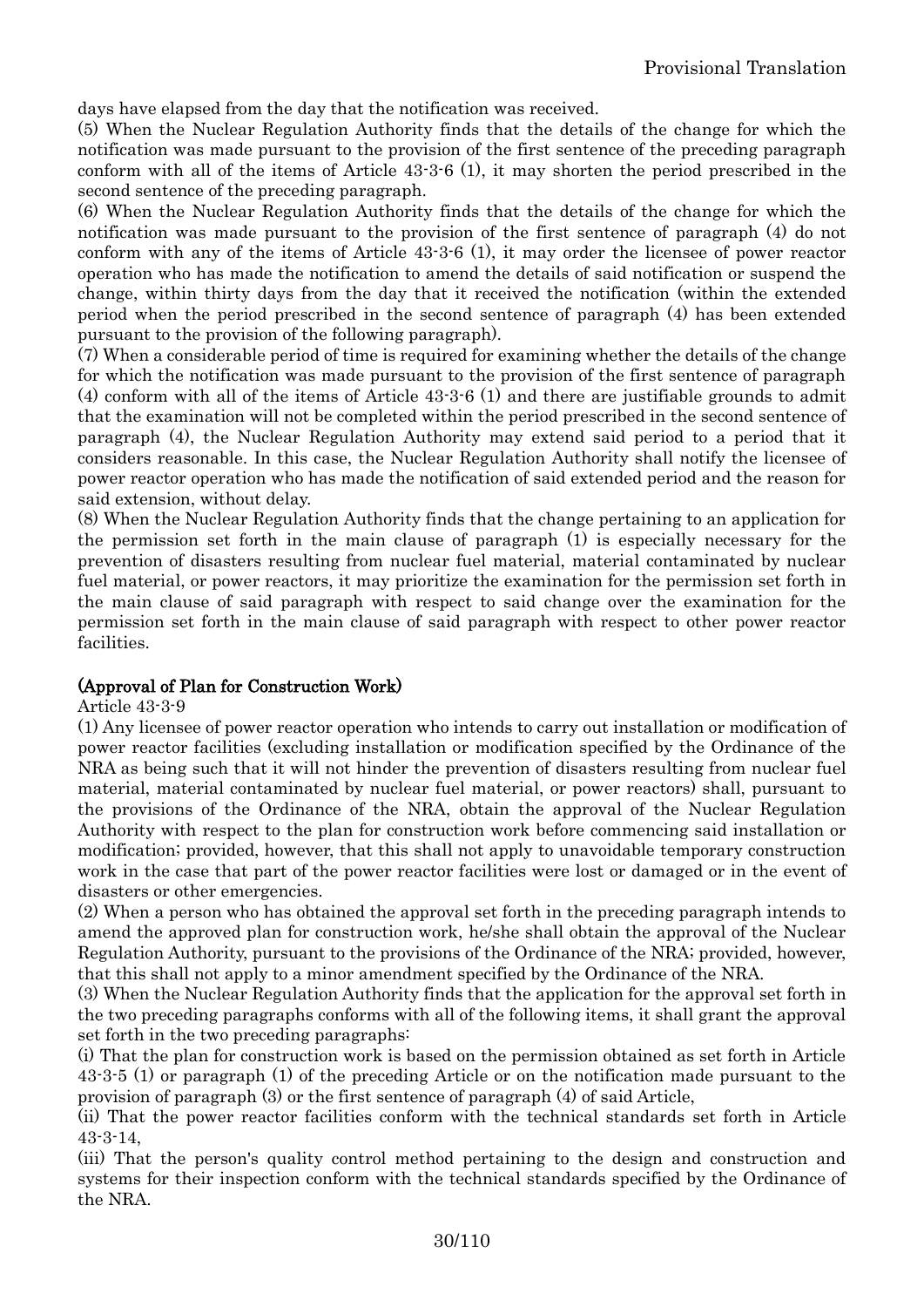days have elapsed from the day that the notification was received.

(5) When the Nuclear Regulation Authority finds that the details of the change for which the notification was made pursuant to the provision of the first sentence of the preceding paragraph conform with all of the items of Article 43-3-6 (1), it may shorten the period prescribed in the second sentence of the preceding paragraph.

(6) When the Nuclear Regulation Authority finds that the details of the change for which the notification was made pursuant to the provision of the first sentence of paragraph (4) do not conform with any of the items of Article 43-3-6 (1), it may order the licensee of power reactor operation who has made the notification to amend the details of said notification or suspend the change, within thirty days from the day that it received the notification (within the extended period when the period prescribed in the second sentence of paragraph (4) has been extended pursuant to the provision of the following paragraph).

(7) When a considerable period of time is required for examining whether the details of the change for which the notification was made pursuant to the provision of the first sentence of paragraph (4) conform with all of the items of Article 43-3-6 (1) and there are justifiable grounds to admit that the examination will not be completed within the period prescribed in the second sentence of paragraph (4), the Nuclear Regulation Authority may extend said period to a period that it considers reasonable. In this case, the Nuclear Regulation Authority shall notify the licensee of power reactor operation who has made the notification of said extended period and the reason for said extension, without delay.

(8) When the Nuclear Regulation Authority finds that the change pertaining to an application for the permission set forth in the main clause of paragraph (1) is especially necessary for the prevention of disasters resulting from nuclear fuel material, material contaminated by nuclear fuel material, or power reactors, it may prioritize the examination for the permission set forth in the main clause of said paragraph with respect to said change over the examination for the permission set forth in the main clause of said paragraph with respect to other power reactor facilities.

**(Approval of Plan for Construction Work)**

Article 43-3-9

(1) Any licensee of power reactor operation who intends to carry out installation or modification of power reactor facilities (excluding installation or modification specified by the Ordinance of the NRA as being such that it will not hinder the prevention of disasters resulting from nuclear fuel material, material contaminated by nuclear fuel material, or power reactors) shall, pursuant to the provisions of the Ordinance of the NRA, obtain the approval of the Nuclear Regulation Authority with respect to the plan for construction work before commencing said installation or modification; provided, however, that this shall not apply to unavoidable temporary construction work in the case that part of the power reactor facilities were lost or damaged or in the event of disasters or other emergencies.

(2) When a person who has obtained the approval set forth in the preceding paragraph intends to amend the approved plan for construction work, he/she shall obtain the approval of the Nuclear Regulation Authority, pursuant to the provisions of the Ordinance of the NRA; provided, however, that this shall not apply to a minor amendment specified by the Ordinance of the NRA.

(3) When the Nuclear Regulation Authority finds that the application for the approval set forth in the two preceding paragraphs conforms with all of the following items, it shall grant the approval set forth in the two preceding paragraphs:

(i) That the plan for construction work is based on the permission obtained as set forth in Article 43-3-5 (1) or paragraph (1) of the preceding Article or on the notification made pursuant to the provision of paragraph (3) or the first sentence of paragraph (4) of said Article,

(ii) That the power reactor facilities conform with the technical standards set forth in Article 43-3-14,

(iii) That the person's quality control method pertaining to the design and construction and systems for their inspection conform with the technical standards specified by the Ordinance of the NRA.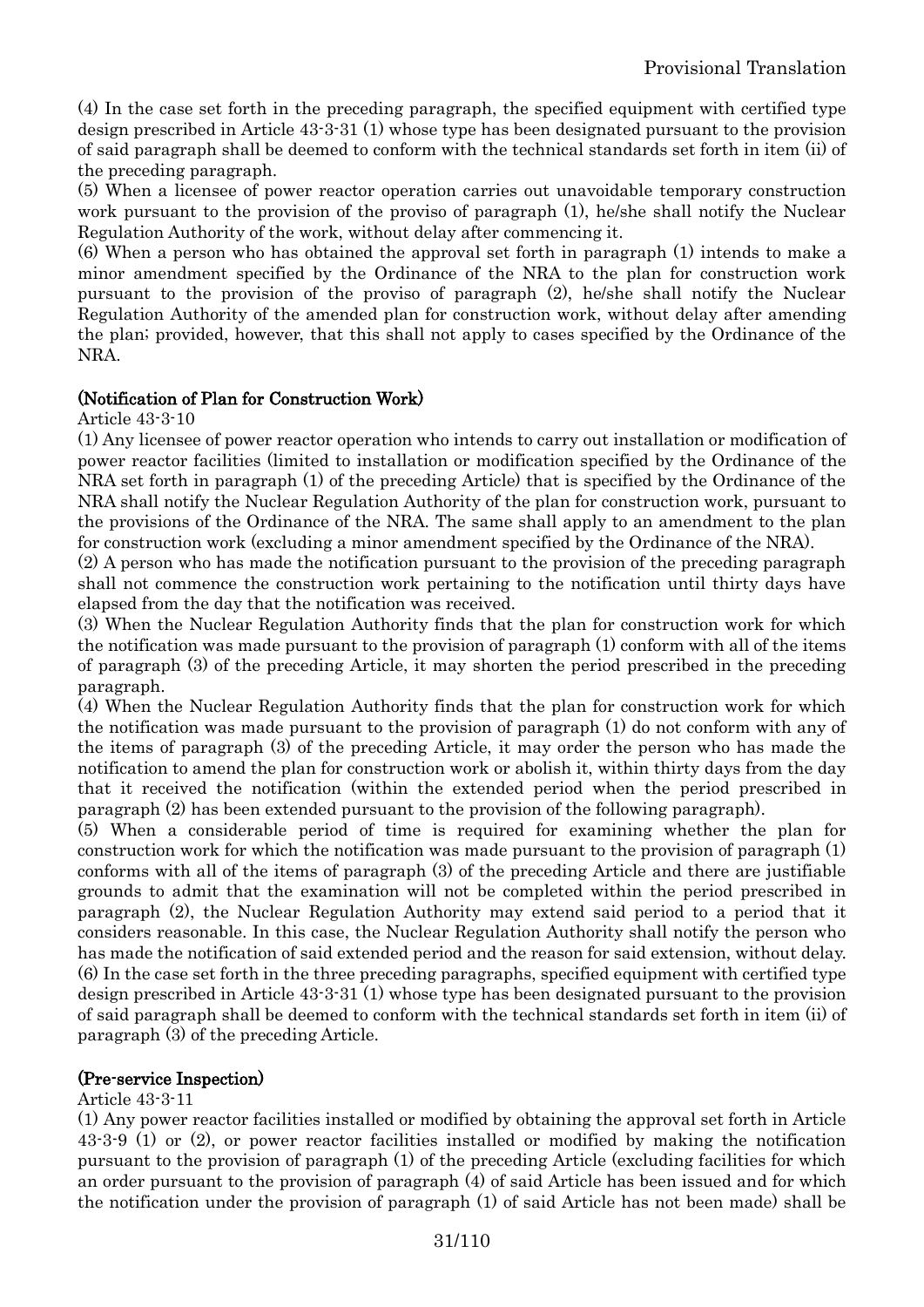(4) In the case set forth in the preceding paragraph, the specified equipment with certified type design prescribed in Article 43-3-31 (1) whose type has been designated pursuant to the provision of said paragraph shall be deemed to conform with the technical standards set forth in item (ii) of the preceding paragraph.

(5) When a licensee of power reactor operation carries out unavoidable temporary construction work pursuant to the provision of the proviso of paragraph (1), he/she shall notify the Nuclear Regulation Authority of the work, without delay after commencing it.

(6) When a person who has obtained the approval set forth in paragraph (1) intends to make a minor amendment specified by the Ordinance of the NRA to the plan for construction work pursuant to the provision of the proviso of paragraph (2), he/she shall notify the Nuclear Regulation Authority of the amended plan for construction work, without delay after amending the plan; provided, however, that this shall not apply to cases specified by the Ordinance of the NRA.

**(Notification of Plan for Construction Work)**

Article 43-3-10

(1) Any licensee of power reactor operation who intends to carry out installation or modification of power reactor facilities (limited to installation or modification specified by the Ordinance of the NRA set forth in paragraph (1) of the preceding Article) that is specified by the Ordinance of the NRA shall notify the Nuclear Regulation Authority of the plan for construction work, pursuant to the provisions of the Ordinance of the NRA. The same shall apply to an amendment to the plan for construction work (excluding a minor amendment specified by the Ordinance of the NRA).

(2) A person who has made the notification pursuant to the provision of the preceding paragraph shall not commence the construction work pertaining to the notification until thirty days have elapsed from the day that the notification was received.

(3) When the Nuclear Regulation Authority finds that the plan for construction work for which the notification was made pursuant to the provision of paragraph (1) conform with all of the items of paragraph (3) of the preceding Article, it may shorten the period prescribed in the preceding paragraph.

(4) When the Nuclear Regulation Authority finds that the plan for construction work for which the notification was made pursuant to the provision of paragraph (1) do not conform with any of the items of paragraph (3) of the preceding Article, it may order the person who has made the notification to amend the plan for construction work or abolish it, within thirty days from the day that it received the notification (within the extended period when the period prescribed in paragraph (2) has been extended pursuant to the provision of the following paragraph).

(5) When a considerable period of time is required for examining whether the plan for construction work for which the notification was made pursuant to the provision of paragraph (1) conforms with all of the items of paragraph (3) of the preceding Article and there are justifiable grounds to admit that the examination will not be completed within the period prescribed in paragraph (2), the Nuclear Regulation Authority may extend said period to a period that it considers reasonable. In this case, the Nuclear Regulation Authority shall notify the person who has made the notification of said extended period and the reason for said extension, without delay.

(6) In the case set forth in the three preceding paragraphs, specified equipment with certified type design prescribed in Article 43-3-31 (1) whose type has been designated pursuant to the provision of said paragraph shall be deemed to conform with the technical standards set forth in item (ii) of paragraph (3) of the preceding Article.

**(Pre-service Inspection)**

Article 43-3-11

(1) Any power reactor facilities installed or modified by obtaining the approval set forth in Article 43-3-9 (1) or (2), or power reactor facilities installed or modified by making the notification pursuant to the provision of paragraph (1) of the preceding Article (excluding facilities for which an order pursuant to the provision of paragraph (4) of said Article has been issued and for which the notification under the provision of paragraph (1) of said Article has not been made) shall be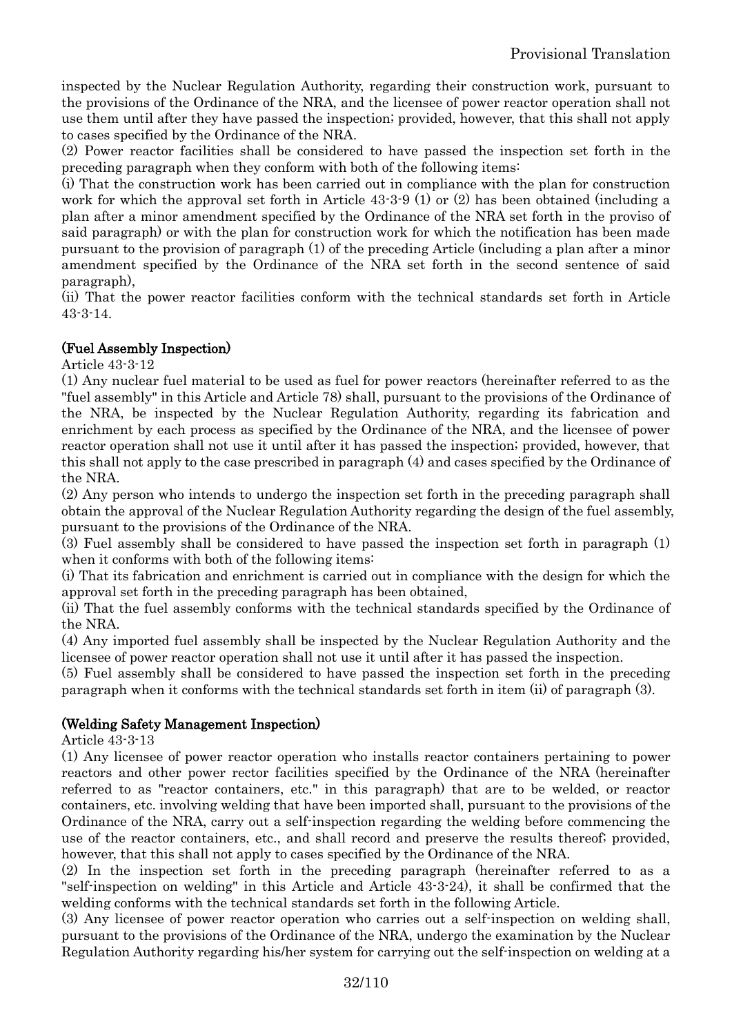inspected by the Nuclear Regulation Authority, regarding their construction work, pursuant to the provisions of the Ordinance of the NRA, and the licensee of power reactor operation shall not use them until after they have passed the inspection; provided, however, that this shall not apply to cases specified by the Ordinance of the NRA.

(2) Power reactor facilities shall be considered to have passed the inspection set forth in the preceding paragraph when they conform with both of the following items:

(i) That the construction work has been carried out in compliance with the plan for construction work for which the approval set forth in Article 43-3-9 (1) or (2) has been obtained (including a plan after a minor amendment specified by the Ordinance of the NRA set forth in the proviso of said paragraph) or with the plan for construction work for which the notification has been made pursuant to the provision of paragraph (1) of the preceding Article (including a plan after a minor amendment specified by the Ordinance of the NRA set forth in the second sentence of said paragraph),

(ii) That the power reactor facilities conform with the technical standards set forth in Article 43-3-14.

**(Fuel Assembly Inspection)**

Article 43-3-12

(1) Any nuclear fuel material to be used as fuel for power reactors (hereinafter referred to as the "fuel assembly" in this Article and Article 78) shall, pursuant to the provisions of the Ordinance of the NRA, be inspected by the Nuclear Regulation Authority, regarding its fabrication and enrichment by each process as specified by the Ordinance of the NRA, and the licensee of power reactor operation shall not use it until after it has passed the inspection; provided, however, that this shall not apply to the case prescribed in paragraph (4) and cases specified by the Ordinance of the NRA.

(2) Any person who intends to undergo the inspection set forth in the preceding paragraph shall obtain the approval of the Nuclear Regulation Authority regarding the design of the fuel assembly, pursuant to the provisions of the Ordinance of the NRA.

(3) Fuel assembly shall be considered to have passed the inspection set forth in paragraph (1) when it conforms with both of the following items:

(i) That its fabrication and enrichment is carried out in compliance with the design for which the approval set forth in the preceding paragraph has been obtained,

(ii) That the fuel assembly conforms with the technical standards specified by the Ordinance of the NRA.

(4) Any imported fuel assembly shall be inspected by the Nuclear Regulation Authority and the licensee of power reactor operation shall not use it until after it has passed the inspection.

(5) Fuel assembly shall be considered to have passed the inspection set forth in the preceding paragraph when it conforms with the technical standards set forth in item (ii) of paragraph (3).

**(Welding Safety Management Inspection)**

Article 43-3-13

(1) Any licensee of power reactor operation who installs reactor containers pertaining to power reactors and other power rector facilities specified by the Ordinance of the NRA (hereinafter referred to as "reactor containers, etc." in this paragraph) that are to be welded, or reactor containers, etc. involving welding that have been imported shall, pursuant to the provisions of the Ordinance of the NRA, carry out a self-inspection regarding the welding before commencing the use of the reactor containers, etc., and shall record and preserve the results thereof; provided, however, that this shall not apply to cases specified by the Ordinance of the NRA.

(2) In the inspection set forth in the preceding paragraph (hereinafter referred to as a "self-inspection on welding" in this Article and Article 43-3-24), it shall be confirmed that the welding conforms with the technical standards set forth in the following Article.

(3) Any licensee of power reactor operation who carries out a self-inspection on welding shall, pursuant to the provisions of the Ordinance of the NRA, undergo the examination by the Nuclear Regulation Authority regarding his/her system for carrying out the self-inspection on welding at a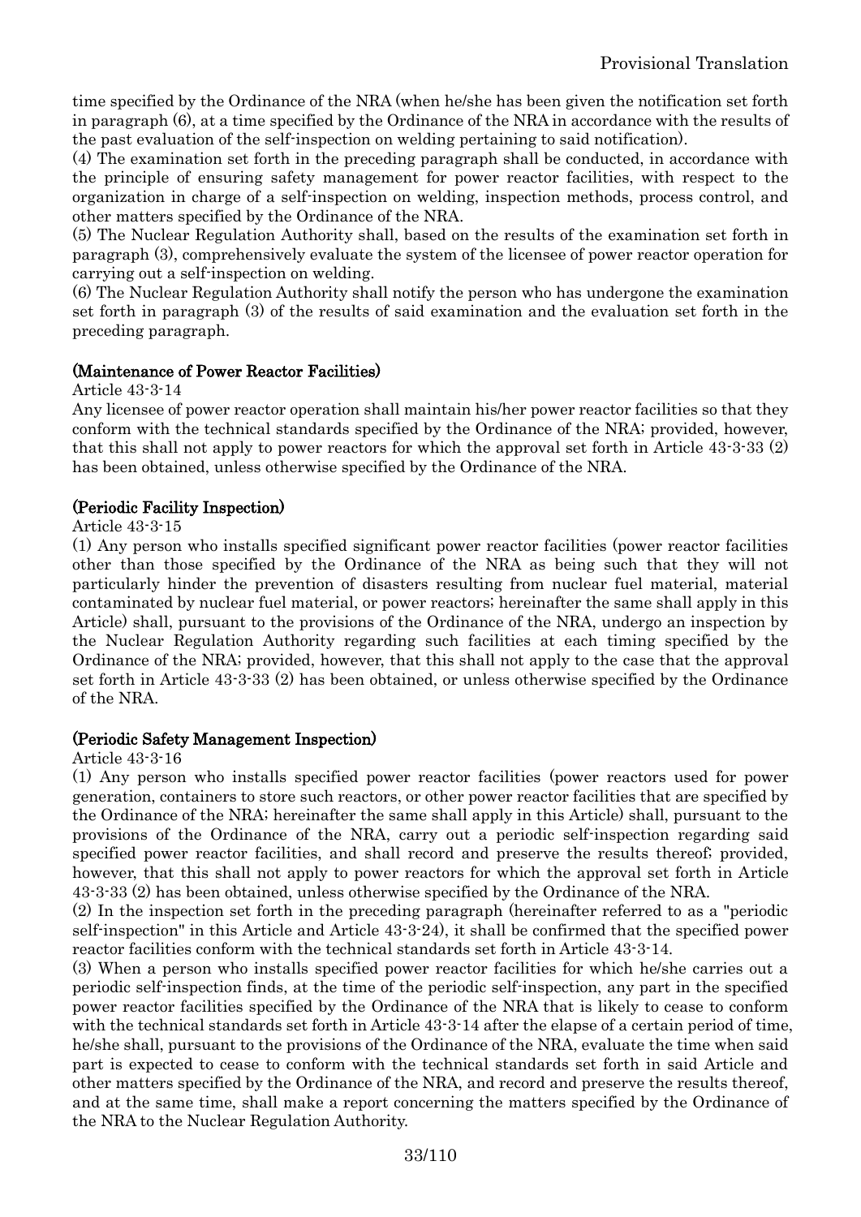time specified by the Ordinance of the NRA (when he/she has been given the notification set forth in paragraph (6), at a time specified by the Ordinance of the NRA in accordance with the results of the past evaluation of the self-inspection on welding pertaining to said notification).

(4) The examination set forth in the preceding paragraph shall be conducted, in accordance with the principle of ensuring safety management for power reactor facilities, with respect to the organization in charge of a self-inspection on welding, inspection methods, process control, and other matters specified by the Ordinance of the NRA.

(5) The Nuclear Regulation Authority shall, based on the results of the examination set forth in paragraph (3), comprehensively evaluate the system of the licensee of power reactor operation for carrying out a self-inspection on welding.

(6) The Nuclear Regulation Authority shall notify the person who has undergone the examination set forth in paragraph (3) of the results of said examination and the evaluation set forth in the preceding paragraph.

**(Maintenance of Power Reactor Facilities)**

Article 43-3-14

Any licensee of power reactor operation shall maintain his/her power reactor facilities so that they conform with the technical standards specified by the Ordinance of the NRA; provided, however, that this shall not apply to power reactors for which the approval set forth in Article 43-3-33 (2) has been obtained, unless otherwise specified by the Ordinance of the NRA.

**(Periodic Facility Inspection)**

Article 43-3-15

(1) Any person who installs specified significant power reactor facilities (power reactor facilities other than those specified by the Ordinance of the NRA as being such that they will not particularly hinder the prevention of disasters resulting from nuclear fuel material, material contaminated by nuclear fuel material, or power reactors; hereinafter the same shall apply in this Article) shall, pursuant to the provisions of the Ordinance of the NRA, undergo an inspection by the Nuclear Regulation Authority regarding such facilities at each timing specified by the Ordinance of the NRA; provided, however, that this shall not apply to the case that the approval set forth in Article 43-3-33 (2) has been obtained, or unless otherwise specified by the Ordinance of the NRA.

**(Periodic Safety Management Inspection)**

Article 43-3-16

(1) Any person who installs specified power reactor facilities (power reactors used for power generation, containers to store such reactors, or other power reactor facilities that are specified by the Ordinance of the NRA; hereinafter the same shall apply in this Article) shall, pursuant to the provisions of the Ordinance of the NRA, carry out a periodic self-inspection regarding said specified power reactor facilities, and shall record and preserve the results thereof; provided, however, that this shall not apply to power reactors for which the approval set forth in Article 43-3-33 (2) has been obtained, unless otherwise specified by the Ordinance of the NRA.

(2) In the inspection set forth in the preceding paragraph (hereinafter referred to as a "periodic self-inspection" in this Article and Article 43-3-24), it shall be confirmed that the specified power reactor facilities conform with the technical standards set forth in Article 43-3-14.

(3) When a person who installs specified power reactor facilities for which he/she carries out a periodic self-inspection finds, at the time of the periodic self-inspection, any part in the specified power reactor facilities specified by the Ordinance of the NRA that is likely to cease to conform with the technical standards set forth in Article 43-3-14 after the elapse of a certain period of time, he/she shall, pursuant to the provisions of the Ordinance of the NRA, evaluate the time when said part is expected to cease to conform with the technical standards set forth in said Article and other matters specified by the Ordinance of the NRA, and record and preserve the results thereof, and at the same time, shall make a report concerning the matters specified by the Ordinance of the NRA to the Nuclear Regulation Authority.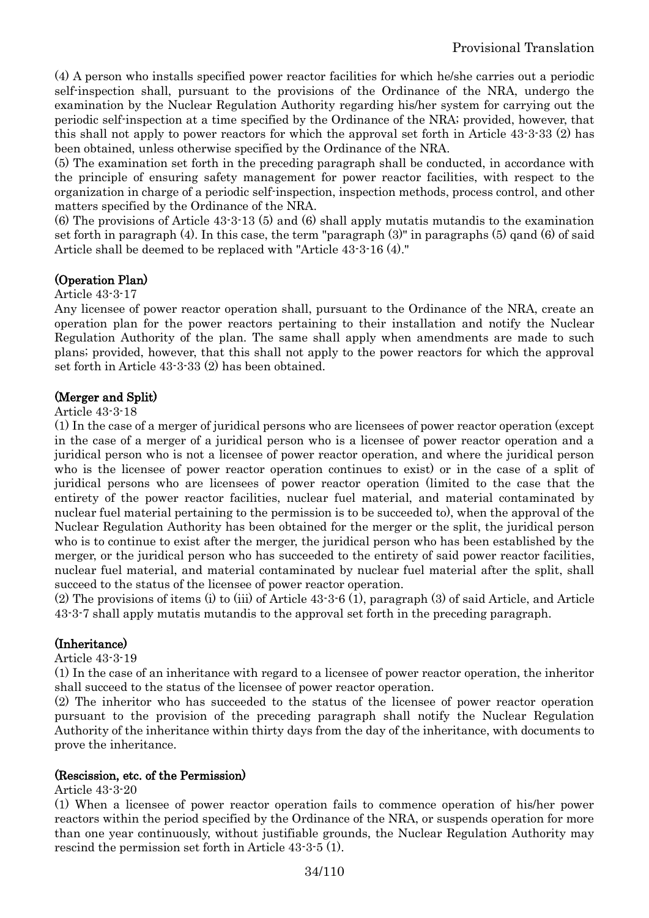(4) A person who installs specified power reactor facilities for which he/she carries out a periodic self-inspection shall, pursuant to the provisions of the Ordinance of the NRA, undergo the examination by the Nuclear Regulation Authority regarding his/her system for carrying out the periodic self-inspection at a time specified by the Ordinance of the NRA; provided, however, that this shall not apply to power reactors for which the approval set forth in Article 43-3-33 (2) has been obtained, unless otherwise specified by the Ordinance of the NRA.

(5) The examination set forth in the preceding paragraph shall be conducted, in accordance with the principle of ensuring safety management for power reactor facilities, with respect to the organization in charge of a periodic self-inspection, inspection methods, process control, and other matters specified by the Ordinance of the NRA.

(6) The provisions of Article 43-3-13 (5) and (6) shall apply mutatis mutandis to the examination set forth in paragraph (4). In this case, the term "paragraph (3)" in paragraphs (5) qand (6) of said Article shall be deemed to be replaced with "Article 43-3-16 (4)."

**(Operation Plan)**

Article 43-3-17

Any licensee of power reactor operation shall, pursuant to the Ordinance of the NRA, create an operation plan for the power reactors pertaining to their installation and notify the Nuclear Regulation Authority of the plan. The same shall apply when amendments are made to such plans; provided, however, that this shall not apply to the power reactors for which the approval set forth in Article 43-3-33 (2) has been obtained.

**(Merger and Split)**

Article 43-3-18

(1) In the case of a merger of juridical persons who are licensees of power reactor operation (except in the case of a merger of a juridical person who is a licensee of power reactor operation and a juridical person who is not a licensee of power reactor operation, and where the juridical person who is the licensee of power reactor operation continues to exist) or in the case of a split of juridical persons who are licensees of power reactor operation (limited to the case that the entirety of the power reactor facilities, nuclear fuel material, and material contaminated by nuclear fuel material pertaining to the permission is to be succeeded to), when the approval of the Nuclear Regulation Authority has been obtained for the merger or the split, the juridical person who is to continue to exist after the merger, the juridical person who has been established by the merger, or the juridical person who has succeeded to the entirety of said power reactor facilities, nuclear fuel material, and material contaminated by nuclear fuel material after the split, shall succeed to the status of the licensee of power reactor operation.

(2) The provisions of items (i) to (iii) of Article 43-3-6 (1), paragraph (3) of said Article, and Article 43-3-7 shall apply mutatis mutandis to the approval set forth in the preceding paragraph.

**(Inheritance)**

Article 43-3-19

(1) In the case of an inheritance with regard to a licensee of power reactor operation, the inheritor shall succeed to the status of the licensee of power reactor operation.

(2) The inheritor who has succeeded to the status of the licensee of power reactor operation pursuant to the provision of the preceding paragraph shall notify the Nuclear Regulation Authority of the inheritance within thirty days from the day of the inheritance, with documents to prove the inheritance.

**(Rescission, etc. of the Permission)**

Article 43-3-20

(1) When a licensee of power reactor operation fails to commence operation of his/her power reactors within the period specified by the Ordinance of the NRA, or suspends operation for more than one year continuously, without justifiable grounds, the Nuclear Regulation Authority may rescind the permission set forth in Article 43-3-5 (1).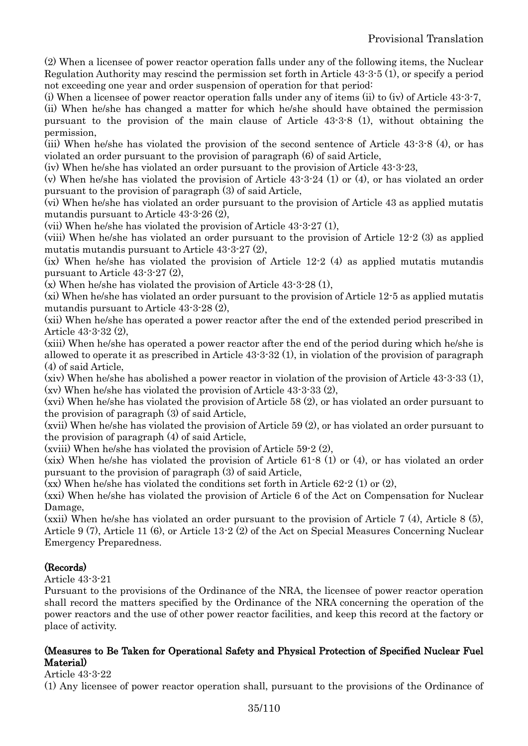(2) When a licensee of power reactor operation falls under any of the following items, the Nuclear Regulation Authority may rescind the permission set forth in Article 43-3-5 (1), or specify a period not exceeding one year and order suspension of operation for that period:

(i) When a licensee of power reactor operation falls under any of items (ii) to (iv) of Article 43-3-7,

(ii) When he/she has changed a matter for which he/she should have obtained the permission pursuant to the provision of the main clause of Article 43-3-8 (1), without obtaining the permission,

(iii) When he/she has violated the provision of the second sentence of Article 43-3-8 (4), or has violated an order pursuant to the provision of paragraph (6) of said Article,

(iv) When he/she has violated an order pursuant to the provision of Article 43-3-23,

(v) When he/she has violated the provision of Article 43-3-24 (1) or (4), or has violated an order pursuant to the provision of paragraph (3) of said Article,

(vi) When he/she has violated an order pursuant to the provision of Article 43 as applied mutatis mutandis pursuant to Article 43-3-26 (2),

(vii) When he/she has violated the provision of Article 43-3-27 (1),

(viii) When he/she has violated an order pursuant to the provision of Article 12-2 (3) as applied mutatis mutandis pursuant to Article 43-3-27 (2),

(ix) When he/she has violated the provision of Article 12-2 (4) as applied mutatis mutandis pursuant to Article 43-3-27 (2),

(x) When he/she has violated the provision of Article 43-3-28 (1),

(xi) When he/she has violated an order pursuant to the provision of Article 12-5 as applied mutatis mutandis pursuant to Article 43-3-28 (2),

(xii) When he/she has operated a power reactor after the end of the extended period prescribed in Article 43-3-32 (2),

(xiii) When he/she has operated a power reactor after the end of the period during which he/she is allowed to operate it as prescribed in Article 43-3-32 (1), in violation of the provision of paragraph (4) of said Article,

(xiv) When he/she has abolished a power reactor in violation of the provision of Article 43-3-33 (1),

(xv) When he/she has violated the provision of Article 43-3-33 (2),

(xvi) When he/she has violated the provision of Article 58 (2), or has violated an order pursuant to the provision of paragraph (3) of said Article,

(xvii) When he/she has violated the provision of Article 59 (2), or has violated an order pursuant to the provision of paragraph (4) of said Article,

(xviii) When he/she has violated the provision of Article 59-2 (2),

(xix) When he/she has violated the provision of Article 61-8 (1) or (4), or has violated an order pursuant to the provision of paragraph (3) of said Article,

(xx) When he/she has violated the conditions set forth in Article 62-2 (1) or (2),

(xxi) When he/she has violated the provision of Article 6 of the Act on Compensation for Nuclear Damage,

(xxii) When he/she has violated an order pursuant to the provision of Article 7 (4), Article 8 (5), Article 9 (7), Article 11 (6), or Article 13-2 (2) of the Act on Special Measures Concerning Nuclear Emergency Preparedness.

**(Records)**

Article 43-3-21

Pursuant to the provisions of the Ordinance of the NRA, the licensee of power reactor operation shall record the matters specified by the Ordinance of the NRA concerning the operation of the power reactors and the use of other power reactor facilities, and keep this record at the factory or place of activity.

**(Measures to Be Taken for Operational Safety and Physical Protection of Specified Nuclear Fuel Material)**

Article 43-3-22

(1) Any licensee of power reactor operation shall, pursuant to the provisions of the Ordinance of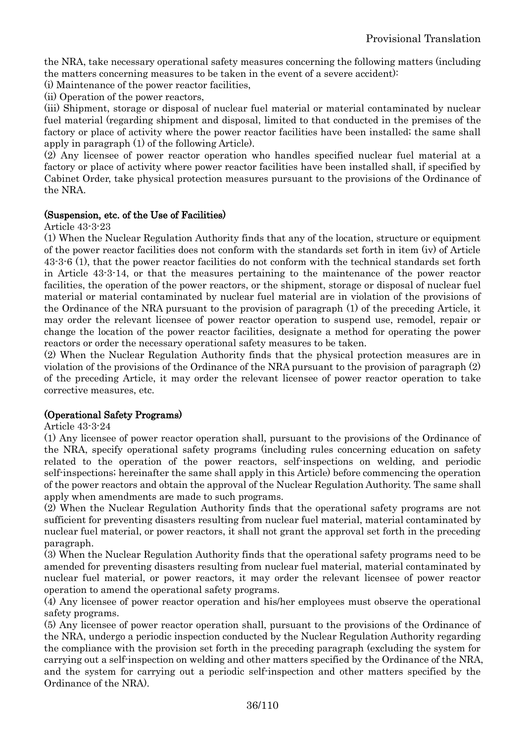the NRA, take necessary operational safety measures concerning the following matters (including the matters concerning measures to be taken in the event of a severe accident):

(i) Maintenance of the power reactor facilities,

(ii) Operation of the power reactors,

(iii) Shipment, storage or disposal of nuclear fuel material or material contaminated by nuclear fuel material (regarding shipment and disposal, limited to that conducted in the premises of the factory or place of activity where the power reactor facilities have been installed; the same shall apply in paragraph (1) of the following Article).

(2) Any licensee of power reactor operation who handles specified nuclear fuel material at a factory or place of activity where power reactor facilities have been installed shall, if specified by Cabinet Order, take physical protection measures pursuant to the provisions of the Ordinance of the NRA.

**(Suspension, etc. of the Use of Facilities)**

Article 43-3-23

(1) When the Nuclear Regulation Authority finds that any of the location, structure or equipment of the power reactor facilities does not conform with the standards set forth in item (iv) of Article 43-3-6 (1), that the power reactor facilities do not conform with the technical standards set forth in Article 43-3-14, or that the measures pertaining to the maintenance of the power reactor facilities, the operation of the power reactors, or the shipment, storage or disposal of nuclear fuel material or material contaminated by nuclear fuel material are in violation of the provisions of the Ordinance of the NRA pursuant to the provision of paragraph (1) of the preceding Article, it may order the relevant licensee of power reactor operation to suspend use, remodel, repair or change the location of the power reactor facilities, designate a method for operating the power reactors or order the necessary operational safety measures to be taken.

(2) When the Nuclear Regulation Authority finds that the physical protection measures are in violation of the provisions of the Ordinance of the NRA pursuant to the provision of paragraph (2) of the preceding Article, it may order the relevant licensee of power reactor operation to take corrective measures, etc.

**(Operational Safety Programs)**

Article 43-3-24

(1) Any licensee of power reactor operation shall, pursuant to the provisions of the Ordinance of the NRA, specify operational safety programs (including rules concerning education on safety related to the operation of the power reactors, self-inspections on welding, and periodic self-inspections; hereinafter the same shall apply in this Article) before commencing the operation of the power reactors and obtain the approval of the Nuclear Regulation Authority. The same shall apply when amendments are made to such programs.

(2) When the Nuclear Regulation Authority finds that the operational safety programs are not sufficient for preventing disasters resulting from nuclear fuel material, material contaminated by nuclear fuel material, or power reactors, it shall not grant the approval set forth in the preceding paragraph.

(3) When the Nuclear Regulation Authority finds that the operational safety programs need to be amended for preventing disasters resulting from nuclear fuel material, material contaminated by nuclear fuel material, or power reactors, it may order the relevant licensee of power reactor operation to amend the operational safety programs.

(4) Any licensee of power reactor operation and his/her employees must observe the operational safety programs.

(5) Any licensee of power reactor operation shall, pursuant to the provisions of the Ordinance of the NRA, undergo a periodic inspection conducted by the Nuclear Regulation Authority regarding the compliance with the provision set forth in the preceding paragraph (excluding the system for carrying out a self-inspection on welding and other matters specified by the Ordinance of the NRA, and the system for carrying out a periodic self-inspection and other matters specified by the Ordinance of the NRA).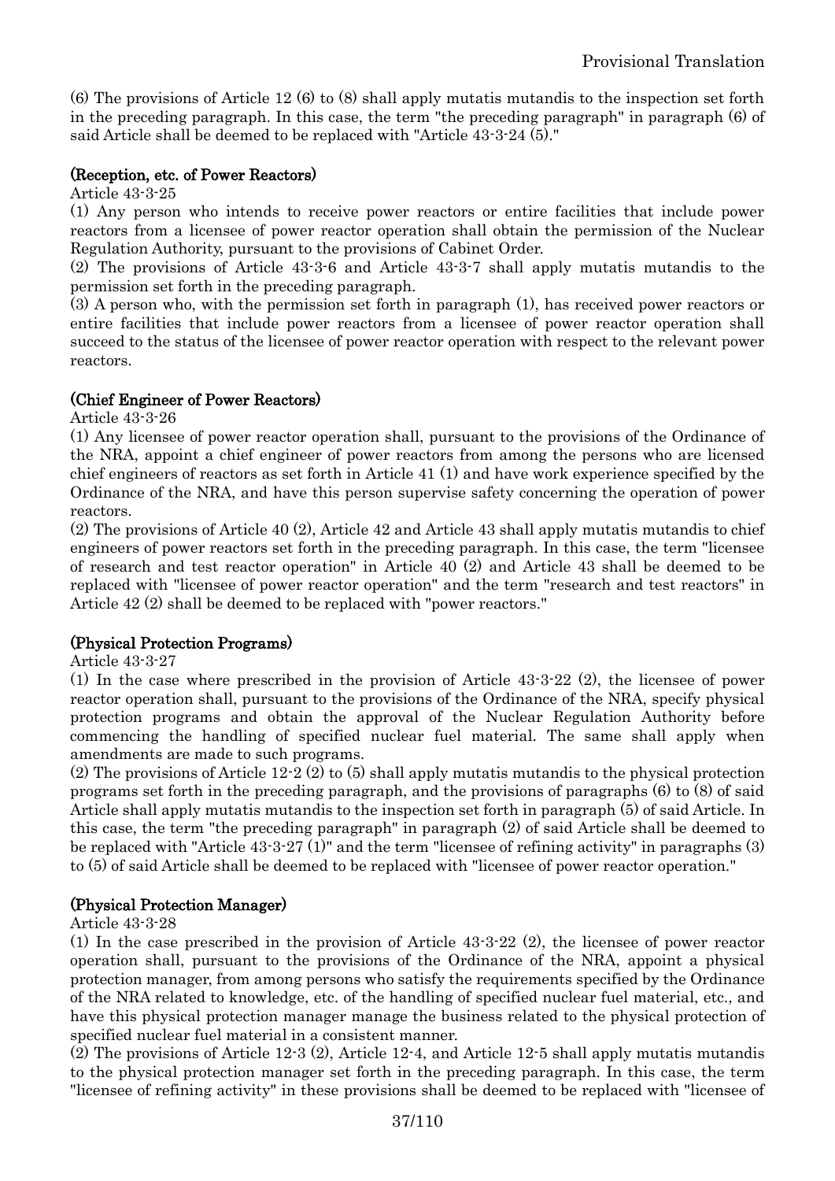(6) The provisions of Article 12 (6) to (8) shall apply mutatis mutandis to the inspection set forth in the preceding paragraph. In this case, the term "the preceding paragraph" in paragraph (6) of said Article shall be deemed to be replaced with "Article 43-3-24 (5)."

**(Reception, etc. of Power Reactors)**

Article 43-3-25

(1) Any person who intends to receive power reactors or entire facilities that include power reactors from a licensee of power reactor operation shall obtain the permission of the Nuclear Regulation Authority, pursuant to the provisions of Cabinet Order.

(2) The provisions of Article 43-3-6 and Article 43-3-7 shall apply mutatis mutandis to the permission set forth in the preceding paragraph.

(3) A person who, with the permission set forth in paragraph (1), has received power reactors or entire facilities that include power reactors from a licensee of power reactor operation shall succeed to the status of the licensee of power reactor operation with respect to the relevant power reactors.

**(Chief Engineer of Power Reactors)**

Article 43-3-26

(1) Any licensee of power reactor operation shall, pursuant to the provisions of the Ordinance of the NRA, appoint a chief engineer of power reactors from among the persons who are licensed chief engineers of reactors as set forth in Article 41 (1) and have work experience specified by the Ordinance of the NRA, and have this person supervise safety concerning the operation of power reactors.

(2) The provisions of Article 40 (2), Article 42 and Article 43 shall apply mutatis mutandis to chief engineers of power reactors set forth in the preceding paragraph. In this case, the term "licensee of research and test reactor operation" in Article 40 (2) and Article 43 shall be deemed to be replaced with "licensee of power reactor operation" and the term "research and test reactors" in Article 42 (2) shall be deemed to be replaced with "power reactors."

**(Physical Protection Programs)**

Article 43-3-27

(1) In the case where prescribed in the provision of Article 43-3-22 (2), the licensee of power reactor operation shall, pursuant to the provisions of the Ordinance of the NRA, specify physical protection programs and obtain the approval of the Nuclear Regulation Authority before commencing the handling of specified nuclear fuel material. The same shall apply when amendments are made to such programs.

(2) The provisions of Article 12-2 (2) to (5) shall apply mutatis mutandis to the physical protection programs set forth in the preceding paragraph, and the provisions of paragraphs (6) to (8) of said Article shall apply mutatis mutandis to the inspection set forth in paragraph (5) of said Article. In this case, the term "the preceding paragraph" in paragraph (2) of said Article shall be deemed to be replaced with "Article 43-3-27 (1)" and the term "licensee of refining activity" in paragraphs (3) to (5) of said Article shall be deemed to be replaced with "licensee of power reactor operation."

**(Physical Protection Manager)**

Article 43-3-28

(1) In the case prescribed in the provision of Article 43-3-22 (2), the licensee of power reactor operation shall, pursuant to the provisions of the Ordinance of the NRA, appoint a physical protection manager, from among persons who satisfy the requirements specified by the Ordinance of the NRA related to knowledge, etc. of the handling of specified nuclear fuel material, etc., and have this physical protection manager manage the business related to the physical protection of specified nuclear fuel material in a consistent manner.

(2) The provisions of Article 12-3 (2), Article 12-4, and Article 12-5 shall apply mutatis mutandis to the physical protection manager set forth in the preceding paragraph. In this case, the term "licensee of refining activity" in these provisions shall be deemed to be replaced with "licensee of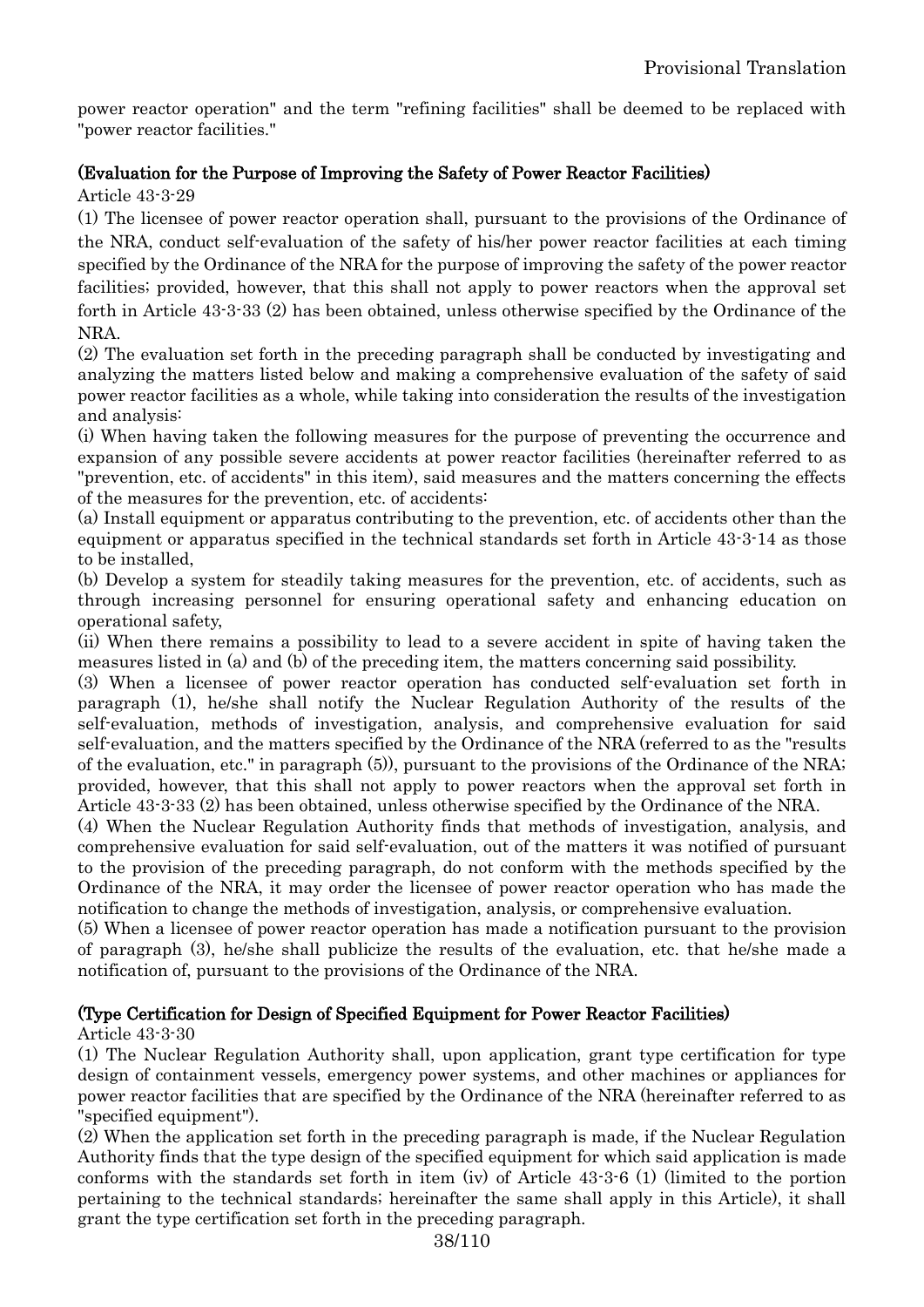power reactor operation" and the term "refining facilities" shall be deemed to be replaced with "power reactor facilities."

**(Evaluation for the Purpose of Improving the Safety of Power Reactor Facilities)**

Article 43-3-29

(1) The licensee of power reactor operation shall, pursuant to the provisions of the Ordinance of the NRA, conduct self-evaluation of the safety of his/her power reactor facilities at each timing specified by the Ordinance of the NRA for the purpose of improving the safety of the power reactor facilities; provided, however, that this shall not apply to power reactors when the approval set forth in Article 43-3-33 (2) has been obtained, unless otherwise specified by the Ordinance of the NRA.

(2) The evaluation set forth in the preceding paragraph shall be conducted by investigating and analyzing the matters listed below and making a comprehensive evaluation of the safety of said power reactor facilities as a whole, while taking into consideration the results of the investigation and analysis:

(i) When having taken the following measures for the purpose of preventing the occurrence and expansion of any possible severe accidents at power reactor facilities (hereinafter referred to as "prevention, etc. of accidents" in this item), said measures and the matters concerning the effects of the measures for the prevention, etc. of accidents:

(a) Install equipment or apparatus contributing to the prevention, etc. of accidents other than the equipment or apparatus specified in the technical standards set forth in Article 43-3-14 as those to be installed,

(b) Develop a system for steadily taking measures for the prevention, etc. of accidents, such as through increasing personnel for ensuring operational safety and enhancing education on operational safety,

(ii) When there remains a possibility to lead to a severe accident in spite of having taken the measures listed in (a) and (b) of the preceding item, the matters concerning said possibility.

(3) When a licensee of power reactor operation has conducted self-evaluation set forth in paragraph (1), he/she shall notify the Nuclear Regulation Authority of the results of the self-evaluation, methods of investigation, analysis, and comprehensive evaluation for said self-evaluation, and the matters specified by the Ordinance of the NRA (referred to as the "results of the evaluation, etc." in paragraph (5)), pursuant to the provisions of the Ordinance of the NRA; provided, however, that this shall not apply to power reactors when the approval set forth in Article 43-3-33 (2) has been obtained, unless otherwise specified by the Ordinance of the NRA.

(4) When the Nuclear Regulation Authority finds that methods of investigation, analysis, and comprehensive evaluation for said self-evaluation, out of the matters it was notified of pursuant to the provision of the preceding paragraph, do not conform with the methods specified by the Ordinance of the NRA, it may order the licensee of power reactor operation who has made the notification to change the methods of investigation, analysis, or comprehensive evaluation.

(5) When a licensee of power reactor operation has made a notification pursuant to the provision of paragraph (3), he/she shall publicize the results of the evaluation, etc. that he/she made a notification of, pursuant to the provisions of the Ordinance of the NRA.

**(Type Certification for Design of Specified Equipment for Power Reactor Facilities)**

Article 43-3-30

(1) The Nuclear Regulation Authority shall, upon application, grant type certification for type design of containment vessels, emergency power systems, and other machines or appliances for power reactor facilities that are specified by the Ordinance of the NRA (hereinafter referred to as "specified equipment").

(2) When the application set forth in the preceding paragraph is made, if the Nuclear Regulation Authority finds that the type design of the specified equipment for which said application is made conforms with the standards set forth in item (iv) of Article 43-3-6 (1) (limited to the portion pertaining to the technical standards; hereinafter the same shall apply in this Article), it shall grant the type certification set forth in the preceding paragraph.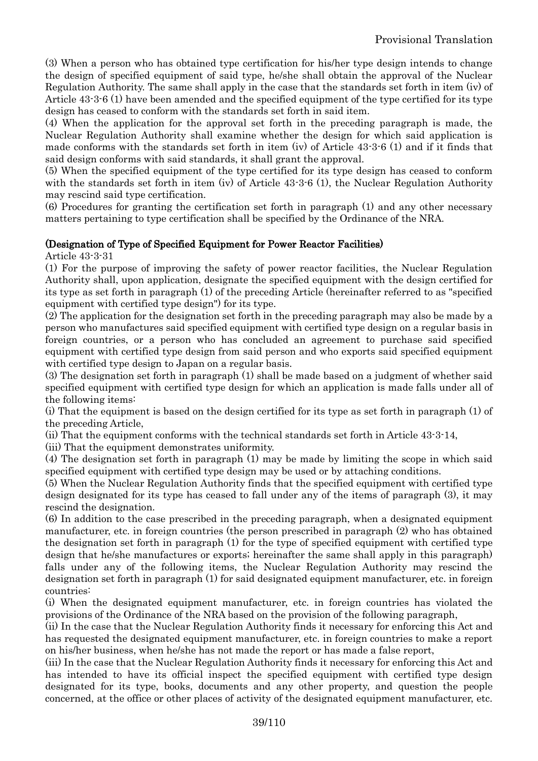(3) When a person who has obtained type certification for his/her type design intends to change the design of specified equipment of said type, he/she shall obtain the approval of the Nuclear Regulation Authority. The same shall apply in the case that the standards set forth in item (iv) of Article 43-3-6 (1) have been amended and the specified equipment of the type certified for its type design has ceased to conform with the standards set forth in said item.

(4) When the application for the approval set forth in the preceding paragraph is made, the Nuclear Regulation Authority shall examine whether the design for which said application is made conforms with the standards set forth in item (iv) of Article 43-3-6 (1) and if it finds that said design conforms with said standards, it shall grant the approval.

(5) When the specified equipment of the type certified for its type design has ceased to conform with the standards set forth in item (iv) of Article 43-3-6 (1), the Nuclear Regulation Authority may rescind said type certification.

(6) Procedures for granting the certification set forth in paragraph (1) and any other necessary matters pertaining to type certification shall be specified by the Ordinance of the NRA.

**(Designation of Type of Specified Equipment for Power Reactor Facilities)**

Article 43-3-31

(1) For the purpose of improving the safety of power reactor facilities, the Nuclear Regulation Authority shall, upon application, designate the specified equipment with the design certified for its type as set forth in paragraph (1) of the preceding Article (hereinafter referred to as "specified equipment with certified type design") for its type.

(2) The application for the designation set forth in the preceding paragraph may also be made by a person who manufactures said specified equipment with certified type design on a regular basis in foreign countries, or a person who has concluded an agreement to purchase said specified equipment with certified type design from said person and who exports said specified equipment with certified type design to Japan on a regular basis.

(3) The designation set forth in paragraph (1) shall be made based on a judgment of whether said specified equipment with certified type design for which an application is made falls under all of the following items:

(i) That the equipment is based on the design certified for its type as set forth in paragraph (1) of the preceding Article,

(ii) That the equipment conforms with the technical standards set forth in Article 43-3-14,

(iii) That the equipment demonstrates uniformity.

(4) The designation set forth in paragraph (1) may be made by limiting the scope in which said specified equipment with certified type design may be used or by attaching conditions.

(5) When the Nuclear Regulation Authority finds that the specified equipment with certified type design designated for its type has ceased to fall under any of the items of paragraph (3), it may rescind the designation.

(6) In addition to the case prescribed in the preceding paragraph, when a designated equipment manufacturer, etc. in foreign countries (the person prescribed in paragraph (2) who has obtained the designation set forth in paragraph (1) for the type of specified equipment with certified type design that he/she manufactures or exports; hereinafter the same shall apply in this paragraph) falls under any of the following items, the Nuclear Regulation Authority may rescind the designation set forth in paragraph (1) for said designated equipment manufacturer, etc. in foreign countries:

(i) When the designated equipment manufacturer, etc. in foreign countries has violated the provisions of the Ordinance of the NRA based on the provision of the following paragraph,

(ii) In the case that the Nuclear Regulation Authority finds it necessary for enforcing this Act and has requested the designated equipment manufacturer, etc. in foreign countries to make a report on his/her business, when he/she has not made the report or has made a false report,

(iii) In the case that the Nuclear Regulation Authority finds it necessary for enforcing this Act and has intended to have its official inspect the specified equipment with certified type design designated for its type, books, documents and any other property, and question the people concerned, at the office or other places of activity of the designated equipment manufacturer, etc.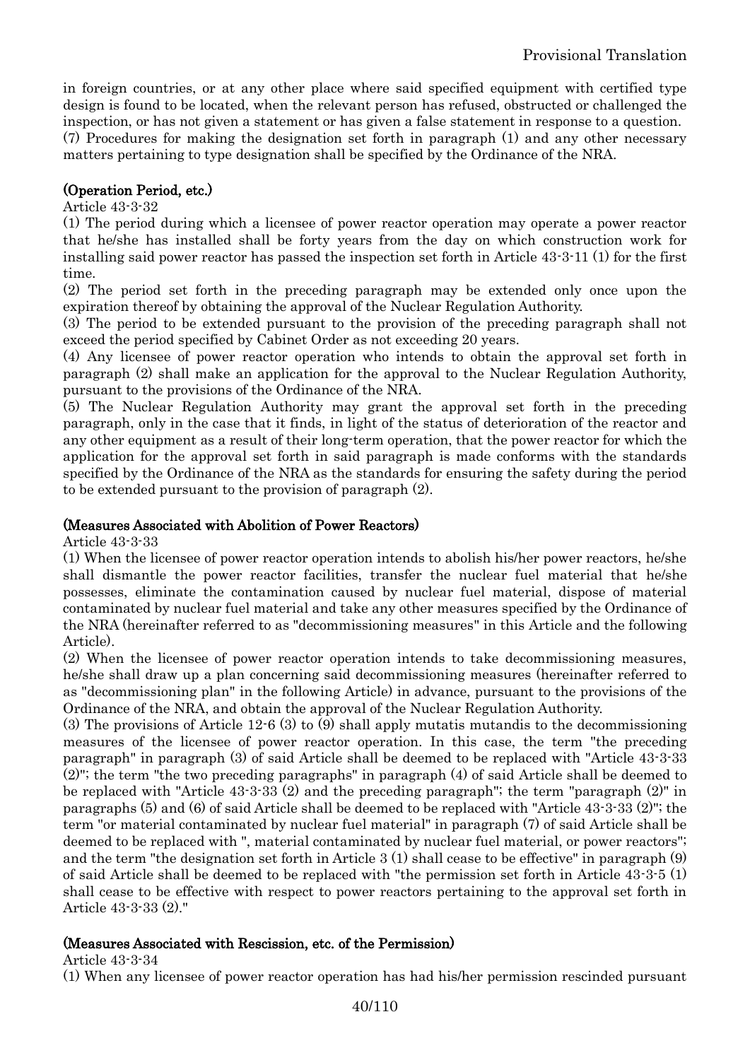in foreign countries, or at any other place where said specified equipment with certified type design is found to be located, when the relevant person has refused, obstructed or challenged the inspection, or has not given a statement or has given a false statement in response to a question.
(7) Procedures for making the designation set forth in paragraph (1) and any other necessary matters pertaining to type designation shall be specified by the Ordinance of the NRA.

**(Operation Period, etc.)**

Article 43-3-32

(1) The period during which a licensee of power reactor operation may operate a power reactor that he/she has installed shall be forty years from the day on which construction work for installing said power reactor has passed the inspection set forth in Article 43-3-11 (1) for the first time.
(2) The period set forth in the preceding paragraph may be extended only once upon the expiration thereof by obtaining the approval of the Nuclear Regulation Authority.
(3) The period to be extended pursuant to the provision of the preceding paragraph shall not exceed the period specified by Cabinet Order as not exceeding 20 years.
(4) Any licensee of power reactor operation who intends to obtain the approval set forth in paragraph (2) shall make an application for the approval to the Nuclear Regulation Authority, pursuant to the provisions of the Ordinance of the NRA.
(5) The Nuclear Regulation Authority may grant the approval set forth in the preceding paragraph, only in the case that it finds, in light of the status of deterioration of the reactor and any other equipment as a result of their long-term operation, that the power reactor for which the application for the approval set forth in said paragraph is made conforms with the standards specified by the Ordinance of the NRA as the standards for ensuring the safety during the period to be extended pursuant to the provision of paragraph (2).

**(Measures Associated with Abolition of Power Reactors)**

Article 43-3-33

(1) When the licensee of power reactor operation intends to abolish his/her power reactors, he/she shall dismantle the power reactor facilities, transfer the nuclear fuel material that he/she possesses, eliminate the contamination caused by nuclear fuel material, dispose of material contaminated by nuclear fuel material and take any other measures specified by the Ordinance of the NRA (hereinafter referred to as "decommissioning measures" in this Article and the following Article).
(2) When the licensee of power reactor operation intends to take decommissioning measures, he/she shall draw up a plan concerning said decommissioning measures (hereinafter referred to as "decommissioning plan" in the following Article) in advance, pursuant to the provisions of the Ordinance of the NRA, and obtain the approval of the Nuclear Regulation Authority.
(3) The provisions of Article 12-6 (3) to (9) shall apply mutatis mutandis to the decommissioning measures of the licensee of power reactor operation. In this case, the term "the preceding paragraph" in paragraph (3) of said Article shall be deemed to be replaced with "Article 43-3-33 (2)"; the term "the two preceding paragraphs" in paragraph (4) of said Article shall be deemed to be replaced with "Article 43-3-33 (2) and the preceding paragraph"; the term "paragraph (2)" in paragraphs (5) and (6) of said Article shall be deemed to be replaced with "Article 43-3-33 (2)"; the term "or material contaminated by nuclear fuel material" in paragraph (7) of said Article shall be deemed to be replaced with ", material contaminated by nuclear fuel material, or power reactors"; and the term "the designation set forth in Article 3 (1) shall cease to be effective" in paragraph (9) of said Article shall be deemed to be replaced with "the permission set forth in Article 43-3-5 (1) shall cease to be effective with respect to power reactors pertaining to the approval set forth in Article 43-3-33 (2)."

**(Measures Associated with Rescission, etc. of the Permission)**

Article 43-3-34

(1) When any licensee of power reactor operation has had his/her permission rescinded pursuant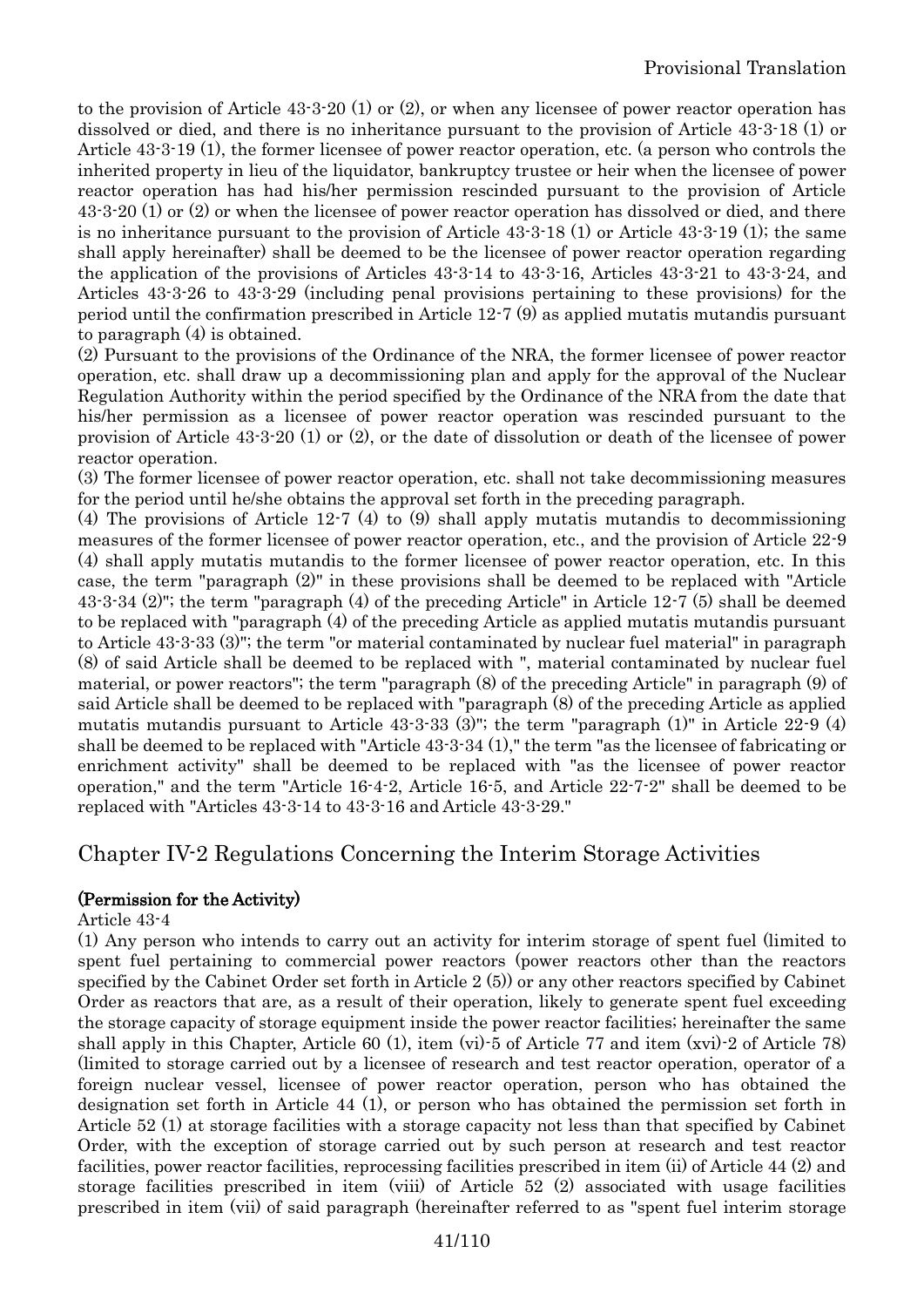to the provision of Article 43-3-20 (1) or (2), or when any licensee of power reactor operation has dissolved or died, and there is no inheritance pursuant to the provision of Article 43-3-18 (1) or Article 43-3-19 (1), the former licensee of power reactor operation, etc. (a person who controls the inherited property in lieu of the liquidator, bankruptcy trustee or heir when the licensee of power reactor operation has had his/her permission rescinded pursuant to the provision of Article 43-3-20 (1) or (2) or when the licensee of power reactor operation has dissolved or died, and there is no inheritance pursuant to the provision of Article 43-3-18 (1) or Article 43-3-19 (1); the same shall apply hereinafter) shall be deemed to be the licensee of power reactor operation regarding the application of the provisions of Articles 43-3-14 to 43-3-16, Articles 43-3-21 to 43-3-24, and Articles 43-3-26 to 43-3-29 (including penal provisions pertaining to these provisions) for the period until the confirmation prescribed in Article 12-7 (9) as applied mutatis mutandis pursuant to paragraph (4) is obtained.

(2) Pursuant to the provisions of the Ordinance of the NRA, the former licensee of power reactor operation, etc. shall draw up a decommissioning plan and apply for the approval of the Nuclear Regulation Authority within the period specified by the Ordinance of the NRA from the date that his/her permission as a licensee of power reactor operation was rescinded pursuant to the provision of Article 43-3-20 (1) or (2), or the date of dissolution or death of the licensee of power reactor operation.

(3) The former licensee of power reactor operation, etc. shall not take decommissioning measures for the period until he/she obtains the approval set forth in the preceding paragraph.

(4) The provisions of Article 12-7 (4) to (9) shall apply mutatis mutandis to decommissioning measures of the former licensee of power reactor operation, etc., and the provision of Article 22-9 (4) shall apply mutatis mutandis to the former licensee of power reactor operation, etc. In this case, the term "paragraph (2)" in these provisions shall be deemed to be replaced with "Article 43-3-34 (2)"; the term "paragraph (4) of the preceding Article" in Article 12-7 (5) shall be deemed to be replaced with "paragraph (4) of the preceding Article as applied mutatis mutandis pursuant to Article 43-3-33 (3)"; the term "or material contaminated by nuclear fuel material" in paragraph (8) of said Article shall be deemed to be replaced with ", material contaminated by nuclear fuel material, or power reactors"; the term "paragraph (8) of the preceding Article" in paragraph (9) of said Article shall be deemed to be replaced with "paragraph (8) of the preceding Article as applied mutatis mutandis pursuant to Article 43-3-33 (3)"; the term "paragraph (1)" in Article 22-9 (4) shall be deemed to be replaced with "Article 43-3-34 (1)," the term "as the licensee of fabricating or enrichment activity" shall be deemed to be replaced with "as the licensee of power reactor operation," and the term "Article 16-4-2, Article 16-5, and Article 22-7-2" shall be deemed to be replaced with "Articles 43-3-14 to 43-3-16 and Article 43-3-29."

## Chapter IV-2 Regulations Concerning the Interim Storage Activities

**(Permission for the Activity)**

Article 43-4

(1) Any person who intends to carry out an activity for interim storage of spent fuel (limited to spent fuel pertaining to commercial power reactors (power reactors other than the reactors specified by the Cabinet Order set forth in Article 2 (5)) or any other reactors specified by Cabinet Order as reactors that are, as a result of their operation, likely to generate spent fuel exceeding the storage capacity of storage equipment inside the power reactor facilities; hereinafter the same shall apply in this Chapter, Article 60 (1), item (vi)-5 of Article 77 and item (xvi)-2 of Article 78) (limited to storage carried out by a licensee of research and test reactor operation, operator of a foreign nuclear vessel, licensee of power reactor operation, person who has obtained the designation set forth in Article 44 (1), or person who has obtained the permission set forth in Article 52 (1) at storage facilities with a storage capacity not less than that specified by Cabinet Order, with the exception of storage carried out by such person at research and test reactor facilities, power reactor facilities, reprocessing facilities prescribed in item (ii) of Article 44 (2) and storage facilities prescribed in item (viii) of Article 52 (2) associated with usage facilities prescribed in item (vii) of said paragraph (hereinafter referred to as "spent fuel interim storage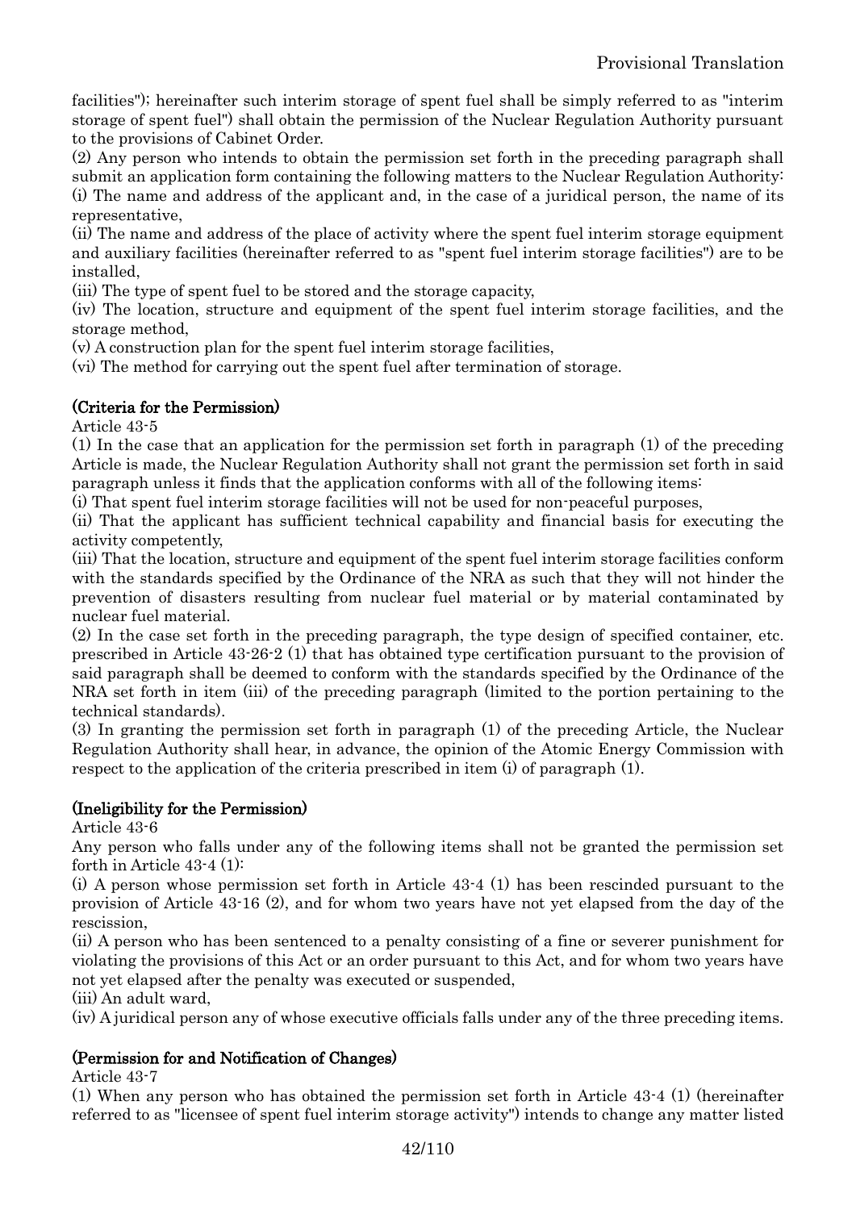facilities"); hereinafter such interim storage of spent fuel shall be simply referred to as "interim storage of spent fuel") shall obtain the permission of the Nuclear Regulation Authority pursuant to the provisions of Cabinet Order.

(2) Any person who intends to obtain the permission set forth in the preceding paragraph shall submit an application form containing the following matters to the Nuclear Regulation Authority:

(i) The name and address of the applicant and, in the case of a juridical person, the name of its representative,

(ii) The name and address of the place of activity where the spent fuel interim storage equipment and auxiliary facilities (hereinafter referred to as "spent fuel interim storage facilities") are to be installed,

(iii) The type of spent fuel to be stored and the storage capacity,

(iv) The location, structure and equipment of the spent fuel interim storage facilities, and the storage method,

(v) A construction plan for the spent fuel interim storage facilities,

(vi) The method for carrying out the spent fuel after termination of storage.

**(Criteria for the Permission)**

Article 43-5

(1) In the case that an application for the permission set forth in paragraph (1) of the preceding Article is made, the Nuclear Regulation Authority shall not grant the permission set forth in said paragraph unless it finds that the application conforms with all of the following items:

(i) That spent fuel interim storage facilities will not be used for non-peaceful purposes,

(ii) That the applicant has sufficient technical capability and financial basis for executing the activity competently,

(iii) That the location, structure and equipment of the spent fuel interim storage facilities conform with the standards specified by the Ordinance of the NRA as such that they will not hinder the prevention of disasters resulting from nuclear fuel material or by material contaminated by nuclear fuel material.

(2) In the case set forth in the preceding paragraph, the type design of specified container, etc. prescribed in Article 43-26-2 (1) that has obtained type certification pursuant to the provision of said paragraph shall be deemed to conform with the standards specified by the Ordinance of the NRA set forth in item (iii) of the preceding paragraph (limited to the portion pertaining to the technical standards).

(3) In granting the permission set forth in paragraph (1) of the preceding Article, the Nuclear Regulation Authority shall hear, in advance, the opinion of the Atomic Energy Commission with respect to the application of the criteria prescribed in item (i) of paragraph (1).

**(Ineligibility for the Permission)**

Article 43-6

Any person who falls under any of the following items shall not be granted the permission set forth in Article 43-4 (1):

(i) A person whose permission set forth in Article 43-4 (1) has been rescinded pursuant to the provision of Article 43-16 (2), and for whom two years have not yet elapsed from the day of the rescission,

(ii) A person who has been sentenced to a penalty consisting of a fine or severer punishment for violating the provisions of this Act or an order pursuant to this Act, and for whom two years have not yet elapsed after the penalty was executed or suspended,

(iii) An adult ward,

(iv) A juridical person any of whose executive officials falls under any of the three preceding items.

**(Permission for and Notification of Changes)**

Article 43-7

(1) When any person who has obtained the permission set forth in Article 43-4 (1) (hereinafter referred to as "licensee of spent fuel interim storage activity") intends to change any matter listed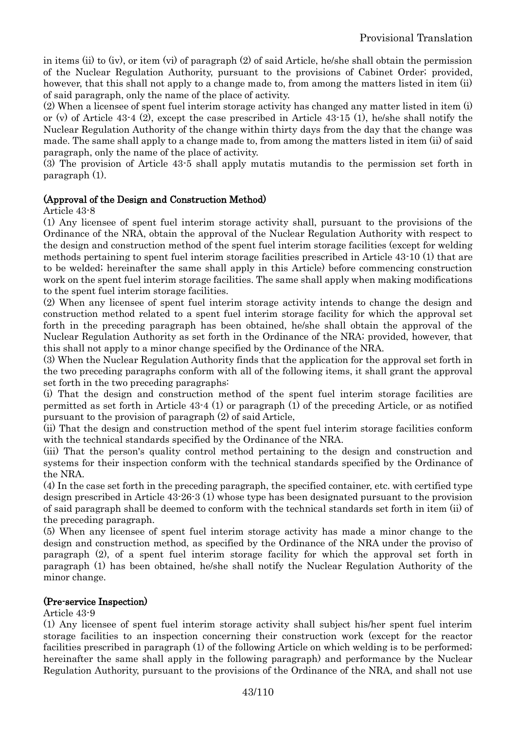in items (ii) to (iv), or item (vi) of paragraph (2) of said Article, he/she shall obtain the permission of the Nuclear Regulation Authority, pursuant to the provisions of Cabinet Order; provided, however, that this shall not apply to a change made to, from among the matters listed in item (ii) of said paragraph, only the name of the place of activity.

(2) When a licensee of spent fuel interim storage activity has changed any matter listed in item (i) or (v) of Article 43-4 (2), except the case prescribed in Article 43-15 (1), he/she shall notify the Nuclear Regulation Authority of the change within thirty days from the day that the change was made. The same shall apply to a change made to, from among the matters listed in item (ii) of said paragraph, only the name of the place of activity.

(3) The provision of Article 43-5 shall apply mutatis mutandis to the permission set forth in paragraph (1).

**(Approval of the Design and Construction Method)**

Article 43-8

(1) Any licensee of spent fuel interim storage activity shall, pursuant to the provisions of the Ordinance of the NRA, obtain the approval of the Nuclear Regulation Authority with respect to the design and construction method of the spent fuel interim storage facilities (except for welding methods pertaining to spent fuel interim storage facilities prescribed in Article 43-10 (1) that are to be welded; hereinafter the same shall apply in this Article) before commencing construction work on the spent fuel interim storage facilities. The same shall apply when making modifications to the spent fuel interim storage facilities.

(2) When any licensee of spent fuel interim storage activity intends to change the design and construction method related to a spent fuel interim storage facility for which the approval set forth in the preceding paragraph has been obtained, he/she shall obtain the approval of the Nuclear Regulation Authority as set forth in the Ordinance of the NRA; provided, however, that this shall not apply to a minor change specified by the Ordinance of the NRA.

(3) When the Nuclear Regulation Authority finds that the application for the approval set forth in the two preceding paragraphs conform with all of the following items, it shall grant the approval set forth in the two preceding paragraphs:

(i) That the design and construction method of the spent fuel interim storage facilities are permitted as set forth in Article 43-4 (1) or paragraph (1) of the preceding Article, or as notified pursuant to the provision of paragraph (2) of said Article,

(ii) That the design and construction method of the spent fuel interim storage facilities conform with the technical standards specified by the Ordinance of the NRA.

(iii) That the person's quality control method pertaining to the design and construction and systems for their inspection conform with the technical standards specified by the Ordinance of the NRA.

(4) In the case set forth in the preceding paragraph, the specified container, etc. with certified type design prescribed in Article 43-26-3 (1) whose type has been designated pursuant to the provision of said paragraph shall be deemed to conform with the technical standards set forth in item (ii) of the preceding paragraph.

(5) When any licensee of spent fuel interim storage activity has made a minor change to the design and construction method, as specified by the Ordinance of the NRA under the proviso of paragraph (2), of a spent fuel interim storage facility for which the approval set forth in paragraph (1) has been obtained, he/she shall notify the Nuclear Regulation Authority of the minor change.

**(Pre-service Inspection)**

Article 43-9

(1) Any licensee of spent fuel interim storage activity shall subject his/her spent fuel interim storage facilities to an inspection concerning their construction work (except for the reactor facilities prescribed in paragraph (1) of the following Article on which welding is to be performed; hereinafter the same shall apply in the following paragraph) and performance by the Nuclear Regulation Authority, pursuant to the provisions of the Ordinance of the NRA, and shall not use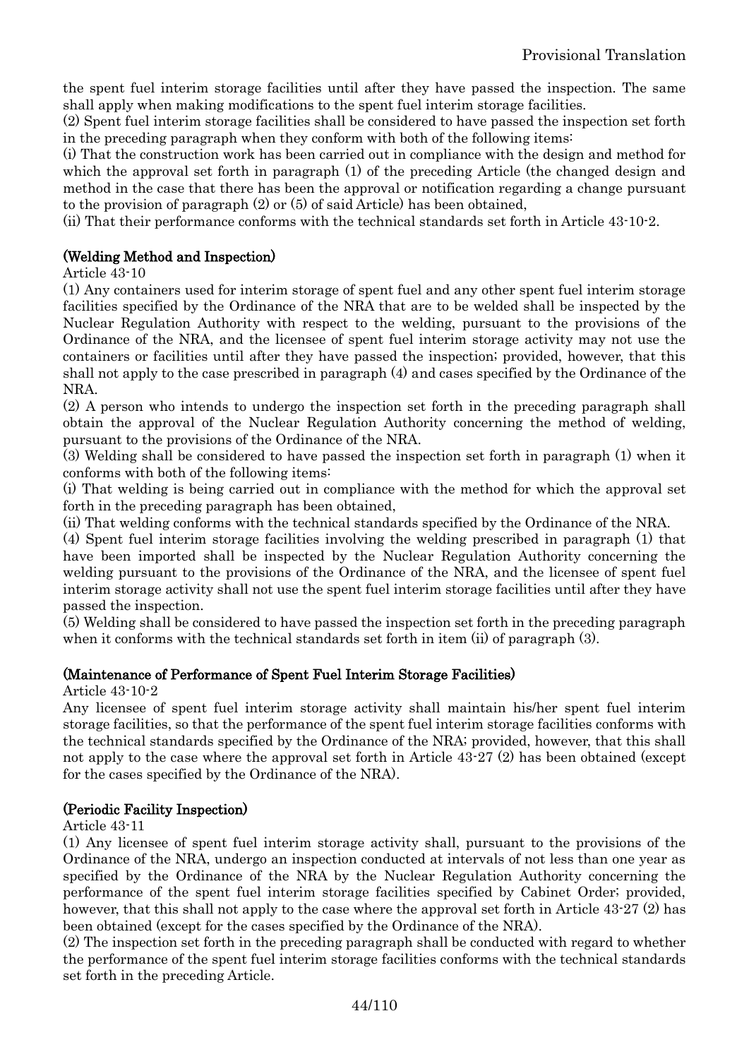the spent fuel interim storage facilities until after they have passed the inspection. The same shall apply when making modifications to the spent fuel interim storage facilities.

(2) Spent fuel interim storage facilities shall be considered to have passed the inspection set forth in the preceding paragraph when they conform with both of the following items:

(i) That the construction work has been carried out in compliance with the design and method for which the approval set forth in paragraph (1) of the preceding Article (the changed design and method in the case that there has been the approval or notification regarding a change pursuant to the provision of paragraph (2) or (5) of said Article) has been obtained,

(ii) That their performance conforms with the technical standards set forth in Article 43-10-2.

**(Welding Method and Inspection)**

Article 43-10

(1) Any containers used for interim storage of spent fuel and any other spent fuel interim storage facilities specified by the Ordinance of the NRA that are to be welded shall be inspected by the Nuclear Regulation Authority with respect to the welding, pursuant to the provisions of the Ordinance of the NRA, and the licensee of spent fuel interim storage activity may not use the containers or facilities until after they have passed the inspection; provided, however, that this shall not apply to the case prescribed in paragraph (4) and cases specified by the Ordinance of the NRA.

(2) A person who intends to undergo the inspection set forth in the preceding paragraph shall obtain the approval of the Nuclear Regulation Authority concerning the method of welding, pursuant to the provisions of the Ordinance of the NRA.

(3) Welding shall be considered to have passed the inspection set forth in paragraph (1) when it conforms with both of the following items:

(i) That welding is being carried out in compliance with the method for which the approval set forth in the preceding paragraph has been obtained,

(ii) That welding conforms with the technical standards specified by the Ordinance of the NRA.

(4) Spent fuel interim storage facilities involving the welding prescribed in paragraph (1) that have been imported shall be inspected by the Nuclear Regulation Authority concerning the welding pursuant to the provisions of the Ordinance of the NRA, and the licensee of spent fuel interim storage activity shall not use the spent fuel interim storage facilities until after they have passed the inspection.

(5) Welding shall be considered to have passed the inspection set forth in the preceding paragraph when it conforms with the technical standards set forth in item (ii) of paragraph (3).

**(Maintenance of Performance of Spent Fuel Interim Storage Facilities)**

Article 43-10-2

Any licensee of spent fuel interim storage activity shall maintain his/her spent fuel interim storage facilities, so that the performance of the spent fuel interim storage facilities conforms with the technical standards specified by the Ordinance of the NRA; provided, however, that this shall not apply to the case where the approval set forth in Article 43-27 (2) has been obtained (except for the cases specified by the Ordinance of the NRA).

**(Periodic Facility Inspection)**

Article 43-11

(1) Any licensee of spent fuel interim storage activity shall, pursuant to the provisions of the Ordinance of the NRA, undergo an inspection conducted at intervals of not less than one year as specified by the Ordinance of the NRA by the Nuclear Regulation Authority concerning the performance of the spent fuel interim storage facilities specified by Cabinet Order; provided, however, that this shall not apply to the case where the approval set forth in Article 43-27 (2) has been obtained (except for the cases specified by the Ordinance of the NRA).

(2) The inspection set forth in the preceding paragraph shall be conducted with regard to whether the performance of the spent fuel interim storage facilities conforms with the technical standards set forth in the preceding Article.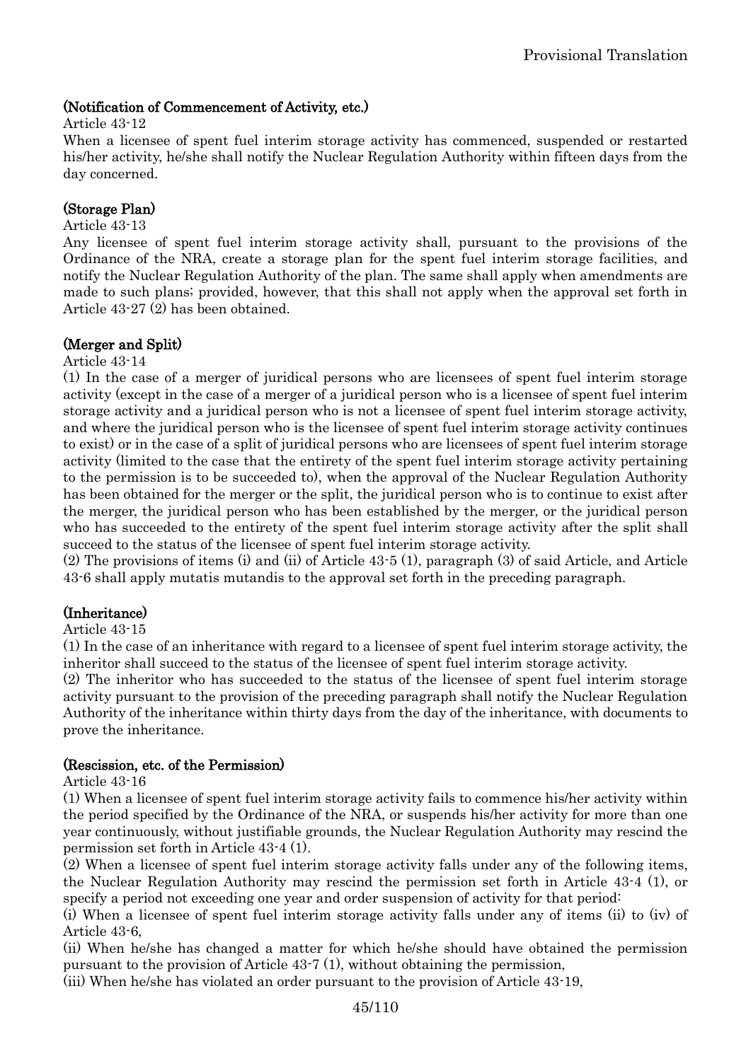**(Notification of Commencement of Activity, etc.)**

Article 43-12

When a licensee of spent fuel interim storage activity has commenced, suspended or restarted his/her activity, he/she shall notify the Nuclear Regulation Authority within fifteen days from the day concerned.

**(Storage Plan)**

Article 43-13

Any licensee of spent fuel interim storage activity shall, pursuant to the provisions of the Ordinance of the NRA, create a storage plan for the spent fuel interim storage facilities, and notify the Nuclear Regulation Authority of the plan. The same shall apply when amendments are made to such plans; provided, however, that this shall not apply when the approval set forth in Article 43-27 (2) has been obtained.

**(Merger and Split)**

Article 43-14

(1) In the case of a merger of juridical persons who are licensees of spent fuel interim storage activity (except in the case of a merger of a juridical person who is a licensee of spent fuel interim storage activity and a juridical person who is not a licensee of spent fuel interim storage activity, and where the juridical person who is the licensee of spent fuel interim storage activity continues to exist) or in the case of a split of juridical persons who are licensees of spent fuel interim storage activity (limited to the case that the entirety of the spent fuel interim storage activity pertaining to the permission is to be succeeded to), when the approval of the Nuclear Regulation Authority has been obtained for the merger or the split, the juridical person who is to continue to exist after the merger, the juridical person who has been established by the merger, or the juridical person who has succeeded to the entirety of the spent fuel interim storage activity after the split shall succeed to the status of the licensee of spent fuel interim storage activity.

(2) The provisions of items (i) and (ii) of Article 43-5 (1), paragraph (3) of said Article, and Article 43-6 shall apply mutatis mutandis to the approval set forth in the preceding paragraph.

**(Inheritance)**

Article 43-15

(1) In the case of an inheritance with regard to a licensee of spent fuel interim storage activity, the inheritor shall succeed to the status of the licensee of spent fuel interim storage activity.

(2) The inheritor who has succeeded to the status of the licensee of spent fuel interim storage activity pursuant to the provision of the preceding paragraph shall notify the Nuclear Regulation Authority of the inheritance within thirty days from the day of the inheritance, with documents to prove the inheritance.

**(Rescission, etc. of the Permission)**

Article 43-16

(1) When a licensee of spent fuel interim storage activity fails to commence his/her activity within the period specified by the Ordinance of the NRA, or suspends his/her activity for more than one year continuously, without justifiable grounds, the Nuclear Regulation Authority may rescind the permission set forth in Article 43-4 (1).

(2) When a licensee of spent fuel interim storage activity falls under any of the following items, the Nuclear Regulation Authority may rescind the permission set forth in Article 43-4 (1), or specify a period not exceeding one year and order suspension of activity for that period:

(i) When a licensee of spent fuel interim storage activity falls under any of items (ii) to (iv) of Article 43-6,

(ii) When he/she has changed a matter for which he/she should have obtained the permission pursuant to the provision of Article 43-7 (1), without obtaining the permission,

(iii) When he/she has violated an order pursuant to the provision of Article 43-19,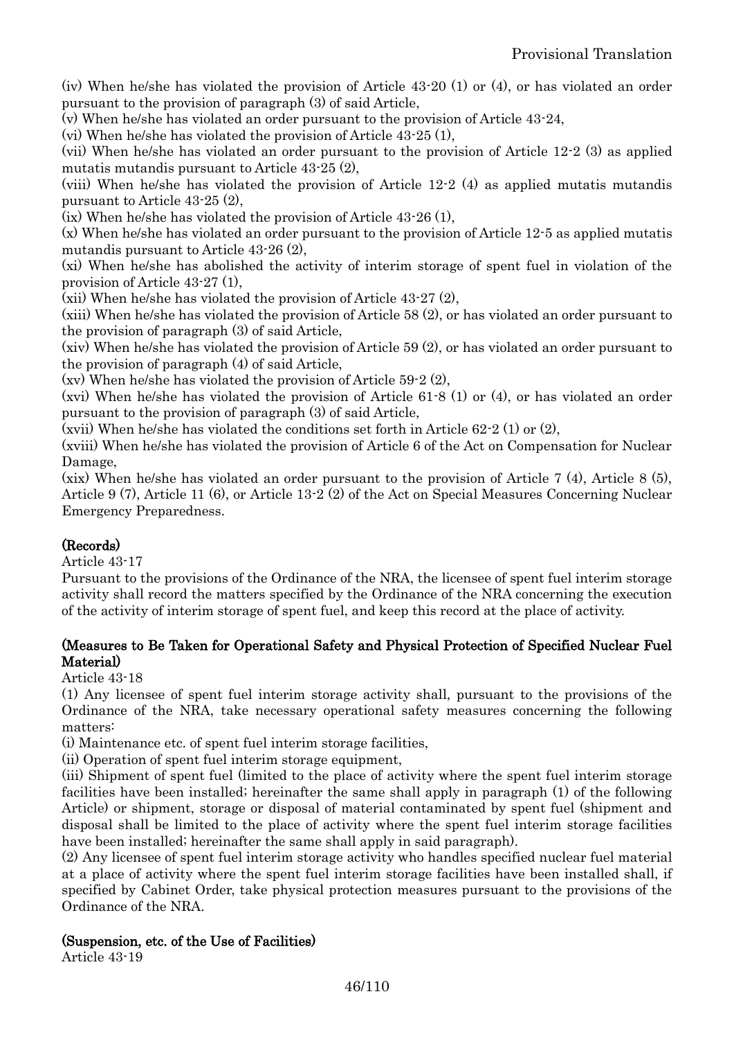(iv) When he/she has violated the provision of Article 43-20 (1) or (4), or has violated an order pursuant to the provision of paragraph (3) of said Article,

(v) When he/she has violated an order pursuant to the provision of Article 43-24,

(vi) When he/she has violated the provision of Article 43-25 (1),

(vii) When he/she has violated an order pursuant to the provision of Article 12-2 (3) as applied mutatis mutandis pursuant to Article 43-25 (2),

(viii) When he/she has violated the provision of Article 12-2 (4) as applied mutatis mutandis pursuant to Article 43-25 (2),

(ix) When he/she has violated the provision of Article 43-26 (1),

(x) When he/she has violated an order pursuant to the provision of Article 12-5 as applied mutatis mutandis pursuant to Article 43-26 (2),

(xi) When he/she has abolished the activity of interim storage of spent fuel in violation of the provision of Article 43-27 (1),

(xii) When he/she has violated the provision of Article 43-27 (2),

(xiii) When he/she has violated the provision of Article 58 (2), or has violated an order pursuant to the provision of paragraph (3) of said Article,

(xiv) When he/she has violated the provision of Article 59 (2), or has violated an order pursuant to the provision of paragraph (4) of said Article,

(xv) When he/she has violated the provision of Article 59-2 (2),

(xvi) When he/she has violated the provision of Article 61-8 (1) or (4), or has violated an order pursuant to the provision of paragraph (3) of said Article,

(xvii) When he/she has violated the conditions set forth in Article 62-2 (1) or (2),

(xviii) When he/she has violated the provision of Article 6 of the Act on Compensation for Nuclear Damage,

(xix) When he/she has violated an order pursuant to the provision of Article 7 (4), Article 8 (5), Article 9 (7), Article 11 (6), or Article 13-2 (2) of the Act on Special Measures Concerning Nuclear Emergency Preparedness.

**(Records)**

Article 43-17

Pursuant to the provisions of the Ordinance of the NRA, the licensee of spent fuel interim storage activity shall record the matters specified by the Ordinance of the NRA concerning the execution of the activity of interim storage of spent fuel, and keep this record at the place of activity.

**(Measures to Be Taken for Operational Safety and Physical Protection of Specified Nuclear Fuel Material)**

Article 43-18

(1) Any licensee of spent fuel interim storage activity shall, pursuant to the provisions of the Ordinance of the NRA, take necessary operational safety measures concerning the following matters:

(i) Maintenance etc. of spent fuel interim storage facilities,

(ii) Operation of spent fuel interim storage equipment,

(iii) Shipment of spent fuel (limited to the place of activity where the spent fuel interim storage facilities have been installed; hereinafter the same shall apply in paragraph (1) of the following Article) or shipment, storage or disposal of material contaminated by spent fuel (shipment and disposal shall be limited to the place of activity where the spent fuel interim storage facilities have been installed; hereinafter the same shall apply in said paragraph).

(2) Any licensee of spent fuel interim storage activity who handles specified nuclear fuel material at a place of activity where the spent fuel interim storage facilities have been installed shall, if specified by Cabinet Order, take physical protection measures pursuant to the provisions of the Ordinance of the NRA.

**(Suspension, etc. of the Use of Facilities)**

Article 43-19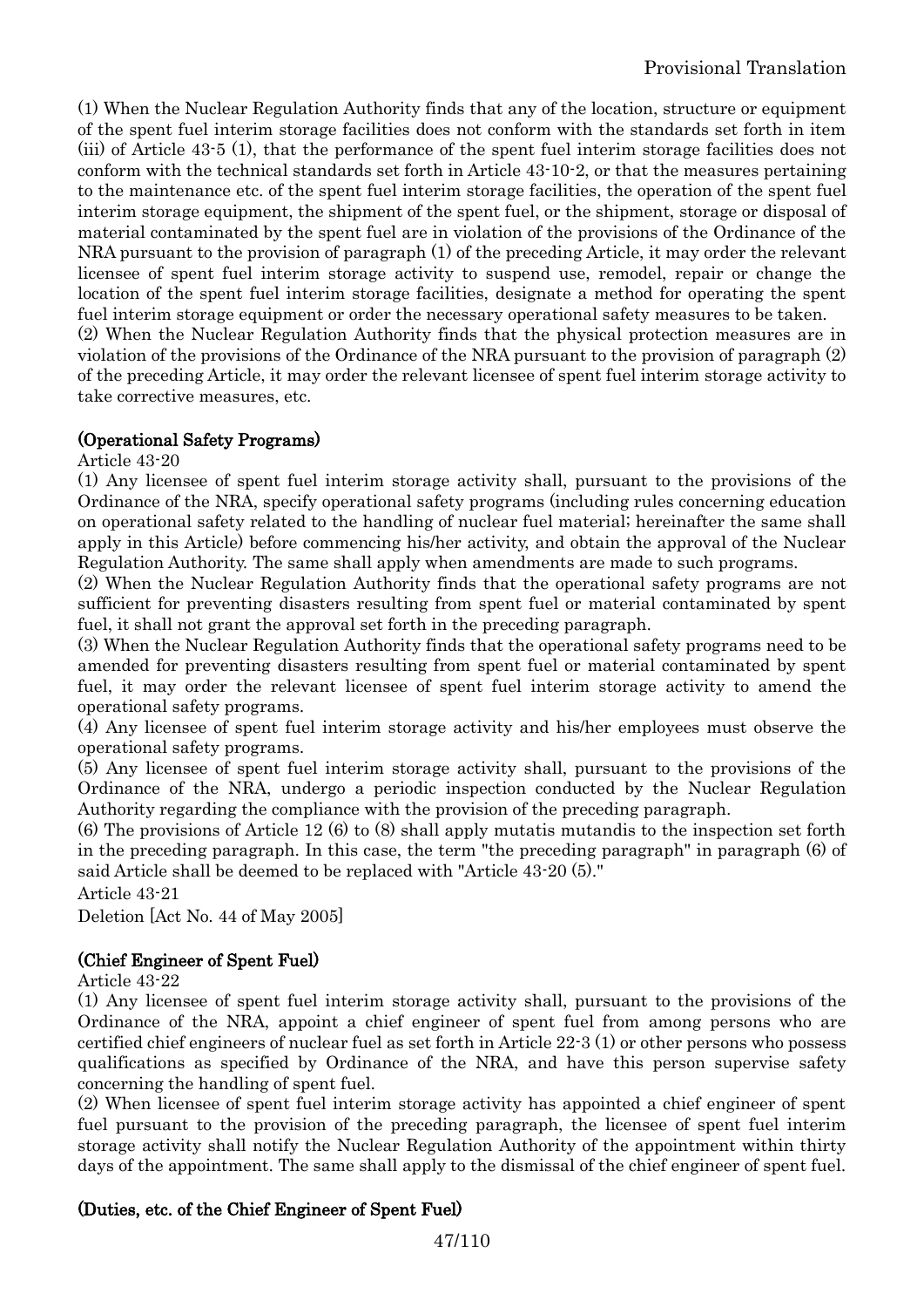(1) When the Nuclear Regulation Authority finds that any of the location, structure or equipment of the spent fuel interim storage facilities does not conform with the standards set forth in item (iii) of Article 43-5 (1), that the performance of the spent fuel interim storage facilities does not conform with the technical standards set forth in Article 43-10-2, or that the measures pertaining to the maintenance etc. of the spent fuel interim storage facilities, the operation of the spent fuel interim storage equipment, the shipment of the spent fuel, or the shipment, storage or disposal of material contaminated by the spent fuel are in violation of the provisions of the Ordinance of the NRA pursuant to the provision of paragraph (1) of the preceding Article, it may order the relevant licensee of spent fuel interim storage activity to suspend use, remodel, repair or change the location of the spent fuel interim storage facilities, designate a method for operating the spent fuel interim storage equipment or order the necessary operational safety measures to be taken.

(2) When the Nuclear Regulation Authority finds that the physical protection measures are in violation of the provisions of the Ordinance of the NRA pursuant to the provision of paragraph (2) of the preceding Article, it may order the relevant licensee of spent fuel interim storage activity to take corrective measures, etc.

**(Operational Safety Programs)**

Article 43-20

(1) Any licensee of spent fuel interim storage activity shall, pursuant to the provisions of the Ordinance of the NRA, specify operational safety programs (including rules concerning education on operational safety related to the handling of nuclear fuel material; hereinafter the same shall apply in this Article) before commencing his/her activity, and obtain the approval of the Nuclear Regulation Authority. The same shall apply when amendments are made to such programs.

(2) When the Nuclear Regulation Authority finds that the operational safety programs are not sufficient for preventing disasters resulting from spent fuel or material contaminated by spent fuel, it shall not grant the approval set forth in the preceding paragraph.

(3) When the Nuclear Regulation Authority finds that the operational safety programs need to be amended for preventing disasters resulting from spent fuel or material contaminated by spent fuel, it may order the relevant licensee of spent fuel interim storage activity to amend the operational safety programs.

(4) Any licensee of spent fuel interim storage activity and his/her employees must observe the operational safety programs.

(5) Any licensee of spent fuel interim storage activity shall, pursuant to the provisions of the Ordinance of the NRA, undergo a periodic inspection conducted by the Nuclear Regulation Authority regarding the compliance with the provision of the preceding paragraph.

(6) The provisions of Article 12 (6) to (8) shall apply mutatis mutandis to the inspection set forth in the preceding paragraph. In this case, the term "the preceding paragraph" in paragraph (6) of said Article shall be deemed to be replaced with "Article 43-20 (5)."

Article 43-21

Deletion [Act No. 44 of May 2005]

**(Chief Engineer of Spent Fuel)**

Article 43-22

(1) Any licensee of spent fuel interim storage activity shall, pursuant to the provisions of the Ordinance of the NRA, appoint a chief engineer of spent fuel from among persons who are certified chief engineers of nuclear fuel as set forth in Article 22-3 (1) or other persons who possess qualifications as specified by Ordinance of the NRA, and have this person supervise safety concerning the handling of spent fuel.

(2) When licensee of spent fuel interim storage activity has appointed a chief engineer of spent fuel pursuant to the provision of the preceding paragraph, the licensee of spent fuel interim storage activity shall notify the Nuclear Regulation Authority of the appointment within thirty days of the appointment. The same shall apply to the dismissal of the chief engineer of spent fuel.

**(Duties, etc. of the Chief Engineer of Spent Fuel)**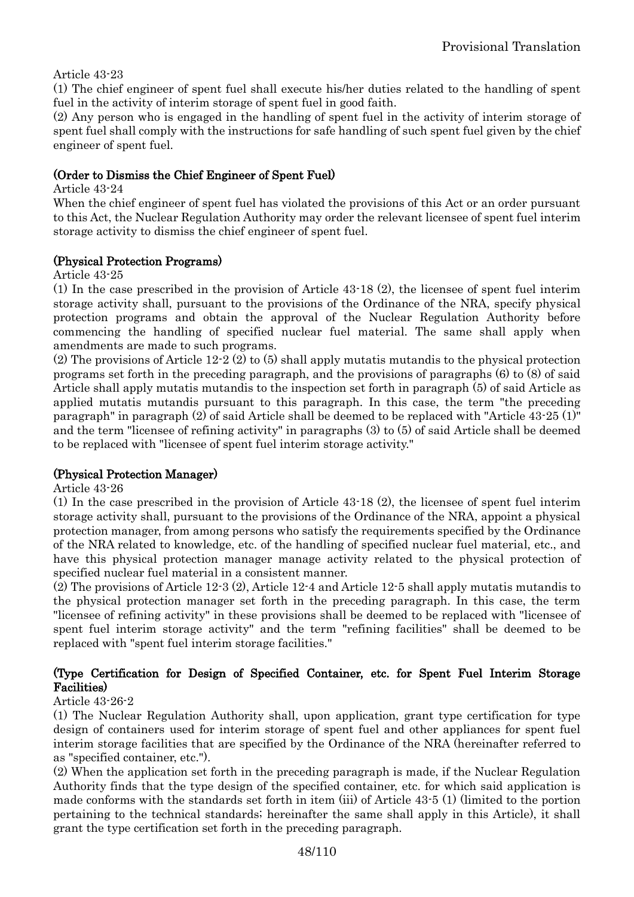Article 43-23

(1) The chief engineer of spent fuel shall execute his/her duties related to the handling of spent fuel in the activity of interim storage of spent fuel in good faith.

(2) Any person who is engaged in the handling of spent fuel in the activity of interim storage of spent fuel shall comply with the instructions for safe handling of such spent fuel given by the chief engineer of spent fuel.

**(Order to Dismiss the Chief Engineer of Spent Fuel)**

Article 43-24

When the chief engineer of spent fuel has violated the provisions of this Act or an order pursuant to this Act, the Nuclear Regulation Authority may order the relevant licensee of spent fuel interim storage activity to dismiss the chief engineer of spent fuel.

**(Physical Protection Programs)**

Article 43-25

(1) In the case prescribed in the provision of Article 43-18 (2), the licensee of spent fuel interim storage activity shall, pursuant to the provisions of the Ordinance of the NRA, specify physical protection programs and obtain the approval of the Nuclear Regulation Authority before commencing the handling of specified nuclear fuel material. The same shall apply when amendments are made to such programs.

(2) The provisions of Article 12-2 (2) to (5) shall apply mutatis mutandis to the physical protection programs set forth in the preceding paragraph, and the provisions of paragraphs (6) to (8) of said Article shall apply mutatis mutandis to the inspection set forth in paragraph (5) of said Article as applied mutatis mutandis pursuant to this paragraph. In this case, the term "the preceding paragraph" in paragraph (2) of said Article shall be deemed to be replaced with "Article 43-25 (1)" and the term "licensee of refining activity" in paragraphs (3) to (5) of said Article shall be deemed to be replaced with "licensee of spent fuel interim storage activity."

**(Physical Protection Manager)**

Article 43-26

(1) In the case prescribed in the provision of Article 43-18 (2), the licensee of spent fuel interim storage activity shall, pursuant to the provisions of the Ordinance of the NRA, appoint a physical protection manager, from among persons who satisfy the requirements specified by the Ordinance of the NRA related to knowledge, etc. of the handling of specified nuclear fuel material, etc., and have this physical protection manager manage activity related to the physical protection of specified nuclear fuel material in a consistent manner.

(2) The provisions of Article 12-3 (2), Article 12-4 and Article 12-5 shall apply mutatis mutandis to the physical protection manager set forth in the preceding paragraph. In this case, the term "licensee of refining activity" in these provisions shall be deemed to be replaced with "licensee of spent fuel interim storage activity" and the term "refining facilities" shall be deemed to be replaced with "spent fuel interim storage facilities."

**(Type Certification for Design of Specified Container, etc. for Spent Fuel Interim Storage Facilities)**

Article 43-26-2

(1) The Nuclear Regulation Authority shall, upon application, grant type certification for type design of containers used for interim storage of spent fuel and other appliances for spent fuel interim storage facilities that are specified by the Ordinance of the NRA (hereinafter referred to as "specified container, etc.").

(2) When the application set forth in the preceding paragraph is made, if the Nuclear Regulation Authority finds that the type design of the specified container, etc. for which said application is made conforms with the standards set forth in item (iii) of Article 43-5 (1) (limited to the portion pertaining to the technical standards; hereinafter the same shall apply in this Article), it shall grant the type certification set forth in the preceding paragraph.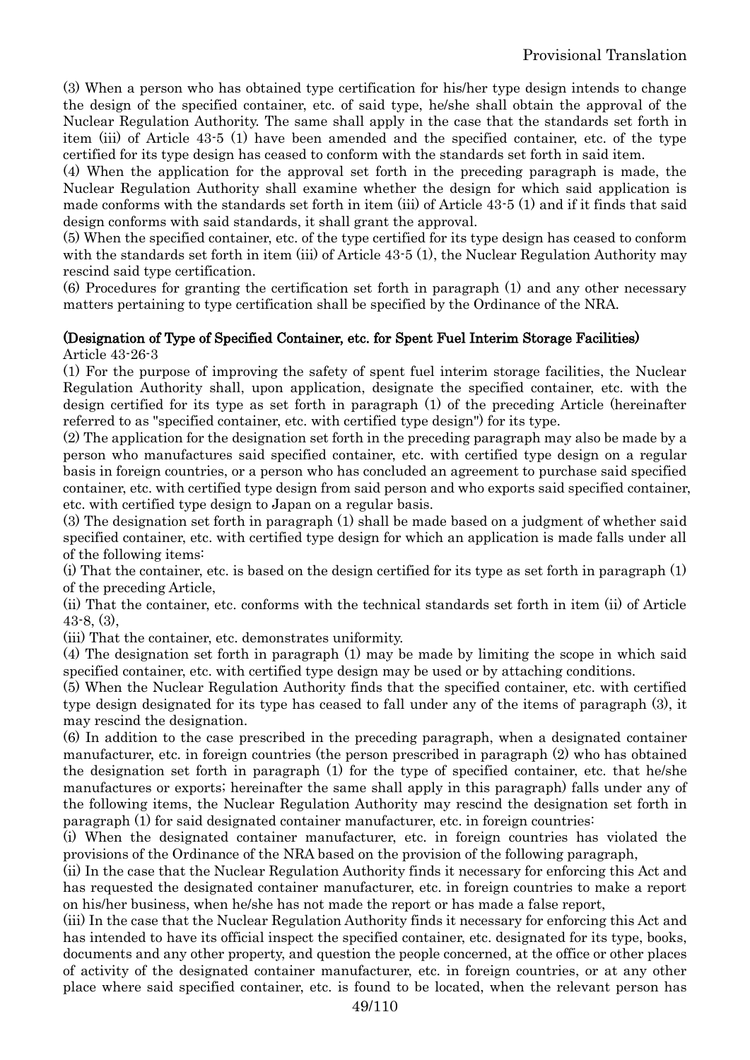(3) When a person who has obtained type certification for his/her type design intends to change the design of the specified container, etc. of said type, he/she shall obtain the approval of the Nuclear Regulation Authority. The same shall apply in the case that the standards set forth in item (iii) of Article 43-5 (1) have been amended and the specified container, etc. of the type certified for its type design has ceased to conform with the standards set forth in said item.

(4) When the application for the approval set forth in the preceding paragraph is made, the Nuclear Regulation Authority shall examine whether the design for which said application is made conforms with the standards set forth in item (iii) of Article 43-5 (1) and if it finds that said design conforms with said standards, it shall grant the approval.

(5) When the specified container, etc. of the type certified for its type design has ceased to conform with the standards set forth in item (iii) of Article 43-5 (1), the Nuclear Regulation Authority may rescind said type certification.

(6) Procedures for granting the certification set forth in paragraph (1) and any other necessary matters pertaining to type certification shall be specified by the Ordinance of the NRA.

**(Designation of Type of Specified Container, etc. for Spent Fuel Interim Storage Facilities)**

Article 43-26-3

(1) For the purpose of improving the safety of spent fuel interim storage facilities, the Nuclear Regulation Authority shall, upon application, designate the specified container, etc. with the design certified for its type as set forth in paragraph (1) of the preceding Article (hereinafter referred to as "specified container, etc. with certified type design") for its type.

(2) The application for the designation set forth in the preceding paragraph may also be made by a person who manufactures said specified container, etc. with certified type design on a regular basis in foreign countries, or a person who has concluded an agreement to purchase said specified container, etc. with certified type design from said person and who exports said specified container, etc. with certified type design to Japan on a regular basis.

(3) The designation set forth in paragraph (1) shall be made based on a judgment of whether said specified container, etc. with certified type design for which an application is made falls under all of the following items:

(i) That the container, etc. is based on the design certified for its type as set forth in paragraph (1) of the preceding Article,

(ii) That the container, etc. conforms with the technical standards set forth in item (ii) of Article 43-8, (3),

(iii) That the container, etc. demonstrates uniformity.

(4) The designation set forth in paragraph (1) may be made by limiting the scope in which said specified container, etc. with certified type design may be used or by attaching conditions.

(5) When the Nuclear Regulation Authority finds that the specified container, etc. with certified type design designated for its type has ceased to fall under any of the items of paragraph (3), it may rescind the designation.

(6) In addition to the case prescribed in the preceding paragraph, when a designated container manufacturer, etc. in foreign countries (the person prescribed in paragraph (2) who has obtained the designation set forth in paragraph (1) for the type of specified container, etc. that he/she manufactures or exports; hereinafter the same shall apply in this paragraph) falls under any of the following items, the Nuclear Regulation Authority may rescind the designation set forth in paragraph (1) for said designated container manufacturer, etc. in foreign countries:

(i) When the designated container manufacturer, etc. in foreign countries has violated the provisions of the Ordinance of the NRA based on the provision of the following paragraph,

(ii) In the case that the Nuclear Regulation Authority finds it necessary for enforcing this Act and has requested the designated container manufacturer, etc. in foreign countries to make a report on his/her business, when he/she has not made the report or has made a false report,

(iii) In the case that the Nuclear Regulation Authority finds it necessary for enforcing this Act and has intended to have its official inspect the specified container, etc. designated for its type, books, documents and any other property, and question the people concerned, at the office or other places of activity of the designated container manufacturer, etc. in foreign countries, or at any other place where said specified container, etc. is found to be located, when the relevant person has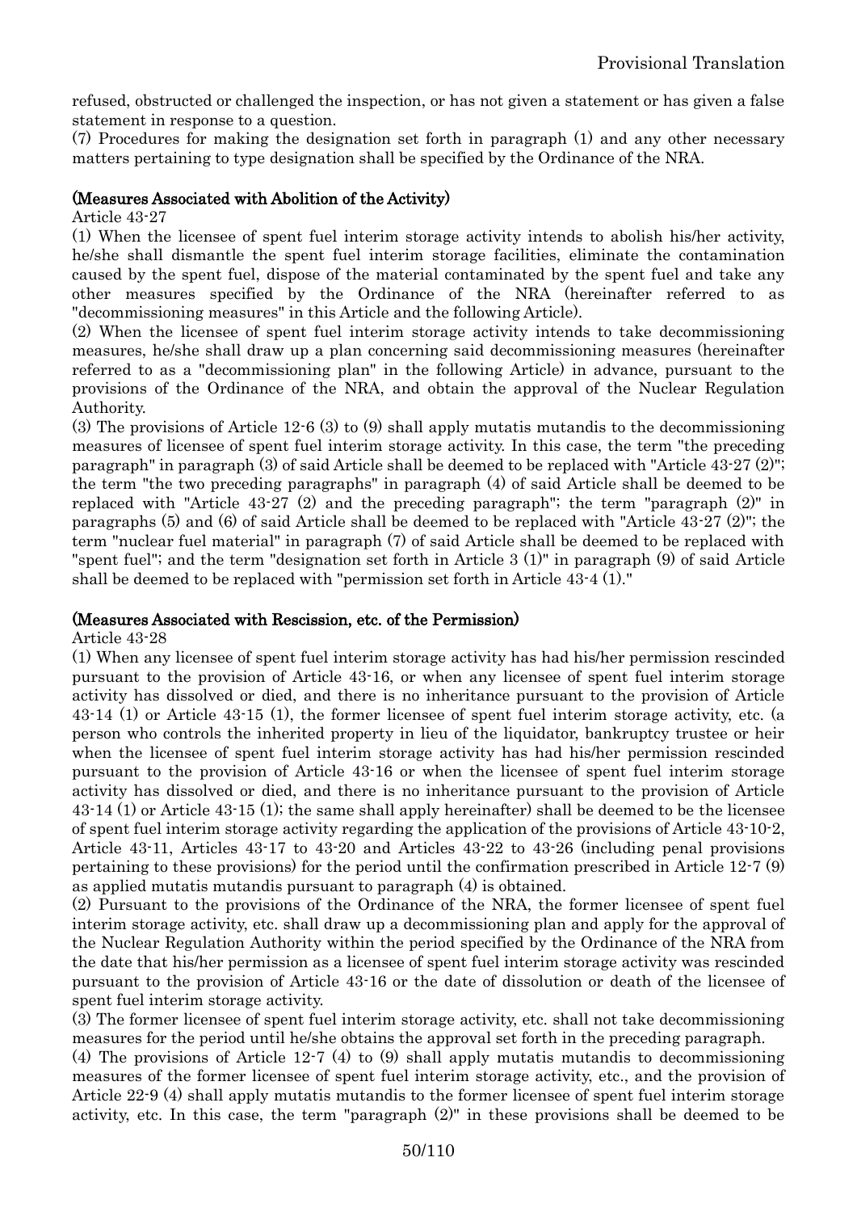refused, obstructed or challenged the inspection, or has not given a statement or has given a false statement in response to a question.

(7) Procedures for making the designation set forth in paragraph (1) and any other necessary matters pertaining to type designation shall be specified by the Ordinance of the NRA.

**(Measures Associated with Abolition of the Activity)**

Article 43-27

(1) When the licensee of spent fuel interim storage activity intends to abolish his/her activity, he/she shall dismantle the spent fuel interim storage facilities, eliminate the contamination caused by the spent fuel, dispose of the material contaminated by the spent fuel and take any other measures specified by the Ordinance of the NRA (hereinafter referred to as "decommissioning measures" in this Article and the following Article).

(2) When the licensee of spent fuel interim storage activity intends to take decommissioning measures, he/she shall draw up a plan concerning said decommissioning measures (hereinafter referred to as a "decommissioning plan" in the following Article) in advance, pursuant to the provisions of the Ordinance of the NRA, and obtain the approval of the Nuclear Regulation Authority.

(3) The provisions of Article 12-6 (3) to (9) shall apply mutatis mutandis to the decommissioning measures of licensee of spent fuel interim storage activity. In this case, the term "the preceding paragraph" in paragraph (3) of said Article shall be deemed to be replaced with "Article 43-27 (2)"; the term "the two preceding paragraphs" in paragraph (4) of said Article shall be deemed to be replaced with "Article 43-27 (2) and the preceding paragraph"; the term "paragraph (2)" in paragraphs (5) and (6) of said Article shall be deemed to be replaced with "Article 43-27 (2)"; the term "nuclear fuel material" in paragraph (7) of said Article shall be deemed to be replaced with "spent fuel"; and the term "designation set forth in Article 3 (1)" in paragraph (9) of said Article shall be deemed to be replaced with "permission set forth in Article 43-4 (1)."

**(Measures Associated with Rescission, etc. of the Permission)**

Article 43-28

(1) When any licensee of spent fuel interim storage activity has had his/her permission rescinded pursuant to the provision of Article 43-16, or when any licensee of spent fuel interim storage activity has dissolved or died, and there is no inheritance pursuant to the provision of Article 43-14 (1) or Article 43-15 (1), the former licensee of spent fuel interim storage activity, etc. (a person who controls the inherited property in lieu of the liquidator, bankruptcy trustee or heir when the licensee of spent fuel interim storage activity has had his/her permission rescinded pursuant to the provision of Article 43-16 or when the licensee of spent fuel interim storage activity has dissolved or died, and there is no inheritance pursuant to the provision of Article 43-14 (1) or Article 43-15 (1); the same shall apply hereinafter) shall be deemed to be the licensee of spent fuel interim storage activity regarding the application of the provisions of Article 43-10-2, Article 43-11, Articles 43-17 to 43-20 and Articles 43-22 to 43-26 (including penal provisions pertaining to these provisions) for the period until the confirmation prescribed in Article 12-7 (9) as applied mutatis mutandis pursuant to paragraph (4) is obtained.

(2) Pursuant to the provisions of the Ordinance of the NRA, the former licensee of spent fuel interim storage activity, etc. shall draw up a decommissioning plan and apply for the approval of the Nuclear Regulation Authority within the period specified by the Ordinance of the NRA from the date that his/her permission as a licensee of spent fuel interim storage activity was rescinded pursuant to the provision of Article 43-16 or the date of dissolution or death of the licensee of spent fuel interim storage activity.

(3) The former licensee of spent fuel interim storage activity, etc. shall not take decommissioning measures for the period until he/she obtains the approval set forth in the preceding paragraph.

(4) The provisions of Article 12-7 (4) to (9) shall apply mutatis mutandis to decommissioning measures of the former licensee of spent fuel interim storage activity, etc., and the provision of Article 22-9 (4) shall apply mutatis mutandis to the former licensee of spent fuel interim storage activity, etc. In this case, the term "paragraph (2)" in these provisions shall be deemed to be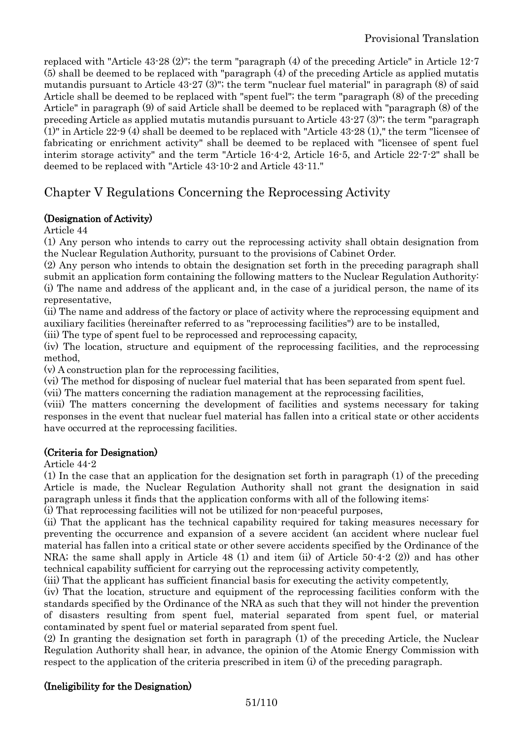replaced with "Article 43-28 (2)"; the term "paragraph (4) of the preceding Article" in Article 12-7 (5) shall be deemed to be replaced with "paragraph (4) of the preceding Article as applied mutatis mutandis pursuant to Article 43-27 (3)"; the term "nuclear fuel material" in paragraph (8) of said Article shall be deemed to be replaced with "spent fuel"; the term "paragraph (8) of the preceding Article" in paragraph (9) of said Article shall be deemed to be replaced with "paragraph (8) of the preceding Article as applied mutatis mutandis pursuant to Article 43-27 (3)"; the term "paragraph (1)" in Article 22-9 (4) shall be deemed to be replaced with "Article 43-28 (1)," the term "licensee of fabricating or enrichment activity" shall be deemed to be replaced with "licensee of spent fuel interim storage activity" and the term "Article 16-4-2, Article 16-5, and Article 22-7-2" shall be deemed to be replaced with "Article 43-10-2 and Article 43-11."

## Chapter V Regulations Concerning the Reprocessing Activity

**(Designation of Activity)**

Article 44

(1) Any person who intends to carry out the reprocessing activity shall obtain designation from the Nuclear Regulation Authority, pursuant to the provisions of Cabinet Order.

(2) Any person who intends to obtain the designation set forth in the preceding paragraph shall submit an application form containing the following matters to the Nuclear Regulation Authority:

(i) The name and address of the applicant and, in the case of a juridical person, the name of its representative,

(ii) The name and address of the factory or place of activity where the reprocessing equipment and auxiliary facilities (hereinafter referred to as "reprocessing facilities") are to be installed,

(iii) The type of spent fuel to be reprocessed and reprocessing capacity,

(iv) The location, structure and equipment of the reprocessing facilities, and the reprocessing method,

(v) A construction plan for the reprocessing facilities,

(vi) The method for disposing of nuclear fuel material that has been separated from spent fuel.

(vii) The matters concerning the radiation management at the reprocessing facilities,

(viii) The matters concerning the development of facilities and systems necessary for taking responses in the event that nuclear fuel material has fallen into a critical state or other accidents have occurred at the reprocessing facilities.

**(Criteria for Designation)**

Article 44-2

(1) In the case that an application for the designation set forth in paragraph (1) of the preceding Article is made, the Nuclear Regulation Authority shall not grant the designation in said paragraph unless it finds that the application conforms with all of the following items:

(i) That reprocessing facilities will not be utilized for non-peaceful purposes,

(ii) That the applicant has the technical capability required for taking measures necessary for preventing the occurrence and expansion of a severe accident (an accident where nuclear fuel material has fallen into a critical state or other severe accidents specified by the Ordinance of the NRA; the same shall apply in Article 48 (1) and item (ii) of Article 50-4-2 (2)) and has other technical capability sufficient for carrying out the reprocessing activity competently,

(iii) That the applicant has sufficient financial basis for executing the activity competently,

(iv) That the location, structure and equipment of the reprocessing facilities conform with the standards specified by the Ordinance of the NRA as such that they will not hinder the prevention of disasters resulting from spent fuel, material separated from spent fuel, or material contaminated by spent fuel or material separated from spent fuel.

(2) In granting the designation set forth in paragraph (1) of the preceding Article, the Nuclear Regulation Authority shall hear, in advance, the opinion of the Atomic Energy Commission with respect to the application of the criteria prescribed in item (i) of the preceding paragraph.

**(Ineligibility for the Designation)**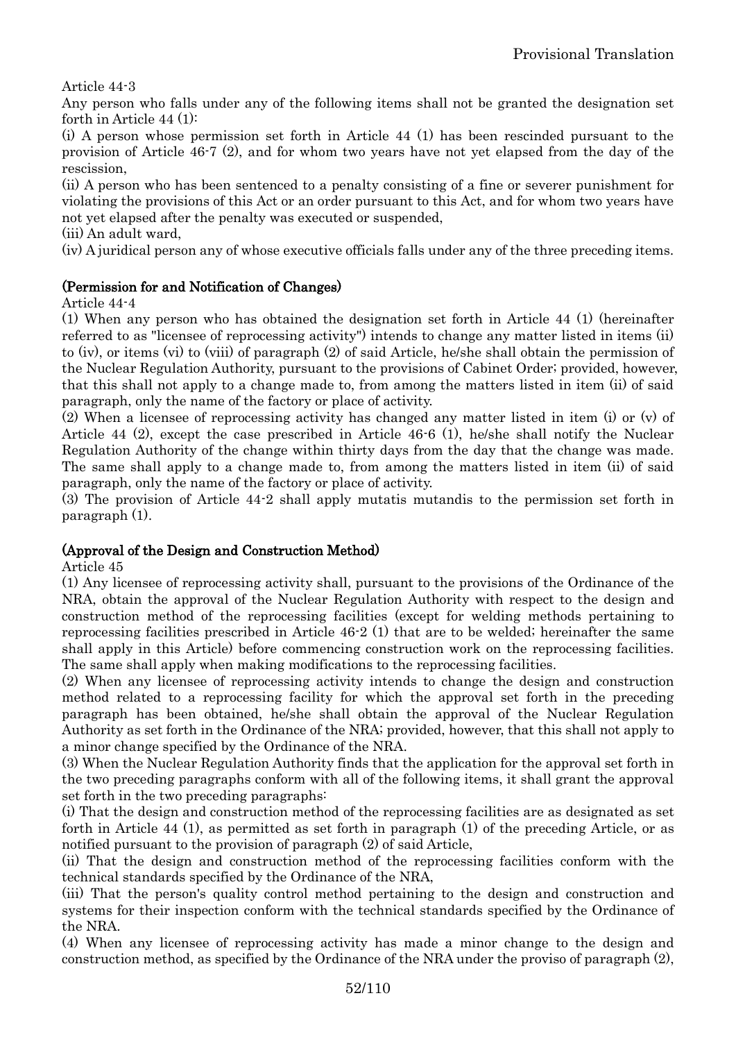Article 44-3

Any person who falls under any of the following items shall not be granted the designation set forth in Article 44 (1):

(i) A person whose permission set forth in Article 44 (1) has been rescinded pursuant to the provision of Article 46-7 (2), and for whom two years have not yet elapsed from the day of the rescission,

(ii) A person who has been sentenced to a penalty consisting of a fine or severer punishment for violating the provisions of this Act or an order pursuant to this Act, and for whom two years have not yet elapsed after the penalty was executed or suspended,

(iii) An adult ward,

(iv) A juridical person any of whose executive officials falls under any of the three preceding items.

**(Permission for and Notification of Changes)**

Article 44-4

(1) When any person who has obtained the designation set forth in Article 44 (1) (hereinafter referred to as "licensee of reprocessing activity") intends to change any matter listed in items (ii) to (iv), or items (vi) to (viii) of paragraph (2) of said Article, he/she shall obtain the permission of the Nuclear Regulation Authority, pursuant to the provisions of Cabinet Order; provided, however, that this shall not apply to a change made to, from among the matters listed in item (ii) of said paragraph, only the name of the factory or place of activity.

(2) When a licensee of reprocessing activity has changed any matter listed in item (i) or (v) of Article 44 (2), except the case prescribed in Article 46-6 (1), he/she shall notify the Nuclear Regulation Authority of the change within thirty days from the day that the change was made. The same shall apply to a change made to, from among the matters listed in item (ii) of said paragraph, only the name of the factory or place of activity.

(3) The provision of Article 44-2 shall apply mutatis mutandis to the permission set forth in paragraph (1).

**(Approval of the Design and Construction Method)**

Article 45

(1) Any licensee of reprocessing activity shall, pursuant to the provisions of the Ordinance of the NRA, obtain the approval of the Nuclear Regulation Authority with respect to the design and construction method of the reprocessing facilities (except for welding methods pertaining to reprocessing facilities prescribed in Article 46-2 (1) that are to be welded; hereinafter the same shall apply in this Article) before commencing construction work on the reprocessing facilities. The same shall apply when making modifications to the reprocessing facilities.

(2) When any licensee of reprocessing activity intends to change the design and construction method related to a reprocessing facility for which the approval set forth in the preceding paragraph has been obtained, he/she shall obtain the approval of the Nuclear Regulation Authority as set forth in the Ordinance of the NRA; provided, however, that this shall not apply to a minor change specified by the Ordinance of the NRA.

(3) When the Nuclear Regulation Authority finds that the application for the approval set forth in the two preceding paragraphs conform with all of the following items, it shall grant the approval set forth in the two preceding paragraphs:

(i) That the design and construction method of the reprocessing facilities are as designated as set forth in Article 44 (1), as permitted as set forth in paragraph (1) of the preceding Article, or as notified pursuant to the provision of paragraph (2) of said Article,

(ii) That the design and construction method of the reprocessing facilities conform with the technical standards specified by the Ordinance of the NRA,

(iii) That the person's quality control method pertaining to the design and construction and systems for their inspection conform with the technical standards specified by the Ordinance of the NRA.

(4) When any licensee of reprocessing activity has made a minor change to the design and construction method, as specified by the Ordinance of the NRA under the proviso of paragraph (2),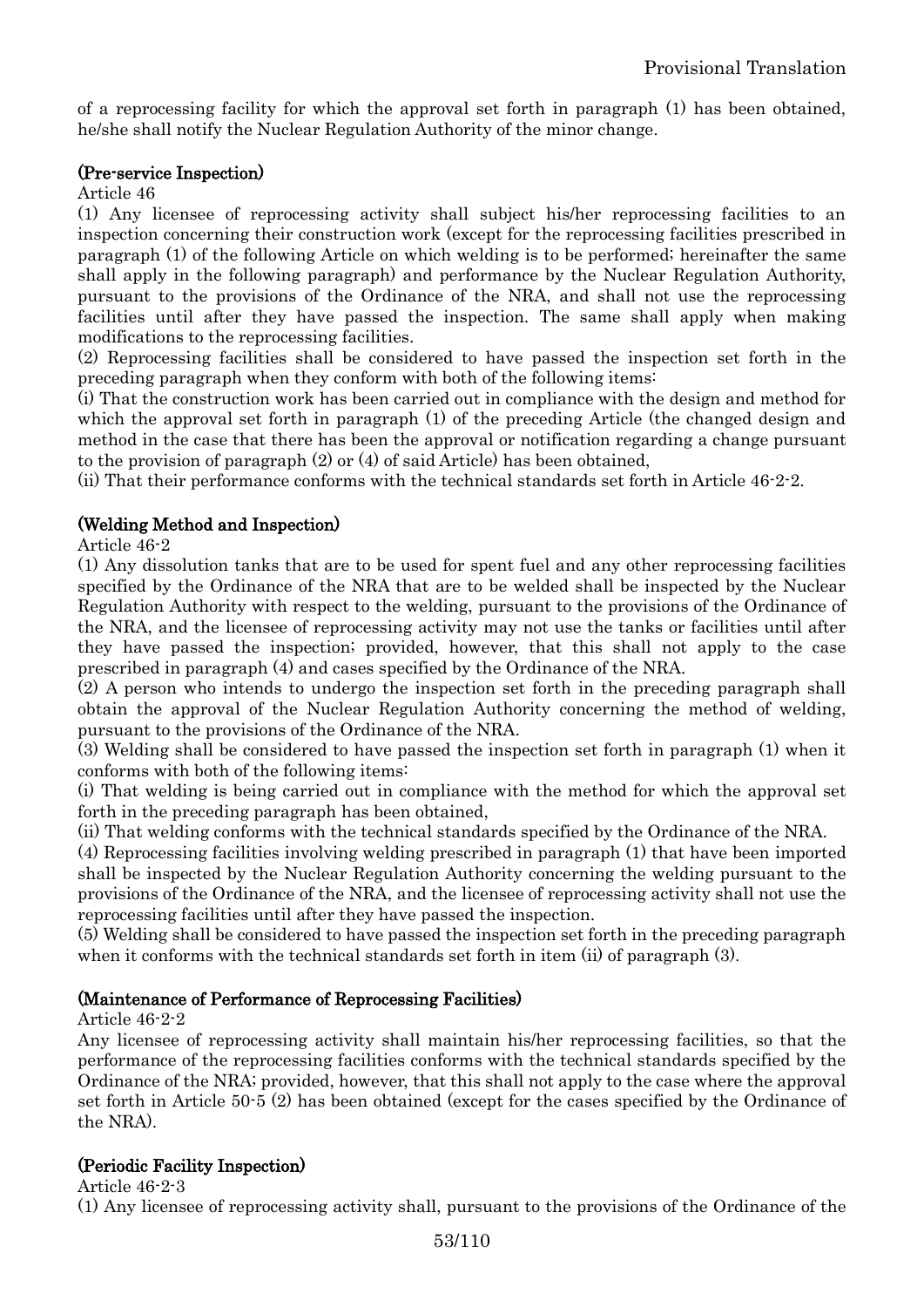of a reprocessing facility for which the approval set forth in paragraph (1) has been obtained, he/she shall notify the Nuclear Regulation Authority of the minor change.

**(Pre-service Inspection)**

Article 46

(1) Any licensee of reprocessing activity shall subject his/her reprocessing facilities to an inspection concerning their construction work (except for the reprocessing facilities prescribed in paragraph (1) of the following Article on which welding is to be performed; hereinafter the same shall apply in the following paragraph) and performance by the Nuclear Regulation Authority, pursuant to the provisions of the Ordinance of the NRA, and shall not use the reprocessing facilities until after they have passed the inspection. The same shall apply when making modifications to the reprocessing facilities.

(2) Reprocessing facilities shall be considered to have passed the inspection set forth in the preceding paragraph when they conform with both of the following items:

(i) That the construction work has been carried out in compliance with the design and method for which the approval set forth in paragraph (1) of the preceding Article (the changed design and method in the case that there has been the approval or notification regarding a change pursuant to the provision of paragraph (2) or (4) of said Article) has been obtained,

(ii) That their performance conforms with the technical standards set forth in Article 46-2-2.

**(Welding Method and Inspection)**

Article 46-2

(1) Any dissolution tanks that are to be used for spent fuel and any other reprocessing facilities specified by the Ordinance of the NRA that are to be welded shall be inspected by the Nuclear Regulation Authority with respect to the welding, pursuant to the provisions of the Ordinance of the NRA, and the licensee of reprocessing activity may not use the tanks or facilities until after they have passed the inspection; provided, however, that this shall not apply to the case prescribed in paragraph (4) and cases specified by the Ordinance of the NRA.

(2) A person who intends to undergo the inspection set forth in the preceding paragraph shall obtain the approval of the Nuclear Regulation Authority concerning the method of welding, pursuant to the provisions of the Ordinance of the NRA.

(3) Welding shall be considered to have passed the inspection set forth in paragraph (1) when it conforms with both of the following items:

(i) That welding is being carried out in compliance with the method for which the approval set forth in the preceding paragraph has been obtained,

(ii) That welding conforms with the technical standards specified by the Ordinance of the NRA.

(4) Reprocessing facilities involving welding prescribed in paragraph (1) that have been imported shall be inspected by the Nuclear Regulation Authority concerning the welding pursuant to the provisions of the Ordinance of the NRA, and the licensee of reprocessing activity shall not use the reprocessing facilities until after they have passed the inspection.

(5) Welding shall be considered to have passed the inspection set forth in the preceding paragraph when it conforms with the technical standards set forth in item (ii) of paragraph (3).

**(Maintenance of Performance of Reprocessing Facilities)**

Article 46-2-2

Any licensee of reprocessing activity shall maintain his/her reprocessing facilities, so that the performance of the reprocessing facilities conforms with the technical standards specified by the Ordinance of the NRA; provided, however, that this shall not apply to the case where the approval set forth in Article 50-5 (2) has been obtained (except for the cases specified by the Ordinance of the NRA).

**(Periodic Facility Inspection)**

Article 46-2-3

(1) Any licensee of reprocessing activity shall, pursuant to the provisions of the Ordinance of the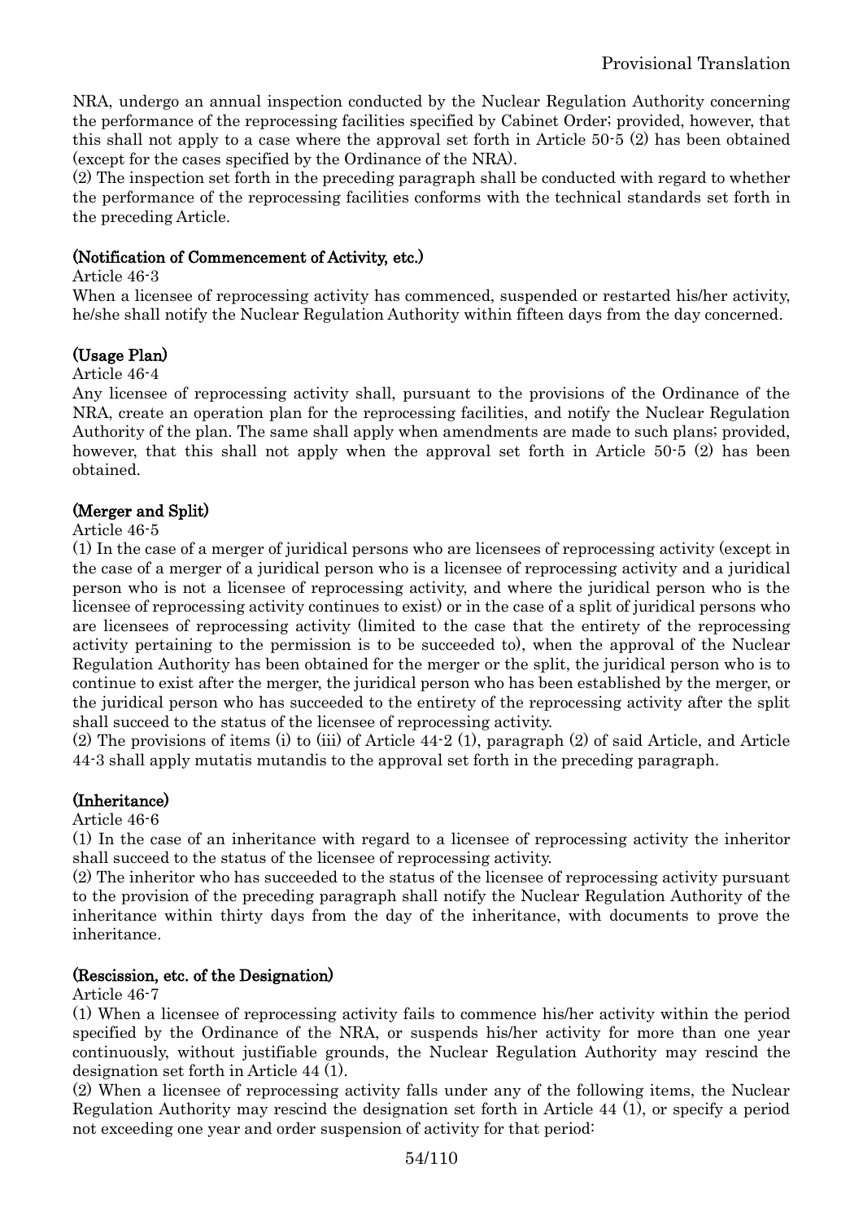NRA, undergo an annual inspection conducted by the Nuclear Regulation Authority concerning the performance of the reprocessing facilities specified by Cabinet Order; provided, however, that this shall not apply to a case where the approval set forth in Article 50-5 (2) has been obtained (except for the cases specified by the Ordinance of the NRA).

(2) The inspection set forth in the preceding paragraph shall be conducted with regard to whether the performance of the reprocessing facilities conforms with the technical standards set forth in the preceding Article.

**(Notification of Commencement of Activity, etc.)**

Article 46-3

When a licensee of reprocessing activity has commenced, suspended or restarted his/her activity, he/she shall notify the Nuclear Regulation Authority within fifteen days from the day concerned.

**(Usage Plan)**

Article 46-4

Any licensee of reprocessing activity shall, pursuant to the provisions of the Ordinance of the NRA, create an operation plan for the reprocessing facilities, and notify the Nuclear Regulation Authority of the plan. The same shall apply when amendments are made to such plans; provided, however, that this shall not apply when the approval set forth in Article 50-5 (2) has been obtained.

**(Merger and Split)**

Article 46-5

(1) In the case of a merger of juridical persons who are licensees of reprocessing activity (except in the case of a merger of a juridical person who is a licensee of reprocessing activity and a juridical person who is not a licensee of reprocessing activity, and where the juridical person who is the licensee of reprocessing activity continues to exist) or in the case of a split of juridical persons who are licensees of reprocessing activity (limited to the case that the entirety of the reprocessing activity pertaining to the permission is to be succeeded to), when the approval of the Nuclear Regulation Authority has been obtained for the merger or the split, the juridical person who is to continue to exist after the merger, the juridical person who has been established by the merger, or the juridical person who has succeeded to the entirety of the reprocessing activity after the split shall succeed to the status of the licensee of reprocessing activity.

(2) The provisions of items (i) to (iii) of Article 44-2 (1), paragraph (2) of said Article, and Article 44-3 shall apply mutatis mutandis to the approval set forth in the preceding paragraph.

**(Inheritance)**

Article 46-6

(1) In the case of an inheritance with regard to a licensee of reprocessing activity the inheritor shall succeed to the status of the licensee of reprocessing activity.

(2) The inheritor who has succeeded to the status of the licensee of reprocessing activity pursuant to the provision of the preceding paragraph shall notify the Nuclear Regulation Authority of the inheritance within thirty days from the day of the inheritance, with documents to prove the inheritance.

**(Rescission, etc. of the Designation)**

Article 46-7

(1) When a licensee of reprocessing activity fails to commence his/her activity within the period specified by the Ordinance of the NRA, or suspends his/her activity for more than one year continuously, without justifiable grounds, the Nuclear Regulation Authority may rescind the designation set forth in Article 44 (1).

(2) When a licensee of reprocessing activity falls under any of the following items, the Nuclear Regulation Authority may rescind the designation set forth in Article 44 (1), or specify a period not exceeding one year and order suspension of activity for that period: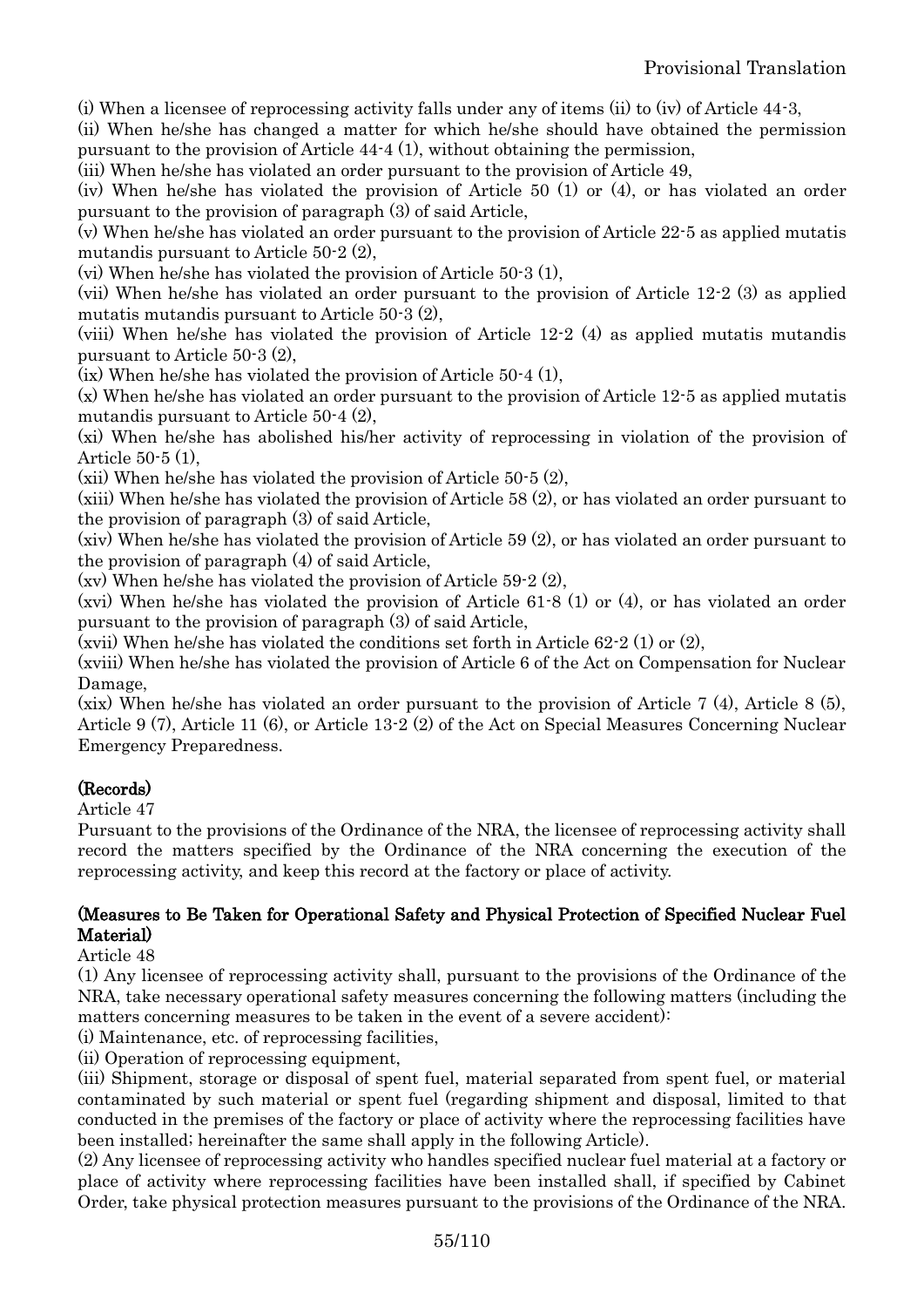(i) When a licensee of reprocessing activity falls under any of items (ii) to (iv) of Article 44-3,

(ii) When he/she has changed a matter for which he/she should have obtained the permission pursuant to the provision of Article 44-4 (1), without obtaining the permission,

(iii) When he/she has violated an order pursuant to the provision of Article 49,

(iv) When he/she has violated the provision of Article 50 (1) or (4), or has violated an order pursuant to the provision of paragraph (3) of said Article,

(v) When he/she has violated an order pursuant to the provision of Article 22-5 as applied mutatis mutandis pursuant to Article 50-2 (2),

(vi) When he/she has violated the provision of Article 50-3 (1),

(vii) When he/she has violated an order pursuant to the provision of Article 12-2 (3) as applied mutatis mutandis pursuant to Article 50-3 (2),

(viii) When he/she has violated the provision of Article 12-2 (4) as applied mutatis mutandis pursuant to Article 50-3 (2),

(ix) When he/she has violated the provision of Article 50-4 (1),

(x) When he/she has violated an order pursuant to the provision of Article 12-5 as applied mutatis mutandis pursuant to Article 50-4 (2),

(xi) When he/she has abolished his/her activity of reprocessing in violation of the provision of Article 50-5 (1),

(xii) When he/she has violated the provision of Article 50-5 (2),

(xiii) When he/she has violated the provision of Article 58 (2), or has violated an order pursuant to the provision of paragraph (3) of said Article,

(xiv) When he/she has violated the provision of Article 59 (2), or has violated an order pursuant to the provision of paragraph (4) of said Article,

(xv) When he/she has violated the provision of Article 59-2 (2),

(xvi) When he/she has violated the provision of Article 61-8 (1) or (4), or has violated an order pursuant to the provision of paragraph (3) of said Article,

(xvii) When he/she has violated the conditions set forth in Article 62-2 (1) or (2),

(xviii) When he/she has violated the provision of Article 6 of the Act on Compensation for Nuclear Damage,

(xix) When he/she has violated an order pursuant to the provision of Article 7 (4), Article 8 (5), Article 9 (7), Article 11 (6), or Article 13-2 (2) of the Act on Special Measures Concerning Nuclear Emergency Preparedness.

**(Records)**

Article 47

Pursuant to the provisions of the Ordinance of the NRA, the licensee of reprocessing activity shall record the matters specified by the Ordinance of the NRA concerning the execution of the reprocessing activity, and keep this record at the factory or place of activity.

**(Measures to Be Taken for Operational Safety and Physical Protection of Specified Nuclear Fuel Material)**

Article 48

(1) Any licensee of reprocessing activity shall, pursuant to the provisions of the Ordinance of the NRA, take necessary operational safety measures concerning the following matters (including the matters concerning measures to be taken in the event of a severe accident):

(i) Maintenance, etc. of reprocessing facilities,

(ii) Operation of reprocessing equipment,

(iii) Shipment, storage or disposal of spent fuel, material separated from spent fuel, or material contaminated by such material or spent fuel (regarding shipment and disposal, limited to that conducted in the premises of the factory or place of activity where the reprocessing facilities have been installed; hereinafter the same shall apply in the following Article).

(2) Any licensee of reprocessing activity who handles specified nuclear fuel material at a factory or place of activity where reprocessing facilities have been installed shall, if specified by Cabinet Order, take physical protection measures pursuant to the provisions of the Ordinance of the NRA.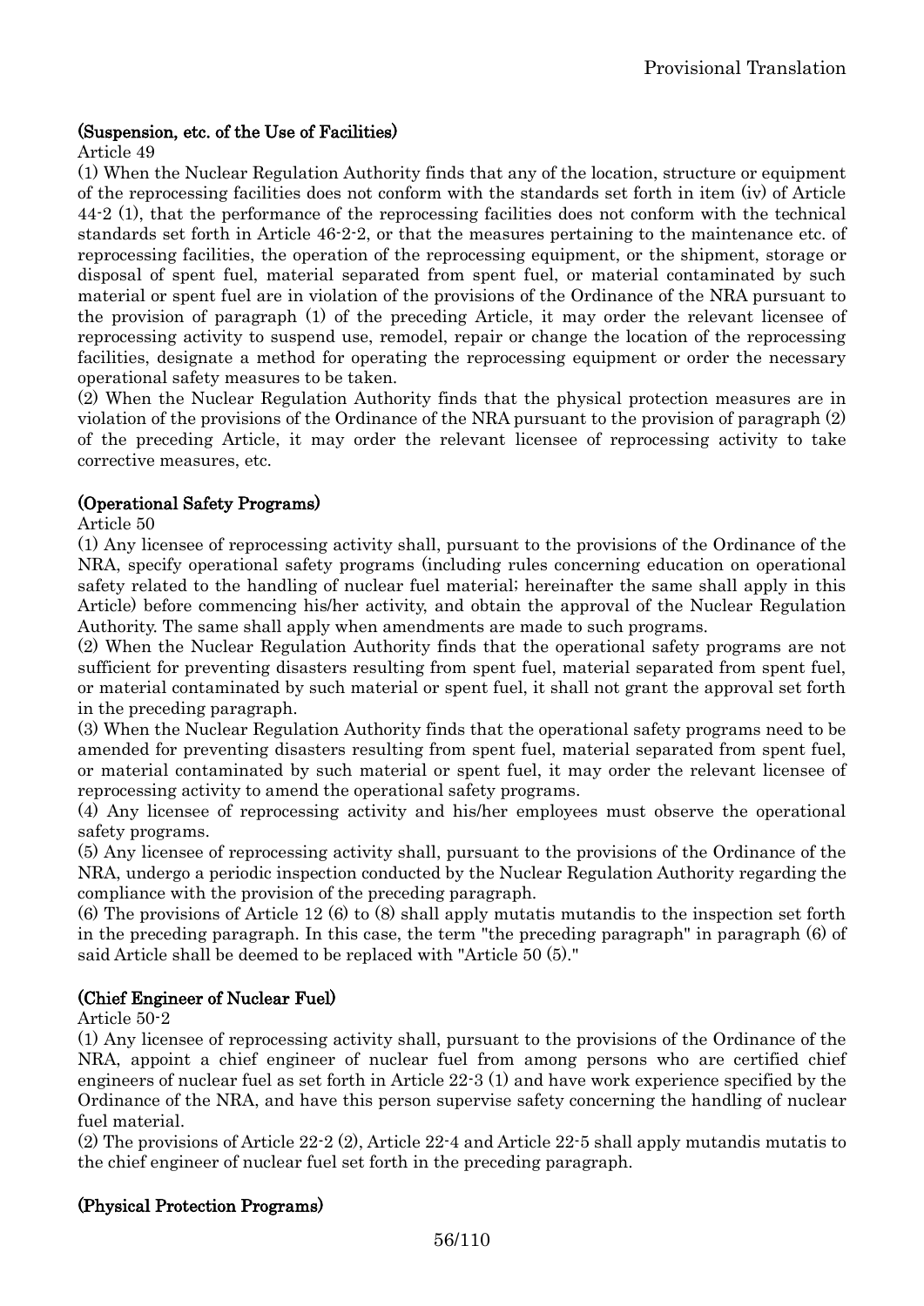### (Suspension, etc. of the Use of Facilities)

Article 49

(1) When the Nuclear Regulation Authority finds that any of the location, structure or equipment of the reprocessing facilities does not conform with the standards set forth in item (iv) of Article 44-2 (1), that the performance of the reprocessing facilities does not conform with the technical standards set forth in Article 46-2-2, or that the measures pertaining to the maintenance etc. of reprocessing facilities, the operation of the reprocessing equipment, or the shipment, storage or disposal of spent fuel, material separated from spent fuel, or material contaminated by such material or spent fuel are in violation of the provisions of the Ordinance of the NRA pursuant to the provision of paragraph (1) of the preceding Article, it may order the relevant licensee of reprocessing activity to suspend use, remodel, repair or change the location of the reprocessing facilities, designate a method for operating the reprocessing equipment or order the necessary operational safety measures to be taken.

(2) When the Nuclear Regulation Authority finds that the physical protection measures are in violation of the provisions of the Ordinance of the NRA pursuant to the provision of paragraph (2) of the preceding Article, it may order the relevant licensee of reprocessing activity to take corrective measures, etc.

### (Operational Safety Programs)

Article 50

(1) Any licensee of reprocessing activity shall, pursuant to the provisions of the Ordinance of the NRA, specify operational safety programs (including rules concerning education on operational safety related to the handling of nuclear fuel material; hereinafter the same shall apply in this Article) before commencing his/her activity, and obtain the approval of the Nuclear Regulation Authority. The same shall apply when amendments are made to such programs.

(2) When the Nuclear Regulation Authority finds that the operational safety programs are not sufficient for preventing disasters resulting from spent fuel, material separated from spent fuel, or material contaminated by such material or spent fuel, it shall not grant the approval set forth in the preceding paragraph.

(3) When the Nuclear Regulation Authority finds that the operational safety programs need to be amended for preventing disasters resulting from spent fuel, material separated from spent fuel, or material contaminated by such material or spent fuel, it may order the relevant licensee of reprocessing activity to amend the operational safety programs.

(4) Any licensee of reprocessing activity and his/her employees must observe the operational safety programs.

(5) Any licensee of reprocessing activity shall, pursuant to the provisions of the Ordinance of the NRA, undergo a periodic inspection conducted by the Nuclear Regulation Authority regarding the compliance with the provision of the preceding paragraph.

(6) The provisions of Article 12 (6) to (8) shall apply mutatis mutandis to the inspection set forth in the preceding paragraph. In this case, the term "the preceding paragraph" in paragraph (6) of said Article shall be deemed to be replaced with "Article 50 (5)."

### (Chief Engineer of Nuclear Fuel)

Article 50-2

(1) Any licensee of reprocessing activity shall, pursuant to the provisions of the Ordinance of the NRA, appoint a chief engineer of nuclear fuel from among persons who are certified chief engineers of nuclear fuel as set forth in Article 22-3 (1) and have work experience specified by the Ordinance of the NRA, and have this person supervise safety concerning the handling of nuclear fuel material.

(2) The provisions of Article 22-2 (2), Article 22-4 and Article 22-5 shall apply mutandis mutatis to the chief engineer of nuclear fuel set forth in the preceding paragraph.

### (Physical Protection Programs)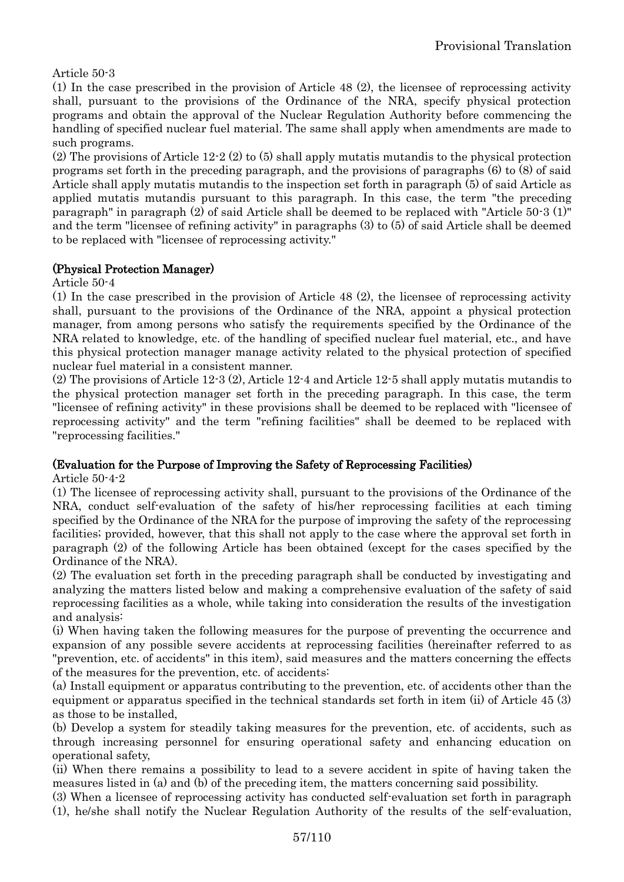Article 50-3

(1) In the case prescribed in the provision of Article 48 (2), the licensee of reprocessing activity shall, pursuant to the provisions of the Ordinance of the NRA, specify physical protection programs and obtain the approval of the Nuclear Regulation Authority before commencing the handling of specified nuclear fuel material. The same shall apply when amendments are made to such programs.

(2) The provisions of Article 12-2 (2) to (5) shall apply mutatis mutandis to the physical protection programs set forth in the preceding paragraph, and the provisions of paragraphs (6) to (8) of said Article shall apply mutatis mutandis to the inspection set forth in paragraph (5) of said Article as applied mutatis mutandis pursuant to this paragraph. In this case, the term "the preceding paragraph" in paragraph (2) of said Article shall be deemed to be replaced with "Article 50-3 (1)" and the term "licensee of refining activity" in paragraphs (3) to (5) of said Article shall be deemed to be replaced with "licensee of reprocessing activity."

**(Physical Protection Manager)**

Article 50-4

(1) In the case prescribed in the provision of Article 48 (2), the licensee of reprocessing activity shall, pursuant to the provisions of the Ordinance of the NRA, appoint a physical protection manager, from among persons who satisfy the requirements specified by the Ordinance of the NRA related to knowledge, etc. of the handling of specified nuclear fuel material, etc., and have this physical protection manager manage activity related to the physical protection of specified nuclear fuel material in a consistent manner.

(2) The provisions of Article 12-3 (2), Article 12-4 and Article 12-5 shall apply mutatis mutandis to the physical protection manager set forth in the preceding paragraph. In this case, the term "licensee of refining activity" in these provisions shall be deemed to be replaced with "licensee of reprocessing activity" and the term "refining facilities" shall be deemed to be replaced with "reprocessing facilities."

**(Evaluation for the Purpose of Improving the Safety of Reprocessing Facilities)**

Article 50-4-2

(1) The licensee of reprocessing activity shall, pursuant to the provisions of the Ordinance of the NRA, conduct self-evaluation of the safety of his/her reprocessing facilities at each timing specified by the Ordinance of the NRA for the purpose of improving the safety of the reprocessing facilities; provided, however, that this shall not apply to the case where the approval set forth in paragraph (2) of the following Article has been obtained (except for the cases specified by the Ordinance of the NRA).

(2) The evaluation set forth in the preceding paragraph shall be conducted by investigating and analyzing the matters listed below and making a comprehensive evaluation of the safety of said reprocessing facilities as a whole, while taking into consideration the results of the investigation and analysis:

(i) When having taken the following measures for the purpose of preventing the occurrence and expansion of any possible severe accidents at reprocessing facilities (hereinafter referred to as "prevention, etc. of accidents" in this item), said measures and the matters concerning the effects of the measures for the prevention, etc. of accidents:

(a) Install equipment or apparatus contributing to the prevention, etc. of accidents other than the equipment or apparatus specified in the technical standards set forth in item (ii) of Article 45 (3) as those to be installed,

(b) Develop a system for steadily taking measures for the prevention, etc. of accidents, such as through increasing personnel for ensuring operational safety and enhancing education on operational safety,

(ii) When there remains a possibility to lead to a severe accident in spite of having taken the measures listed in (a) and (b) of the preceding item, the matters concerning said possibility.

(3) When a licensee of reprocessing activity has conducted self-evaluation set forth in paragraph (1), he/she shall notify the Nuclear Regulation Authority of the results of the self-evaluation,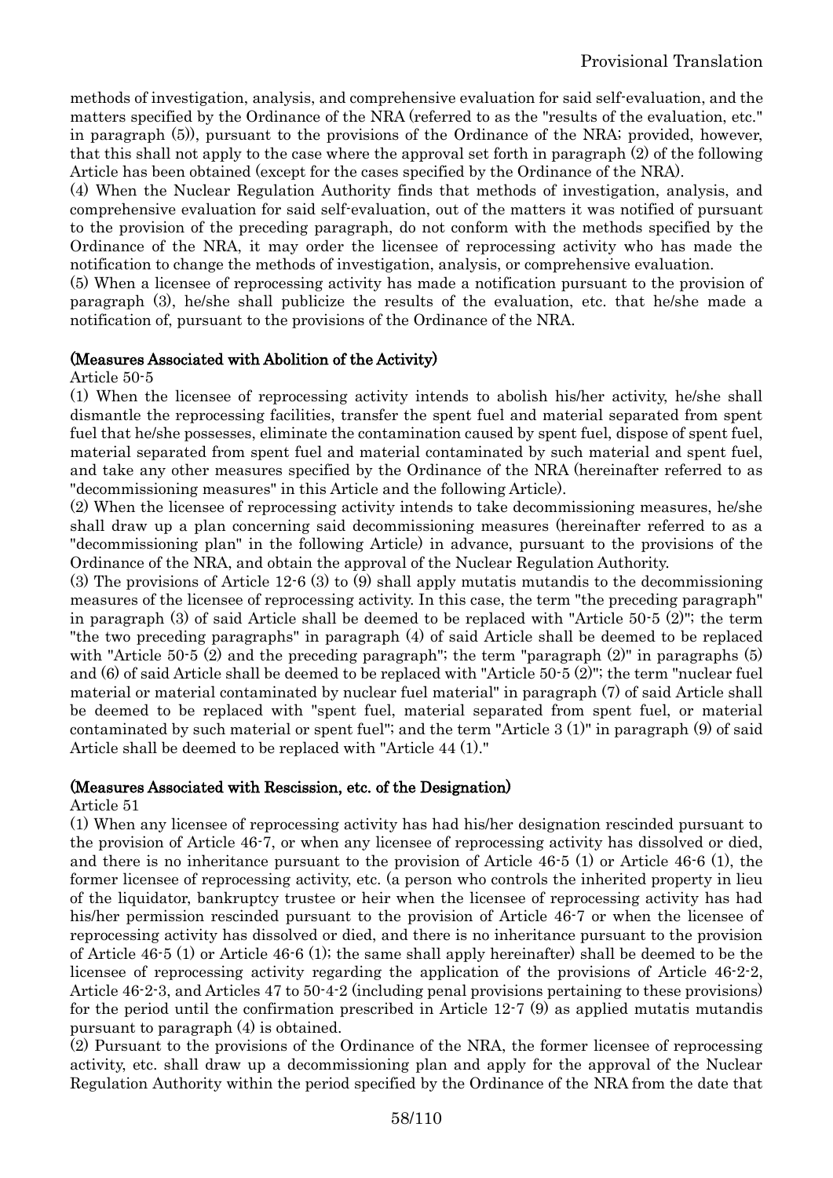methods of investigation, analysis, and comprehensive evaluation for said self-evaluation, and the matters specified by the Ordinance of the NRA (referred to as the "results of the evaluation, etc." in paragraph (5)), pursuant to the provisions of the Ordinance of the NRA; provided, however, that this shall not apply to the case where the approval set forth in paragraph (2) of the following Article has been obtained (except for the cases specified by the Ordinance of the NRA).

(4) When the Nuclear Regulation Authority finds that methods of investigation, analysis, and comprehensive evaluation for said self-evaluation, out of the matters it was notified of pursuant to the provision of the preceding paragraph, do not conform with the methods specified by the Ordinance of the NRA, it may order the licensee of reprocessing activity who has made the notification to change the methods of investigation, analysis, or comprehensive evaluation.

(5) When a licensee of reprocessing activity has made a notification pursuant to the provision of paragraph (3), he/she shall publicize the results of the evaluation, etc. that he/she made a notification of, pursuant to the provisions of the Ordinance of the NRA.

**(Measures Associated with Abolition of the Activity)**

Article 50-5

(1) When the licensee of reprocessing activity intends to abolish his/her activity, he/she shall dismantle the reprocessing facilities, transfer the spent fuel and material separated from spent fuel that he/she possesses, eliminate the contamination caused by spent fuel, dispose of spent fuel, material separated from spent fuel and material contaminated by such material and spent fuel, and take any other measures specified by the Ordinance of the NRA (hereinafter referred to as "decommissioning measures" in this Article and the following Article).

(2) When the licensee of reprocessing activity intends to take decommissioning measures, he/she shall draw up a plan concerning said decommissioning measures (hereinafter referred to as a "decommissioning plan" in the following Article) in advance, pursuant to the provisions of the Ordinance of the NRA, and obtain the approval of the Nuclear Regulation Authority.

(3) The provisions of Article 12-6 (3) to (9) shall apply mutatis mutandis to the decommissioning measures of the licensee of reprocessing activity. In this case, the term "the preceding paragraph" in paragraph (3) of said Article shall be deemed to be replaced with "Article 50-5 (2)"; the term "the two preceding paragraphs" in paragraph (4) of said Article shall be deemed to be replaced with "Article 50-5 (2) and the preceding paragraph"; the term "paragraph (2)" in paragraphs (5) and (6) of said Article shall be deemed to be replaced with "Article 50-5 (2)"; the term "nuclear fuel material or material contaminated by nuclear fuel material" in paragraph (7) of said Article shall be deemed to be replaced with "spent fuel, material separated from spent fuel, or material contaminated by such material or spent fuel"; and the term "Article 3 (1)" in paragraph (9) of said Article shall be deemed to be replaced with "Article 44 (1)."

**(Measures Associated with Rescission, etc. of the Designation)**

Article 51

(1) When any licensee of reprocessing activity has had his/her designation rescinded pursuant to the provision of Article 46-7, or when any licensee of reprocessing activity has dissolved or died, and there is no inheritance pursuant to the provision of Article 46-5 (1) or Article 46-6 (1), the former licensee of reprocessing activity, etc. (a person who controls the inherited property in lieu of the liquidator, bankruptcy trustee or heir when the licensee of reprocessing activity has had his/her permission rescinded pursuant to the provision of Article 46-7 or when the licensee of reprocessing activity has dissolved or died, and there is no inheritance pursuant to the provision of Article 46-5 (1) or Article 46-6 (1); the same shall apply hereinafter) shall be deemed to be the licensee of reprocessing activity regarding the application of the provisions of Article 46-2-2, Article 46-2-3, and Articles 47 to 50-4-2 (including penal provisions pertaining to these provisions) for the period until the confirmation prescribed in Article 12-7 (9) as applied mutatis mutandis pursuant to paragraph (4) is obtained.

(2) Pursuant to the provisions of the Ordinance of the NRA, the former licensee of reprocessing activity, etc. shall draw up a decommissioning plan and apply for the approval of the Nuclear Regulation Authority within the period specified by the Ordinance of the NRA from the date that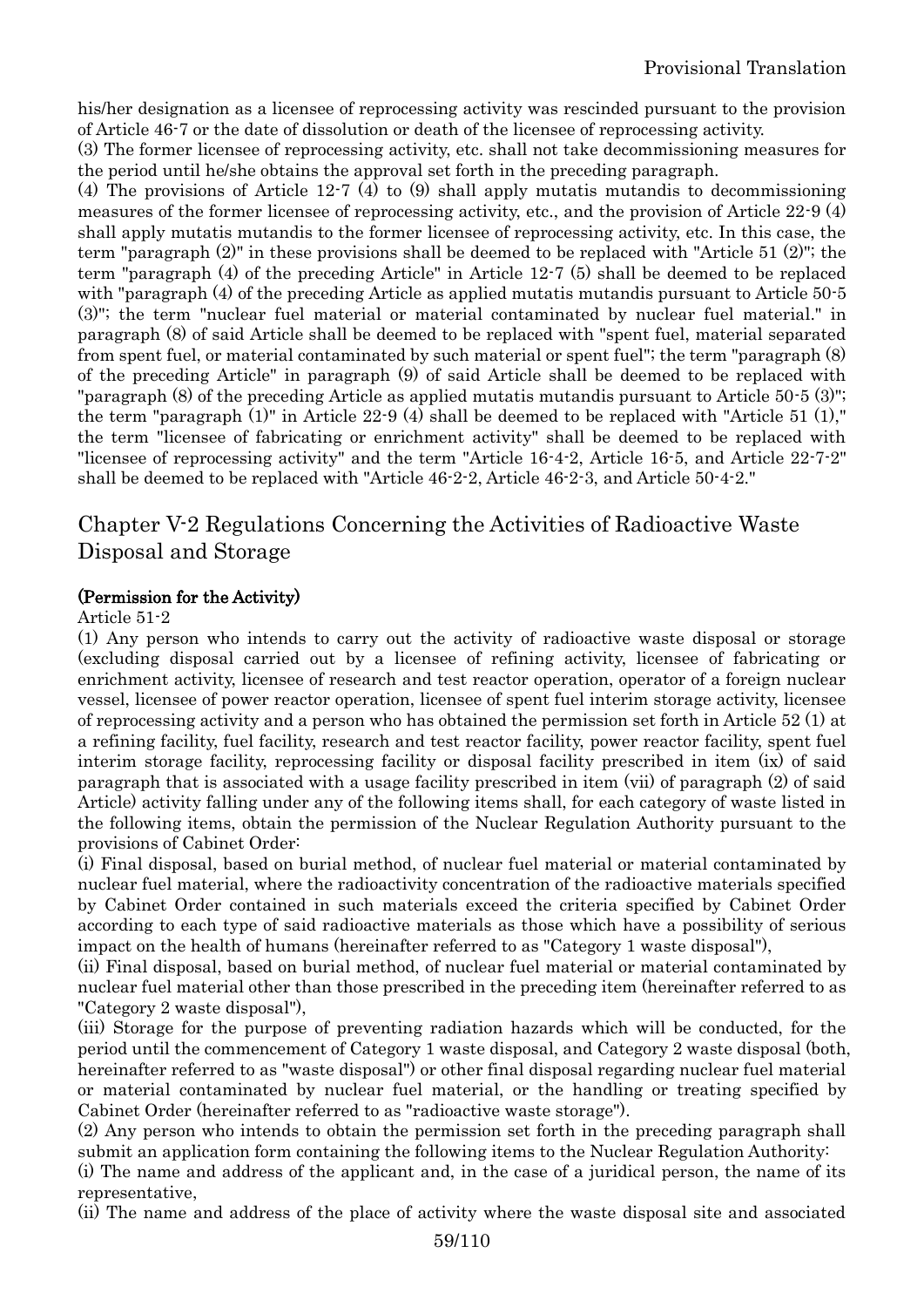his/her designation as a licensee of reprocessing activity was rescinded pursuant to the provision of Article 46-7 or the date of dissolution or death of the licensee of reprocessing activity.

(3) The former licensee of reprocessing activity, etc. shall not take decommissioning measures for the period until he/she obtains the approval set forth in the preceding paragraph.

(4) The provisions of Article 12-7 (4) to (9) shall apply mutatis mutandis to decommissioning measures of the former licensee of reprocessing activity, etc., and the provision of Article 22-9 (4) shall apply mutatis mutandis to the former licensee of reprocessing activity, etc. In this case, the term "paragraph (2)" in these provisions shall be deemed to be replaced with "Article 51 (2)"; the term "paragraph (4) of the preceding Article" in Article 12-7 (5) shall be deemed to be replaced with "paragraph (4) of the preceding Article as applied mutatis mutandis pursuant to Article 50-5 (3)"; the term "nuclear fuel material or material contaminated by nuclear fuel material." in paragraph (8) of said Article shall be deemed to be replaced with "spent fuel, material separated from spent fuel, or material contaminated by such material or spent fuel"; the term "paragraph (8) of the preceding Article" in paragraph (9) of said Article shall be deemed to be replaced with "paragraph (8) of the preceding Article as applied mutatis mutandis pursuant to Article 50-5 (3)"; the term "paragraph (1)" in Article 22-9 (4) shall be deemed to be replaced with "Article 51 (1)," the term "licensee of fabricating or enrichment activity" shall be deemed to be replaced with "licensee of reprocessing activity" and the term "Article 16-4-2, Article 16-5, and Article 22-7-2" shall be deemed to be replaced with "Article 46-2-2, Article 46-2-3, and Article 50-4-2."

## Chapter V-2 Regulations Concerning the Activities of Radioactive Waste Disposal and Storage

**(Permission for the Activity)**

Article 51-2

(1) Any person who intends to carry out the activity of radioactive waste disposal or storage (excluding disposal carried out by a licensee of refining activity, licensee of fabricating or enrichment activity, licensee of research and test reactor operation, operator of a foreign nuclear vessel, licensee of power reactor operation, licensee of spent fuel interim storage activity, licensee of reprocessing activity and a person who has obtained the permission set forth in Article 52 (1) at a refining facility, fuel facility, research and test reactor facility, power reactor facility, spent fuel interim storage facility, reprocessing facility or disposal facility prescribed in item (ix) of said paragraph that is associated with a usage facility prescribed in item (vii) of paragraph (2) of said Article) activity falling under any of the following items shall, for each category of waste listed in the following items, obtain the permission of the Nuclear Regulation Authority pursuant to the provisions of Cabinet Order:

(i) Final disposal, based on burial method, of nuclear fuel material or material contaminated by nuclear fuel material, where the radioactivity concentration of the radioactive materials specified by Cabinet Order contained in such materials exceed the criteria specified by Cabinet Order according to each type of said radioactive materials as those which have a possibility of serious impact on the health of humans (hereinafter referred to as "Category 1 waste disposal"),

(ii) Final disposal, based on burial method, of nuclear fuel material or material contaminated by nuclear fuel material other than those prescribed in the preceding item (hereinafter referred to as "Category 2 waste disposal"),

(iii) Storage for the purpose of preventing radiation hazards which will be conducted, for the period until the commencement of Category 1 waste disposal, and Category 2 waste disposal (both, hereinafter referred to as "waste disposal") or other final disposal regarding nuclear fuel material or material contaminated by nuclear fuel material, or the handling or treating specified by Cabinet Order (hereinafter referred to as "radioactive waste storage").

(2) Any person who intends to obtain the permission set forth in the preceding paragraph shall submit an application form containing the following items to the Nuclear Regulation Authority:

(i) The name and address of the applicant and, in the case of a juridical person, the name of its representative,

(ii) The name and address of the place of activity where the waste disposal site and associated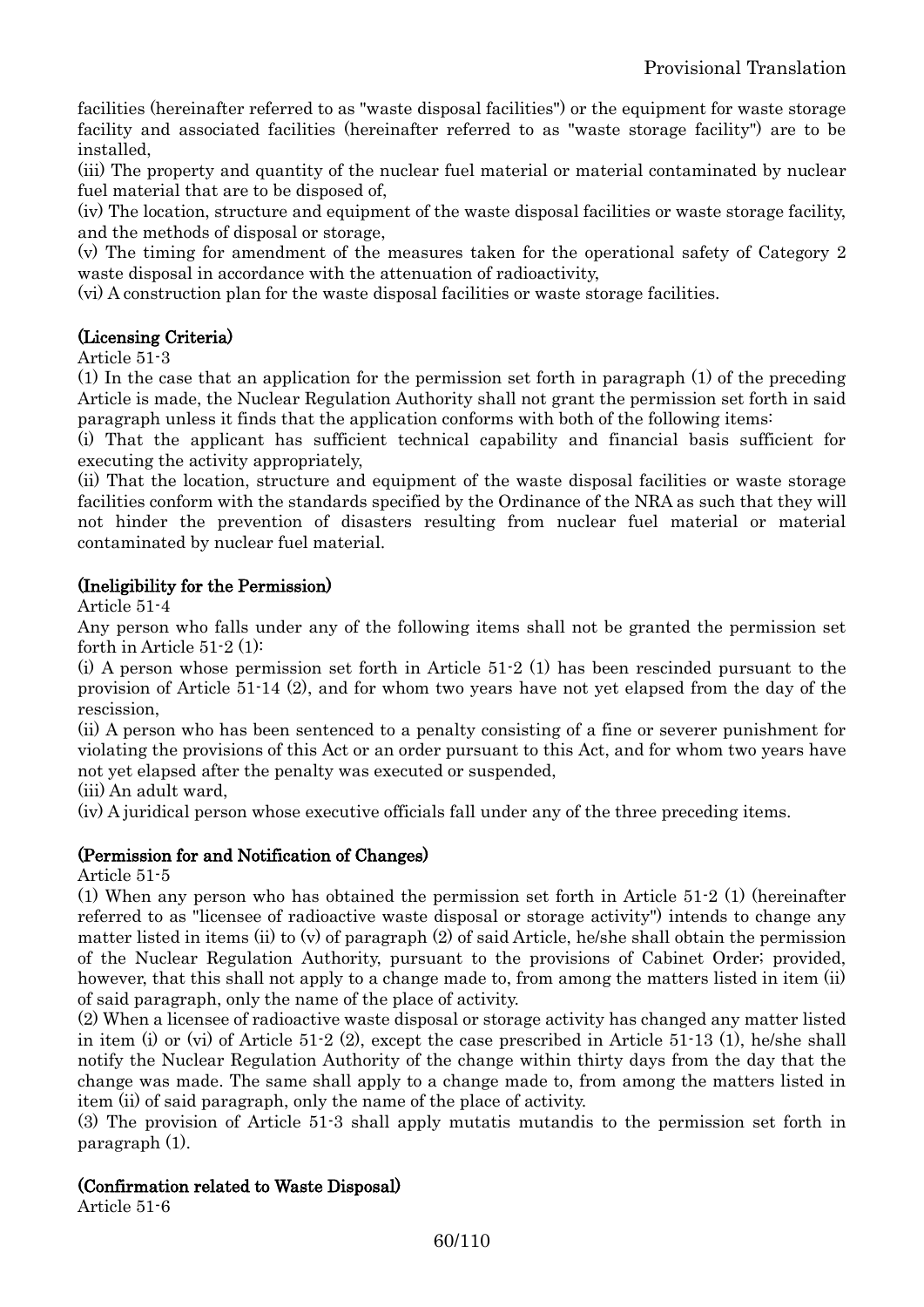facilities (hereinafter referred to as "waste disposal facilities") or the equipment for waste storage facility and associated facilities (hereinafter referred to as "waste storage facility") are to be installed,

(iii) The property and quantity of the nuclear fuel material or material contaminated by nuclear fuel material that are to be disposed of,

(iv) The location, structure and equipment of the waste disposal facilities or waste storage facility, and the methods of disposal or storage,

(v) The timing for amendment of the measures taken for the operational safety of Category 2 waste disposal in accordance with the attenuation of radioactivity,

(vi) A construction plan for the waste disposal facilities or waste storage facilities.

**(Licensing Criteria)**

Article 51-3

(1) In the case that an application for the permission set forth in paragraph (1) of the preceding Article is made, the Nuclear Regulation Authority shall not grant the permission set forth in said paragraph unless it finds that the application conforms with both of the following items:

(i) That the applicant has sufficient technical capability and financial basis sufficient for executing the activity appropriately,

(ii) That the location, structure and equipment of the waste disposal facilities or waste storage facilities conform with the standards specified by the Ordinance of the NRA as such that they will not hinder the prevention of disasters resulting from nuclear fuel material or material contaminated by nuclear fuel material.

**(Ineligibility for the Permission)**

Article 51-4

Any person who falls under any of the following items shall not be granted the permission set forth in Article 51-2 (1):

(i) A person whose permission set forth in Article 51-2 (1) has been rescinded pursuant to the provision of Article 51-14 (2), and for whom two years have not yet elapsed from the day of the rescission,

(ii) A person who has been sentenced to a penalty consisting of a fine or severer punishment for violating the provisions of this Act or an order pursuant to this Act, and for whom two years have not yet elapsed after the penalty was executed or suspended,

(iii) An adult ward,

(iv) A juridical person whose executive officials fall under any of the three preceding items.

**(Permission for and Notification of Changes)**

Article 51-5

(1) When any person who has obtained the permission set forth in Article 51-2 (1) (hereinafter referred to as "licensee of radioactive waste disposal or storage activity") intends to change any matter listed in items (ii) to (v) of paragraph (2) of said Article, he/she shall obtain the permission of the Nuclear Regulation Authority, pursuant to the provisions of Cabinet Order; provided, however, that this shall not apply to a change made to, from among the matters listed in item (ii) of said paragraph, only the name of the place of activity.

(2) When a licensee of radioactive waste disposal or storage activity has changed any matter listed in item (i) or (vi) of Article 51-2 (2), except the case prescribed in Article 51-13 (1), he/she shall notify the Nuclear Regulation Authority of the change within thirty days from the day that the change was made. The same shall apply to a change made to, from among the matters listed in item (ii) of said paragraph, only the name of the place of activity.

(3) The provision of Article 51-3 shall apply mutatis mutandis to the permission set forth in paragraph (1).

**(Confirmation related to Waste Disposal)**

Article 51-6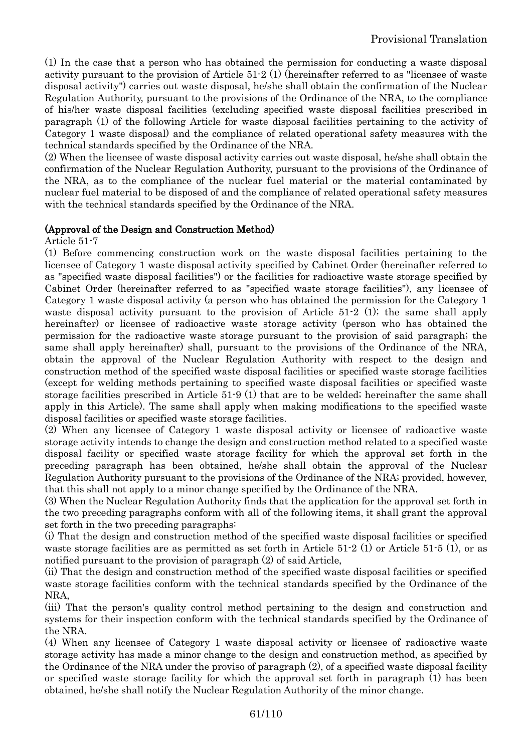(1) In the case that a person who has obtained the permission for conducting a waste disposal activity pursuant to the provision of Article 51-2 (1) (hereinafter referred to as "licensee of waste disposal activity") carries out waste disposal, he/she shall obtain the confirmation of the Nuclear Regulation Authority, pursuant to the provisions of the Ordinance of the NRA, to the compliance of his/her waste disposal facilities (excluding specified waste disposal facilities prescribed in paragraph (1) of the following Article for waste disposal facilities pertaining to the activity of Category 1 waste disposal) and the compliance of related operational safety measures with the technical standards specified by the Ordinance of the NRA.

(2) When the licensee of waste disposal activity carries out waste disposal, he/she shall obtain the confirmation of the Nuclear Regulation Authority, pursuant to the provisions of the Ordinance of the NRA, as to the compliance of the nuclear fuel material or the material contaminated by nuclear fuel material to be disposed of and the compliance of related operational safety measures with the technical standards specified by the Ordinance of the NRA.

**(Approval of the Design and Construction Method)**

Article 51-7

(1) Before commencing construction work on the waste disposal facilities pertaining to the licensee of Category 1 waste disposal activity specified by Cabinet Order (hereinafter referred to as "specified waste disposal facilities") or the facilities for radioactive waste storage specified by Cabinet Order (hereinafter referred to as "specified waste storage facilities"), any licensee of Category 1 waste disposal activity (a person who has obtained the permission for the Category 1 waste disposal activity pursuant to the provision of Article 51-2 (1); the same shall apply hereinafter) or licensee of radioactive waste storage activity (person who has obtained the permission for the radioactive waste storage pursuant to the provision of said paragraph; the same shall apply hereinafter) shall, pursuant to the provisions of the Ordinance of the NRA, obtain the approval of the Nuclear Regulation Authority with respect to the design and construction method of the specified waste disposal facilities or specified waste storage facilities (except for welding methods pertaining to specified waste disposal facilities or specified waste storage facilities prescribed in Article 51-9 (1) that are to be welded; hereinafter the same shall apply in this Article). The same shall apply when making modifications to the specified waste disposal facilities or specified waste storage facilities.

(2) When any licensee of Category 1 waste disposal activity or licensee of radioactive waste storage activity intends to change the design and construction method related to a specified waste disposal facility or specified waste storage facility for which the approval set forth in the preceding paragraph has been obtained, he/she shall obtain the approval of the Nuclear Regulation Authority pursuant to the provisions of the Ordinance of the NRA; provided, however, that this shall not apply to a minor change specified by the Ordinance of the NRA.

(3) When the Nuclear Regulation Authority finds that the application for the approval set forth in the two preceding paragraphs conform with all of the following items, it shall grant the approval set forth in the two preceding paragraphs:

(i) That the design and construction method of the specified waste disposal facilities or specified waste storage facilities are as permitted as set forth in Article 51-2 (1) or Article 51-5 (1), or as notified pursuant to the provision of paragraph (2) of said Article,

(ii) That the design and construction method of the specified waste disposal facilities or specified waste storage facilities conform with the technical standards specified by the Ordinance of the NRA,

(iii) That the person's quality control method pertaining to the design and construction and systems for their inspection conform with the technical standards specified by the Ordinance of the NRA.

(4) When any licensee of Category 1 waste disposal activity or licensee of radioactive waste storage activity has made a minor change to the design and construction method, as specified by the Ordinance of the NRA under the proviso of paragraph (2), of a specified waste disposal facility or specified waste storage facility for which the approval set forth in paragraph (1) has been obtained, he/she shall notify the Nuclear Regulation Authority of the minor change.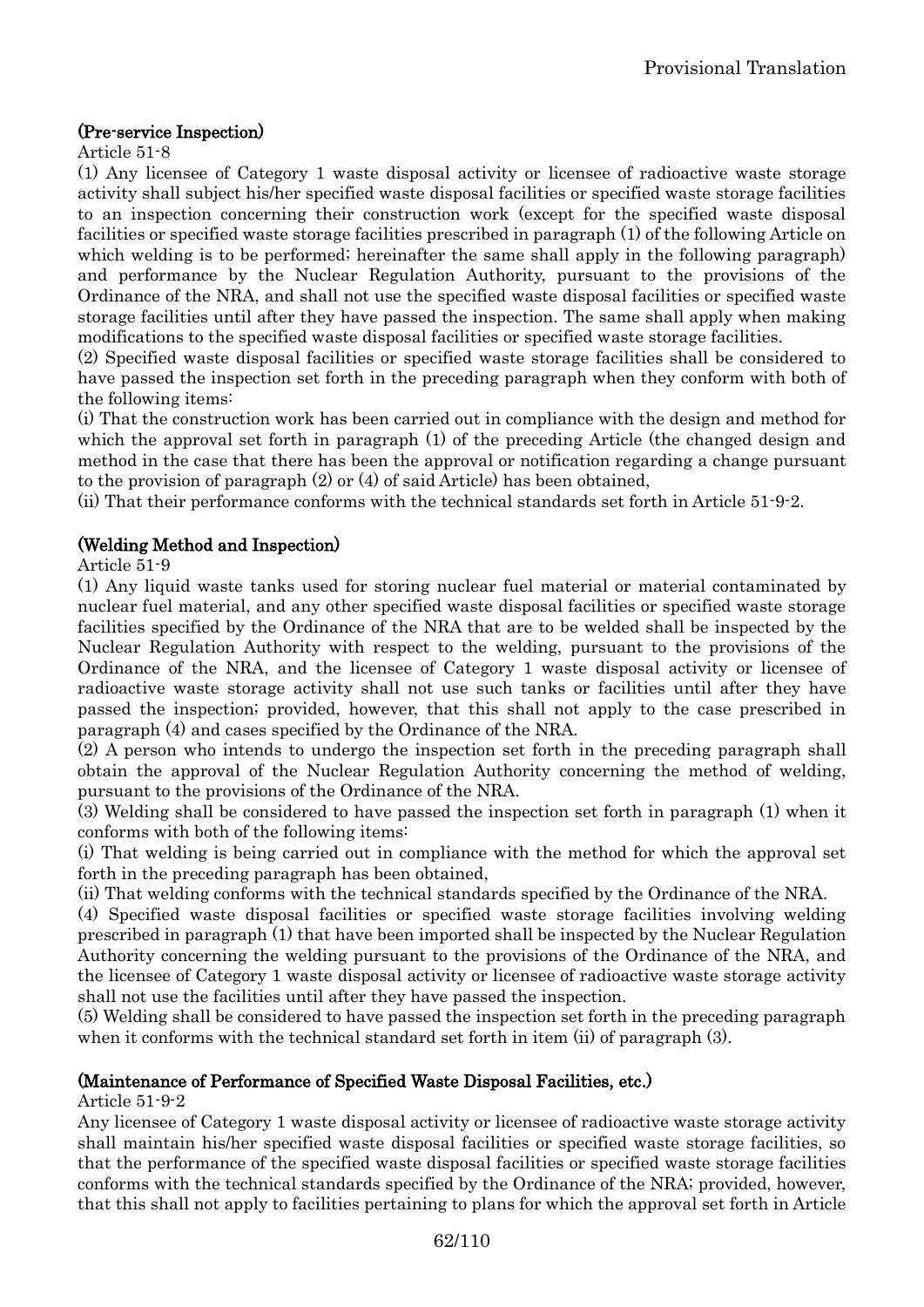**(Pre-service Inspection)**

Article 51-8

(1) Any licensee of Category 1 waste disposal activity or licensee of radioactive waste storage activity shall subject his/her specified waste disposal facilities or specified waste storage facilities to an inspection concerning their construction work (except for the specified waste disposal facilities or specified waste storage facilities prescribed in paragraph (1) of the following Article on which welding is to be performed; hereinafter the same shall apply in the following paragraph) and performance by the Nuclear Regulation Authority, pursuant to the provisions of the Ordinance of the NRA, and shall not use the specified waste disposal facilities or specified waste storage facilities until after they have passed the inspection. The same shall apply when making modifications to the specified waste disposal facilities or specified waste storage facilities.

(2) Specified waste disposal facilities or specified waste storage facilities shall be considered to have passed the inspection set forth in the preceding paragraph when they conform with both of the following items:

(i) That the construction work has been carried out in compliance with the design and method for which the approval set forth in paragraph (1) of the preceding Article (the changed design and method in the case that there has been the approval or notification regarding a change pursuant to the provision of paragraph (2) or (4) of said Article) has been obtained,

(ii) That their performance conforms with the technical standards set forth in Article 51-9-2.

**(Welding Method and Inspection)**

Article 51-9

(1) Any liquid waste tanks used for storing nuclear fuel material or material contaminated by nuclear fuel material, and any other specified waste disposal facilities or specified waste storage facilities specified by the Ordinance of the NRA that are to be welded shall be inspected by the Nuclear Regulation Authority with respect to the welding, pursuant to the provisions of the Ordinance of the NRA, and the licensee of Category 1 waste disposal activity or licensee of radioactive waste storage activity shall not use such tanks or facilities until after they have passed the inspection; provided, however, that this shall not apply to the case prescribed in paragraph (4) and cases specified by the Ordinance of the NRA.

(2) A person who intends to undergo the inspection set forth in the preceding paragraph shall obtain the approval of the Nuclear Regulation Authority concerning the method of welding, pursuant to the provisions of the Ordinance of the NRA.

(3) Welding shall be considered to have passed the inspection set forth in paragraph (1) when it conforms with both of the following items:

(i) That welding is being carried out in compliance with the method for which the approval set forth in the preceding paragraph has been obtained,

(ii) That welding conforms with the technical standards specified by the Ordinance of the NRA.

(4) Specified waste disposal facilities or specified waste storage facilities involving welding prescribed in paragraph (1) that have been imported shall be inspected by the Nuclear Regulation Authority concerning the welding pursuant to the provisions of the Ordinance of the NRA, and the licensee of Category 1 waste disposal activity or licensee of radioactive waste storage activity shall not use the facilities until after they have passed the inspection.

(5) Welding shall be considered to have passed the inspection set forth in the preceding paragraph when it conforms with the technical standard set forth in item (ii) of paragraph (3).

**(Maintenance of Performance of Specified Waste Disposal Facilities, etc.)**

Article 51-9-2

Any licensee of Category 1 waste disposal activity or licensee of radioactive waste storage activity shall maintain his/her specified waste disposal facilities or specified waste storage facilities, so that the performance of the specified waste disposal facilities or specified waste storage facilities conforms with the technical standards specified by the Ordinance of the NRA; provided, however, that this shall not apply to facilities pertaining to plans for which the approval set forth in Article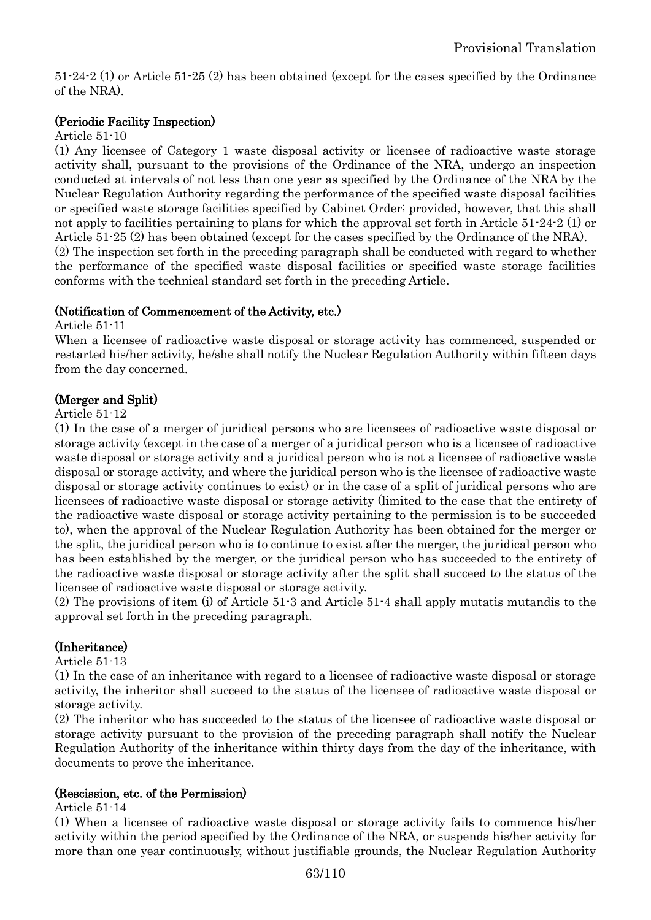51-24-2 (1) or Article 51-25 (2) has been obtained (except for the cases specified by the Ordinance of the NRA).

**(Periodic Facility Inspection)**

Article 51-10

(1) Any licensee of Category 1 waste disposal activity or licensee of radioactive waste storage activity shall, pursuant to the provisions of the Ordinance of the NRA, undergo an inspection conducted at intervals of not less than one year as specified by the Ordinance of the NRA by the Nuclear Regulation Authority regarding the performance of the specified waste disposal facilities or specified waste storage facilities specified by Cabinet Order; provided, however, that this shall not apply to facilities pertaining to plans for which the approval set forth in Article 51-24-2 (1) or Article 51-25 (2) has been obtained (except for the cases specified by the Ordinance of the NRA).

(2) The inspection set forth in the preceding paragraph shall be conducted with regard to whether the performance of the specified waste disposal facilities or specified waste storage facilities conforms with the technical standard set forth in the preceding Article.

**(Notification of Commencement of the Activity, etc.)**

Article 51-11

When a licensee of radioactive waste disposal or storage activity has commenced, suspended or restarted his/her activity, he/she shall notify the Nuclear Regulation Authority within fifteen days from the day concerned.

**(Merger and Split)**

Article 51-12

(1) In the case of a merger of juridical persons who are licensees of radioactive waste disposal or storage activity (except in the case of a merger of a juridical person who is a licensee of radioactive waste disposal or storage activity and a juridical person who is not a licensee of radioactive waste disposal or storage activity, and where the juridical person who is the licensee of radioactive waste disposal or storage activity continues to exist) or in the case of a split of juridical persons who are licensees of radioactive waste disposal or storage activity (limited to the case that the entirety of the radioactive waste disposal or storage activity pertaining to the permission is to be succeeded to), when the approval of the Nuclear Regulation Authority has been obtained for the merger or the split, the juridical person who is to continue to exist after the merger, the juridical person who has been established by the merger, or the juridical person who has succeeded to the entirety of the radioactive waste disposal or storage activity after the split shall succeed to the status of the licensee of radioactive waste disposal or storage activity.

(2) The provisions of item (i) of Article 51-3 and Article 51-4 shall apply mutatis mutandis to the approval set forth in the preceding paragraph.

**(Inheritance)**

Article 51-13

(1) In the case of an inheritance with regard to a licensee of radioactive waste disposal or storage activity, the inheritor shall succeed to the status of the licensee of radioactive waste disposal or storage activity.

(2) The inheritor who has succeeded to the status of the licensee of radioactive waste disposal or storage activity pursuant to the provision of the preceding paragraph shall notify the Nuclear Regulation Authority of the inheritance within thirty days from the day of the inheritance, with documents to prove the inheritance.

**(Rescission, etc. of the Permission)**

Article 51-14

(1) When a licensee of radioactive waste disposal or storage activity fails to commence his/her activity within the period specified by the Ordinance of the NRA, or suspends his/her activity for more than one year continuously, without justifiable grounds, the Nuclear Regulation Authority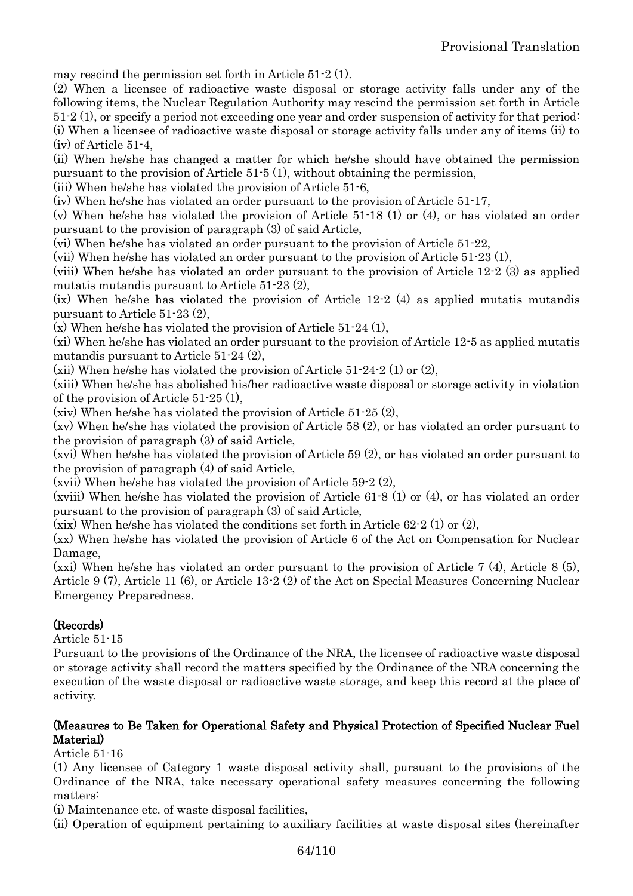may rescind the permission set forth in Article 51-2 (1).

(2) When a licensee of radioactive waste disposal or storage activity falls under any of the following items, the Nuclear Regulation Authority may rescind the permission set forth in Article 51-2 (1), or specify a period not exceeding one year and order suspension of activity for that period:

(i) When a licensee of radioactive waste disposal or storage activity falls under any of items (ii) to (iv) of Article 51-4,

(ii) When he/she has changed a matter for which he/she should have obtained the permission pursuant to the provision of Article 51-5 (1), without obtaining the permission,

(iii) When he/she has violated the provision of Article 51-6,

(iv) When he/she has violated an order pursuant to the provision of Article 51-17,

(v) When he/she has violated the provision of Article 51-18 (1) or (4), or has violated an order pursuant to the provision of paragraph (3) of said Article,

(vi) When he/she has violated an order pursuant to the provision of Article 51-22,

(vii) When he/she has violated an order pursuant to the provision of Article 51-23 (1),

(viii) When he/she has violated an order pursuant to the provision of Article 12-2 (3) as applied mutatis mutandis pursuant to Article 51-23 (2),

(ix) When he/she has violated the provision of Article 12-2 (4) as applied mutatis mutandis pursuant to Article 51-23 (2),

(x) When he/she has violated the provision of Article 51-24 (1),

(xi) When he/she has violated an order pursuant to the provision of Article 12-5 as applied mutatis mutandis pursuant to Article 51-24 (2),

(xii) When he/she has violated the provision of Article 51-24-2 (1) or (2),

(xiii) When he/she has abolished his/her radioactive waste disposal or storage activity in violation of the provision of Article 51-25 (1),

(xiv) When he/she has violated the provision of Article 51-25 (2),

(xv) When he/she has violated the provision of Article 58 (2), or has violated an order pursuant to the provision of paragraph (3) of said Article,

(xvi) When he/she has violated the provision of Article 59 (2), or has violated an order pursuant to the provision of paragraph (4) of said Article,

(xvii) When he/she has violated the provision of Article 59-2 (2),

(xviii) When he/she has violated the provision of Article 61-8 (1) or (4), or has violated an order pursuant to the provision of paragraph (3) of said Article,

(xix) When he/she has violated the conditions set forth in Article 62-2 (1) or (2),

(xx) When he/she has violated the provision of Article 6 of the Act on Compensation for Nuclear Damage,

(xxi) When he/she has violated an order pursuant to the provision of Article 7 (4), Article 8 (5), Article 9 (7), Article 11 (6), or Article 13-2 (2) of the Act on Special Measures Concerning Nuclear Emergency Preparedness.

**(Records)**

Article 51-15

Pursuant to the provisions of the Ordinance of the NRA, the licensee of radioactive waste disposal or storage activity shall record the matters specified by the Ordinance of the NRA concerning the execution of the waste disposal or radioactive waste storage, and keep this record at the place of activity.

**(Measures to Be Taken for Operational Safety and Physical Protection of Specified Nuclear Fuel Material)**

Article 51-16

(1) Any licensee of Category 1 waste disposal activity shall, pursuant to the provisions of the Ordinance of the NRA, take necessary operational safety measures concerning the following matters:

(i) Maintenance etc. of waste disposal facilities,

(ii) Operation of equipment pertaining to auxiliary facilities at waste disposal sites (hereinafter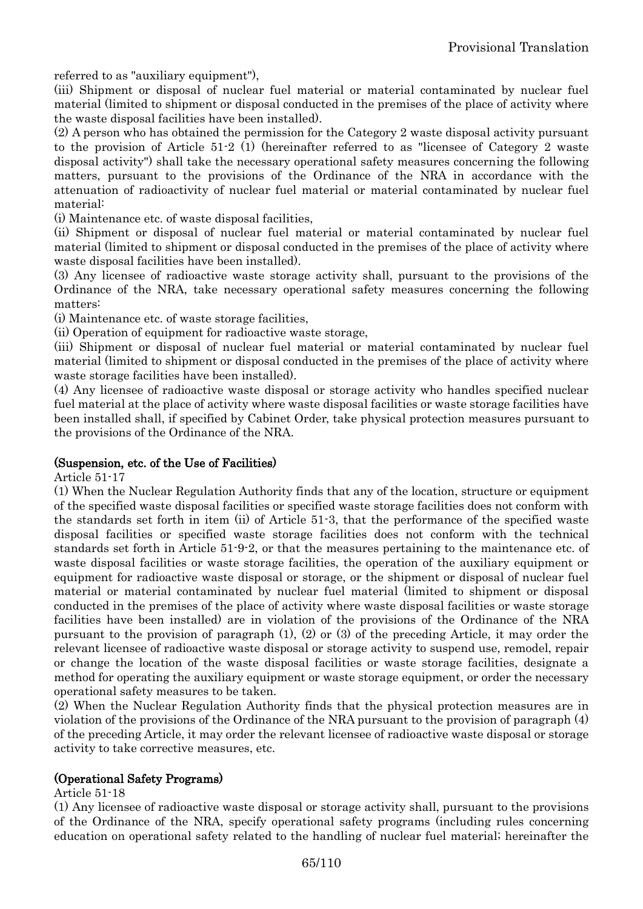referred to as "auxiliary equipment"),

(iii) Shipment or disposal of nuclear fuel material or material contaminated by nuclear fuel material (limited to shipment or disposal conducted in the premises of the place of activity where the waste disposal facilities have been installed).

(2) A person who has obtained the permission for the Category 2 waste disposal activity pursuant to the provision of Article 51-2 (1) (hereinafter referred to as "licensee of Category 2 waste disposal activity") shall take the necessary operational safety measures concerning the following matters, pursuant to the provisions of the Ordinance of the NRA in accordance with the attenuation of radioactivity of nuclear fuel material or material contaminated by nuclear fuel material:

(i) Maintenance etc. of waste disposal facilities,

(ii) Shipment or disposal of nuclear fuel material or material contaminated by nuclear fuel material (limited to shipment or disposal conducted in the premises of the place of activity where waste disposal facilities have been installed).

(3) Any licensee of radioactive waste storage activity shall, pursuant to the provisions of the Ordinance of the NRA, take necessary operational safety measures concerning the following matters:

(i) Maintenance etc. of waste storage facilities,

(ii) Operation of equipment for radioactive waste storage,

(iii) Shipment or disposal of nuclear fuel material or material contaminated by nuclear fuel material (limited to shipment or disposal conducted in the premises of the place of activity where waste storage facilities have been installed).

(4) Any licensee of radioactive waste disposal or storage activity who handles specified nuclear fuel material at the place of activity where waste disposal facilities or waste storage facilities have been installed shall, if specified by Cabinet Order, take physical protection measures pursuant to the provisions of the Ordinance of the NRA.

**(Suspension, etc. of the Use of Facilities)**

Article 51-17

(1) When the Nuclear Regulation Authority finds that any of the location, structure or equipment of the specified waste disposal facilities or specified waste storage facilities does not conform with the standards set forth in item (ii) of Article 51-3, that the performance of the specified waste disposal facilities or specified waste storage facilities does not conform with the technical standards set forth in Article 51-9-2, or that the measures pertaining to the maintenance etc. of waste disposal facilities or waste storage facilities, the operation of the auxiliary equipment or equipment for radioactive waste disposal or storage, or the shipment or disposal of nuclear fuel material or material contaminated by nuclear fuel material (limited to shipment or disposal conducted in the premises of the place of activity where waste disposal facilities or waste storage facilities have been installed) are in violation of the provisions of the Ordinance of the NRA pursuant to the provision of paragraph (1), (2) or (3) of the preceding Article, it may order the relevant licensee of radioactive waste disposal or storage activity to suspend use, remodel, repair or change the location of the waste disposal facilities or waste storage facilities, designate a method for operating the auxiliary equipment or waste storage equipment, or order the necessary operational safety measures to be taken.

(2) When the Nuclear Regulation Authority finds that the physical protection measures are in violation of the provisions of the Ordinance of the NRA pursuant to the provision of paragraph (4) of the preceding Article, it may order the relevant licensee of radioactive waste disposal or storage activity to take corrective measures, etc.

**(Operational Safety Programs)**

Article 51-18

(1) Any licensee of radioactive waste disposal or storage activity shall, pursuant to the provisions of the Ordinance of the NRA, specify operational safety programs (including rules concerning education on operational safety related to the handling of nuclear fuel material; hereinafter the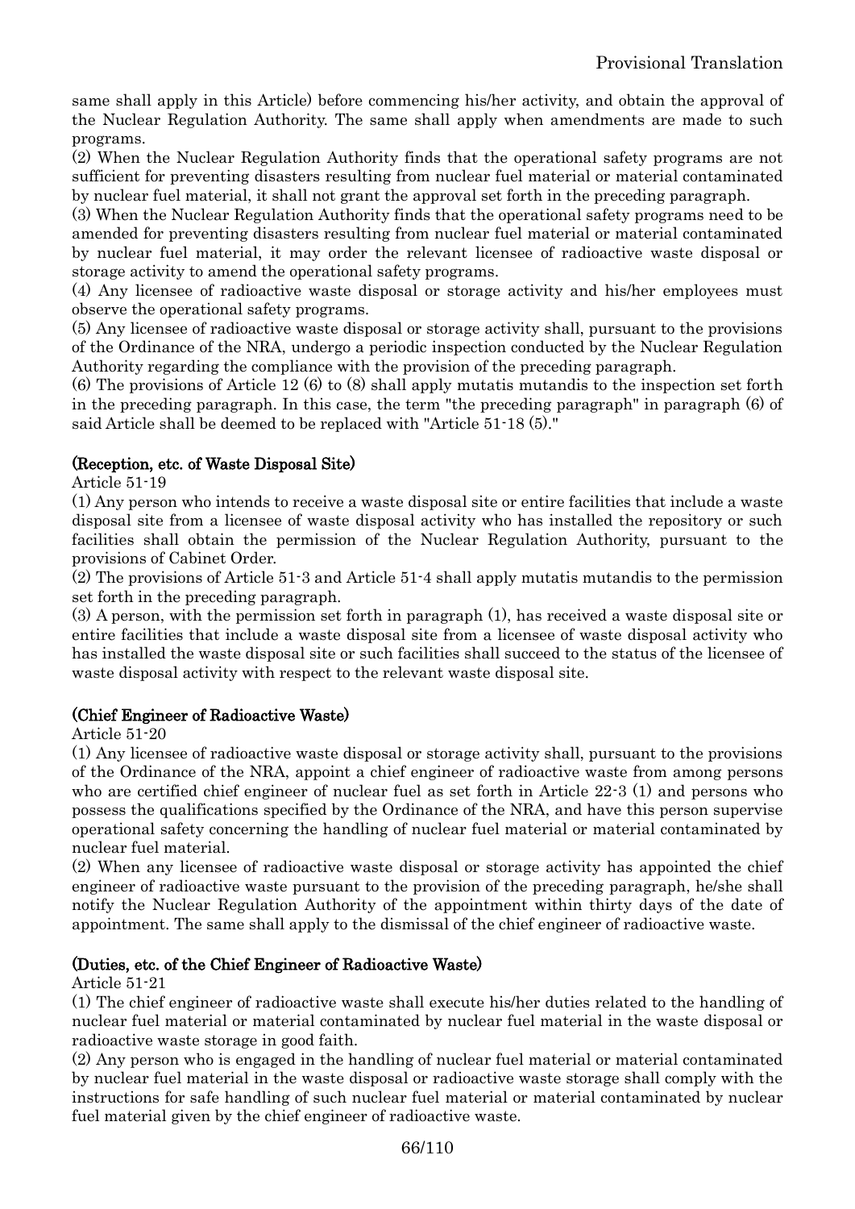same shall apply in this Article) before commencing his/her activity, and obtain the approval of the Nuclear Regulation Authority. The same shall apply when amendments are made to such programs.

(2) When the Nuclear Regulation Authority finds that the operational safety programs are not sufficient for preventing disasters resulting from nuclear fuel material or material contaminated by nuclear fuel material, it shall not grant the approval set forth in the preceding paragraph.

(3) When the Nuclear Regulation Authority finds that the operational safety programs need to be amended for preventing disasters resulting from nuclear fuel material or material contaminated by nuclear fuel material, it may order the relevant licensee of radioactive waste disposal or storage activity to amend the operational safety programs.

(4) Any licensee of radioactive waste disposal or storage activity and his/her employees must observe the operational safety programs.

(5) Any licensee of radioactive waste disposal or storage activity shall, pursuant to the provisions of the Ordinance of the NRA, undergo a periodic inspection conducted by the Nuclear Regulation Authority regarding the compliance with the provision of the preceding paragraph.

(6) The provisions of Article 12 (6) to (8) shall apply mutatis mutandis to the inspection set forth in the preceding paragraph. In this case, the term "the preceding paragraph" in paragraph (6) of said Article shall be deemed to be replaced with "Article 51-18 (5)."

**(Reception, etc. of Waste Disposal Site)**

Article 51-19

(1) Any person who intends to receive a waste disposal site or entire facilities that include a waste disposal site from a licensee of waste disposal activity who has installed the repository or such facilities shall obtain the permission of the Nuclear Regulation Authority, pursuant to the provisions of Cabinet Order.

(2) The provisions of Article 51-3 and Article 51-4 shall apply mutatis mutandis to the permission set forth in the preceding paragraph.

(3) A person, with the permission set forth in paragraph (1), has received a waste disposal site or entire facilities that include a waste disposal site from a licensee of waste disposal activity who has installed the waste disposal site or such facilities shall succeed to the status of the licensee of waste disposal activity with respect to the relevant waste disposal site.

**(Chief Engineer of Radioactive Waste)**

Article 51-20

(1) Any licensee of radioactive waste disposal or storage activity shall, pursuant to the provisions of the Ordinance of the NRA, appoint a chief engineer of radioactive waste from among persons who are certified chief engineer of nuclear fuel as set forth in Article 22-3 (1) and persons who possess the qualifications specified by the Ordinance of the NRA, and have this person supervise operational safety concerning the handling of nuclear fuel material or material contaminated by nuclear fuel material.

(2) When any licensee of radioactive waste disposal or storage activity has appointed the chief engineer of radioactive waste pursuant to the provision of the preceding paragraph, he/she shall notify the Nuclear Regulation Authority of the appointment within thirty days of the date of appointment. The same shall apply to the dismissal of the chief engineer of radioactive waste.

**(Duties, etc. of the Chief Engineer of Radioactive Waste)**

Article 51-21

(1) The chief engineer of radioactive waste shall execute his/her duties related to the handling of nuclear fuel material or material contaminated by nuclear fuel material in the waste disposal or radioactive waste storage in good faith.

(2) Any person who is engaged in the handling of nuclear fuel material or material contaminated by nuclear fuel material in the waste disposal or radioactive waste storage shall comply with the instructions for safe handling of such nuclear fuel material or material contaminated by nuclear fuel material given by the chief engineer of radioactive waste.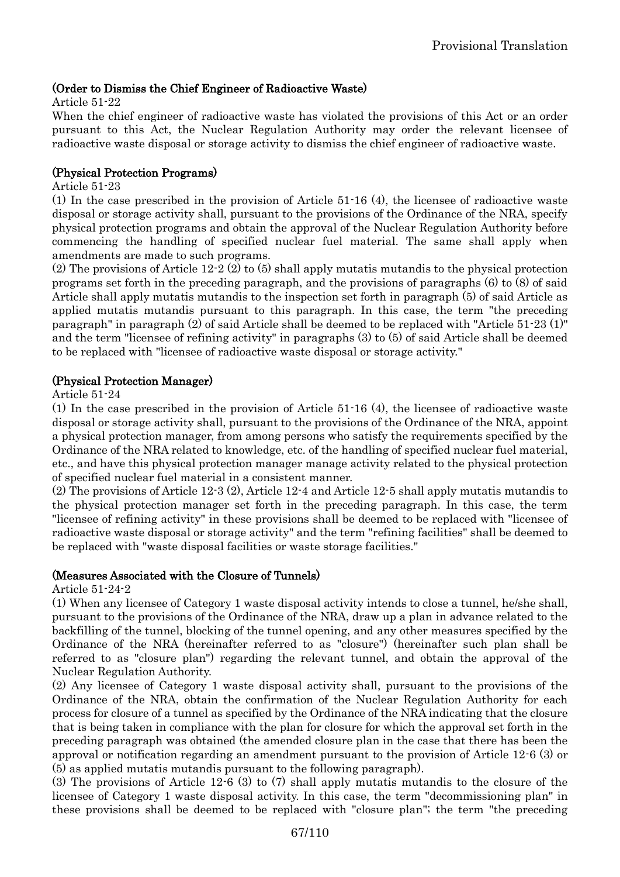(Order to Dismiss the Chief Engineer of Radioactive Waste)

Article 51-22

When the chief engineer of radioactive waste has violated the provisions of this Act or an order pursuant to this Act, the Nuclear Regulation Authority may order the relevant licensee of radioactive waste disposal or storage activity to dismiss the chief engineer of radioactive waste.

(Physical Protection Programs)

Article 51-23

(1) In the case prescribed in the provision of Article 51-16 (4), the licensee of radioactive waste disposal or storage activity shall, pursuant to the provisions of the Ordinance of the NRA, specify physical protection programs and obtain the approval of the Nuclear Regulation Authority before commencing the handling of specified nuclear fuel material. The same shall apply when amendments are made to such programs.

(2) The provisions of Article 12-2 (2) to (5) shall apply mutatis mutandis to the physical protection programs set forth in the preceding paragraph, and the provisions of paragraphs (6) to (8) of said Article shall apply mutatis mutandis to the inspection set forth in paragraph (5) of said Article as applied mutatis mutandis pursuant to this paragraph. In this case, the term "the preceding paragraph" in paragraph (2) of said Article shall be deemed to be replaced with "Article 51-23 (1)" and the term "licensee of refining activity" in paragraphs (3) to (5) of said Article shall be deemed to be replaced with "licensee of radioactive waste disposal or storage activity."

(Physical Protection Manager)

Article 51-24

(1) In the case prescribed in the provision of Article 51-16 (4), the licensee of radioactive waste disposal or storage activity shall, pursuant to the provisions of the Ordinance of the NRA, appoint a physical protection manager, from among persons who satisfy the requirements specified by the Ordinance of the NRA related to knowledge, etc. of the handling of specified nuclear fuel material, etc., and have this physical protection manager manage activity related to the physical protection of specified nuclear fuel material in a consistent manner.

(2) The provisions of Article 12-3 (2), Article 12-4 and Article 12-5 shall apply mutatis mutandis to the physical protection manager set forth in the preceding paragraph. In this case, the term "licensee of refining activity" in these provisions shall be deemed to be replaced with "licensee of radioactive waste disposal or storage activity" and the term "refining facilities" shall be deemed to be replaced with "waste disposal facilities or waste storage facilities."

(Measures Associated with the Closure of Tunnels)

Article 51-24-2

(1) When any licensee of Category 1 waste disposal activity intends to close a tunnel, he/she shall, pursuant to the provisions of the Ordinance of the NRA, draw up a plan in advance related to the backfilling of the tunnel, blocking of the tunnel opening, and any other measures specified by the Ordinance of the NRA (hereinafter referred to as "closure") (hereinafter such plan shall be referred to as "closure plan") regarding the relevant tunnel, and obtain the approval of the Nuclear Regulation Authority.

(2) Any licensee of Category 1 waste disposal activity shall, pursuant to the provisions of the Ordinance of the NRA, obtain the confirmation of the Nuclear Regulation Authority for each process for closure of a tunnel as specified by the Ordinance of the NRA indicating that the closure that is being taken in compliance with the plan for closure for which the approval set forth in the preceding paragraph was obtained (the amended closure plan in the case that there has been the approval or notification regarding an amendment pursuant to the provision of Article 12-6 (3) or (5) as applied mutatis mutandis pursuant to the following paragraph).

(3) The provisions of Article 12-6 (3) to (7) shall apply mutatis mutandis to the closure of the licensee of Category 1 waste disposal activity. In this case, the term "decommissioning plan" in these provisions shall be deemed to be replaced with "closure plan"; the term "the preceding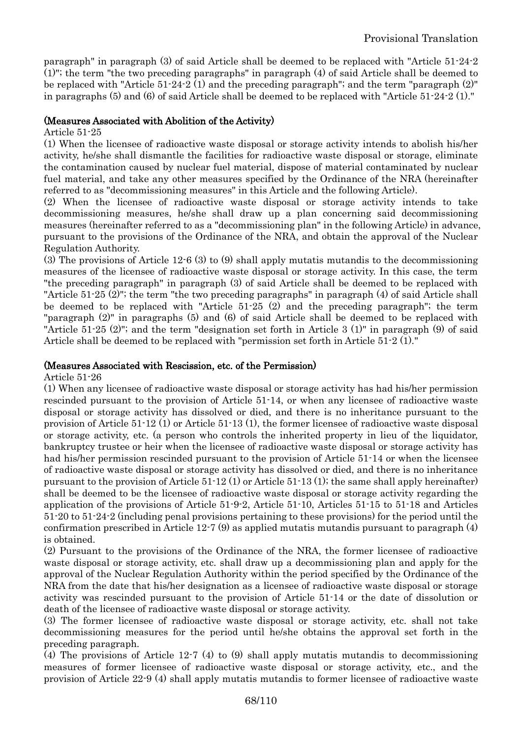paragraph" in paragraph (3) of said Article shall be deemed to be replaced with "Article 51-24-2 (1)"; the term "the two preceding paragraphs" in paragraph (4) of said Article shall be deemed to be replaced with "Article 51-24-2 (1) and the preceding paragraph"; and the term "paragraph (2)" in paragraphs (5) and (6) of said Article shall be deemed to be replaced with "Article 51-24-2 (1)."

**(Measures Associated with Abolition of the Activity)**

Article 51-25

(1) When the licensee of radioactive waste disposal or storage activity intends to abolish his/her activity, he/she shall dismantle the facilities for radioactive waste disposal or storage, eliminate the contamination caused by nuclear fuel material, dispose of material contaminated by nuclear fuel material, and take any other measures specified by the Ordinance of the NRA (hereinafter referred to as "decommissioning measures" in this Article and the following Article).

(2) When the licensee of radioactive waste disposal or storage activity intends to take decommissioning measures, he/she shall draw up a plan concerning said decommissioning measures (hereinafter referred to as a "decommissioning plan" in the following Article) in advance, pursuant to the provisions of the Ordinance of the NRA, and obtain the approval of the Nuclear Regulation Authority.

(3) The provisions of Article 12-6 (3) to (9) shall apply mutatis mutandis to the decommissioning measures of the licensee of radioactive waste disposal or storage activity. In this case, the term "the preceding paragraph" in paragraph (3) of said Article shall be deemed to be replaced with "Article 51-25 (2)"; the term "the two preceding paragraphs" in paragraph (4) of said Article shall be deemed to be replaced with "Article 51-25 (2) and the preceding paragraph"; the term "paragraph (2)" in paragraphs (5) and (6) of said Article shall be deemed to be replaced with "Article 51-25 (2)"; and the term "designation set forth in Article 3 (1)" in paragraph (9) of said Article shall be deemed to be replaced with "permission set forth in Article 51-2 (1)."

**(Measures Associated with Rescission, etc. of the Permission)**

Article 51-26

(1) When any licensee of radioactive waste disposal or storage activity has had his/her permission rescinded pursuant to the provision of Article 51-14, or when any licensee of radioactive waste disposal or storage activity has dissolved or died, and there is no inheritance pursuant to the provision of Article 51-12 (1) or Article 51-13 (1), the former licensee of radioactive waste disposal or storage activity, etc. (a person who controls the inherited property in lieu of the liquidator, bankruptcy trustee or heir when the licensee of radioactive waste disposal or storage activity has had his/her permission rescinded pursuant to the provision of Article 51-14 or when the licensee of radioactive waste disposal or storage activity has dissolved or died, and there is no inheritance pursuant to the provision of Article 51-12 (1) or Article 51-13 (1); the same shall apply hereinafter) shall be deemed to be the licensee of radioactive waste disposal or storage activity regarding the application of the provisions of Article 51-9-2, Article 51-10, Articles 51-15 to 51-18 and Articles 51-20 to 51-24-2 (including penal provisions pertaining to these provisions) for the period until the confirmation prescribed in Article 12-7 (9) as applied mutatis mutandis pursuant to paragraph (4) is obtained.

(2) Pursuant to the provisions of the Ordinance of the NRA, the former licensee of radioactive waste disposal or storage activity, etc. shall draw up a decommissioning plan and apply for the approval of the Nuclear Regulation Authority within the period specified by the Ordinance of the NRA from the date that his/her designation as a licensee of radioactive waste disposal or storage activity was rescinded pursuant to the provision of Article 51-14 or the date of dissolution or death of the licensee of radioactive waste disposal or storage activity.

(3) The former licensee of radioactive waste disposal or storage activity, etc. shall not take decommissioning measures for the period until he/she obtains the approval set forth in the preceding paragraph.

(4) The provisions of Article 12-7 (4) to (9) shall apply mutatis mutandis to decommissioning measures of former licensee of radioactive waste disposal or storage activity, etc., and the provision of Article 22-9 (4) shall apply mutatis mutandis to former licensee of radioactive waste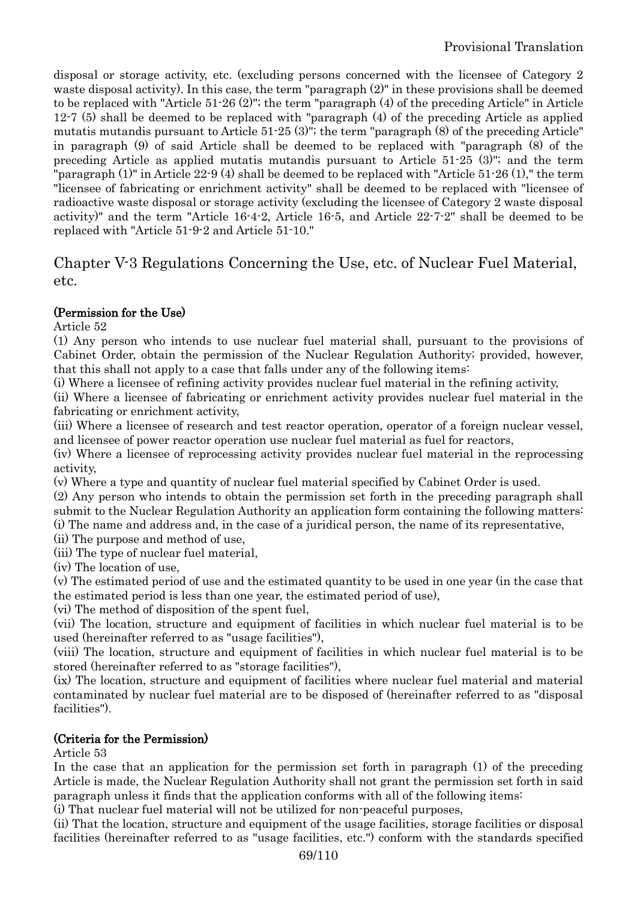disposal or storage activity, etc. (excluding persons concerned with the licensee of Category 2 waste disposal activity). In this case, the term "paragraph (2)" in these provisions shall be deemed to be replaced with "Article 51-26 (2)"; the term "paragraph (4) of the preceding Article" in Article 12-7 (5) shall be deemed to be replaced with "paragraph (4) of the preceding Article as applied mutatis mutandis pursuant to Article 51-25 (3)"; the term "paragraph (8) of the preceding Article" in paragraph (9) of said Article shall be deemed to be replaced with "paragraph (8) of the preceding Article as applied mutatis mutandis pursuant to Article 51-25 (3)"; and the term "paragraph (1)" in Article 22-9 (4) shall be deemed to be replaced with "Article 51-26 (1)," the term "licensee of fabricating or enrichment activity" shall be deemed to be replaced with "licensee of radioactive waste disposal or storage activity (excluding the licensee of Category 2 waste disposal activity)" and the term "Article 16-4-2, Article 16-5, and Article 22-7-2" shall be deemed to be replaced with "Article 51-9-2 and Article 51-10."

## Chapter V-3 Regulations Concerning the Use, etc. of Nuclear Fuel Material, etc.

**(Permission for the Use)**

Article 52

(1) Any person who intends to use nuclear fuel material shall, pursuant to the provisions of Cabinet Order, obtain the permission of the Nuclear Regulation Authority; provided, however, that this shall not apply to a case that falls under any of the following items:

(i) Where a licensee of refining activity provides nuclear fuel material in the refining activity,

(ii) Where a licensee of fabricating or enrichment activity provides nuclear fuel material in the fabricating or enrichment activity,

(iii) Where a licensee of research and test reactor operation, operator of a foreign nuclear vessel, and licensee of power reactor operation use nuclear fuel material as fuel for reactors,

(iv) Where a licensee of reprocessing activity provides nuclear fuel material in the reprocessing activity,

(v) Where a type and quantity of nuclear fuel material specified by Cabinet Order is used.

(2) Any person who intends to obtain the permission set forth in the preceding paragraph shall submit to the Nuclear Regulation Authority an application form containing the following matters:

(i) The name and address and, in the case of a juridical person, the name of its representative,

(ii) The purpose and method of use,

(iii) The type of nuclear fuel material,

(iv) The location of use,

(v) The estimated period of use and the estimated quantity to be used in one year (in the case that the estimated period is less than one year, the estimated period of use),

(vi) The method of disposition of the spent fuel,

(vii) The location, structure and equipment of facilities in which nuclear fuel material is to be used (hereinafter referred to as "usage facilities"),

(viii) The location, structure and equipment of facilities in which nuclear fuel material is to be stored (hereinafter referred to as "storage facilities"),

(ix) The location, structure and equipment of facilities where nuclear fuel material and material contaminated by nuclear fuel material are to be disposed of (hereinafter referred to as "disposal facilities").

**(Criteria for the Permission)**

Article 53

In the case that an application for the permission set forth in paragraph (1) of the preceding Article is made, the Nuclear Regulation Authority shall not grant the permission set forth in said paragraph unless it finds that the application conforms with all of the following items:

(i) That nuclear fuel material will not be utilized for non-peaceful purposes,

(ii) That the location, structure and equipment of the usage facilities, storage facilities or disposal facilities (hereinafter referred to as "usage facilities, etc.") conform with the standards specified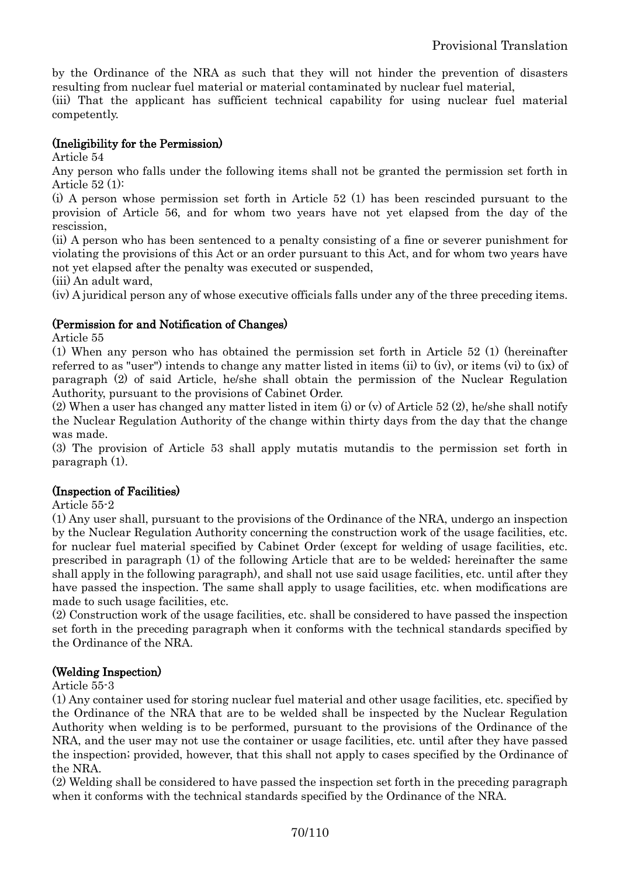by the Ordinance of the NRA as such that they will not hinder the prevention of disasters resulting from nuclear fuel material or material contaminated by nuclear fuel material,

(iii) That the applicant has sufficient technical capability for using nuclear fuel material competently.

**(Ineligibility for the Permission)**

Article 54

Any person who falls under the following items shall not be granted the permission set forth in Article 52 (1):

(i) A person whose permission set forth in Article 52 (1) has been rescinded pursuant to the provision of Article 56, and for whom two years have not yet elapsed from the day of the rescission,

(ii) A person who has been sentenced to a penalty consisting of a fine or severer punishment for violating the provisions of this Act or an order pursuant to this Act, and for whom two years have not yet elapsed after the penalty was executed or suspended,

(iii) An adult ward,

(iv) A juridical person any of whose executive officials falls under any of the three preceding items.

**(Permission for and Notification of Changes)**

Article 55

(1) When any person who has obtained the permission set forth in Article 52 (1) (hereinafter referred to as "user") intends to change any matter listed in items (ii) to (iv), or items (vi) to (ix) of paragraph (2) of said Article, he/she shall obtain the permission of the Nuclear Regulation Authority, pursuant to the provisions of Cabinet Order.

(2) When a user has changed any matter listed in item (i) or (v) of Article 52 (2), he/she shall notify the Nuclear Regulation Authority of the change within thirty days from the day that the change was made.

(3) The provision of Article 53 shall apply mutatis mutandis to the permission set forth in paragraph (1).

**(Inspection of Facilities)**

Article 55-2

(1) Any user shall, pursuant to the provisions of the Ordinance of the NRA, undergo an inspection by the Nuclear Regulation Authority concerning the construction work of the usage facilities, etc. for nuclear fuel material specified by Cabinet Order (except for welding of usage facilities, etc. prescribed in paragraph (1) of the following Article that are to be welded; hereinafter the same shall apply in the following paragraph), and shall not use said usage facilities, etc. until after they have passed the inspection. The same shall apply to usage facilities, etc. when modifications are made to such usage facilities, etc.

(2) Construction work of the usage facilities, etc. shall be considered to have passed the inspection set forth in the preceding paragraph when it conforms with the technical standards specified by the Ordinance of the NRA.

**(Welding Inspection)**

Article 55-3

(1) Any container used for storing nuclear fuel material and other usage facilities, etc. specified by the Ordinance of the NRA that are to be welded shall be inspected by the Nuclear Regulation Authority when welding is to be performed, pursuant to the provisions of the Ordinance of the NRA, and the user may not use the container or usage facilities, etc. until after they have passed the inspection; provided, however, that this shall not apply to cases specified by the Ordinance of the NRA.

(2) Welding shall be considered to have passed the inspection set forth in the preceding paragraph when it conforms with the technical standards specified by the Ordinance of the NRA.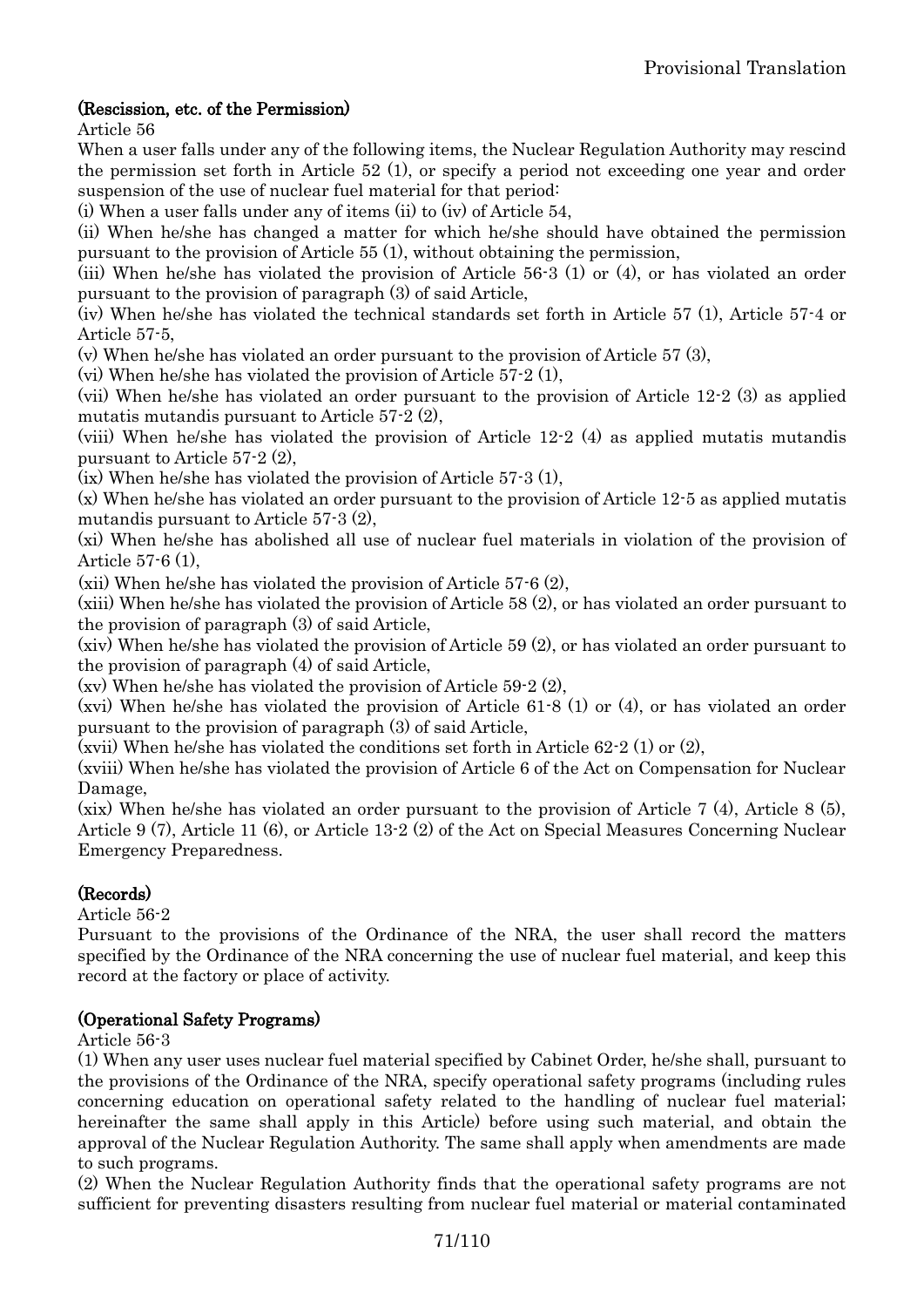**(Rescission, etc. of the Permission)**

Article 56

When a user falls under any of the following items, the Nuclear Regulation Authority may rescind the permission set forth in Article 52 (1), or specify a period not exceeding one year and order suspension of the use of nuclear fuel material for that period:

(i) When a user falls under any of items (ii) to (iv) of Article 54,

(ii) When he/she has changed a matter for which he/she should have obtained the permission pursuant to the provision of Article 55 (1), without obtaining the permission,

(iii) When he/she has violated the provision of Article 56-3 (1) or (4), or has violated an order pursuant to the provision of paragraph (3) of said Article,

(iv) When he/she has violated the technical standards set forth in Article 57 (1), Article 57-4 or Article 57-5,

(v) When he/she has violated an order pursuant to the provision of Article 57 (3),

(vi) When he/she has violated the provision of Article 57-2 (1),

(vii) When he/she has violated an order pursuant to the provision of Article 12-2 (3) as applied mutatis mutandis pursuant to Article 57-2 (2),

(viii) When he/she has violated the provision of Article 12-2 (4) as applied mutatis mutandis pursuant to Article 57-2 (2),

(ix) When he/she has violated the provision of Article 57-3 (1),

(x) When he/she has violated an order pursuant to the provision of Article 12-5 as applied mutatis mutandis pursuant to Article 57-3 (2),

(xi) When he/she has abolished all use of nuclear fuel materials in violation of the provision of Article 57-6 (1),

(xii) When he/she has violated the provision of Article 57-6 (2),

(xiii) When he/she has violated the provision of Article 58 (2), or has violated an order pursuant to the provision of paragraph (3) of said Article,

(xiv) When he/she has violated the provision of Article 59 (2), or has violated an order pursuant to the provision of paragraph (4) of said Article,

(xv) When he/she has violated the provision of Article 59-2 (2),

(xvi) When he/she has violated the provision of Article 61-8 (1) or (4), or has violated an order pursuant to the provision of paragraph (3) of said Article,

(xvii) When he/she has violated the conditions set forth in Article 62-2 (1) or (2),

(xviii) When he/she has violated the provision of Article 6 of the Act on Compensation for Nuclear Damage,

(xix) When he/she has violated an order pursuant to the provision of Article 7 (4), Article 8 (5), Article 9 (7), Article 11 (6), or Article 13-2 (2) of the Act on Special Measures Concerning Nuclear Emergency Preparedness.

**(Records)**

Article 56-2

Pursuant to the provisions of the Ordinance of the NRA, the user shall record the matters specified by the Ordinance of the NRA concerning the use of nuclear fuel material, and keep this record at the factory or place of activity.

**(Operational Safety Programs)**

Article 56-3

(1) When any user uses nuclear fuel material specified by Cabinet Order, he/she shall, pursuant to the provisions of the Ordinance of the NRA, specify operational safety programs (including rules concerning education on operational safety related to the handling of nuclear fuel material; hereinafter the same shall apply in this Article) before using such material, and obtain the approval of the Nuclear Regulation Authority. The same shall apply when amendments are made to such programs.

(2) When the Nuclear Regulation Authority finds that the operational safety programs are not sufficient for preventing disasters resulting from nuclear fuel material or material contaminated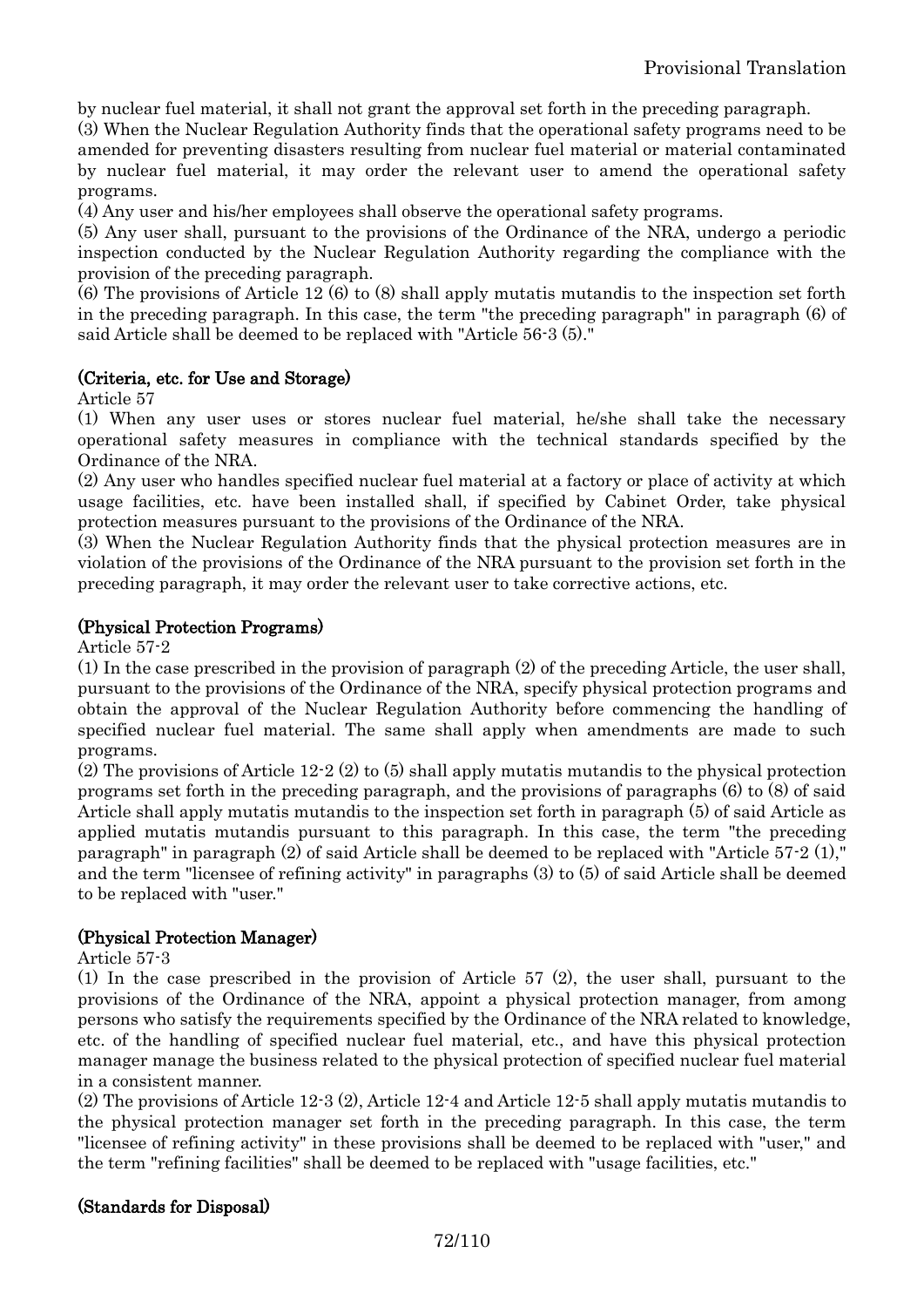by nuclear fuel material, it shall not grant the approval set forth in the preceding paragraph.

(3) When the Nuclear Regulation Authority finds that the operational safety programs need to be amended for preventing disasters resulting from nuclear fuel material or material contaminated by nuclear fuel material, it may order the relevant user to amend the operational safety programs.

(4) Any user and his/her employees shall observe the operational safety programs.

(5) Any user shall, pursuant to the provisions of the Ordinance of the NRA, undergo a periodic inspection conducted by the Nuclear Regulation Authority regarding the compliance with the provision of the preceding paragraph.

(6) The provisions of Article 12 (6) to (8) shall apply mutatis mutandis to the inspection set forth in the preceding paragraph. In this case, the term "the preceding paragraph" in paragraph (6) of said Article shall be deemed to be replaced with "Article 56-3 (5)."

**(Criteria, etc. for Use and Storage)**

Article 57

(1) When any user uses or stores nuclear fuel material, he/she shall take the necessary operational safety measures in compliance with the technical standards specified by the Ordinance of the NRA.

(2) Any user who handles specified nuclear fuel material at a factory or place of activity at which usage facilities, etc. have been installed shall, if specified by Cabinet Order, take physical protection measures pursuant to the provisions of the Ordinance of the NRA.

(3) When the Nuclear Regulation Authority finds that the physical protection measures are in violation of the provisions of the Ordinance of the NRA pursuant to the provision set forth in the preceding paragraph, it may order the relevant user to take corrective actions, etc.

**(Physical Protection Programs)**

Article 57-2

(1) In the case prescribed in the provision of paragraph (2) of the preceding Article, the user shall, pursuant to the provisions of the Ordinance of the NRA, specify physical protection programs and obtain the approval of the Nuclear Regulation Authority before commencing the handling of specified nuclear fuel material. The same shall apply when amendments are made to such programs.

(2) The provisions of Article 12-2 (2) to (5) shall apply mutatis mutandis to the physical protection programs set forth in the preceding paragraph, and the provisions of paragraphs (6) to (8) of said Article shall apply mutatis mutandis to the inspection set forth in paragraph (5) of said Article as applied mutatis mutandis pursuant to this paragraph. In this case, the term "the preceding paragraph" in paragraph (2) of said Article shall be deemed to be replaced with "Article 57-2 (1)," and the term "licensee of refining activity" in paragraphs (3) to (5) of said Article shall be deemed to be replaced with "user."

**(Physical Protection Manager)**

Article 57-3

(1) In the case prescribed in the provision of Article 57 (2), the user shall, pursuant to the provisions of the Ordinance of the NRA, appoint a physical protection manager, from among persons who satisfy the requirements specified by the Ordinance of the NRA related to knowledge, etc. of the handling of specified nuclear fuel material, etc., and have this physical protection manager manage the business related to the physical protection of specified nuclear fuel material in a consistent manner.

(2) The provisions of Article 12-3 (2), Article 12-4 and Article 12-5 shall apply mutatis mutandis to the physical protection manager set forth in the preceding paragraph. In this case, the term "licensee of refining activity" in these provisions shall be deemed to be replaced with "user," and the term "refining facilities" shall be deemed to be replaced with "usage facilities, etc."

**(Standards for Disposal)**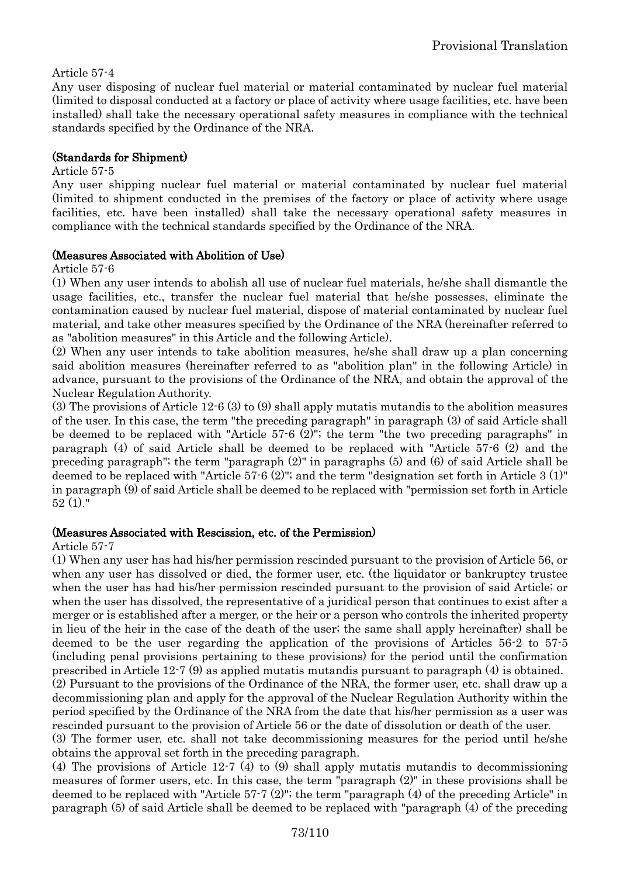Article 57-4

Any user disposing of nuclear fuel material or material contaminated by nuclear fuel material (limited to disposal conducted at a factory or place of activity where usage facilities, etc. have been installed) shall take the necessary operational safety measures in compliance with the technical standards specified by the Ordinance of the NRA.

**(Standards for Shipment)**

Article 57-5

Any user shipping nuclear fuel material or material contaminated by nuclear fuel material (limited to shipment conducted in the premises of the factory or place of activity where usage facilities, etc. have been installed) shall take the necessary operational safety measures in compliance with the technical standards specified by the Ordinance of the NRA.

**(Measures Associated with Abolition of Use)**

Article 57-6

(1) When any user intends to abolish all use of nuclear fuel materials, he/she shall dismantle the usage facilities, etc., transfer the nuclear fuel material that he/she possesses, eliminate the contamination caused by nuclear fuel material, dispose of material contaminated by nuclear fuel material, and take other measures specified by the Ordinance of the NRA (hereinafter referred to as "abolition measures" in this Article and the following Article).

(2) When any user intends to take abolition measures, he/she shall draw up a plan concerning said abolition measures (hereinafter referred to as "abolition plan" in the following Article) in advance, pursuant to the provisions of the Ordinance of the NRA, and obtain the approval of the Nuclear Regulation Authority.

(3) The provisions of Article 12-6 (3) to (9) shall apply mutatis mutandis to the abolition measures of the user. In this case, the term "the preceding paragraph" in paragraph (3) of said Article shall be deemed to be replaced with "Article 57-6 (2)"; the term "the two preceding paragraphs" in paragraph (4) of said Article shall be deemed to be replaced with "Article 57-6 (2) and the preceding paragraph"; the term "paragraph (2)" in paragraphs (5) and (6) of said Article shall be deemed to be replaced with "Article 57-6 (2)"; and the term "designation set forth in Article 3 (1)" in paragraph (9) of said Article shall be deemed to be replaced with "permission set forth in Article 52 (1)."

**(Measures Associated with Rescission, etc. of the Permission)**

Article 57-7

(1) When any user has had his/her permission rescinded pursuant to the provision of Article 56, or when any user has dissolved or died, the former user, etc. (the liquidator or bankruptcy trustee when the user has had his/her permission rescinded pursuant to the provision of said Article; or when the user has dissolved, the representative of a juridical person that continues to exist after a merger or is established after a merger, or the heir or a person who controls the inherited property in lieu of the heir in the case of the death of the user; the same shall apply hereinafter) shall be deemed to be the user regarding the application of the provisions of Articles 56-2 to 57-5 (including penal provisions pertaining to these provisions) for the period until the confirmation prescribed in Article 12-7 (9) as applied mutatis mutandis pursuant to paragraph (4) is obtained.

(2) Pursuant to the provisions of the Ordinance of the NRA, the former user, etc. shall draw up a decommissioning plan and apply for the approval of the Nuclear Regulation Authority within the period specified by the Ordinance of the NRA from the date that his/her permission as a user was rescinded pursuant to the provision of Article 56 or the date of dissolution or death of the user.

(3) The former user, etc. shall not take decommissioning measures for the period until he/she obtains the approval set forth in the preceding paragraph.

(4) The provisions of Article 12-7 (4) to (9) shall apply mutatis mutandis to decommissioning measures of former users, etc. In this case, the term "paragraph (2)" in these provisions shall be deemed to be replaced with "Article 57-7 (2)"; the term "paragraph (4) of the preceding Article" in paragraph (5) of said Article shall be deemed to be replaced with "paragraph (4) of the preceding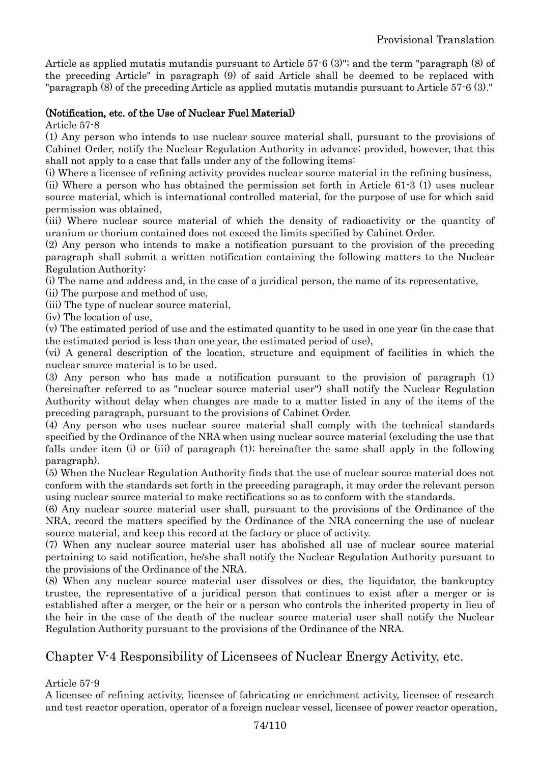Article as applied mutatis mutandis pursuant to Article 57-6 (3)"; and the term "paragraph (8) of the preceding Article" in paragraph (9) of said Article shall be deemed to be replaced with "paragraph (8) of the preceding Article as applied mutatis mutandis pursuant to Article 57-6 (3)."

**(Notification, etc. of the Use of Nuclear Fuel Material)**

Article 57-8

(1) Any person who intends to use nuclear source material shall, pursuant to the provisions of Cabinet Order, notify the Nuclear Regulation Authority in advance; provided, however, that this shall not apply to a case that falls under any of the following items:

(i) Where a licensee of refining activity provides nuclear source material in the refining business,

(ii) Where a person who has obtained the permission set forth in Article 61-3 (1) uses nuclear source material, which is international controlled material, for the purpose of use for which said permission was obtained,

(iii) Where nuclear source material of which the density of radioactivity or the quantity of uranium or thorium contained does not exceed the limits specified by Cabinet Order.

(2) Any person who intends to make a notification pursuant to the provision of the preceding paragraph shall submit a written notification containing the following matters to the Nuclear Regulation Authority:

(i) The name and address and, in the case of a juridical person, the name of its representative,

(ii) The purpose and method of use,

(iii) The type of nuclear source material,

(iv) The location of use,

(v) The estimated period of use and the estimated quantity to be used in one year (in the case that the estimated period is less than one year, the estimated period of use),

(vi) A general description of the location, structure and equipment of facilities in which the nuclear source material is to be used.

(3) Any person who has made a notification pursuant to the provision of paragraph (1) (hereinafter referred to as "nuclear source material user") shall notify the Nuclear Regulation Authority without delay when changes are made to a matter listed in any of the items of the preceding paragraph, pursuant to the provisions of Cabinet Order.

(4) Any person who uses nuclear source material shall comply with the technical standards specified by the Ordinance of the NRA when using nuclear source material (excluding the use that falls under item (i) or (iii) of paragraph (1); hereinafter the same shall apply in the following paragraph).

(5) When the Nuclear Regulation Authority finds that the use of nuclear source material does not conform with the standards set forth in the preceding paragraph, it may order the relevant person using nuclear source material to make rectifications so as to conform with the standards.

(6) Any nuclear source material user shall, pursuant to the provisions of the Ordinance of the NRA, record the matters specified by the Ordinance of the NRA concerning the use of nuclear source material, and keep this record at the factory or place of activity.

(7) When any nuclear source material user has abolished all use of nuclear source material pertaining to said notification, he/she shall notify the Nuclear Regulation Authority pursuant to the provisions of the Ordinance of the NRA.

(8) When any nuclear source material user dissolves or dies, the liquidator, the bankruptcy trustee, the representative of a juridical person that continues to exist after a merger or is established after a merger, or the heir or a person who controls the inherited property in lieu of the heir in the case of the death of the nuclear source material user shall notify the Nuclear Regulation Authority pursuant to the provisions of the Ordinance of the NRA.

## Chapter V-4 Responsibility of Licensees of Nuclear Energy Activity, etc.

Article 57-9

A licensee of refining activity, licensee of fabricating or enrichment activity, licensee of research and test reactor operation, operator of a foreign nuclear vessel, licensee of power reactor operation,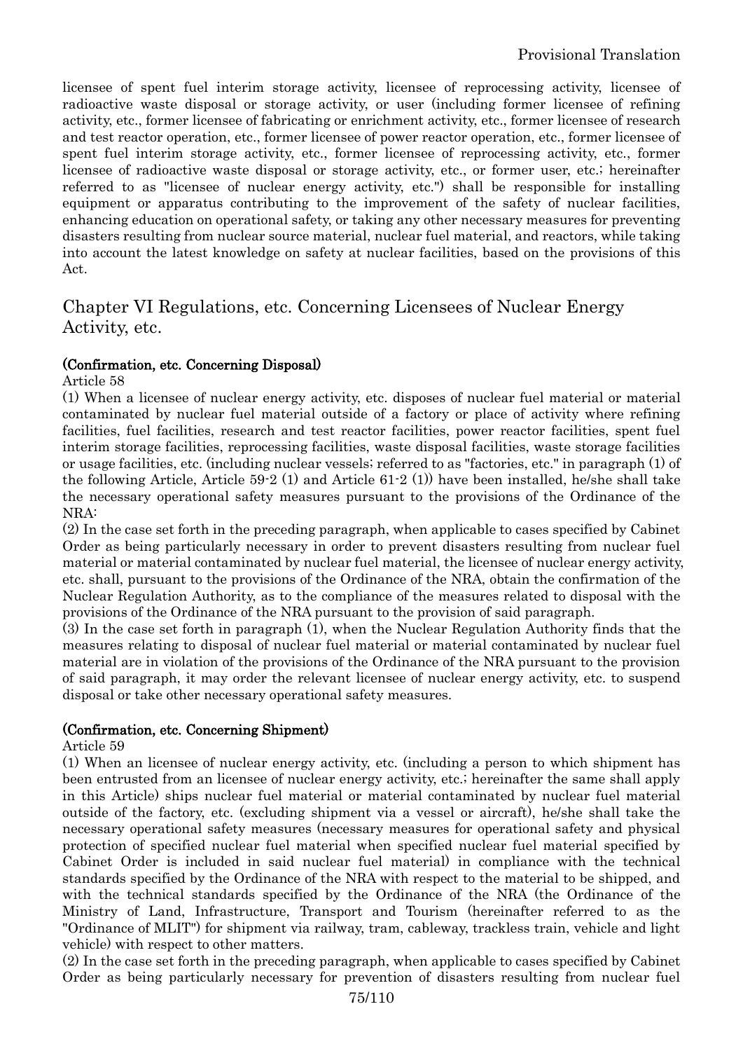licensee of spent fuel interim storage activity, licensee of reprocessing activity, licensee of radioactive waste disposal or storage activity, or user (including former licensee of refining activity, etc., former licensee of fabricating or enrichment activity, etc., former licensee of research and test reactor operation, etc., former licensee of power reactor operation, etc., former licensee of spent fuel interim storage activity, etc., former licensee of reprocessing activity, etc., former licensee of radioactive waste disposal or storage activity, etc., or former user, etc.; hereinafter referred to as "licensee of nuclear energy activity, etc.") shall be responsible for installing equipment or apparatus contributing to the improvement of the safety of nuclear facilities, enhancing education on operational safety, or taking any other necessary measures for preventing disasters resulting from nuclear source material, nuclear fuel material, and reactors, while taking into account the latest knowledge on safety at nuclear facilities, based on the provisions of this Act.

## Chapter VI Regulations, etc. Concerning Licensees of Nuclear Energy Activity, etc.

**(Confirmation, etc. Concerning Disposal)**

Article 58

(1) When a licensee of nuclear energy activity, etc. disposes of nuclear fuel material or material contaminated by nuclear fuel material outside of a factory or place of activity where refining facilities, fuel facilities, research and test reactor facilities, power reactor facilities, spent fuel interim storage facilities, reprocessing facilities, waste disposal facilities, waste storage facilities or usage facilities, etc. (including nuclear vessels; referred to as "factories, etc." in paragraph (1) of the following Article, Article 59-2 (1) and Article 61-2 (1)) have been installed, he/she shall take the necessary operational safety measures pursuant to the provisions of the Ordinance of the NRA:

(2) In the case set forth in the preceding paragraph, when applicable to cases specified by Cabinet Order as being particularly necessary in order to prevent disasters resulting from nuclear fuel material or material contaminated by nuclear fuel material, the licensee of nuclear energy activity, etc. shall, pursuant to the provisions of the Ordinance of the NRA, obtain the confirmation of the Nuclear Regulation Authority, as to the compliance of the measures related to disposal with the provisions of the Ordinance of the NRA pursuant to the provision of said paragraph.

(3) In the case set forth in paragraph (1), when the Nuclear Regulation Authority finds that the measures relating to disposal of nuclear fuel material or material contaminated by nuclear fuel material are in violation of the provisions of the Ordinance of the NRA pursuant to the provision of said paragraph, it may order the relevant licensee of nuclear energy activity, etc. to suspend disposal or take other necessary operational safety measures.

**(Confirmation, etc. Concerning Shipment)**

Article 59

(1) When an licensee of nuclear energy activity, etc. (including a person to which shipment has been entrusted from an licensee of nuclear energy activity, etc.; hereinafter the same shall apply in this Article) ships nuclear fuel material or material contaminated by nuclear fuel material outside of the factory, etc. (excluding shipment via a vessel or aircraft), he/she shall take the necessary operational safety measures (necessary measures for operational safety and physical protection of specified nuclear fuel material when specified nuclear fuel material specified by Cabinet Order is included in said nuclear fuel material) in compliance with the technical standards specified by the Ordinance of the NRA with respect to the material to be shipped, and with the technical standards specified by the Ordinance of the NRA (the Ordinance of the Ministry of Land, Infrastructure, Transport and Tourism (hereinafter referred to as the "Ordinance of MLIT") for shipment via railway, tram, cableway, trackless train, vehicle and light vehicle) with respect to other matters.

(2) In the case set forth in the preceding paragraph, when applicable to cases specified by Cabinet Order as being particularly necessary for prevention of disasters resulting from nuclear fuel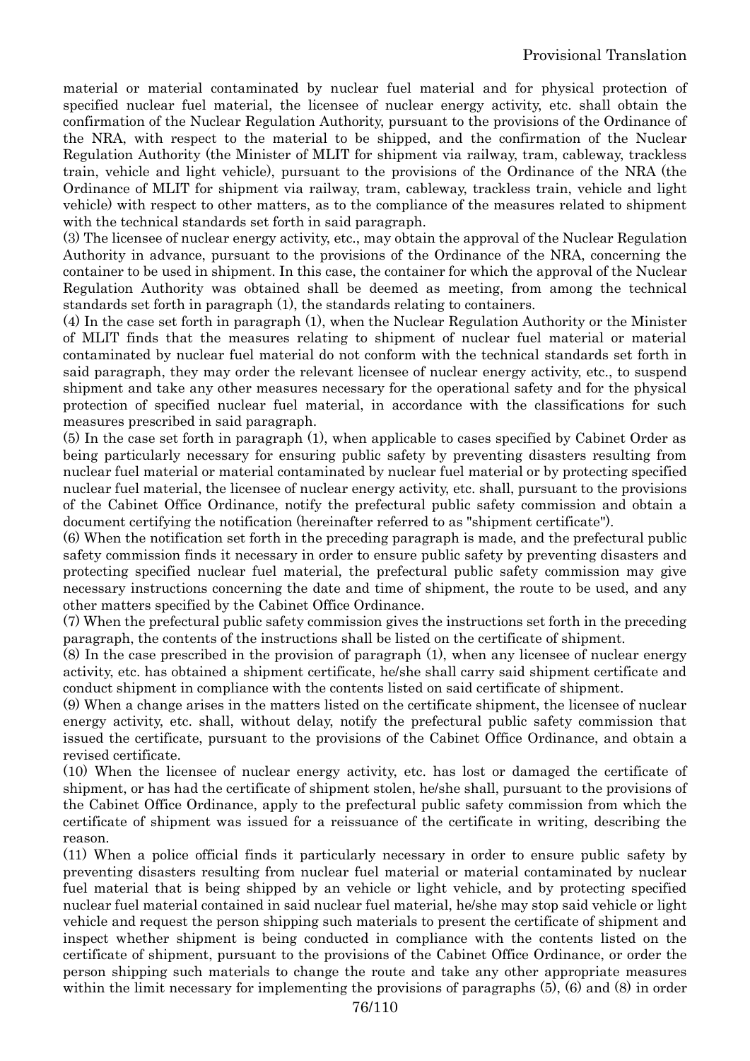material or material contaminated by nuclear fuel material and for physical protection of specified nuclear fuel material, the licensee of nuclear energy activity, etc. shall obtain the confirmation of the Nuclear Regulation Authority, pursuant to the provisions of the Ordinance of the NRA, with respect to the material to be shipped, and the confirmation of the Nuclear Regulation Authority (the Minister of MLIT for shipment via railway, tram, cableway, trackless train, vehicle and light vehicle), pursuant to the provisions of the Ordinance of the NRA (the Ordinance of MLIT for shipment via railway, tram, cableway, trackless train, vehicle and light vehicle) with respect to other matters, as to the compliance of the measures related to shipment with the technical standards set forth in said paragraph.

(3) The licensee of nuclear energy activity, etc., may obtain the approval of the Nuclear Regulation Authority in advance, pursuant to the provisions of the Ordinance of the NRA, concerning the container to be used in shipment. In this case, the container for which the approval of the Nuclear Regulation Authority was obtained shall be deemed as meeting, from among the technical standards set forth in paragraph (1), the standards relating to containers.

(4) In the case set forth in paragraph (1), when the Nuclear Regulation Authority or the Minister of MLIT finds that the measures relating to shipment of nuclear fuel material or material contaminated by nuclear fuel material do not conform with the technical standards set forth in said paragraph, they may order the relevant licensee of nuclear energy activity, etc., to suspend shipment and take any other measures necessary for the operational safety and for the physical protection of specified nuclear fuel material, in accordance with the classifications for such measures prescribed in said paragraph.

(5) In the case set forth in paragraph (1), when applicable to cases specified by Cabinet Order as being particularly necessary for ensuring public safety by preventing disasters resulting from nuclear fuel material or material contaminated by nuclear fuel material or by protecting specified nuclear fuel material, the licensee of nuclear energy activity, etc. shall, pursuant to the provisions of the Cabinet Office Ordinance, notify the prefectural public safety commission and obtain a document certifying the notification (hereinafter referred to as "shipment certificate").

(6) When the notification set forth in the preceding paragraph is made, and the prefectural public safety commission finds it necessary in order to ensure public safety by preventing disasters and protecting specified nuclear fuel material, the prefectural public safety commission may give necessary instructions concerning the date and time of shipment, the route to be used, and any other matters specified by the Cabinet Office Ordinance.

(7) When the prefectural public safety commission gives the instructions set forth in the preceding paragraph, the contents of the instructions shall be listed on the certificate of shipment.

(8) In the case prescribed in the provision of paragraph (1), when any licensee of nuclear energy activity, etc. has obtained a shipment certificate, he/she shall carry said shipment certificate and conduct shipment in compliance with the contents listed on said certificate of shipment.

(9) When a change arises in the matters listed on the certificate shipment, the licensee of nuclear energy activity, etc. shall, without delay, notify the prefectural public safety commission that issued the certificate, pursuant to the provisions of the Cabinet Office Ordinance, and obtain a revised certificate.

(10) When the licensee of nuclear energy activity, etc. has lost or damaged the certificate of shipment, or has had the certificate of shipment stolen, he/she shall, pursuant to the provisions of the Cabinet Office Ordinance, apply to the prefectural public safety commission from which the certificate of shipment was issued for a reissuance of the certificate in writing, describing the reason.

(11) When a police official finds it particularly necessary in order to ensure public safety by preventing disasters resulting from nuclear fuel material or material contaminated by nuclear fuel material that is being shipped by an vehicle or light vehicle, and by protecting specified nuclear fuel material contained in said nuclear fuel material, he/she may stop said vehicle or light vehicle and request the person shipping such materials to present the certificate of shipment and inspect whether shipment is being conducted in compliance with the contents listed on the certificate of shipment, pursuant to the provisions of the Cabinet Office Ordinance, or order the person shipping such materials to change the route and take any other appropriate measures within the limit necessary for implementing the provisions of paragraphs (5), (6) and (8) in order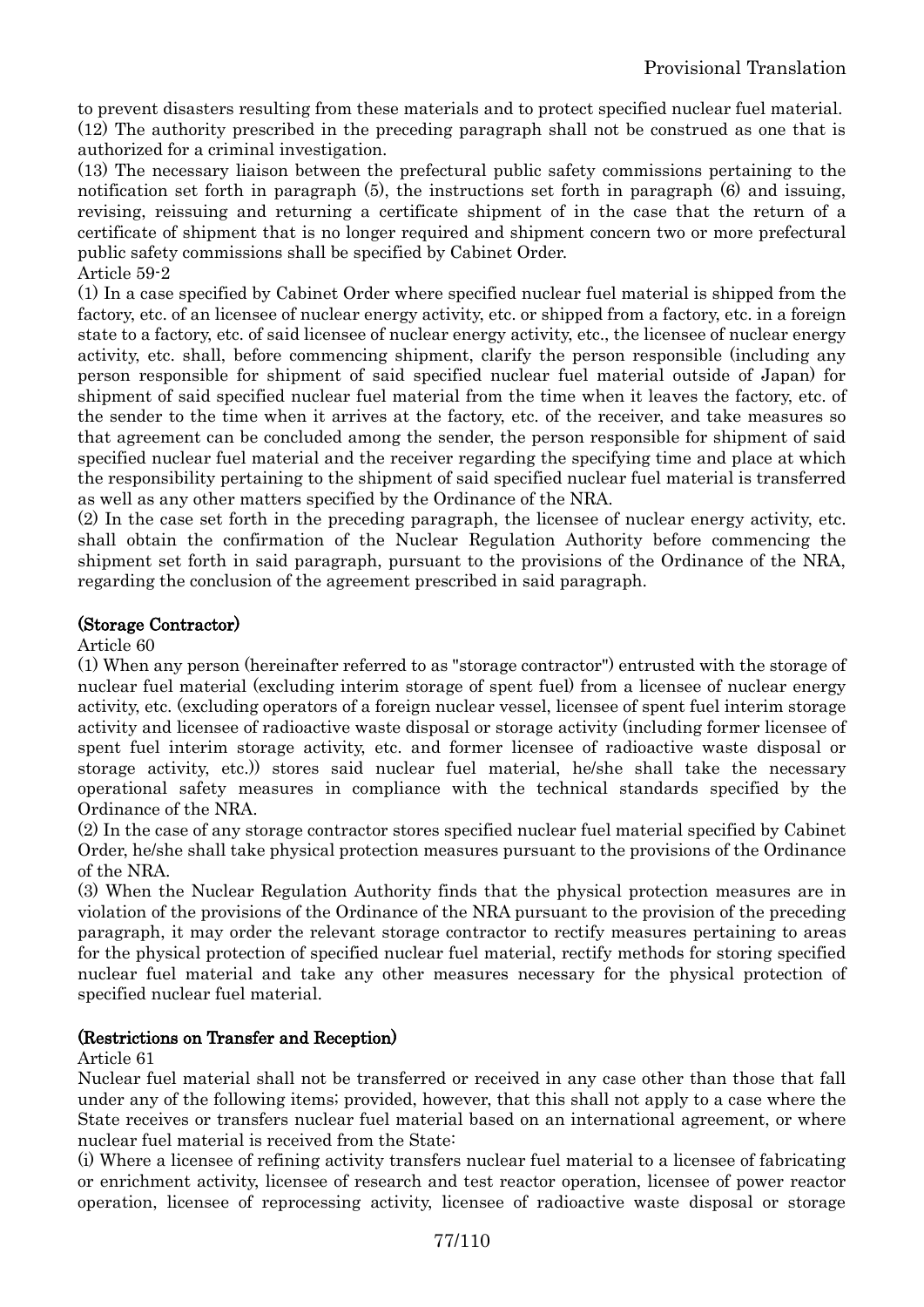to prevent disasters resulting from these materials and to protect specified nuclear fuel material.
(12) The authority prescribed in the preceding paragraph shall not be construed as one that is authorized for a criminal investigation.
(13) The necessary liaison between the prefectural public safety commissions pertaining to the notification set forth in paragraph (5), the instructions set forth in paragraph (6) and issuing, revising, reissuing and returning a certificate shipment of in the case that the return of a certificate of shipment that is no longer required and shipment concern two or more prefectural public safety commissions shall be specified by Cabinet Order.
Article 59-2
(1) In a case specified by Cabinet Order where specified nuclear fuel material is shipped from the factory, etc. of an licensee of nuclear energy activity, etc. or shipped from a factory, etc. in a foreign state to a factory, etc. of said licensee of nuclear energy activity, etc., the licensee of nuclear energy activity, etc. shall, before commencing shipment, clarify the person responsible (including any person responsible for shipment of said specified nuclear fuel material outside of Japan) for shipment of said specified nuclear fuel material from the time when it leaves the factory, etc. of the sender to the time when it arrives at the factory, etc. of the receiver, and take measures so that agreement can be concluded among the sender, the person responsible for shipment of said specified nuclear fuel material and the receiver regarding the specifying time and place at which the responsibility pertaining to the shipment of said specified nuclear fuel material is transferred as well as any other matters specified by the Ordinance of the NRA.
(2) In the case set forth in the preceding paragraph, the licensee of nuclear energy activity, etc. shall obtain the confirmation of the Nuclear Regulation Authority before commencing the shipment set forth in said paragraph, pursuant to the provisions of the Ordinance of the NRA, regarding the conclusion of the agreement prescribed in said paragraph.

**(Storage Contractor)**

Article 60
(1) When any person (hereinafter referred to as "storage contractor") entrusted with the storage of nuclear fuel material (excluding interim storage of spent fuel) from a licensee of nuclear energy activity, etc. (excluding operators of a foreign nuclear vessel, licensee of spent fuel interim storage activity and licensee of radioactive waste disposal or storage activity (including former licensee of spent fuel interim storage activity, etc. and former licensee of radioactive waste disposal or storage activity, etc.)) stores said nuclear fuel material, he/she shall take the necessary operational safety measures in compliance with the technical standards specified by the Ordinance of the NRA.
(2) In the case of any storage contractor stores specified nuclear fuel material specified by Cabinet Order, he/she shall take physical protection measures pursuant to the provisions of the Ordinance of the NRA.
(3) When the Nuclear Regulation Authority finds that the physical protection measures are in violation of the provisions of the Ordinance of the NRA pursuant to the provision of the preceding paragraph, it may order the relevant storage contractor to rectify measures pertaining to areas for the physical protection of specified nuclear fuel material, rectify methods for storing specified nuclear fuel material and take any other measures necessary for the physical protection of specified nuclear fuel material.

**(Restrictions on Transfer and Reception)**

Article 61
Nuclear fuel material shall not be transferred or received in any case other than those that fall under any of the following items; provided, however, that this shall not apply to a case where the State receives or transfers nuclear fuel material based on an international agreement, or where nuclear fuel material is received from the State:
(i) Where a licensee of refining activity transfers nuclear fuel material to a licensee of fabricating or enrichment activity, licensee of research and test reactor operation, licensee of power reactor operation, licensee of reprocessing activity, licensee of radioactive waste disposal or storage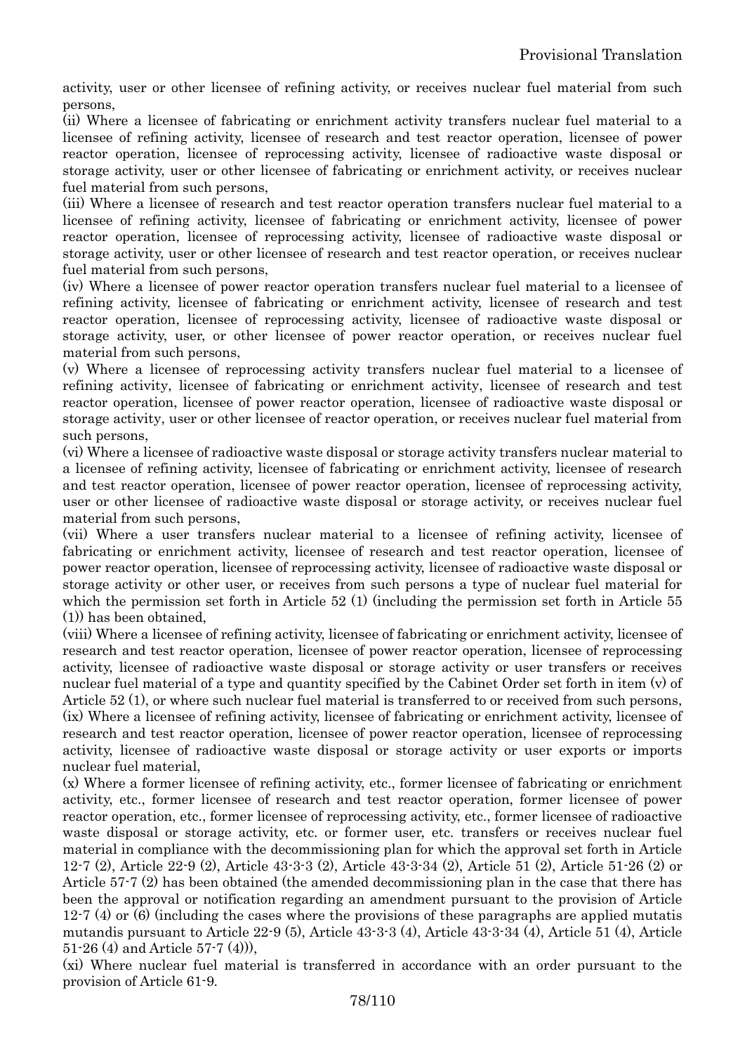activity, user or other licensee of refining activity, or receives nuclear fuel material from such persons,

(ii) Where a licensee of fabricating or enrichment activity transfers nuclear fuel material to a licensee of refining activity, licensee of research and test reactor operation, licensee of power reactor operation, licensee of reprocessing activity, licensee of radioactive waste disposal or storage activity, user or other licensee of fabricating or enrichment activity, or receives nuclear fuel material from such persons,

(iii) Where a licensee of research and test reactor operation transfers nuclear fuel material to a licensee of refining activity, licensee of fabricating or enrichment activity, licensee of power reactor operation, licensee of reprocessing activity, licensee of radioactive waste disposal or storage activity, user or other licensee of research and test reactor operation, or receives nuclear fuel material from such persons,

(iv) Where a licensee of power reactor operation transfers nuclear fuel material to a licensee of refining activity, licensee of fabricating or enrichment activity, licensee of research and test reactor operation, licensee of reprocessing activity, licensee of radioactive waste disposal or storage activity, user, or other licensee of power reactor operation, or receives nuclear fuel material from such persons,

(v) Where a licensee of reprocessing activity transfers nuclear fuel material to a licensee of refining activity, licensee of fabricating or enrichment activity, licensee of research and test reactor operation, licensee of power reactor operation, licensee of radioactive waste disposal or storage activity, user or other licensee of reactor operation, or receives nuclear fuel material from such persons,

(vi) Where a licensee of radioactive waste disposal or storage activity transfers nuclear material to a licensee of refining activity, licensee of fabricating or enrichment activity, licensee of research and test reactor operation, licensee of power reactor operation, licensee of reprocessing activity, user or other licensee of radioactive waste disposal or storage activity, or receives nuclear fuel material from such persons,

(vii) Where a user transfers nuclear material to a licensee of refining activity, licensee of fabricating or enrichment activity, licensee of research and test reactor operation, licensee of power reactor operation, licensee of reprocessing activity, licensee of radioactive waste disposal or storage activity or other user, or receives from such persons a type of nuclear fuel material for which the permission set forth in Article 52 (1) (including the permission set forth in Article 55 (1)) has been obtained,

(viii) Where a licensee of refining activity, licensee of fabricating or enrichment activity, licensee of research and test reactor operation, licensee of power reactor operation, licensee of reprocessing activity, licensee of radioactive waste disposal or storage activity or user transfers or receives nuclear fuel material of a type and quantity specified by the Cabinet Order set forth in item (v) of Article 52 (1), or where such nuclear fuel material is transferred to or received from such persons,

(ix) Where a licensee of refining activity, licensee of fabricating or enrichment activity, licensee of research and test reactor operation, licensee of power reactor operation, licensee of reprocessing activity, licensee of radioactive waste disposal or storage activity or user exports or imports nuclear fuel material,

(x) Where a former licensee of refining activity, etc., former licensee of fabricating or enrichment activity, etc., former licensee of research and test reactor operation, former licensee of power reactor operation, etc., former licensee of reprocessing activity, etc., former licensee of radioactive waste disposal or storage activity, etc. or former user, etc. transfers or receives nuclear fuel material in compliance with the decommissioning plan for which the approval set forth in Article 12-7 (2), Article 22-9 (2), Article 43-3-3 (2), Article 43-3-34 (2), Article 51 (2), Article 51-26 (2) or Article 57-7 (2) has been obtained (the amended decommissioning plan in the case that there has been the approval or notification regarding an amendment pursuant to the provision of Article 12-7 (4) or (6) (including the cases where the provisions of these paragraphs are applied mutatis mutandis pursuant to Article 22-9 (5), Article 43-3-3 (4), Article 43-3-34 (4), Article 51 (4), Article 51-26 (4) and Article 57-7 (4))),

(xi) Where nuclear fuel material is transferred in accordance with an order pursuant to the provision of Article 61-9.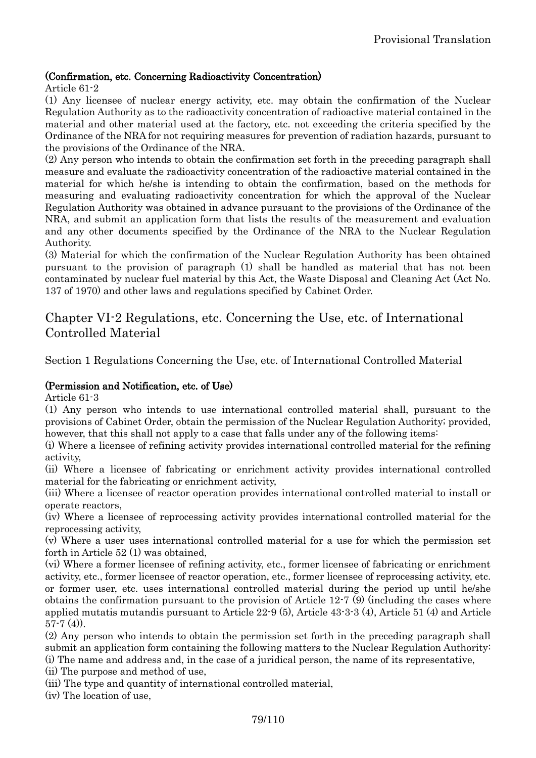**(Confirmation, etc. Concerning Radioactivity Concentration)**

Article 61-2

(1) Any licensee of nuclear energy activity, etc. may obtain the confirmation of the Nuclear Regulation Authority as to the radioactivity concentration of radioactive material contained in the material and other material used at the factory, etc. not exceeding the criteria specified by the Ordinance of the NRA for not requiring measures for prevention of radiation hazards, pursuant to the provisions of the Ordinance of the NRA.

(2) Any person who intends to obtain the confirmation set forth in the preceding paragraph shall measure and evaluate the radioactivity concentration of the radioactive material contained in the material for which he/she is intending to obtain the confirmation, based on the methods for measuring and evaluating radioactivity concentration for which the approval of the Nuclear Regulation Authority was obtained in advance pursuant to the provisions of the Ordinance of the NRA, and submit an application form that lists the results of the measurement and evaluation and any other documents specified by the Ordinance of the NRA to the Nuclear Regulation Authority.

(3) Material for which the confirmation of the Nuclear Regulation Authority has been obtained pursuant to the provision of paragraph (1) shall be handled as material that has not been contaminated by nuclear fuel material by this Act, the Waste Disposal and Cleaning Act (Act No. 137 of 1970) and other laws and regulations specified by Cabinet Order.

## Chapter VI-2 Regulations, etc. Concerning the Use, etc. of International Controlled Material

### Section 1 Regulations Concerning the Use, etc. of International Controlled Material

**(Permission and Notification, etc. of Use)**

Article 61-3

(1) Any person who intends to use international controlled material shall, pursuant to the provisions of Cabinet Order, obtain the permission of the Nuclear Regulation Authority; provided, however, that this shall not apply to a case that falls under any of the following items:

(i) Where a licensee of refining activity provides international controlled material for the refining activity,

(ii) Where a licensee of fabricating or enrichment activity provides international controlled material for the fabricating or enrichment activity,

(iii) Where a licensee of reactor operation provides international controlled material to install or operate reactors,

(iv) Where a licensee of reprocessing activity provides international controlled material for the reprocessing activity,

(v) Where a user uses international controlled material for a use for which the permission set forth in Article 52 (1) was obtained,

(vi) Where a former licensee of refining activity, etc., former licensee of fabricating or enrichment activity, etc., former licensee of reactor operation, etc., former licensee of reprocessing activity, etc. or former user, etc. uses international controlled material during the period up until he/she obtains the confirmation pursuant to the provision of Article 12-7 (9) (including the cases where applied mutatis mutandis pursuant to Article 22-9 (5), Article 43-3-3 (4), Article 51 (4) and Article 57-7 (4)).

(2) Any person who intends to obtain the permission set forth in the preceding paragraph shall submit an application form containing the following matters to the Nuclear Regulation Authority:

(i) The name and address and, in the case of a juridical person, the name of its representative,

(ii) The purpose and method of use,

(iii) The type and quantity of international controlled material,

(iv) The location of use,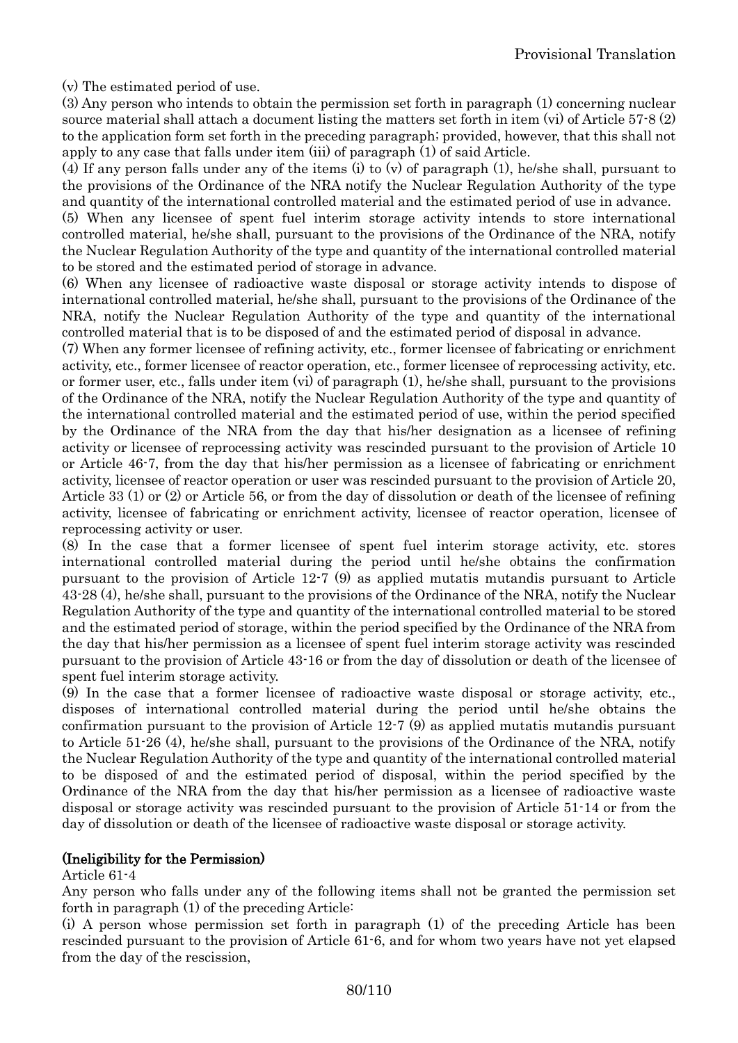(v) The estimated period of use.

(3) Any person who intends to obtain the permission set forth in paragraph (1) concerning nuclear source material shall attach a document listing the matters set forth in item (vi) of Article 57-8 (2) to the application form set forth in the preceding paragraph; provided, however, that this shall not apply to any case that falls under item (iii) of paragraph (1) of said Article.

(4) If any person falls under any of the items (i) to (v) of paragraph (1), he/she shall, pursuant to the provisions of the Ordinance of the NRA notify the Nuclear Regulation Authority of the type and quantity of the international controlled material and the estimated period of use in advance.

(5) When any licensee of spent fuel interim storage activity intends to store international controlled material, he/she shall, pursuant to the provisions of the Ordinance of the NRA, notify the Nuclear Regulation Authority of the type and quantity of the international controlled material to be stored and the estimated period of storage in advance.

(6) When any licensee of radioactive waste disposal or storage activity intends to dispose of international controlled material, he/she shall, pursuant to the provisions of the Ordinance of the NRA, notify the Nuclear Regulation Authority of the type and quantity of the international controlled material that is to be disposed of and the estimated period of disposal in advance.

(7) When any former licensee of refining activity, etc., former licensee of fabricating or enrichment activity, etc., former licensee of reactor operation, etc., former licensee of reprocessing activity, etc. or former user, etc., falls under item (vi) of paragraph (1), he/she shall, pursuant to the provisions of the Ordinance of the NRA, notify the Nuclear Regulation Authority of the type and quantity of the international controlled material and the estimated period of use, within the period specified by the Ordinance of the NRA from the day that his/her designation as a licensee of refining activity or licensee of reprocessing activity was rescinded pursuant to the provision of Article 10 or Article 46-7, from the day that his/her permission as a licensee of fabricating or enrichment activity, licensee of reactor operation or user was rescinded pursuant to the provision of Article 20, Article 33 (1) or (2) or Article 56, or from the day of dissolution or death of the licensee of refining activity, licensee of fabricating or enrichment activity, licensee of reactor operation, licensee of reprocessing activity or user.

(8) In the case that a former licensee of spent fuel interim storage activity, etc. stores international controlled material during the period until he/she obtains the confirmation pursuant to the provision of Article 12-7 (9) as applied mutatis mutandis pursuant to Article 43-28 (4), he/she shall, pursuant to the provisions of the Ordinance of the NRA, notify the Nuclear Regulation Authority of the type and quantity of the international controlled material to be stored and the estimated period of storage, within the period specified by the Ordinance of the NRA from the day that his/her permission as a licensee of spent fuel interim storage activity was rescinded pursuant to the provision of Article 43-16 or from the day of dissolution or death of the licensee of spent fuel interim storage activity.

(9) In the case that a former licensee of radioactive waste disposal or storage activity, etc., disposes of international controlled material during the period until he/she obtains the confirmation pursuant to the provision of Article 12-7 (9) as applied mutatis mutandis pursuant to Article 51-26 (4), he/she shall, pursuant to the provisions of the Ordinance of the NRA, notify the Nuclear Regulation Authority of the type and quantity of the international controlled material to be disposed of and the estimated period of disposal, within the period specified by the Ordinance of the NRA from the day that his/her permission as a licensee of radioactive waste disposal or storage activity was rescinded pursuant to the provision of Article 51-14 or from the day of dissolution or death of the licensee of radioactive waste disposal or storage activity.

**(Ineligibility for the Permission)**

Article 61-4

Any person who falls under any of the following items shall not be granted the permission set forth in paragraph (1) of the preceding Article:

(i) A person whose permission set forth in paragraph (1) of the preceding Article has been rescinded pursuant to the provision of Article 61-6, and for whom two years have not yet elapsed from the day of the rescission,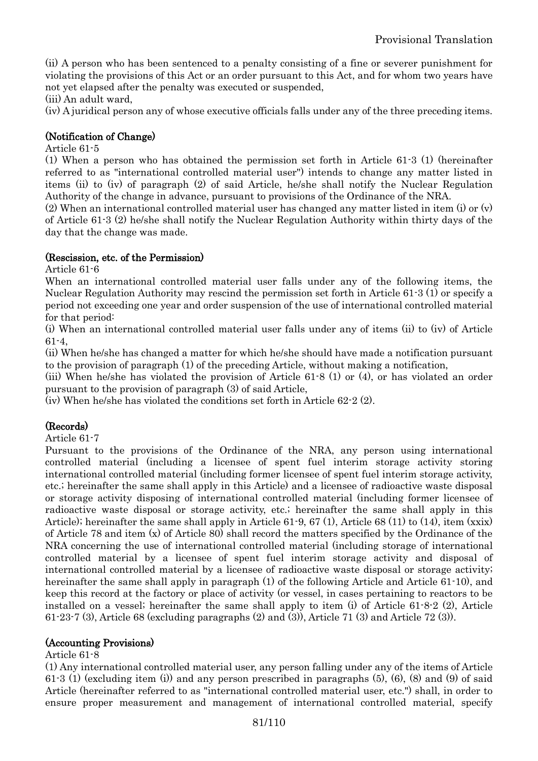(ii) A person who has been sentenced to a penalty consisting of a fine or severer punishment for violating the provisions of this Act or an order pursuant to this Act, and for whom two years have not yet elapsed after the penalty was executed or suspended,

(iii) An adult ward,

(iv) A juridical person any of whose executive officials falls under any of the three preceding items.

**(Notification of Change)**

Article 61-5

(1) When a person who has obtained the permission set forth in Article 61-3 (1) (hereinafter referred to as "international controlled material user") intends to change any matter listed in items (ii) to (iv) of paragraph (2) of said Article, he/she shall notify the Nuclear Regulation Authority of the change in advance, pursuant to provisions of the Ordinance of the NRA.

(2) When an international controlled material user has changed any matter listed in item (i) or (v) of Article 61-3 (2) he/she shall notify the Nuclear Regulation Authority within thirty days of the day that the change was made.

**(Rescission, etc. of the Permission)**

Article 61-6

When an international controlled material user falls under any of the following items, the Nuclear Regulation Authority may rescind the permission set forth in Article 61-3 (1) or specify a period not exceeding one year and order suspension of the use of international controlled material for that period:

(i) When an international controlled material user falls under any of items (ii) to (iv) of Article 61-4,

(ii) When he/she has changed a matter for which he/she should have made a notification pursuant to the provision of paragraph (1) of the preceding Article, without making a notification,

(iii) When he/she has violated the provision of Article 61-8 (1) or (4), or has violated an order pursuant to the provision of paragraph (3) of said Article,

(iv) When he/she has violated the conditions set forth in Article 62-2 (2).

**(Records)**

Article 61-7

Pursuant to the provisions of the Ordinance of the NRA, any person using international controlled material (including a licensee of spent fuel interim storage activity storing international controlled material (including former licensee of spent fuel interim storage activity, etc.; hereinafter the same shall apply in this Article) and a licensee of radioactive waste disposal or storage activity disposing of international controlled material (including former licensee of radioactive waste disposal or storage activity, etc.; hereinafter the same shall apply in this Article); hereinafter the same shall apply in Article 61-9, 67 (1), Article 68 (11) to (14), item (xxix) of Article 78 and item (x) of Article 80) shall record the matters specified by the Ordinance of the NRA concerning the use of international controlled material (including storage of international controlled material by a licensee of spent fuel interim storage activity and disposal of international controlled material by a licensee of radioactive waste disposal or storage activity; hereinafter the same shall apply in paragraph (1) of the following Article and Article 61-10), and keep this record at the factory or place of activity (or vessel, in cases pertaining to reactors to be installed on a vessel; hereinafter the same shall apply to item (i) of Article 61-8-2 (2), Article 61-23-7 (3), Article 68 (excluding paragraphs (2) and (3)), Article 71 (3) and Article 72 (3)).

**(Accounting Provisions)**

Article 61-8

(1) Any international controlled material user, any person falling under any of the items of Article 61-3 (1) (excluding item (i)) and any person prescribed in paragraphs (5), (6), (8) and (9) of said Article (hereinafter referred to as "international controlled material user, etc.") shall, in order to ensure proper measurement and management of international controlled material, specify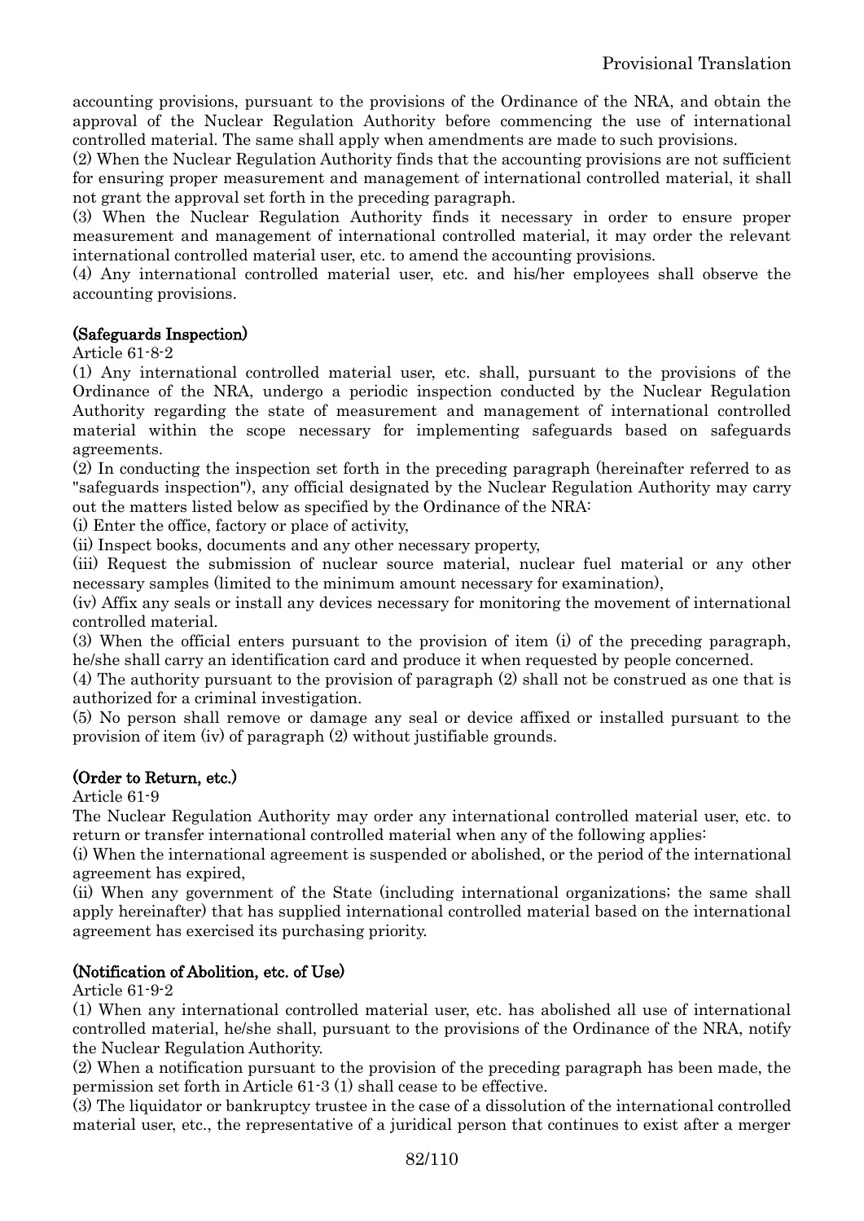accounting provisions, pursuant to the provisions of the Ordinance of the NRA, and obtain the approval of the Nuclear Regulation Authority before commencing the use of international controlled material. The same shall apply when amendments are made to such provisions.

(2) When the Nuclear Regulation Authority finds that the accounting provisions are not sufficient for ensuring proper measurement and management of international controlled material, it shall not grant the approval set forth in the preceding paragraph.

(3) When the Nuclear Regulation Authority finds it necessary in order to ensure proper measurement and management of international controlled material, it may order the relevant international controlled material user, etc. to amend the accounting provisions.

(4) Any international controlled material user, etc. and his/her employees shall observe the accounting provisions.

**(Safeguards Inspection)**

Article 61-8-2

(1) Any international controlled material user, etc. shall, pursuant to the provisions of the Ordinance of the NRA, undergo a periodic inspection conducted by the Nuclear Regulation Authority regarding the state of measurement and management of international controlled material within the scope necessary for implementing safeguards based on safeguards agreements.

(2) In conducting the inspection set forth in the preceding paragraph (hereinafter referred to as "safeguards inspection"), any official designated by the Nuclear Regulation Authority may carry out the matters listed below as specified by the Ordinance of the NRA:

(i) Enter the office, factory or place of activity,

(ii) Inspect books, documents and any other necessary property,

(iii) Request the submission of nuclear source material, nuclear fuel material or any other necessary samples (limited to the minimum amount necessary for examination),

(iv) Affix any seals or install any devices necessary for monitoring the movement of international controlled material.

(3) When the official enters pursuant to the provision of item (i) of the preceding paragraph, he/she shall carry an identification card and produce it when requested by people concerned.

(4) The authority pursuant to the provision of paragraph (2) shall not be construed as one that is authorized for a criminal investigation.

(5) No person shall remove or damage any seal or device affixed or installed pursuant to the provision of item (iv) of paragraph (2) without justifiable grounds.

**(Order to Return, etc.)**

Article 61-9

The Nuclear Regulation Authority may order any international controlled material user, etc. to return or transfer international controlled material when any of the following applies:

(i) When the international agreement is suspended or abolished, or the period of the international agreement has expired,

(ii) When any government of the State (including international organizations; the same shall apply hereinafter) that has supplied international controlled material based on the international agreement has exercised its purchasing priority.

**(Notification of Abolition, etc. of Use)**

Article 61-9-2

(1) When any international controlled material user, etc. has abolished all use of international controlled material, he/she shall, pursuant to the provisions of the Ordinance of the NRA, notify the Nuclear Regulation Authority.

(2) When a notification pursuant to the provision of the preceding paragraph has been made, the permission set forth in Article 61-3 (1) shall cease to be effective.

(3) The liquidator or bankruptcy trustee in the case of a dissolution of the international controlled material user, etc., the representative of a juridical person that continues to exist after a merger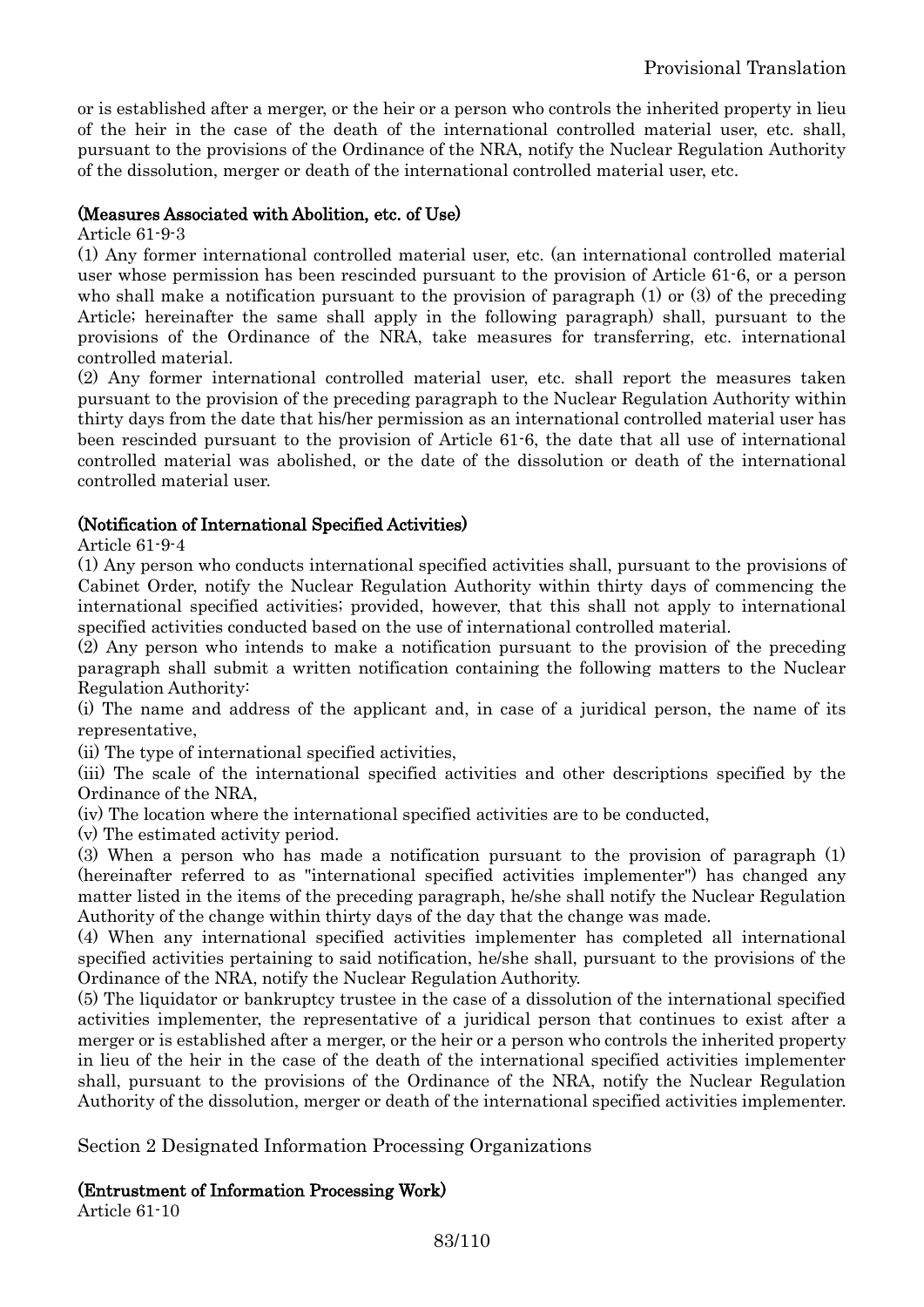or is established after a merger, or the heir or a person who controls the inherited property in lieu of the heir in the case of the death of the international controlled material user, etc. shall, pursuant to the provisions of the Ordinance of the NRA, notify the Nuclear Regulation Authority of the dissolution, merger or death of the international controlled material user, etc.

**(Measures Associated with Abolition, etc. of Use)**

Article 61-9-3

(1) Any former international controlled material user, etc. (an international controlled material user whose permission has been rescinded pursuant to the provision of Article 61-6, or a person who shall make a notification pursuant to the provision of paragraph (1) or (3) of the preceding Article; hereinafter the same shall apply in the following paragraph) shall, pursuant to the provisions of the Ordinance of the NRA, take measures for transferring, etc. international controlled material.

(2) Any former international controlled material user, etc. shall report the measures taken pursuant to the provision of the preceding paragraph to the Nuclear Regulation Authority within thirty days from the date that his/her permission as an international controlled material user has been rescinded pursuant to the provision of Article 61-6, the date that all use of international controlled material was abolished, or the date of the dissolution or death of the international controlled material user.

**(Notification of International Specified Activities)**

Article 61-9-4

(1) Any person who conducts international specified activities shall, pursuant to the provisions of Cabinet Order, notify the Nuclear Regulation Authority within thirty days of commencing the international specified activities; provided, however, that this shall not apply to international specified activities conducted based on the use of international controlled material.

(2) Any person who intends to make a notification pursuant to the provision of the preceding paragraph shall submit a written notification containing the following matters to the Nuclear Regulation Authority:

(i) The name and address of the applicant and, in case of a juridical person, the name of its representative,

(ii) The type of international specified activities,

(iii) The scale of the international specified activities and other descriptions specified by the Ordinance of the NRA,

(iv) The location where the international specified activities are to be conducted,

(v) The estimated activity period.

(3) When a person who has made a notification pursuant to the provision of paragraph (1) (hereinafter referred to as "international specified activities implementer") has changed any matter listed in the items of the preceding paragraph, he/she shall notify the Nuclear Regulation Authority of the change within thirty days of the day that the change was made.

(4) When any international specified activities implementer has completed all international specified activities pertaining to said notification, he/she shall, pursuant to the provisions of the Ordinance of the NRA, notify the Nuclear Regulation Authority.

(5) The liquidator or bankruptcy trustee in the case of a dissolution of the international specified activities implementer, the representative of a juridical person that continues to exist after a merger or is established after a merger, or the heir or a person who controls the inherited property in lieu of the heir in the case of the death of the international specified activities implementer shall, pursuant to the provisions of the Ordinance of the NRA, notify the Nuclear Regulation Authority of the dissolution, merger or death of the international specified activities implementer.

## Section 2 Designated Information Processing Organizations

**(Entrustment of Information Processing Work)**

Article 61-10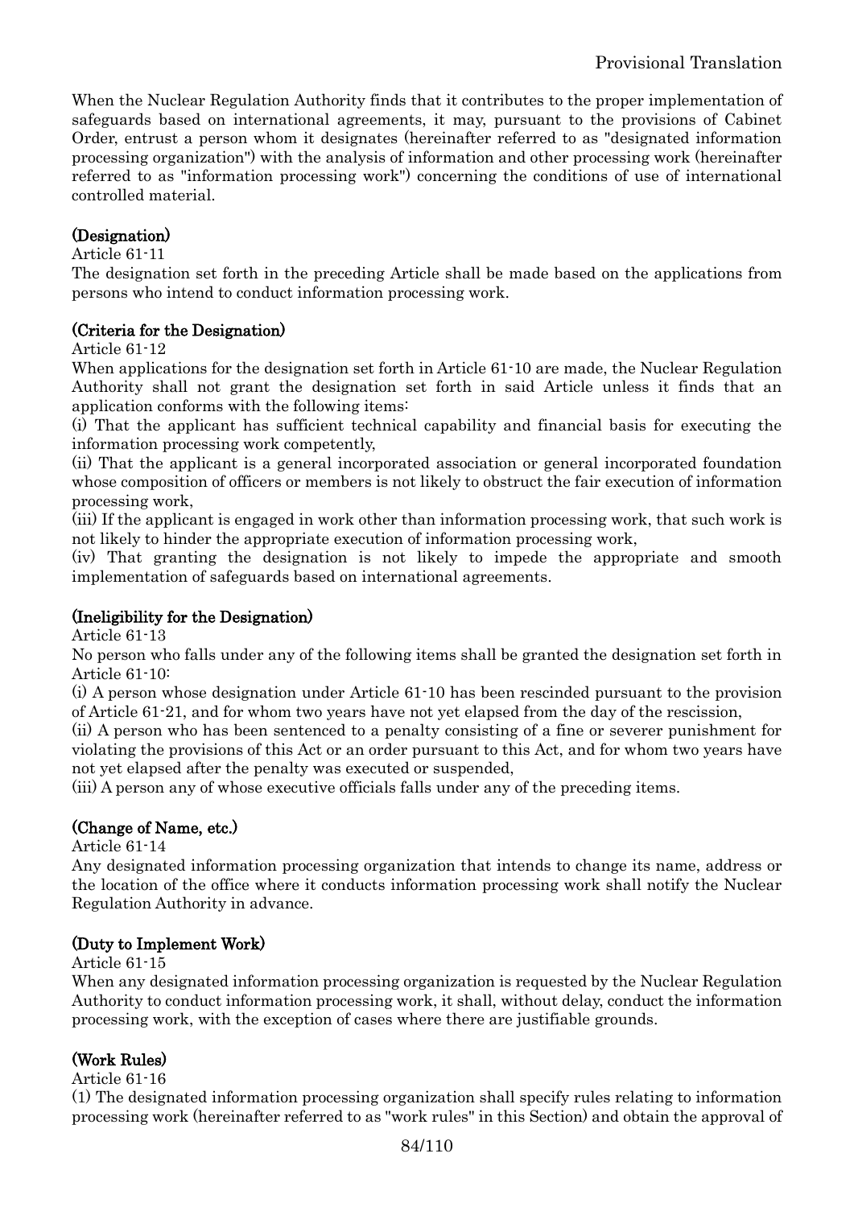When the Nuclear Regulation Authority finds that it contributes to the proper implementation of safeguards based on international agreements, it may, pursuant to the provisions of Cabinet Order, entrust a person whom it designates (hereinafter referred to as "designated information processing organization") with the analysis of information and other processing work (hereinafter referred to as "information processing work") concerning the conditions of use of international controlled material.

**(Designation)**

Article 61-11

The designation set forth in the preceding Article shall be made based on the applications from persons who intend to conduct information processing work.

**(Criteria for the Designation)**

Article 61-12

When applications for the designation set forth in Article 61-10 are made, the Nuclear Regulation Authority shall not grant the designation set forth in said Article unless it finds that an application conforms with the following items:

(i) That the applicant has sufficient technical capability and financial basis for executing the information processing work competently,

(ii) That the applicant is a general incorporated association or general incorporated foundation whose composition of officers or members is not likely to obstruct the fair execution of information processing work,

(iii) If the applicant is engaged in work other than information processing work, that such work is not likely to hinder the appropriate execution of information processing work,

(iv) That granting the designation is not likely to impede the appropriate and smooth implementation of safeguards based on international agreements.

**(Ineligibility for the Designation)**

Article 61-13

No person who falls under any of the following items shall be granted the designation set forth in Article 61-10:

(i) A person whose designation under Article 61-10 has been rescinded pursuant to the provision of Article 61-21, and for whom two years have not yet elapsed from the day of the rescission,

(ii) A person who has been sentenced to a penalty consisting of a fine or severer punishment for violating the provisions of this Act or an order pursuant to this Act, and for whom two years have not yet elapsed after the penalty was executed or suspended,

(iii) A person any of whose executive officials falls under any of the preceding items.

**(Change of Name, etc.)**

Article 61-14

Any designated information processing organization that intends to change its name, address or the location of the office where it conducts information processing work shall notify the Nuclear Regulation Authority in advance.

**(Duty to Implement Work)**

Article 61-15

When any designated information processing organization is requested by the Nuclear Regulation Authority to conduct information processing work, it shall, without delay, conduct the information processing work, with the exception of cases where there are justifiable grounds.

**(Work Rules)**

Article 61-16

(1) The designated information processing organization shall specify rules relating to information processing work (hereinafter referred to as "work rules" in this Section) and obtain the approval of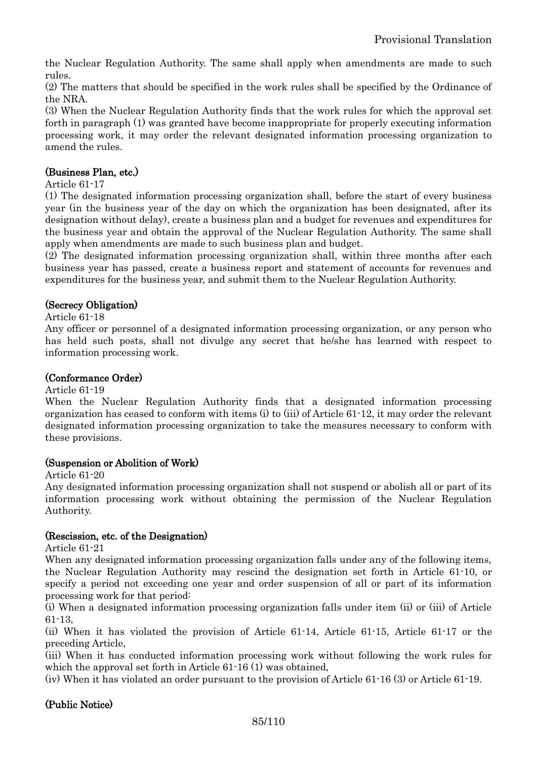the Nuclear Regulation Authority. The same shall apply when amendments are made to such rules.

(2) The matters that should be specified in the work rules shall be specified by the Ordinance of the NRA.

(3) When the Nuclear Regulation Authority finds that the work rules for which the approval set forth in paragraph (1) was granted have become inappropriate for properly executing information processing work, it may order the relevant designated information processing organization to amend the rules.

**(Business Plan, etc.)**

Article 61-17

(1) The designated information processing organization shall, before the start of every business year (in the business year of the day on which the organization has been designated, after its designation without delay), create a business plan and a budget for revenues and expenditures for the business year and obtain the approval of the Nuclear Regulation Authority. The same shall apply when amendments are made to such business plan and budget.

(2) The designated information processing organization shall, within three months after each business year has passed, create a business report and statement of accounts for revenues and expenditures for the business year, and submit them to the Nuclear Regulation Authority.

**(Secrecy Obligation)**

Article 61-18

Any officer or personnel of a designated information processing organization, or any person who has held such posts, shall not divulge any secret that he/she has learned with respect to information processing work.

**(Conformance Order)**

Article 61-19

When the Nuclear Regulation Authority finds that a designated information processing organization has ceased to conform with items (i) to (iii) of Article 61-12, it may order the relevant designated information processing organization to take the measures necessary to conform with these provisions.

**(Suspension or Abolition of Work)**

Article 61-20

Any designated information processing organization shall not suspend or abolish all or part of its information processing work without obtaining the permission of the Nuclear Regulation Authority.

**(Rescission, etc. of the Designation)**

Article 61-21

When any designated information processing organization falls under any of the following items, the Nuclear Regulation Authority may rescind the designation set forth in Article 61-10, or specify a period not exceeding one year and order suspension of all or part of its information processing work for that period:

(i) When a designated information processing organization falls under item (ii) or (iii) of Article 61-13,

(ii) When it has violated the provision of Article 61-14, Article 61-15, Article 61-17 or the preceding Article,

(iii) When it has conducted information processing work without following the work rules for which the approval set forth in Article 61-16 (1) was obtained,

(iv) When it has violated an order pursuant to the provision of Article 61-16 (3) or Article 61-19.

**(Public Notice)**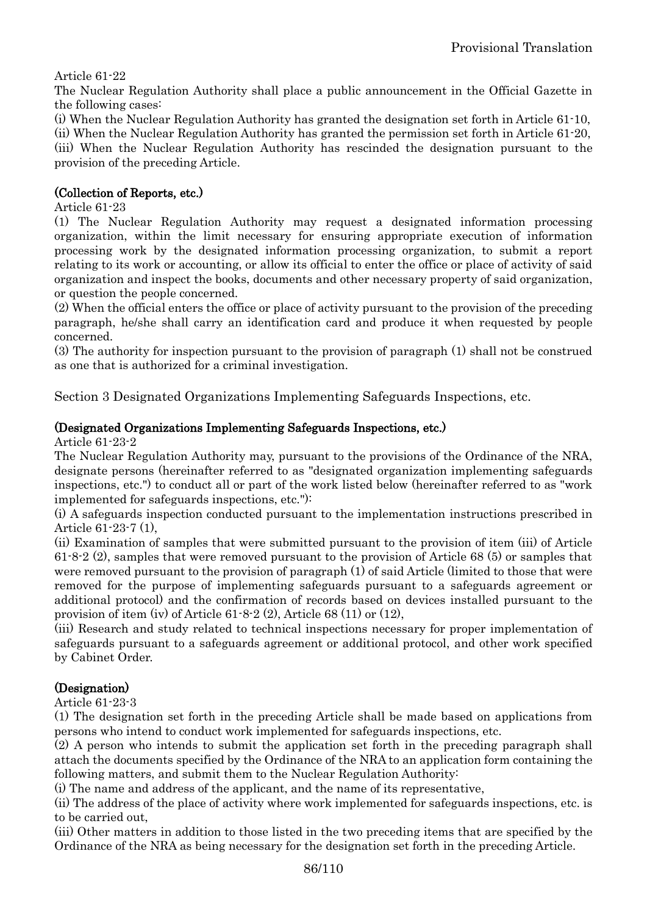Article 61-22

The Nuclear Regulation Authority shall place a public announcement in the Official Gazette in the following cases:

(i) When the Nuclear Regulation Authority has granted the designation set forth in Article 61-10,
(ii) When the Nuclear Regulation Authority has granted the permission set forth in Article 61-20,
(iii) When the Nuclear Regulation Authority has rescinded the designation pursuant to the provision of the preceding Article.

**(Collection of Reports, etc.)**

Article 61-23

(1) The Nuclear Regulation Authority may request a designated information processing organization, within the limit necessary for ensuring appropriate execution of information processing work by the designated information processing organization, to submit a report relating to its work or accounting, or allow its official to enter the office or place of activity of said organization and inspect the books, documents and other necessary property of said organization, or question the people concerned.

(2) When the official enters the office or place of activity pursuant to the provision of the preceding paragraph, he/she shall carry an identification card and produce it when requested by people concerned.

(3) The authority for inspection pursuant to the provision of paragraph (1) shall not be construed as one that is authorized for a criminal investigation.

## Section 3 Designated Organizations Implementing Safeguards Inspections, etc.

**(Designated Organizations Implementing Safeguards Inspections, etc.)**

Article 61-23-2

The Nuclear Regulation Authority may, pursuant to the provisions of the Ordinance of the NRA, designate persons (hereinafter referred to as "designated organization implementing safeguards inspections, etc.") to conduct all or part of the work listed below (hereinafter referred to as "work implemented for safeguards inspections, etc."):

(i) A safeguards inspection conducted pursuant to the implementation instructions prescribed in Article 61-23-7 (1),
(ii) Examination of samples that were submitted pursuant to the provision of item (iii) of Article 61-8-2 (2), samples that were removed pursuant to the provision of Article 68 (5) or samples that were removed pursuant to the provision of paragraph (1) of said Article (limited to those that were removed for the purpose of implementing safeguards pursuant to a safeguards agreement or additional protocol) and the confirmation of records based on devices installed pursuant to the provision of item (iv) of Article 61-8-2 (2), Article 68 (11) or (12),
(iii) Research and study related to technical inspections necessary for proper implementation of safeguards pursuant to a safeguards agreement or additional protocol, and other work specified by Cabinet Order.

**(Designation)**

Article 61-23-3

(1) The designation set forth in the preceding Article shall be made based on applications from persons who intend to conduct work implemented for safeguards inspections, etc.

(2) A person who intends to submit the application set forth in the preceding paragraph shall attach the documents specified by the Ordinance of the NRA to an application form containing the following matters, and submit them to the Nuclear Regulation Authority:

(i) The name and address of the applicant, and the name of its representative,
(ii) The address of the place of activity where work implemented for safeguards inspections, etc. is to be carried out,
(iii) Other matters in addition to those listed in the two preceding items that are specified by the Ordinance of the NRA as being necessary for the designation set forth in the preceding Article.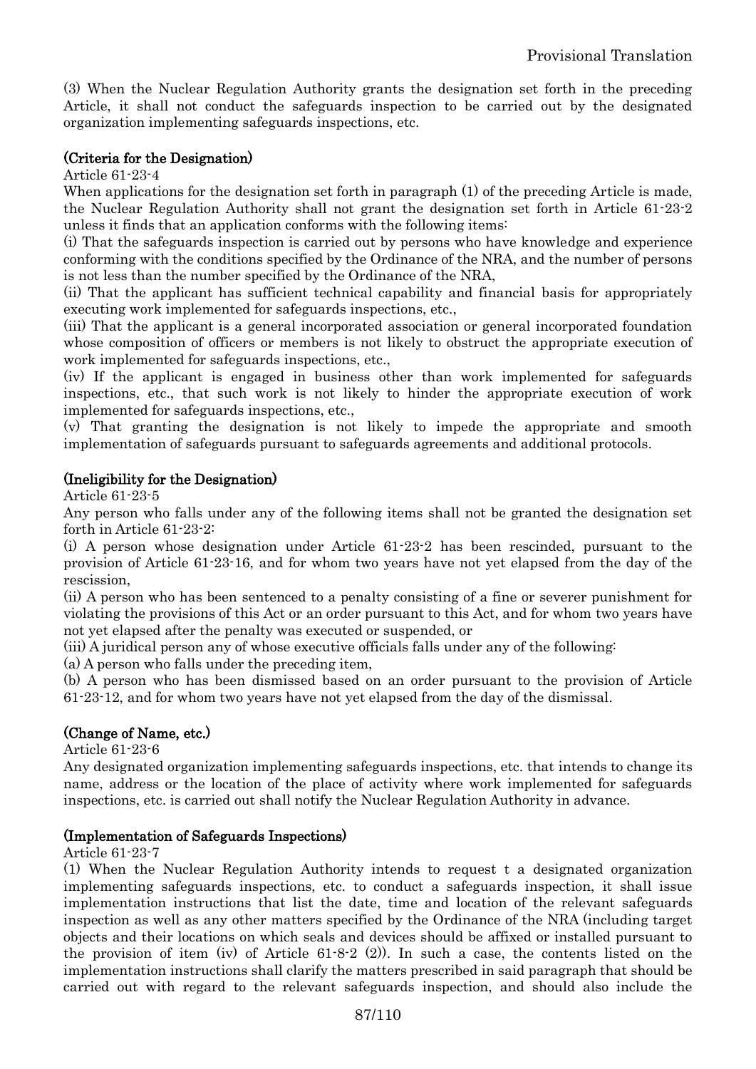(3) When the Nuclear Regulation Authority grants the designation set forth in the preceding Article, it shall not conduct the safeguards inspection to be carried out by the designated organization implementing safeguards inspections, etc.

**(Criteria for the Designation)**

Article 61-23-4

When applications for the designation set forth in paragraph (1) of the preceding Article is made, the Nuclear Regulation Authority shall not grant the designation set forth in Article 61-23-2 unless it finds that an application conforms with the following items:

(i) That the safeguards inspection is carried out by persons who have knowledge and experience conforming with the conditions specified by the Ordinance of the NRA, and the number of persons is not less than the number specified by the Ordinance of the NRA,

(ii) That the applicant has sufficient technical capability and financial basis for appropriately executing work implemented for safeguards inspections, etc.,

(iii) That the applicant is a general incorporated association or general incorporated foundation whose composition of officers or members is not likely to obstruct the appropriate execution of work implemented for safeguards inspections, etc.,

(iv) If the applicant is engaged in business other than work implemented for safeguards inspections, etc., that such work is not likely to hinder the appropriate execution of work implemented for safeguards inspections, etc.,

(v) That granting the designation is not likely to impede the appropriate and smooth implementation of safeguards pursuant to safeguards agreements and additional protocols.

**(Ineligibility for the Designation)**

Article 61-23-5

Any person who falls under any of the following items shall not be granted the designation set forth in Article 61-23-2:

(i) A person whose designation under Article 61-23-2 has been rescinded, pursuant to the provision of Article 61-23-16, and for whom two years have not yet elapsed from the day of the rescission,

(ii) A person who has been sentenced to a penalty consisting of a fine or severer punishment for violating the provisions of this Act or an order pursuant to this Act, and for whom two years have not yet elapsed after the penalty was executed or suspended, or

(iii) A juridical person any of whose executive officials falls under any of the following:

(a) A person who falls under the preceding item,

(b) A person who has been dismissed based on an order pursuant to the provision of Article 61-23-12, and for whom two years have not yet elapsed from the day of the dismissal.

**(Change of Name, etc.)**

Article 61-23-6

Any designated organization implementing safeguards inspections, etc. that intends to change its name, address or the location of the place of activity where work implemented for safeguards inspections, etc. is carried out shall notify the Nuclear Regulation Authority in advance.

**(Implementation of Safeguards Inspections)**

Article 61-23-7

(1) When the Nuclear Regulation Authority intends to request t a designated organization implementing safeguards inspections, etc. to conduct a safeguards inspection, it shall issue implementation instructions that list the date, time and location of the relevant safeguards inspection as well as any other matters specified by the Ordinance of the NRA (including target objects and their locations on which seals and devices should be affixed or installed pursuant to the provision of item (iv) of Article 61-8-2 (2)). In such a case, the contents listed on the implementation instructions shall clarify the matters prescribed in said paragraph that should be carried out with regard to the relevant safeguards inspection, and should also include the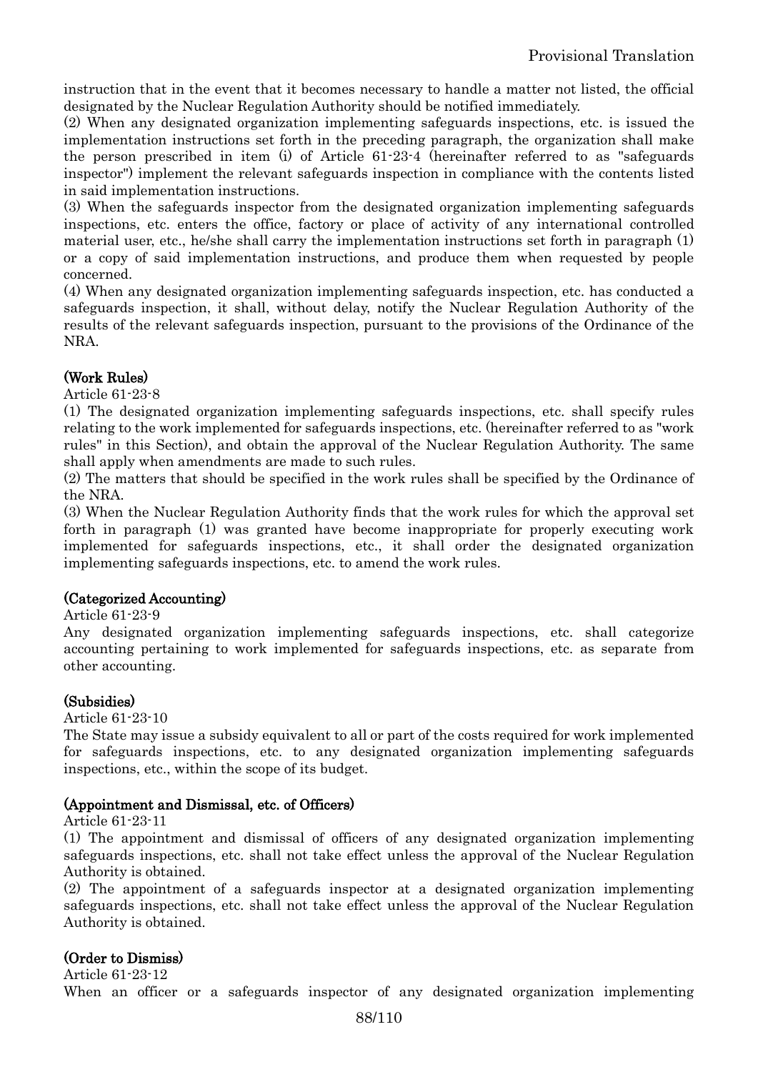instruction that in the event that it becomes necessary to handle a matter not listed, the official designated by the Nuclear Regulation Authority should be notified immediately.

(2) When any designated organization implementing safeguards inspections, etc. is issued the implementation instructions set forth in the preceding paragraph, the organization shall make the person prescribed in item (i) of Article 61-23-4 (hereinafter referred to as "safeguards inspector") implement the relevant safeguards inspection in compliance with the contents listed in said implementation instructions.

(3) When the safeguards inspector from the designated organization implementing safeguards inspections, etc. enters the office, factory or place of activity of any international controlled material user, etc., he/she shall carry the implementation instructions set forth in paragraph (1) or a copy of said implementation instructions, and produce them when requested by people concerned.

(4) When any designated organization implementing safeguards inspection, etc. has conducted a safeguards inspection, it shall, without delay, notify the Nuclear Regulation Authority of the results of the relevant safeguards inspection, pursuant to the provisions of the Ordinance of the NRA.

**(Work Rules)**

Article 61-23-8

(1) The designated organization implementing safeguards inspections, etc. shall specify rules relating to the work implemented for safeguards inspections, etc. (hereinafter referred to as "work rules" in this Section), and obtain the approval of the Nuclear Regulation Authority. The same shall apply when amendments are made to such rules.

(2) The matters that should be specified in the work rules shall be specified by the Ordinance of the NRA.

(3) When the Nuclear Regulation Authority finds that the work rules for which the approval set forth in paragraph (1) was granted have become inappropriate for properly executing work implemented for safeguards inspections, etc., it shall order the designated organization implementing safeguards inspections, etc. to amend the work rules.

**(Categorized Accounting)**

Article 61-23-9

Any designated organization implementing safeguards inspections, etc. shall categorize accounting pertaining to work implemented for safeguards inspections, etc. as separate from other accounting.

**(Subsidies)**

Article 61-23-10

The State may issue a subsidy equivalent to all or part of the costs required for work implemented for safeguards inspections, etc. to any designated organization implementing safeguards inspections, etc., within the scope of its budget.

**(Appointment and Dismissal, etc. of Officers)**

Article 61-23-11

(1) The appointment and dismissal of officers of any designated organization implementing safeguards inspections, etc. shall not take effect unless the approval of the Nuclear Regulation Authority is obtained.

(2) The appointment of a safeguards inspector at a designated organization implementing safeguards inspections, etc. shall not take effect unless the approval of the Nuclear Regulation Authority is obtained.

**(Order to Dismiss)**

Article 61-23-12

When an officer or a safeguards inspector of any designated organization implementing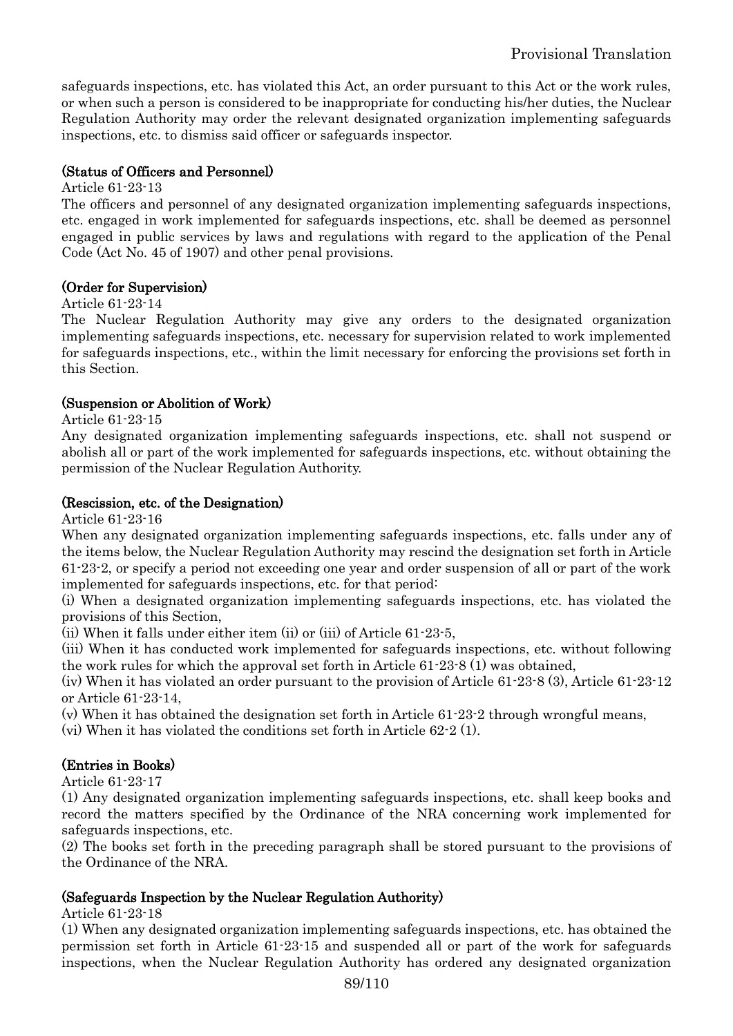safeguards inspections, etc. has violated this Act, an order pursuant to this Act or the work rules, or when such a person is considered to be inappropriate for conducting his/her duties, the Nuclear Regulation Authority may order the relevant designated organization implementing safeguards inspections, etc. to dismiss said officer or safeguards inspector.

#### (Status of Officers and Personnel)

Article 61-23-13

The officers and personnel of any designated organization implementing safeguards inspections, etc. engaged in work implemented for safeguards inspections, etc. shall be deemed as personnel engaged in public services by laws and regulations with regard to the application of the Penal Code (Act No. 45 of 1907) and other penal provisions.

#### (Order for Supervision)

Article 61-23-14

The Nuclear Regulation Authority may give any orders to the designated organization implementing safeguards inspections, etc. necessary for supervision related to work implemented for safeguards inspections, etc., within the limit necessary for enforcing the provisions set forth in this Section.

#### (Suspension or Abolition of Work)

Article 61-23-15

Any designated organization implementing safeguards inspections, etc. shall not suspend or abolish all or part of the work implemented for safeguards inspections, etc. without obtaining the permission of the Nuclear Regulation Authority.

#### (Rescission, etc. of the Designation)

Article 61-23-16

When any designated organization implementing safeguards inspections, etc. falls under any of the items below, the Nuclear Regulation Authority may rescind the designation set forth in Article 61-23-2, or specify a period not exceeding one year and order suspension of all or part of the work implemented for safeguards inspections, etc. for that period:

(i) When a designated organization implementing safeguards inspections, etc. has violated the provisions of this Section,

(ii) When it falls under either item (ii) or (iii) of Article 61-23-5,

(iii) When it has conducted work implemented for safeguards inspections, etc. without following the work rules for which the approval set forth in Article 61-23-8 (1) was obtained,

(iv) When it has violated an order pursuant to the provision of Article 61-23-8 (3), Article 61-23-12 or Article 61-23-14,

(v) When it has obtained the designation set forth in Article 61-23-2 through wrongful means,

(vi) When it has violated the conditions set forth in Article 62-2 (1).

#### (Entries in Books)

Article 61-23-17

(1) Any designated organization implementing safeguards inspections, etc. shall keep books and record the matters specified by the Ordinance of the NRA concerning work implemented for safeguards inspections, etc.

(2) The books set forth in the preceding paragraph shall be stored pursuant to the provisions of the Ordinance of the NRA.

#### (Safeguards Inspection by the Nuclear Regulation Authority)

Article 61-23-18

(1) When any designated organization implementing safeguards inspections, etc. has obtained the permission set forth in Article 61-23-15 and suspended all or part of the work for safeguards inspections, when the Nuclear Regulation Authority has ordered any designated organization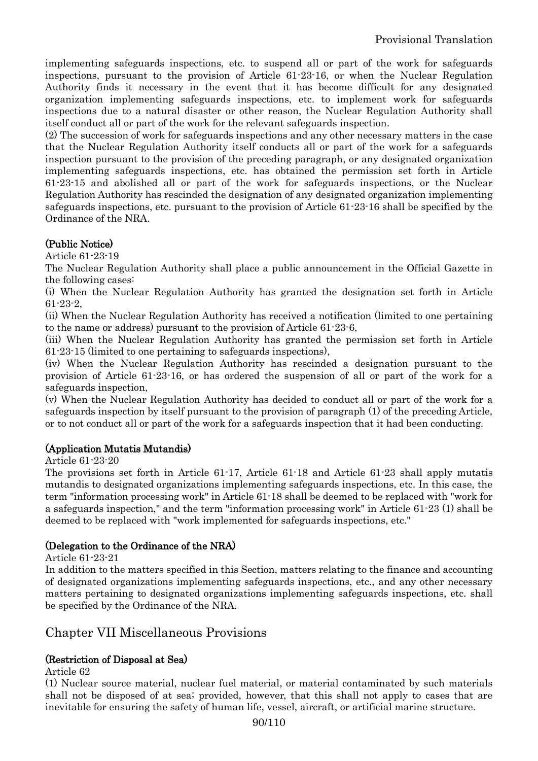implementing safeguards inspections, etc. to suspend all or part of the work for safeguards inspections, pursuant to the provision of Article 61-23-16, or when the Nuclear Regulation Authority finds it necessary in the event that it has become difficult for any designated organization implementing safeguards inspections, etc. to implement work for safeguards inspections due to a natural disaster or other reason, the Nuclear Regulation Authority shall itself conduct all or part of the work for the relevant safeguards inspection.

(2) The succession of work for safeguards inspections and any other necessary matters in the case that the Nuclear Regulation Authority itself conducts all or part of the work for a safeguards inspection pursuant to the provision of the preceding paragraph, or any designated organization implementing safeguards inspections, etc. has obtained the permission set forth in Article 61-23-15 and abolished all or part of the work for safeguards inspections, or the Nuclear Regulation Authority has rescinded the designation of any designated organization implementing safeguards inspections, etc. pursuant to the provision of Article 61-23-16 shall be specified by the Ordinance of the NRA.

**(Public Notice)**

Article 61-23-19

The Nuclear Regulation Authority shall place a public announcement in the Official Gazette in the following cases:

(i) When the Nuclear Regulation Authority has granted the designation set forth in Article 61-23-2,

(ii) When the Nuclear Regulation Authority has received a notification (limited to one pertaining to the name or address) pursuant to the provision of Article 61-23-6,

(iii) When the Nuclear Regulation Authority has granted the permission set forth in Article 61-23-15 (limited to one pertaining to safeguards inspections),

(iv) When the Nuclear Regulation Authority has rescinded a designation pursuant to the provision of Article 61-23-16, or has ordered the suspension of all or part of the work for a safeguards inspection,

(v) When the Nuclear Regulation Authority has decided to conduct all or part of the work for a safeguards inspection by itself pursuant to the provision of paragraph (1) of the preceding Article, or to not conduct all or part of the work for a safeguards inspection that it had been conducting.

**(Application Mutatis Mutandis)**

Article 61-23-20

The provisions set forth in Article 61-17, Article 61-18 and Article 61-23 shall apply mutatis mutandis to designated organizations implementing safeguards inspections, etc. In this case, the term "information processing work" in Article 61-18 shall be deemed to be replaced with "work for a safeguards inspection," and the term "information processing work" in Article 61-23 (1) shall be deemed to be replaced with "work implemented for safeguards inspections, etc."

**(Delegation to the Ordinance of the NRA)**

Article 61-23-21

In addition to the matters specified in this Section, matters relating to the finance and accounting of designated organizations implementing safeguards inspections, etc., and any other necessary matters pertaining to designated organizations implementing safeguards inspections, etc. shall be specified by the Ordinance of the NRA.

## Chapter VII Miscellaneous Provisions

**(Restriction of Disposal at Sea)**

Article 62

(1) Nuclear source material, nuclear fuel material, or material contaminated by such materials shall not be disposed of at sea; provided, however, that this shall not apply to cases that are inevitable for ensuring the safety of human life, vessel, aircraft, or artificial marine structure.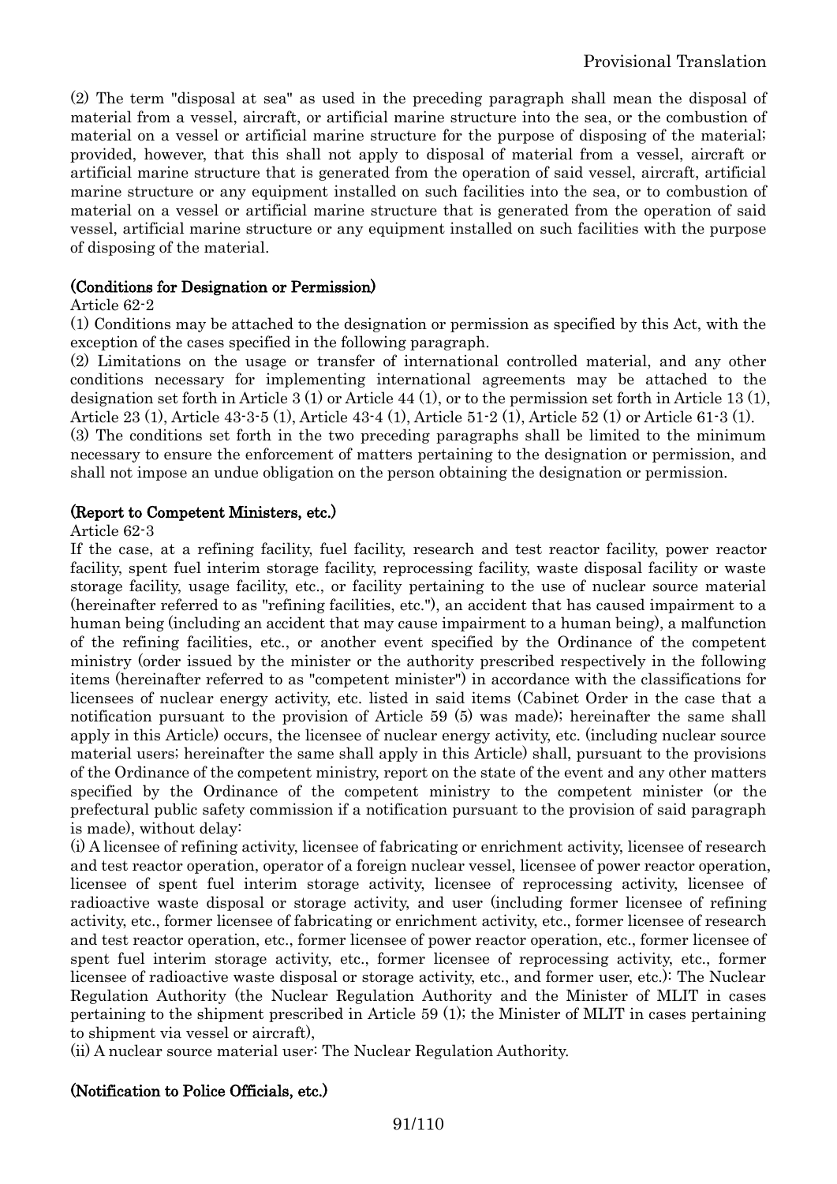(2) The term "disposal at sea" as used in the preceding paragraph shall mean the disposal of material from a vessel, aircraft, or artificial marine structure into the sea, or the combustion of material on a vessel or artificial marine structure for the purpose of disposing of the material; provided, however, that this shall not apply to disposal of material from a vessel, aircraft or artificial marine structure that is generated from the operation of said vessel, aircraft, artificial marine structure or any equipment installed on such facilities into the sea, or to combustion of material on a vessel or artificial marine structure that is generated from the operation of said vessel, artificial marine structure or any equipment installed on such facilities with the purpose of disposing of the material.

**(Conditions for Designation or Permission)**

Article 62-2

(1) Conditions may be attached to the designation or permission as specified by this Act, with the exception of the cases specified in the following paragraph.

(2) Limitations on the usage or transfer of international controlled material, and any other conditions necessary for implementing international agreements may be attached to the designation set forth in Article 3 (1) or Article 44 (1), or to the permission set forth in Article 13 (1), Article 23 (1), Article 43-3-5 (1), Article 43-4 (1), Article 51-2 (1), Article 52 (1) or Article 61-3 (1).

(3) The conditions set forth in the two preceding paragraphs shall be limited to the minimum necessary to ensure the enforcement of matters pertaining to the designation or permission, and shall not impose an undue obligation on the person obtaining the designation or permission.

**(Report to Competent Ministers, etc.)**

Article 62-3

If the case, at a refining facility, fuel facility, research and test reactor facility, power reactor facility, spent fuel interim storage facility, reprocessing facility, waste disposal facility or waste storage facility, usage facility, etc., or facility pertaining to the use of nuclear source material (hereinafter referred to as "refining facilities, etc."), an accident that has caused impairment to a human being (including an accident that may cause impairment to a human being), a malfunction of the refining facilities, etc., or another event specified by the Ordinance of the competent ministry (order issued by the minister or the authority prescribed respectively in the following items (hereinafter referred to as "competent minister") in accordance with the classifications for licensees of nuclear energy activity, etc. listed in said items (Cabinet Order in the case that a notification pursuant to the provision of Article 59 (5) was made); hereinafter the same shall apply in this Article) occurs, the licensee of nuclear energy activity, etc. (including nuclear source material users; hereinafter the same shall apply in this Article) shall, pursuant to the provisions of the Ordinance of the competent ministry, report on the state of the event and any other matters specified by the Ordinance of the competent ministry to the competent minister (or the prefectural public safety commission if a notification pursuant to the provision of said paragraph is made), without delay:

(i) A licensee of refining activity, licensee of fabricating or enrichment activity, licensee of research and test reactor operation, operator of a foreign nuclear vessel, licensee of power reactor operation, licensee of spent fuel interim storage activity, licensee of reprocessing activity, licensee of radioactive waste disposal or storage activity, and user (including former licensee of refining activity, etc., former licensee of fabricating or enrichment activity, etc., former licensee of research and test reactor operation, etc., former licensee of power reactor operation, etc., former licensee of spent fuel interim storage activity, etc., former licensee of reprocessing activity, etc., former licensee of radioactive waste disposal or storage activity, etc., and former user, etc.): The Nuclear Regulation Authority (the Nuclear Regulation Authority and the Minister of MLIT in cases pertaining to the shipment prescribed in Article 59 (1); the Minister of MLIT in cases pertaining to shipment via vessel or aircraft),

(ii) A nuclear source material user: The Nuclear Regulation Authority.

**(Notification to Police Officials, etc.)**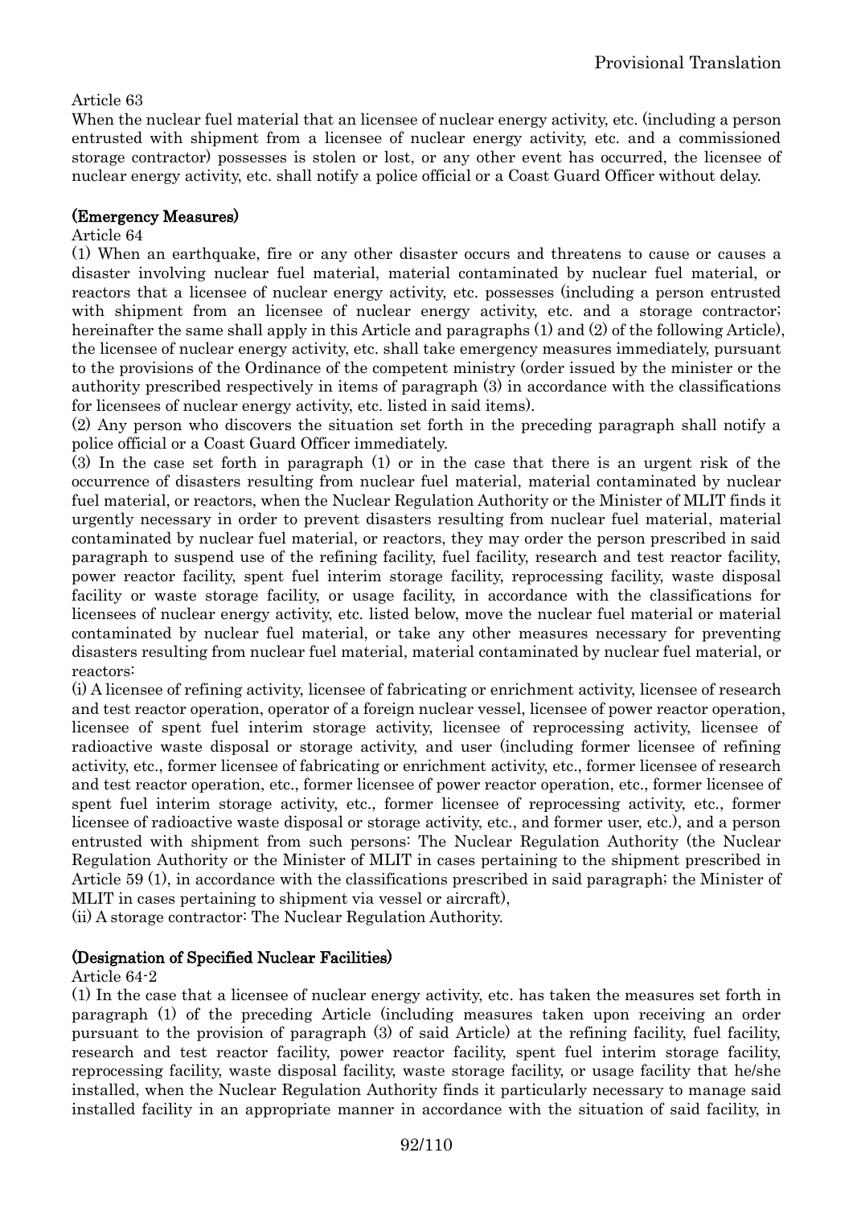Article 63

When the nuclear fuel material that an licensee of nuclear energy activity, etc. (including a person entrusted with shipment from a licensee of nuclear energy activity, etc. and a commissioned storage contractor) possesses is stolen or lost, or any other event has occurred, the licensee of nuclear energy activity, etc. shall notify a police official or a Coast Guard Officer without delay.

**(Emergency Measures)**

Article 64

(1) When an earthquake, fire or any other disaster occurs and threatens to cause or causes a disaster involving nuclear fuel material, material contaminated by nuclear fuel material, or reactors that a licensee of nuclear energy activity, etc. possesses (including a person entrusted with shipment from an licensee of nuclear energy activity, etc. and a storage contractor; hereinafter the same shall apply in this Article and paragraphs (1) and (2) of the following Article), the licensee of nuclear energy activity, etc. shall take emergency measures immediately, pursuant to the provisions of the Ordinance of the competent ministry (order issued by the minister or the authority prescribed respectively in items of paragraph (3) in accordance with the classifications for licensees of nuclear energy activity, etc. listed in said items).

(2) Any person who discovers the situation set forth in the preceding paragraph shall notify a police official or a Coast Guard Officer immediately.

(3) In the case set forth in paragraph (1) or in the case that there is an urgent risk of the occurrence of disasters resulting from nuclear fuel material, material contaminated by nuclear fuel material, or reactors, when the Nuclear Regulation Authority or the Minister of MLIT finds it urgently necessary in order to prevent disasters resulting from nuclear fuel material, material contaminated by nuclear fuel material, or reactors, they may order the person prescribed in said paragraph to suspend use of the refining facility, fuel facility, research and test reactor facility, power reactor facility, spent fuel interim storage facility, reprocessing facility, waste disposal facility or waste storage facility, or usage facility, in accordance with the classifications for licensees of nuclear energy activity, etc. listed below, move the nuclear fuel material or material contaminated by nuclear fuel material, or take any other measures necessary for preventing disasters resulting from nuclear fuel material, material contaminated by nuclear fuel material, or reactors:

(i) A licensee of refining activity, licensee of fabricating or enrichment activity, licensee of research and test reactor operation, operator of a foreign nuclear vessel, licensee of power reactor operation, licensee of spent fuel interim storage activity, licensee of reprocessing activity, licensee of radioactive waste disposal or storage activity, and user (including former licensee of refining activity, etc., former licensee of fabricating or enrichment activity, etc., former licensee of research and test reactor operation, etc., former licensee of power reactor operation, etc., former licensee of spent fuel interim storage activity, etc., former licensee of reprocessing activity, etc., former licensee of radioactive waste disposal or storage activity, etc., and former user, etc.), and a person entrusted with shipment from such persons: The Nuclear Regulation Authority (the Nuclear Regulation Authority or the Minister of MLIT in cases pertaining to the shipment prescribed in Article 59 (1), in accordance with the classifications prescribed in said paragraph; the Minister of MLIT in cases pertaining to shipment via vessel or aircraft),

(ii) A storage contractor: The Nuclear Regulation Authority.

**(Designation of Specified Nuclear Facilities)**

Article 64-2

(1) In the case that a licensee of nuclear energy activity, etc. has taken the measures set forth in paragraph (1) of the preceding Article (including measures taken upon receiving an order pursuant to the provision of paragraph (3) of said Article) at the refining facility, fuel facility, research and test reactor facility, power reactor facility, spent fuel interim storage facility, reprocessing facility, waste disposal facility, waste storage facility, or usage facility that he/she installed, when the Nuclear Regulation Authority finds it particularly necessary to manage said installed facility in an appropriate manner in accordance with the situation of said facility, in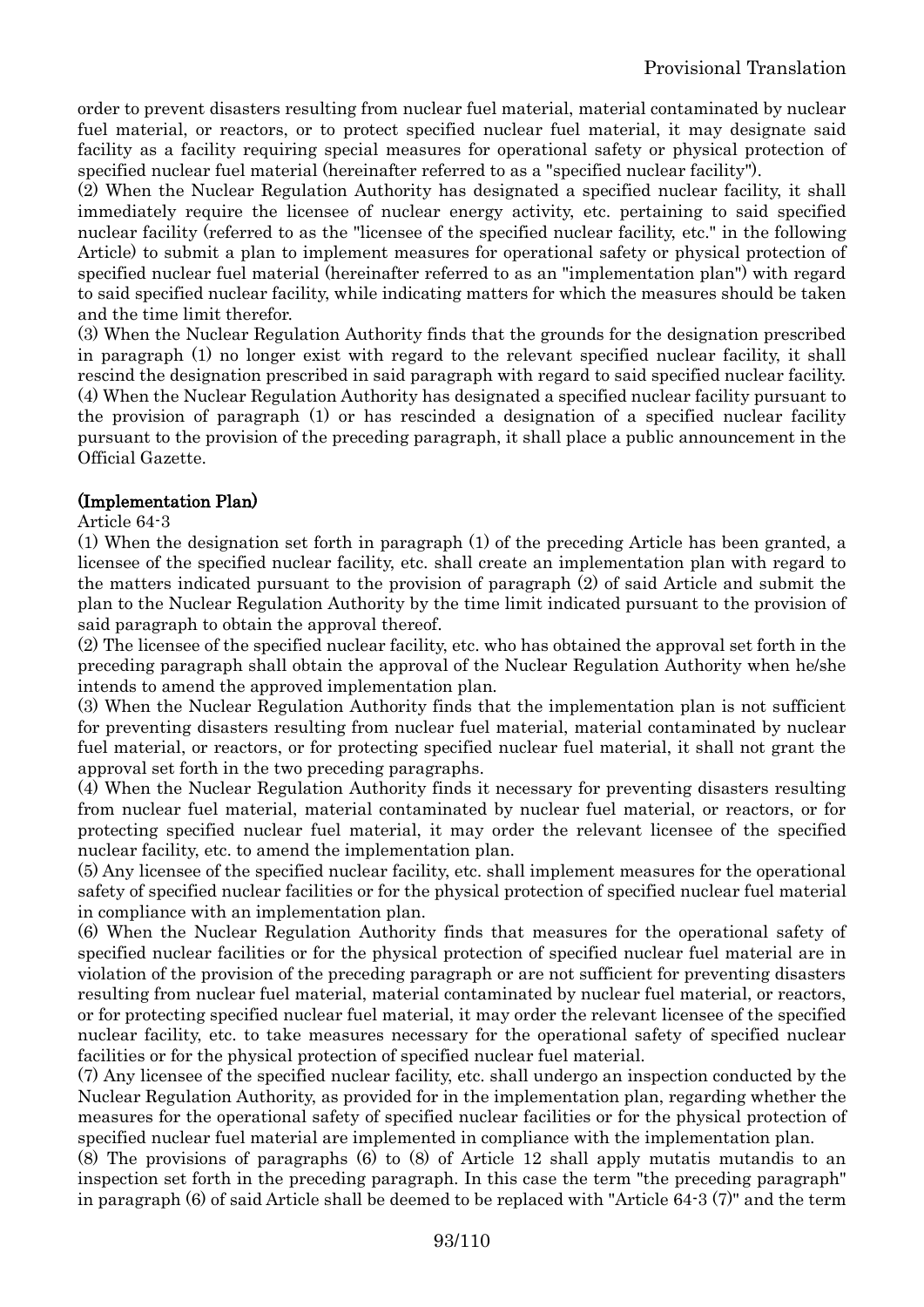order to prevent disasters resulting from nuclear fuel material, material contaminated by nuclear fuel material, or reactors, or to protect specified nuclear fuel material, it may designate said facility as a facility requiring special measures for operational safety or physical protection of specified nuclear fuel material (hereinafter referred to as a "specified nuclear facility").

(2) When the Nuclear Regulation Authority has designated a specified nuclear facility, it shall immediately require the licensee of nuclear energy activity, etc. pertaining to said specified nuclear facility (referred to as the "licensee of the specified nuclear facility, etc." in the following Article) to submit a plan to implement measures for operational safety or physical protection of specified nuclear fuel material (hereinafter referred to as an "implementation plan") with regard to said specified nuclear facility, while indicating matters for which the measures should be taken and the time limit therefor.

(3) When the Nuclear Regulation Authority finds that the grounds for the designation prescribed in paragraph (1) no longer exist with regard to the relevant specified nuclear facility, it shall rescind the designation prescribed in said paragraph with regard to said specified nuclear facility.

(4) When the Nuclear Regulation Authority has designated a specified nuclear facility pursuant to the provision of paragraph (1) or has rescinded a designation of a specified nuclear facility pursuant to the provision of the preceding paragraph, it shall place a public announcement in the Official Gazette.

**(Implementation Plan)**

Article 64-3

(1) When the designation set forth in paragraph (1) of the preceding Article has been granted, a licensee of the specified nuclear facility, etc. shall create an implementation plan with regard to the matters indicated pursuant to the provision of paragraph (2) of said Article and submit the plan to the Nuclear Regulation Authority by the time limit indicated pursuant to the provision of said paragraph to obtain the approval thereof.

(2) The licensee of the specified nuclear facility, etc. who has obtained the approval set forth in the preceding paragraph shall obtain the approval of the Nuclear Regulation Authority when he/she intends to amend the approved implementation plan.

(3) When the Nuclear Regulation Authority finds that the implementation plan is not sufficient for preventing disasters resulting from nuclear fuel material, material contaminated by nuclear fuel material, or reactors, or for protecting specified nuclear fuel material, it shall not grant the approval set forth in the two preceding paragraphs.

(4) When the Nuclear Regulation Authority finds it necessary for preventing disasters resulting from nuclear fuel material, material contaminated by nuclear fuel material, or reactors, or for protecting specified nuclear fuel material, it may order the relevant licensee of the specified nuclear facility, etc. to amend the implementation plan.

(5) Any licensee of the specified nuclear facility, etc. shall implement measures for the operational safety of specified nuclear facilities or for the physical protection of specified nuclear fuel material in compliance with an implementation plan.

(6) When the Nuclear Regulation Authority finds that measures for the operational safety of specified nuclear facilities or for the physical protection of specified nuclear fuel material are in violation of the provision of the preceding paragraph or are not sufficient for preventing disasters resulting from nuclear fuel material, material contaminated by nuclear fuel material, or reactors, or for protecting specified nuclear fuel material, it may order the relevant licensee of the specified nuclear facility, etc. to take measures necessary for the operational safety of specified nuclear facilities or for the physical protection of specified nuclear fuel material.

(7) Any licensee of the specified nuclear facility, etc. shall undergo an inspection conducted by the Nuclear Regulation Authority, as provided for in the implementation plan, regarding whether the measures for the operational safety of specified nuclear facilities or for the physical protection of specified nuclear fuel material are implemented in compliance with the implementation plan.

(8) The provisions of paragraphs (6) to (8) of Article 12 shall apply mutatis mutandis to an inspection set forth in the preceding paragraph. In this case the term "the preceding paragraph" in paragraph (6) of said Article shall be deemed to be replaced with "Article 64-3 (7)" and the term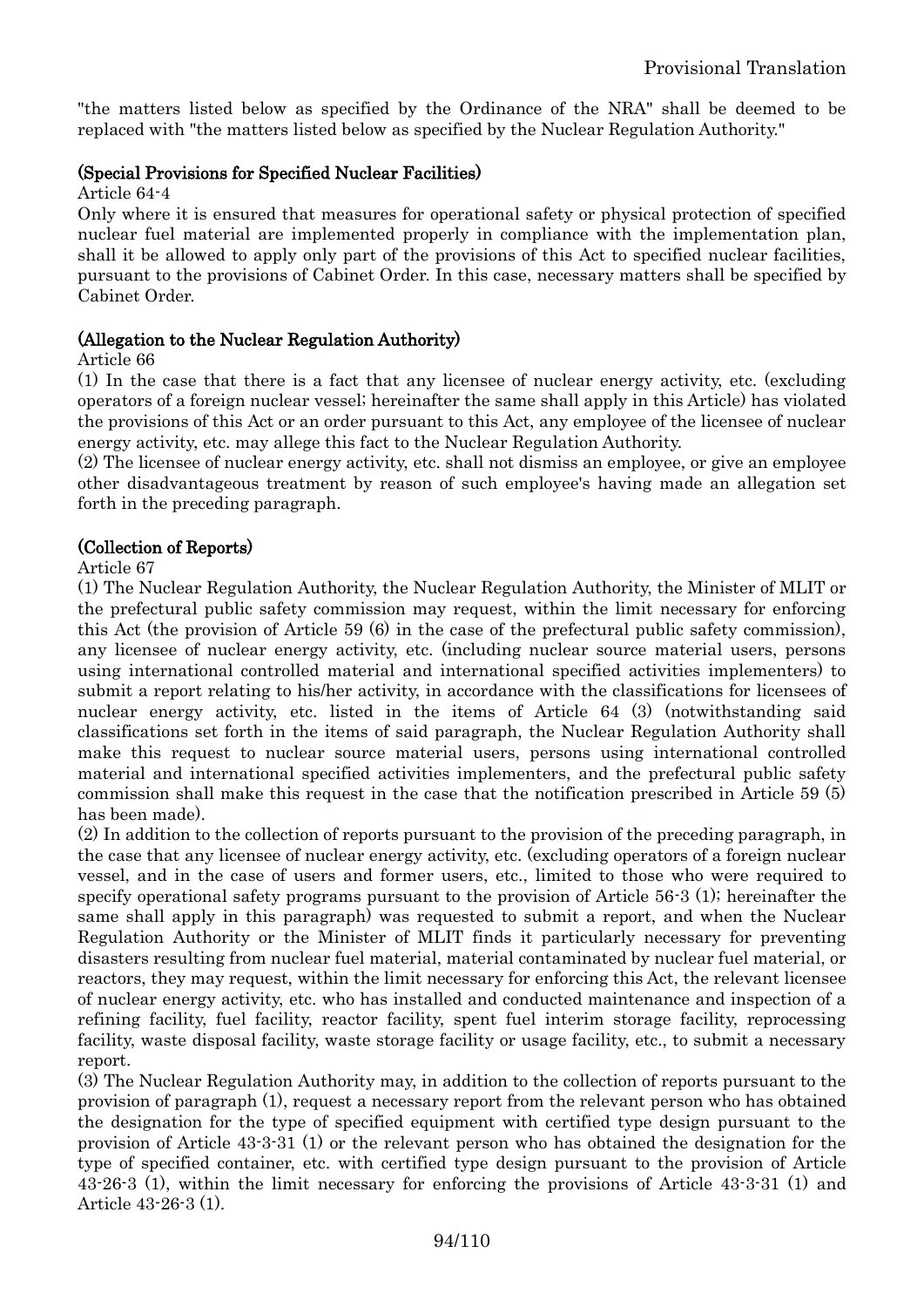"the matters listed below as specified by the Ordinance of the NRA" shall be deemed to be replaced with "the matters listed below as specified by the Nuclear Regulation Authority."

### (Special Provisions for Specified Nuclear Facilities)

Article 64-4

Only where it is ensured that measures for operational safety or physical protection of specified nuclear fuel material are implemented properly in compliance with the implementation plan, shall it be allowed to apply only part of the provisions of this Act to specified nuclear facilities, pursuant to the provisions of Cabinet Order. In this case, necessary matters shall be specified by Cabinet Order.

### (Allegation to the Nuclear Regulation Authority)

Article 66

(1) In the case that there is a fact that any licensee of nuclear energy activity, etc. (excluding operators of a foreign nuclear vessel; hereinafter the same shall apply in this Article) has violated the provisions of this Act or an order pursuant to this Act, any employee of the licensee of nuclear energy activity, etc. may allege this fact to the Nuclear Regulation Authority.

(2) The licensee of nuclear energy activity, etc. shall not dismiss an employee, or give an employee other disadvantageous treatment by reason of such employee's having made an allegation set forth in the preceding paragraph.

### (Collection of Reports)

Article 67

(1) The Nuclear Regulation Authority, the Nuclear Regulation Authority, the Minister of MLIT or the prefectural public safety commission may request, within the limit necessary for enforcing this Act (the provision of Article 59 (6) in the case of the prefectural public safety commission), any licensee of nuclear energy activity, etc. (including nuclear source material users, persons using international controlled material and international specified activities implementers) to submit a report relating to his/her activity, in accordance with the classifications for licensees of nuclear energy activity, etc. listed in the items of Article 64 (3) (notwithstanding said classifications set forth in the items of said paragraph, the Nuclear Regulation Authority shall make this request to nuclear source material users, persons using international controlled material and international specified activities implementers, and the prefectural public safety commission shall make this request in the case that the notification prescribed in Article 59 (5) has been made).

(2) In addition to the collection of reports pursuant to the provision of the preceding paragraph, in the case that any licensee of nuclear energy activity, etc. (excluding operators of a foreign nuclear vessel, and in the case of users and former users, etc., limited to those who were required to specify operational safety programs pursuant to the provision of Article 56-3 (1); hereinafter the same shall apply in this paragraph) was requested to submit a report, and when the Nuclear Regulation Authority or the Minister of MLIT finds it particularly necessary for preventing disasters resulting from nuclear fuel material, material contaminated by nuclear fuel material, or reactors, they may request, within the limit necessary for enforcing this Act, the relevant licensee of nuclear energy activity, etc. who has installed and conducted maintenance and inspection of a refining facility, fuel facility, reactor facility, spent fuel interim storage facility, reprocessing facility, waste disposal facility, waste storage facility or usage facility, etc., to submit a necessary report.

(3) The Nuclear Regulation Authority may, in addition to the collection of reports pursuant to the provision of paragraph (1), request a necessary report from the relevant person who has obtained the designation for the type of specified equipment with certified type design pursuant to the provision of Article 43-3-31 (1) or the relevant person who has obtained the designation for the type of specified container, etc. with certified type design pursuant to the provision of Article 43-26-3 (1), within the limit necessary for enforcing the provisions of Article 43-3-31 (1) and Article 43-26-3 (1).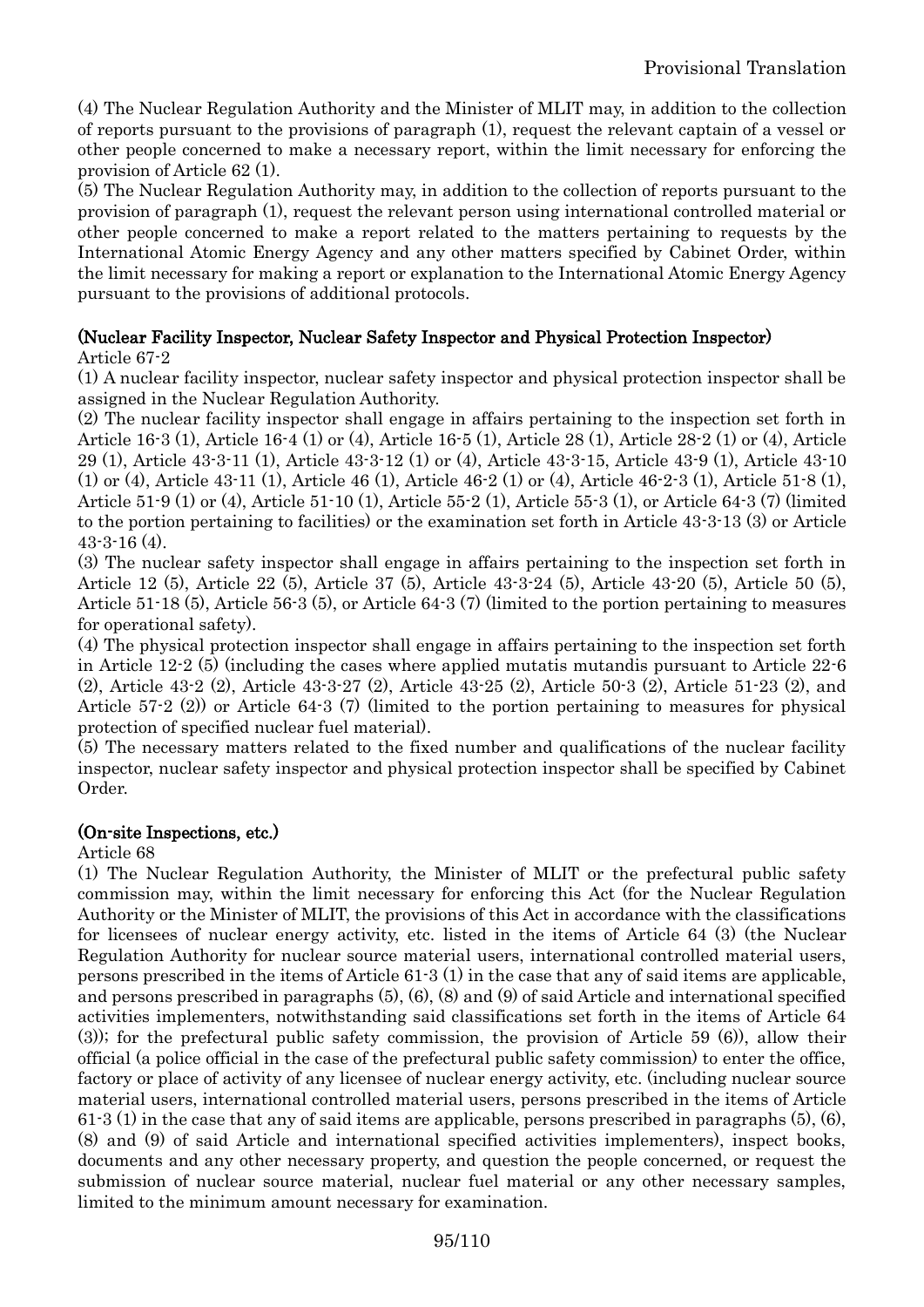(4) The Nuclear Regulation Authority and the Minister of MLIT may, in addition to the collection of reports pursuant to the provisions of paragraph (1), request the relevant captain of a vessel or other people concerned to make a necessary report, within the limit necessary for enforcing the provision of Article 62 (1).

(5) The Nuclear Regulation Authority may, in addition to the collection of reports pursuant to the provision of paragraph (1), request the relevant person using international controlled material or other people concerned to make a report related to the matters pertaining to requests by the International Atomic Energy Agency and any other matters specified by Cabinet Order, within the limit necessary for making a report or explanation to the International Atomic Energy Agency pursuant to the provisions of additional protocols.

**(Nuclear Facility Inspector, Nuclear Safety Inspector and Physical Protection Inspector)**

Article 67-2

(1) A nuclear facility inspector, nuclear safety inspector and physical protection inspector shall be assigned in the Nuclear Regulation Authority.

(2) The nuclear facility inspector shall engage in affairs pertaining to the inspection set forth in Article 16-3 (1), Article 16-4 (1) or (4), Article 16-5 (1), Article 28 (1), Article 28-2 (1) or (4), Article 29 (1), Article 43-3-11 (1), Article 43-3-12 (1) or (4), Article 43-3-15, Article 43-9 (1), Article 43-10 (1) or (4), Article 43-11 (1), Article 46 (1), Article 46-2 (1) or (4), Article 46-2-3 (1), Article 51-8 (1), Article 51-9 (1) or (4), Article 51-10 (1), Article 55-2 (1), Article 55-3 (1), or Article 64-3 (7) (limited to the portion pertaining to facilities) or the examination set forth in Article 43-3-13 (3) or Article 43-3-16 (4).

(3) The nuclear safety inspector shall engage in affairs pertaining to the inspection set forth in Article 12 (5), Article 22 (5), Article 37 (5), Article 43-3-24 (5), Article 43-20 (5), Article 50 (5), Article 51-18 (5), Article 56-3 (5), or Article 64-3 (7) (limited to the portion pertaining to measures for operational safety).

(4) The physical protection inspector shall engage in affairs pertaining to the inspection set forth in Article 12-2 (5) (including the cases where applied mutatis mutandis pursuant to Article 22-6 (2), Article 43-2 (2), Article 43-3-27 (2), Article 43-25 (2), Article 50-3 (2), Article 51-23 (2), and Article 57-2 (2)) or Article 64-3 (7) (limited to the portion pertaining to measures for physical protection of specified nuclear fuel material).

(5) The necessary matters related to the fixed number and qualifications of the nuclear facility inspector, nuclear safety inspector and physical protection inspector shall be specified by Cabinet Order.

**(On-site Inspections, etc.)**

Article 68

(1) The Nuclear Regulation Authority, the Minister of MLIT or the prefectural public safety commission may, within the limit necessary for enforcing this Act (for the Nuclear Regulation Authority or the Minister of MLIT, the provisions of this Act in accordance with the classifications for licensees of nuclear energy activity, etc. listed in the items of Article 64 (3) (the Nuclear Regulation Authority for nuclear source material users, international controlled material users, persons prescribed in the items of Article 61-3 (1) in the case that any of said items are applicable, and persons prescribed in paragraphs (5), (6), (8) and (9) of said Article and international specified activities implementers, notwithstanding said classifications set forth in the items of Article 64 (3)); for the prefectural public safety commission, the provision of Article 59 (6)), allow their official (a police official in the case of the prefectural public safety commission) to enter the office, factory or place of activity of any licensee of nuclear energy activity, etc. (including nuclear source material users, international controlled material users, persons prescribed in the items of Article 61-3 (1) in the case that any of said items are applicable, persons prescribed in paragraphs (5), (6), (8) and (9) of said Article and international specified activities implementers), inspect books, documents and any other necessary property, and question the people concerned, or request the submission of nuclear source material, nuclear fuel material or any other necessary samples, limited to the minimum amount necessary for examination.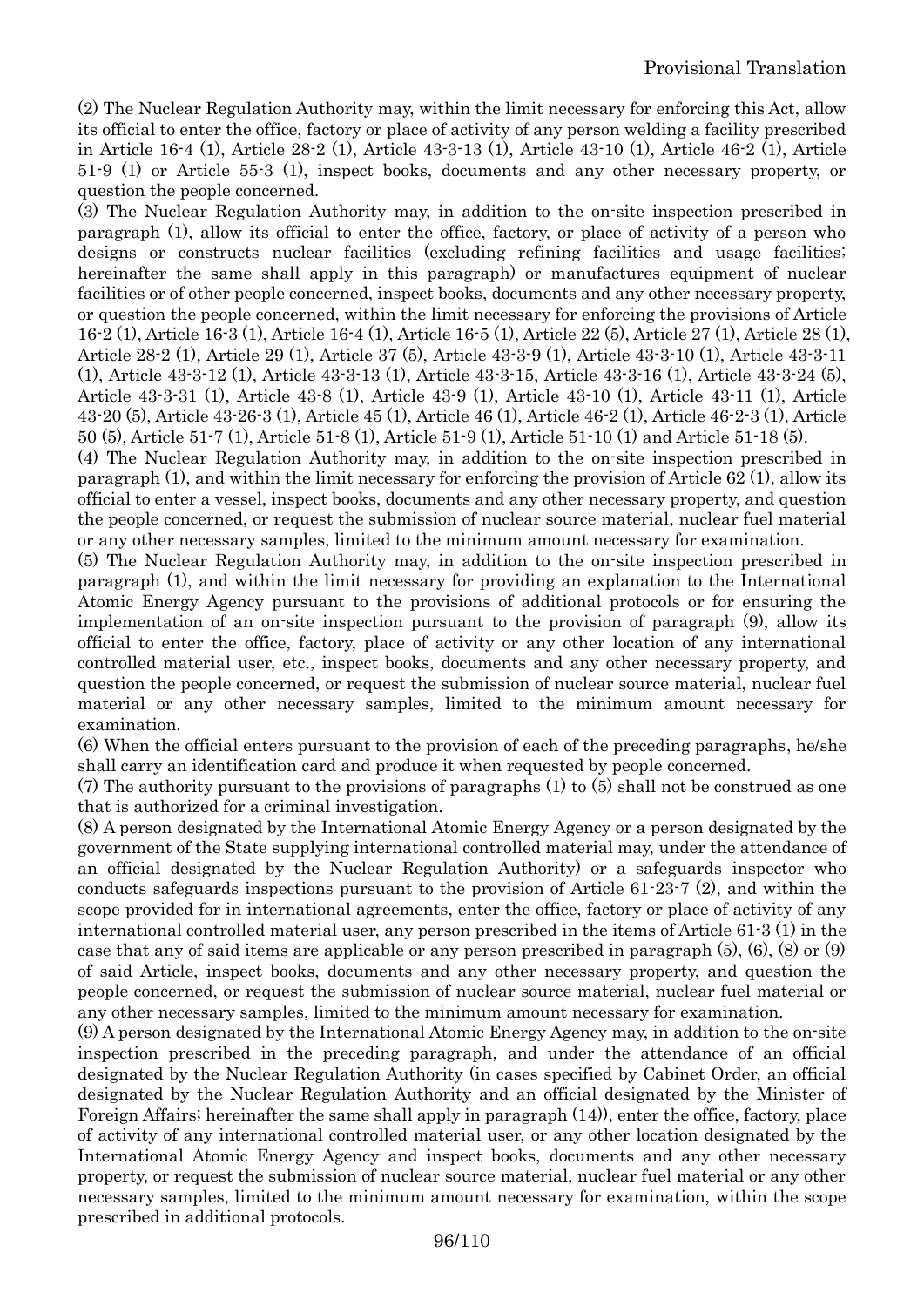(2) The Nuclear Regulation Authority may, within the limit necessary for enforcing this Act, allow its official to enter the office, factory or place of activity of any person welding a facility prescribed in Article 16-4 (1), Article 28-2 (1), Article 43-3-13 (1), Article 43-10 (1), Article 46-2 (1), Article 51-9 (1) or Article 55-3 (1), inspect books, documents and any other necessary property, or question the people concerned.

(3) The Nuclear Regulation Authority may, in addition to the on-site inspection prescribed in paragraph (1), allow its official to enter the office, factory, or place of activity of a person who designs or constructs nuclear facilities (excluding refining facilities and usage facilities; hereinafter the same shall apply in this paragraph) or manufactures equipment of nuclear facilities or of other people concerned, inspect books, documents and any other necessary property, or question the people concerned, within the limit necessary for enforcing the provisions of Article 16-2 (1), Article 16-3 (1), Article 16-4 (1), Article 16-5 (1), Article 22 (5), Article 27 (1), Article 28 (1), Article 28-2 (1), Article 29 (1), Article 37 (5), Article 43-3-9 (1), Article 43-3-10 (1), Article 43-3-11 (1), Article 43-3-12 (1), Article 43-3-13 (1), Article 43-3-15, Article 43-3-16 (1), Article 43-3-24 (5), Article 43-3-31 (1), Article 43-8 (1), Article 43-9 (1), Article 43-10 (1), Article 43-11 (1), Article 43-20 (5), Article 43-26-3 (1), Article 45 (1), Article 46 (1), Article 46-2 (1), Article 46-2-3 (1), Article 50 (5), Article 51-7 (1), Article 51-8 (1), Article 51-9 (1), Article 51-10 (1) and Article 51-18 (5).

(4) The Nuclear Regulation Authority may, in addition to the on-site inspection prescribed in paragraph (1), and within the limit necessary for enforcing the provision of Article 62 (1), allow its official to enter a vessel, inspect books, documents and any other necessary property, and question the people concerned, or request the submission of nuclear source material, nuclear fuel material or any other necessary samples, limited to the minimum amount necessary for examination.

(5) The Nuclear Regulation Authority may, in addition to the on-site inspection prescribed in paragraph (1), and within the limit necessary for providing an explanation to the International Atomic Energy Agency pursuant to the provisions of additional protocols or for ensuring the implementation of an on-site inspection pursuant to the provision of paragraph (9), allow its official to enter the office, factory, place of activity or any other location of any international controlled material user, etc., inspect books, documents and any other necessary property, and question the people concerned, or request the submission of nuclear source material, nuclear fuel material or any other necessary samples, limited to the minimum amount necessary for examination.

(6) When the official enters pursuant to the provision of each of the preceding paragraphs, he/she shall carry an identification card and produce it when requested by people concerned.

(7) The authority pursuant to the provisions of paragraphs (1) to (5) shall not be construed as one that is authorized for a criminal investigation.

(8) A person designated by the International Atomic Energy Agency or a person designated by the government of the State supplying international controlled material may, under the attendance of an official designated by the Nuclear Regulation Authority) or a safeguards inspector who conducts safeguards inspections pursuant to the provision of Article 61-23-7 (2), and within the scope provided for in international agreements, enter the office, factory or place of activity of any international controlled material user, any person prescribed in the items of Article 61-3 (1) in the case that any of said items are applicable or any person prescribed in paragraph (5), (6), (8) or (9) of said Article, inspect books, documents and any other necessary property, and question the people concerned, or request the submission of nuclear source material, nuclear fuel material or any other necessary samples, limited to the minimum amount necessary for examination.

(9) A person designated by the International Atomic Energy Agency may, in addition to the on-site inspection prescribed in the preceding paragraph, and under the attendance of an official designated by the Nuclear Regulation Authority (in cases specified by Cabinet Order, an official designated by the Nuclear Regulation Authority and an official designated by the Minister of Foreign Affairs; hereinafter the same shall apply in paragraph (14)), enter the office, factory, place of activity of any international controlled material user, or any other location designated by the International Atomic Energy Agency and inspect books, documents and any other necessary property, or request the submission of nuclear source material, nuclear fuel material or any other necessary samples, limited to the minimum amount necessary for examination, within the scope prescribed in additional protocols.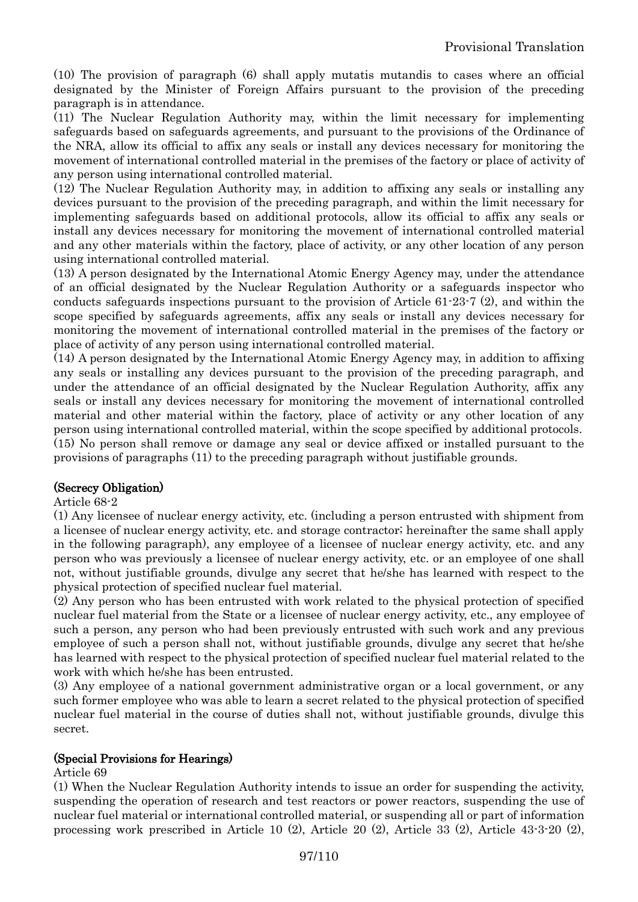(10) The provision of paragraph (6) shall apply mutatis mutandis to cases where an official designated by the Minister of Foreign Affairs pursuant to the provision of the preceding paragraph is in attendance.

(11) The Nuclear Regulation Authority may, within the limit necessary for implementing safeguards based on safeguards agreements, and pursuant to the provisions of the Ordinance of the NRA, allow its official to affix any seals or install any devices necessary for monitoring the movement of international controlled material in the premises of the factory or place of activity of any person using international controlled material.

(12) The Nuclear Regulation Authority may, in addition to affixing any seals or installing any devices pursuant to the provision of the preceding paragraph, and within the limit necessary for implementing safeguards based on additional protocols, allow its official to affix any seals or install any devices necessary for monitoring the movement of international controlled material and any other materials within the factory, place of activity, or any other location of any person using international controlled material.

(13) A person designated by the International Atomic Energy Agency may, under the attendance of an official designated by the Nuclear Regulation Authority or a safeguards inspector who conducts safeguards inspections pursuant to the provision of Article 61-23-7 (2), and within the scope specified by safeguards agreements, affix any seals or install any devices necessary for monitoring the movement of international controlled material in the premises of the factory or place of activity of any person using international controlled material.

(14) A person designated by the International Atomic Energy Agency may, in addition to affixing any seals or installing any devices pursuant to the provision of the preceding paragraph, and under the attendance of an official designated by the Nuclear Regulation Authority, affix any seals or install any devices necessary for monitoring the movement of international controlled material and other material within the factory, place of activity or any other location of any person using international controlled material, within the scope specified by additional protocols.

(15) No person shall remove or damage any seal or device affixed or installed pursuant to the provisions of paragraphs (11) to the preceding paragraph without justifiable grounds.

**(Secrecy Obligation)**

Article 68-2

(1) Any licensee of nuclear energy activity, etc. (including a person entrusted with shipment from a licensee of nuclear energy activity, etc. and storage contractor; hereinafter the same shall apply in the following paragraph), any employee of a licensee of nuclear energy activity, etc. and any person who was previously a licensee of nuclear energy activity, etc. or an employee of one shall not, without justifiable grounds, divulge any secret that he/she has learned with respect to the physical protection of specified nuclear fuel material.

(2) Any person who has been entrusted with work related to the physical protection of specified nuclear fuel material from the State or a licensee of nuclear energy activity, etc., any employee of such a person, any person who had been previously entrusted with such work and any previous employee of such a person shall not, without justifiable grounds, divulge any secret that he/she has learned with respect to the physical protection of specified nuclear fuel material related to the work with which he/she has been entrusted.

(3) Any employee of a national government administrative organ or a local government, or any such former employee who was able to learn a secret related to the physical protection of specified nuclear fuel material in the course of duties shall not, without justifiable grounds, divulge this secret.

**(Special Provisions for Hearings)**

Article 69

(1) When the Nuclear Regulation Authority intends to issue an order for suspending the activity, suspending the operation of research and test reactors or power reactors, suspending the use of nuclear fuel material or international controlled material, or suspending all or part of information processing work prescribed in Article 10 (2), Article 20 (2), Article 33 (2), Article 43-3-20 (2),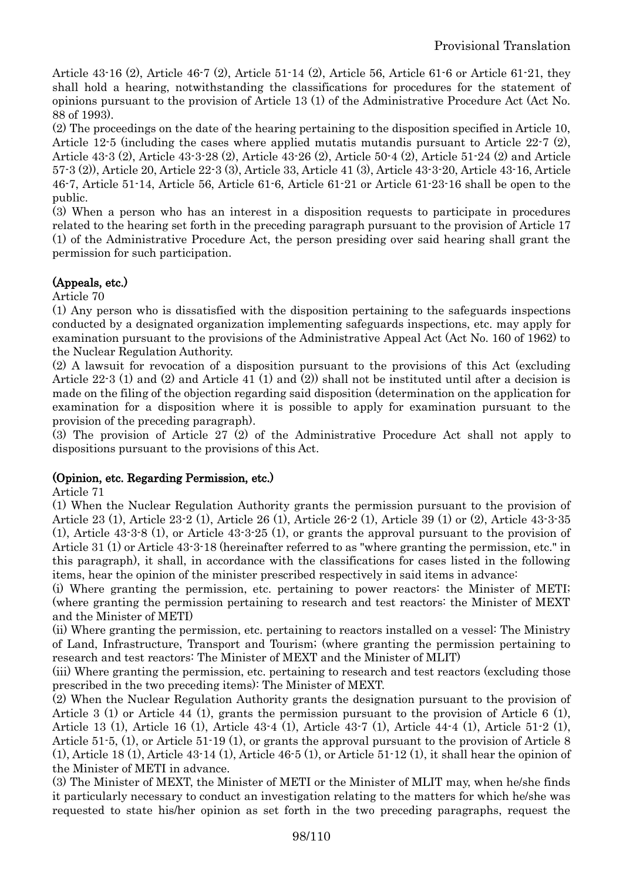Article 43-16 (2), Article 46-7 (2), Article 51-14 (2), Article 56, Article 61-6 or Article 61-21, they shall hold a hearing, notwithstanding the classifications for procedures for the statement of opinions pursuant to the provision of Article 13 (1) of the Administrative Procedure Act (Act No. 88 of 1993).

(2) The proceedings on the date of the hearing pertaining to the disposition specified in Article 10, Article 12-5 (including the cases where applied mutatis mutandis pursuant to Article 22-7 (2), Article 43-3 (2), Article 43-3-28 (2), Article 43-26 (2), Article 50-4 (2), Article 51-24 (2) and Article 57-3 (2)), Article 20, Article 22-3 (3), Article 33, Article 41 (3), Article 43-3-20, Article 43-16, Article 46-7, Article 51-14, Article 56, Article 61-6, Article 61-21 or Article 61-23-16 shall be open to the public.

(3) When a person who has an interest in a disposition requests to participate in procedures related to the hearing set forth in the preceding paragraph pursuant to the provision of Article 17 (1) of the Administrative Procedure Act, the person presiding over said hearing shall grant the permission for such participation.

### (Appeals, etc.)

Article 70

(1) Any person who is dissatisfied with the disposition pertaining to the safeguards inspections conducted by a designated organization implementing safeguards inspections, etc. may apply for examination pursuant to the provisions of the Administrative Appeal Act (Act No. 160 of 1962) to the Nuclear Regulation Authority.

(2) A lawsuit for revocation of a disposition pursuant to the provisions of this Act (excluding Article 22-3 (1) and (2) and Article 41 (1) and (2)) shall not be instituted until after a decision is made on the filing of the objection regarding said disposition (determination on the application for examination for a disposition where it is possible to apply for examination pursuant to the provision of the preceding paragraph).

(3) The provision of Article 27 (2) of the Administrative Procedure Act shall not apply to dispositions pursuant to the provisions of this Act.

### (Opinion, etc. Regarding Permission, etc.)

Article 71

(1) When the Nuclear Regulation Authority grants the permission pursuant to the provision of Article 23 (1), Article 23-2 (1), Article 26 (1), Article 26-2 (1), Article 39 (1) or (2), Article 43-3-35 (1), Article 43-3-8 (1), or Article 43-3-25 (1), or grants the approval pursuant to the provision of Article 31 (1) or Article 43-3-18 (hereinafter referred to as "where granting the permission, etc." in this paragraph), it shall, in accordance with the classifications for cases listed in the following items, hear the opinion of the minister prescribed respectively in said items in advance:

(i) Where granting the permission, etc. pertaining to power reactors: the Minister of METI; (where granting the permission pertaining to research and test reactors: the Minister of MEXT and the Minister of METI)

(ii) Where granting the permission, etc. pertaining to reactors installed on a vessel: The Ministry of Land, Infrastructure, Transport and Tourism; (where granting the permission pertaining to research and test reactors: The Minister of MEXT and the Minister of MLIT)

(iii) Where granting the permission, etc. pertaining to research and test reactors (excluding those prescribed in the two preceding items): The Minister of MEXT.

(2) When the Nuclear Regulation Authority grants the designation pursuant to the provision of Article 3 (1) or Article 44 (1), grants the permission pursuant to the provision of Article 6 (1), Article 13 (1), Article 16 (1), Article 43-4 (1), Article 43-7 (1), Article 44-4 (1), Article 51-2 (1), Article 51-5, (1), or Article 51-19 (1), or grants the approval pursuant to the provision of Article 8 (1), Article 18 (1), Article 43-14 (1), Article 46-5 (1), or Article 51-12 (1), it shall hear the opinion of the Minister of METI in advance.

(3) The Minister of MEXT, the Minister of METI or the Minister of MLIT may, when he/she finds it particularly necessary to conduct an investigation relating to the matters for which he/she was requested to state his/her opinion as set forth in the two preceding paragraphs, request the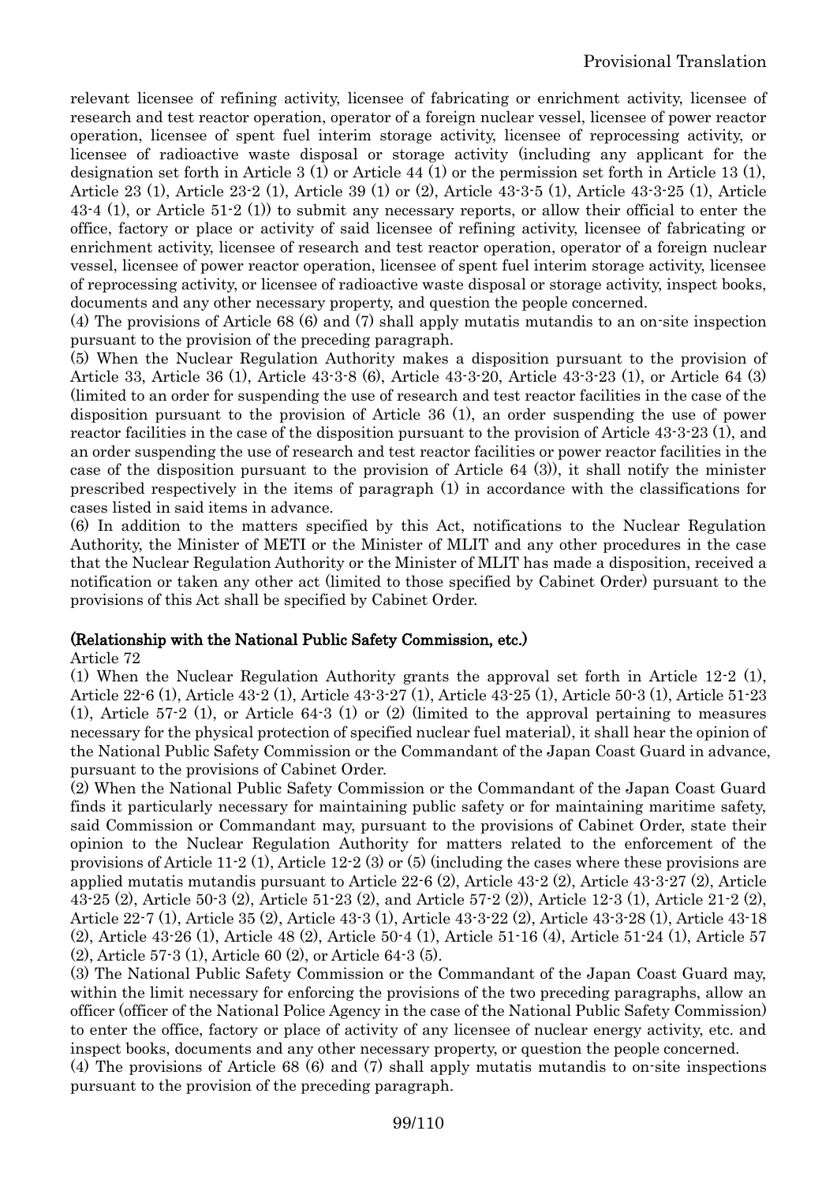relevant licensee of refining activity, licensee of fabricating or enrichment activity, licensee of research and test reactor operation, operator of a foreign nuclear vessel, licensee of power reactor operation, licensee of spent fuel interim storage activity, licensee of reprocessing activity, or licensee of radioactive waste disposal or storage activity (including any applicant for the designation set forth in Article 3 (1) or Article 44 (1) or the permission set forth in Article 13 (1), Article 23 (1), Article 23-2 (1), Article 39 (1) or (2), Article 43-3-5 (1), Article 43-3-25 (1), Article 43-4 (1), or Article 51-2 (1)) to submit any necessary reports, or allow their official to enter the office, factory or place or activity of said licensee of refining activity, licensee of fabricating or enrichment activity, licensee of research and test reactor operation, operator of a foreign nuclear vessel, licensee of power reactor operation, licensee of spent fuel interim storage activity, licensee of reprocessing activity, or licensee of radioactive waste disposal or storage activity, inspect books, documents and any other necessary property, and question the people concerned.

(4) The provisions of Article 68 (6) and (7) shall apply mutatis mutandis to an on-site inspection pursuant to the provision of the preceding paragraph.

(5) When the Nuclear Regulation Authority makes a disposition pursuant to the provision of Article 33, Article 36 (1), Article 43-3-8 (6), Article 43-3-20, Article 43-3-23 (1), or Article 64 (3) (limited to an order for suspending the use of research and test reactor facilities in the case of the disposition pursuant to the provision of Article 36 (1), an order suspending the use of power reactor facilities in the case of the disposition pursuant to the provision of Article 43-3-23 (1), and an order suspending the use of research and test reactor facilities or power reactor facilities in the case of the disposition pursuant to the provision of Article 64 (3)), it shall notify the minister prescribed respectively in the items of paragraph (1) in accordance with the classifications for cases listed in said items in advance.

(6) In addition to the matters specified by this Act, notifications to the Nuclear Regulation Authority, the Minister of METI or the Minister of MLIT and any other procedures in the case that the Nuclear Regulation Authority or the Minister of MLIT has made a disposition, received a notification or taken any other act (limited to those specified by Cabinet Order) pursuant to the provisions of this Act shall be specified by Cabinet Order.

**(Relationship with the National Public Safety Commission, etc.)**

Article 72

(1) When the Nuclear Regulation Authority grants the approval set forth in Article 12-2 (1), Article 22-6 (1), Article 43-2 (1), Article 43-3-27 (1), Article 43-25 (1), Article 50-3 (1), Article 51-23 (1), Article 57-2 (1), or Article 64-3 (1) or (2) (limited to the approval pertaining to measures necessary for the physical protection of specified nuclear fuel material), it shall hear the opinion of the National Public Safety Commission or the Commandant of the Japan Coast Guard in advance, pursuant to the provisions of Cabinet Order.

(2) When the National Public Safety Commission or the Commandant of the Japan Coast Guard finds it particularly necessary for maintaining public safety or for maintaining maritime safety, said Commission or Commandant may, pursuant to the provisions of Cabinet Order, state their opinion to the Nuclear Regulation Authority for matters related to the enforcement of the provisions of Article 11-2 (1), Article 12-2 (3) or (5) (including the cases where these provisions are applied mutatis mutandis pursuant to Article 22-6 (2), Article 43-2 (2), Article 43-3-27 (2), Article 43-25 (2), Article 50-3 (2), Article 51-23 (2), and Article 57-2 (2)), Article 12-3 (1), Article 21-2 (2), Article 22-7 (1), Article 35 (2), Article 43-3 (1), Article 43-3-22 (2), Article 43-3-28 (1), Article 43-18 (2), Article 43-26 (1), Article 48 (2), Article 50-4 (1), Article 51-16 (4), Article 51-24 (1), Article 57 (2), Article 57-3 (1), Article 60 (2), or Article 64-3 (5).

(3) The National Public Safety Commission or the Commandant of the Japan Coast Guard may, within the limit necessary for enforcing the provisions of the two preceding paragraphs, allow an officer (officer of the National Police Agency in the case of the National Public Safety Commission) to enter the office, factory or place of activity of any licensee of nuclear energy activity, etc. and inspect books, documents and any other necessary property, or question the people concerned.

(4) The provisions of Article 68 (6) and (7) shall apply mutatis mutandis to on-site inspections pursuant to the provision of the preceding paragraph.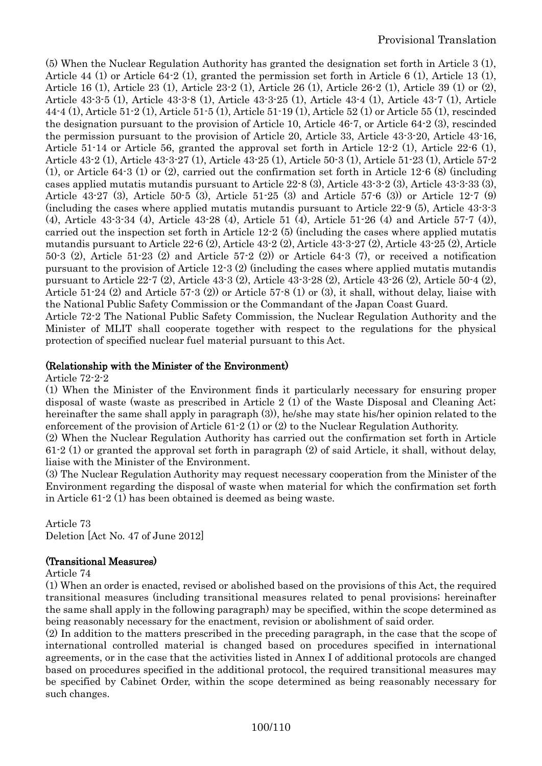(5) When the Nuclear Regulation Authority has granted the designation set forth in Article 3 (1), Article 44 (1) or Article 64-2 (1), granted the permission set forth in Article 6 (1), Article 13 (1), Article 16 (1), Article 23 (1), Article 23-2 (1), Article 26 (1), Article 26-2 (1), Article 39 (1) or (2), Article 43-3-5 (1), Article 43-3-8 (1), Article 43-3-25 (1), Article 43-4 (1), Article 43-7 (1), Article 44-4 (1), Article 51-2 (1), Article 51-5 (1), Article 51-19 (1), Article 52 (1) or Article 55 (1), rescinded the designation pursuant to the provision of Article 10, Article 46-7, or Article 64-2 (3), rescinded the permission pursuant to the provision of Article 20, Article 33, Article 43-3-20, Article 43-16, Article 51-14 or Article 56, granted the approval set forth in Article 12-2 (1), Article 22-6 (1), Article 43-2 (1), Article 43-3-27 (1), Article 43-25 (1), Article 50-3 (1), Article 51-23 (1), Article 57-2 (1), or Article 64-3 (1) or (2), carried out the confirmation set forth in Article 12-6 (8) (including cases applied mutatis mutandis pursuant to Article 22-8 (3), Article 43-3-2 (3), Article 43-3-33 (3), Article 43-27 (3), Article 50-5 (3), Article 51-25 (3) and Article 57-6 (3)) or Article 12-7 (9) (including the cases where applied mutatis mutandis pursuant to Article 22-9 (5), Article 43-3-3 (4), Article 43-3-34 (4), Article 43-28 (4), Article 51 (4), Article 51-26 (4) and Article 57-7 (4)), carried out the inspection set forth in Article 12-2 (5) (including the cases where applied mutatis mutandis pursuant to Article 22-6 (2), Article 43-2 (2), Article 43-3-27 (2), Article 43-25 (2), Article 50-3 (2), Article 51-23 (2) and Article 57-2 (2)) or Article 64-3 (7), or received a notification pursuant to the provision of Article 12-3 (2) (including the cases where applied mutatis mutandis pursuant to Article 22-7 (2), Article 43-3 (2), Article 43-3-28 (2), Article 43-26 (2), Article 50-4 (2), Article 51-24 (2) and Article 57-3 (2)) or Article 57-8 (1) or (3), it shall, without delay, liaise with the National Public Safety Commission or the Commandant of the Japan Coast Guard.

Article 72-2 The National Public Safety Commission, the Nuclear Regulation Authority and the Minister of MLIT shall cooperate together with respect to the regulations for the physical protection of specified nuclear fuel material pursuant to this Act.

### (Relationship with the Minister of the Environment)

Article 72-2-2

(1) When the Minister of the Environment finds it particularly necessary for ensuring proper disposal of waste (waste as prescribed in Article 2 (1) of the Waste Disposal and Cleaning Act; hereinafter the same shall apply in paragraph (3)), he/she may state his/her opinion related to the enforcement of the provision of Article 61-2 (1) or (2) to the Nuclear Regulation Authority.

(2) When the Nuclear Regulation Authority has carried out the confirmation set forth in Article 61-2 (1) or granted the approval set forth in paragraph (2) of said Article, it shall, without delay, liaise with the Minister of the Environment.

(3) The Nuclear Regulation Authority may request necessary cooperation from the Minister of the Environment regarding the disposal of waste when material for which the confirmation set forth in Article 61-2 (1) has been obtained is deemed as being waste.

Article 73

Deletion [Act No. 47 of June 2012]

### (Transitional Measures)

Article 74

(1) When an order is enacted, revised or abolished based on the provisions of this Act, the required transitional measures (including transitional measures related to penal provisions; hereinafter the same shall apply in the following paragraph) may be specified, within the scope determined as being reasonably necessary for the enactment, revision or abolishment of said order.

(2) In addition to the matters prescribed in the preceding paragraph, in the case that the scope of international controlled material is changed based on procedures specified in international agreements, or in the case that the activities listed in Annex I of additional protocols are changed based on procedures specified in the additional protocol, the required transitional measures may be specified by Cabinet Order, within the scope determined as being reasonably necessary for such changes.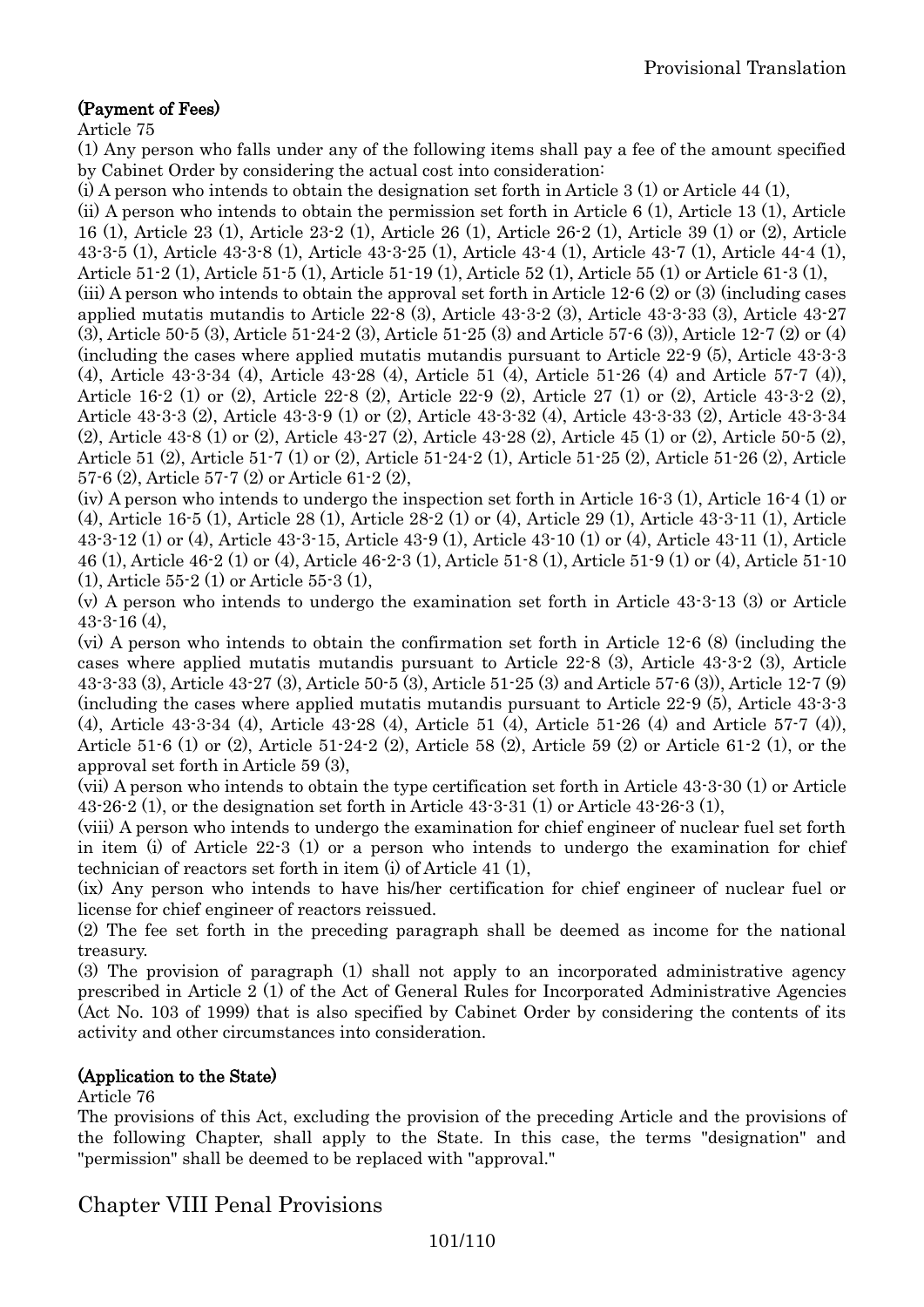**(Payment of Fees)**

Article 75

(1) Any person who falls under any of the following items shall pay a fee of the amount specified by Cabinet Order by considering the actual cost into consideration:

(i) A person who intends to obtain the designation set forth in Article 3 (1) or Article 44 (1),

(ii) A person who intends to obtain the permission set forth in Article 6 (1), Article 13 (1), Article 16 (1), Article 23 (1), Article 23-2 (1), Article 26 (1), Article 26-2 (1), Article 39 (1) or (2), Article 43-3-5 (1), Article 43-3-8 (1), Article 43-3-25 (1), Article 43-4 (1), Article 43-7 (1), Article 44-4 (1), Article 51-2 (1), Article 51-5 (1), Article 51-19 (1), Article 52 (1), Article 55 (1) or Article 61-3 (1),

(iii) A person who intends to obtain the approval set forth in Article 12-6 (2) or (3) (including cases applied mutatis mutandis to Article 22-8 (3), Article 43-3-2 (3), Article 43-3-33 (3), Article 43-27 (3), Article 50-5 (3), Article 51-24-2 (3), Article 51-25 (3) and Article 57-6 (3)), Article 12-7 (2) or (4) (including the cases where applied mutatis mutandis pursuant to Article 22-9 (5), Article 43-3-3 (4), Article 43-3-34 (4), Article 43-28 (4), Article 51 (4), Article 51-26 (4) and Article 57-7 (4)), Article 16-2 (1) or (2), Article 22-8 (2), Article 22-9 (2), Article 27 (1) or (2), Article 43-3-2 (2), Article 43-3-3 (2), Article 43-3-9 (1) or (2), Article 43-3-32 (4), Article 43-3-33 (2), Article 43-3-34 (2), Article 43-8 (1) or (2), Article 43-27 (2), Article 43-28 (2), Article 45 (1) or (2), Article 50-5 (2), Article 51 (2), Article 51-7 (1) or (2), Article 51-24-2 (1), Article 51-25 (2), Article 51-26 (2), Article 57-6 (2), Article 57-7 (2) or Article 61-2 (2),

(iv) A person who intends to undergo the inspection set forth in Article 16-3 (1), Article 16-4 (1) or (4), Article 16-5 (1), Article 28 (1), Article 28-2 (1) or (4), Article 29 (1), Article 43-3-11 (1), Article 43-3-12 (1) or (4), Article 43-3-15, Article 43-9 (1), Article 43-10 (1) or (4), Article 43-11 (1), Article 46 (1), Article 46-2 (1) or (4), Article 46-2-3 (1), Article 51-8 (1), Article 51-9 (1) or (4), Article 51-10 (1), Article 55-2 (1) or Article 55-3 (1),

(v) A person who intends to undergo the examination set forth in Article 43-3-13 (3) or Article 43-3-16 (4),

(vi) A person who intends to obtain the confirmation set forth in Article 12-6 (8) (including the cases where applied mutatis mutandis pursuant to Article 22-8 (3), Article 43-3-2 (3), Article 43-3-33 (3), Article 43-27 (3), Article 50-5 (3), Article 51-25 (3) and Article 57-6 (3)), Article 12-7 (9) (including the cases where applied mutatis mutandis pursuant to Article 22-9 (5), Article 43-3-3 (4), Article 43-3-34 (4), Article 43-28 (4), Article 51 (4), Article 51-26 (4) and Article 57-7 (4)), Article 51-6 (1) or (2), Article 51-24-2 (2), Article 58 (2), Article 59 (2) or Article 61-2 (1), or the approval set forth in Article 59 (3),

(vii) A person who intends to obtain the type certification set forth in Article 43-3-30 (1) or Article 43-26-2 (1), or the designation set forth in Article 43-3-31 (1) or Article 43-26-3 (1),

(viii) A person who intends to undergo the examination for chief engineer of nuclear fuel set forth in item (i) of Article 22-3 (1) or a person who intends to undergo the examination for chief technician of reactors set forth in item (i) of Article 41 (1),

(ix) Any person who intends to have his/her certification for chief engineer of nuclear fuel or license for chief engineer of reactors reissued.

(2) The fee set forth in the preceding paragraph shall be deemed as income for the national treasury.

(3) The provision of paragraph (1) shall not apply to an incorporated administrative agency prescribed in Article 2 (1) of the Act of General Rules for Incorporated Administrative Agencies (Act No. 103 of 1999) that is also specified by Cabinet Order by considering the contents of its activity and other circumstances into consideration.

**(Application to the State)**

Article 76

The provisions of this Act, excluding the provision of the preceding Article and the provisions of the following Chapter, shall apply to the State. In this case, the terms "designation" and "permission" shall be deemed to be replaced with "approval."

# Chapter VIII Penal Provisions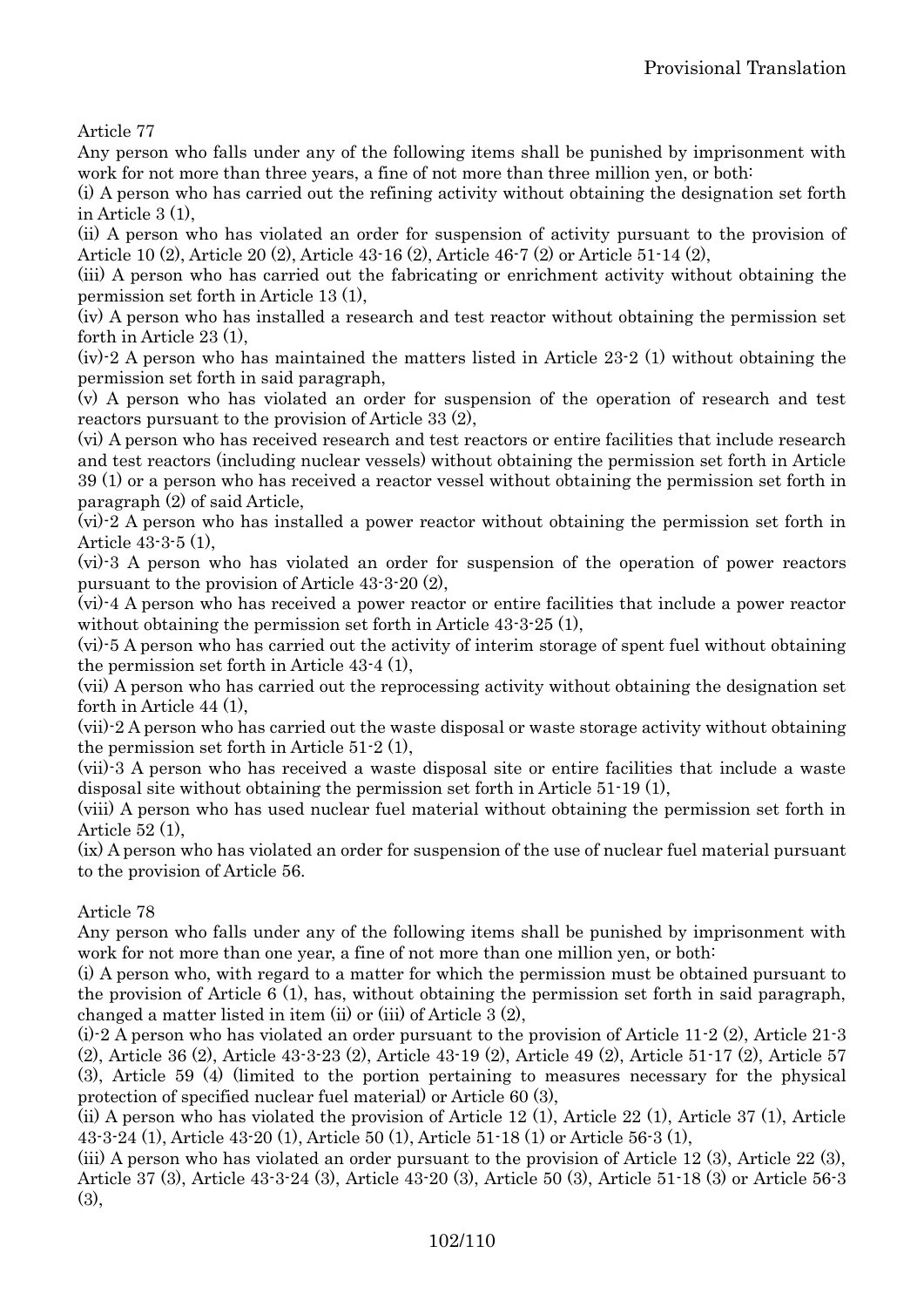Article 77

Any person who falls under any of the following items shall be punished by imprisonment with work for not more than three years, a fine of not more than three million yen, or both:

(i) A person who has carried out the refining activity without obtaining the designation set forth in Article 3 (1),

(ii) A person who has violated an order for suspension of activity pursuant to the provision of Article 10 (2), Article 20 (2), Article 43-16 (2), Article 46-7 (2) or Article 51-14 (2),

(iii) A person who has carried out the fabricating or enrichment activity without obtaining the permission set forth in Article 13 (1),

(iv) A person who has installed a research and test reactor without obtaining the permission set forth in Article 23 (1),

(iv)-2 A person who has maintained the matters listed in Article 23-2 (1) without obtaining the permission set forth in said paragraph,

(v) A person who has violated an order for suspension of the operation of research and test reactors pursuant to the provision of Article 33 (2),

(vi) A person who has received research and test reactors or entire facilities that include research and test reactors (including nuclear vessels) without obtaining the permission set forth in Article 39 (1) or a person who has received a reactor vessel without obtaining the permission set forth in paragraph (2) of said Article,

(vi)-2 A person who has installed a power reactor without obtaining the permission set forth in Article 43-3-5 (1),

(vi)-3 A person who has violated an order for suspension of the operation of power reactors pursuant to the provision of Article 43-3-20 (2),

(vi)-4 A person who has received a power reactor or entire facilities that include a power reactor without obtaining the permission set forth in Article 43-3-25 (1),

(vi)-5 A person who has carried out the activity of interim storage of spent fuel without obtaining the permission set forth in Article 43-4 (1),

(vii) A person who has carried out the reprocessing activity without obtaining the designation set forth in Article 44 (1),

(vii)-2 A person who has carried out the waste disposal or waste storage activity without obtaining the permission set forth in Article 51-2 (1),

(vii)-3 A person who has received a waste disposal site or entire facilities that include a waste disposal site without obtaining the permission set forth in Article 51-19 (1),

(viii) A person who has used nuclear fuel material without obtaining the permission set forth in Article 52 (1),

(ix) A person who has violated an order for suspension of the use of nuclear fuel material pursuant to the provision of Article 56.

Article 78

Any person who falls under any of the following items shall be punished by imprisonment with work for not more than one year, a fine of not more than one million yen, or both:

(i) A person who, with regard to a matter for which the permission must be obtained pursuant to the provision of Article 6 (1), has, without obtaining the permission set forth in said paragraph, changed a matter listed in item (ii) or (iii) of Article 3 (2),

(i)-2 A person who has violated an order pursuant to the provision of Article 11-2 (2), Article 21-3 (2), Article 36 (2), Article 43-3-23 (2), Article 43-19 (2), Article 49 (2), Article 51-17 (2), Article 57 (3), Article 59 (4) (limited to the portion pertaining to measures necessary for the physical protection of specified nuclear fuel material) or Article 60 (3),

(ii) A person who has violated the provision of Article 12 (1), Article 22 (1), Article 37 (1), Article 43-3-24 (1), Article 43-20 (1), Article 50 (1), Article 51-18 (1) or Article 56-3 (1),

(iii) A person who has violated an order pursuant to the provision of Article 12 (3), Article 22 (3), Article 37 (3), Article 43-3-24 (3), Article 43-20 (3), Article 50 (3), Article 51-18 (3) or Article 56-3 (3),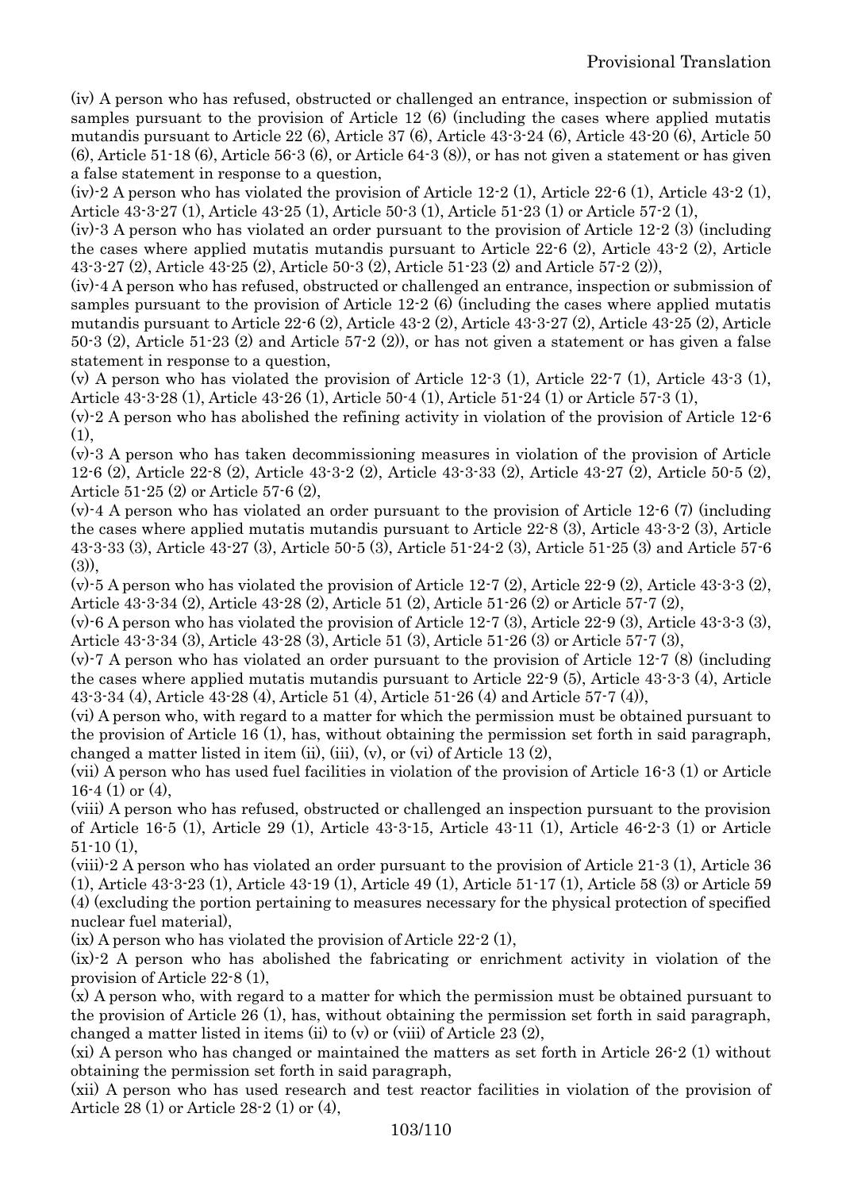(iv) A person who has refused, obstructed or challenged an entrance, inspection or submission of samples pursuant to the provision of Article 12 (6) (including the cases where applied mutatis mutandis pursuant to Article 22 (6), Article 37 (6), Article 43-3-24 (6), Article 43-20 (6), Article 50 (6), Article 51-18 (6), Article 56-3 (6), or Article 64-3 (8)), or has not given a statement or has given a false statement in response to a question,

(iv)-2 A person who has violated the provision of Article 12-2 (1), Article 22-6 (1), Article 43-2 (1), Article 43-3-27 (1), Article 43-25 (1), Article 50-3 (1), Article 51-23 (1) or Article 57-2 (1),

(iv)-3 A person who has violated an order pursuant to the provision of Article 12-2 (3) (including the cases where applied mutatis mutandis pursuant to Article 22-6 (2), Article 43-2 (2), Article 43-3-27 (2), Article 43-25 (2), Article 50-3 (2), Article 51-23 (2) and Article 57-2 (2)),

(iv)-4 A person who has refused, obstructed or challenged an entrance, inspection or submission of samples pursuant to the provision of Article 12-2 (6) (including the cases where applied mutatis mutandis pursuant to Article 22-6 (2), Article 43-2 (2), Article 43-3-27 (2), Article 43-25 (2), Article 50-3 (2), Article 51-23 (2) and Article 57-2 (2)), or has not given a statement or has given a false statement in response to a question,

(v) A person who has violated the provision of Article 12-3 (1), Article 22-7 (1), Article 43-3 (1), Article 43-3-28 (1), Article 43-26 (1), Article 50-4 (1), Article 51-24 (1) or Article 57-3 (1),

(v)-2 A person who has abolished the refining activity in violation of the provision of Article 12-6 (1),

(v)-3 A person who has taken decommissioning measures in violation of the provision of Article 12-6 (2), Article 22-8 (2), Article 43-3-2 (2), Article 43-3-33 (2), Article 43-27 (2), Article 50-5 (2), Article 51-25 (2) or Article 57-6 (2),

(v)-4 A person who has violated an order pursuant to the provision of Article 12-6 (7) (including the cases where applied mutatis mutandis pursuant to Article 22-8 (3), Article 43-3-2 (3), Article 43-3-33 (3), Article 43-27 (3), Article 50-5 (3), Article 51-24-2 (3), Article 51-25 (3) and Article 57-6 (3)),

(v)-5 A person who has violated the provision of Article 12-7 (2), Article 22-9 (2), Article 43-3-3 (2), Article 43-3-34 (2), Article 43-28 (2), Article 51 (2), Article 51-26 (2) or Article 57-7 (2),

(v)-6 A person who has violated the provision of Article 12-7 (3), Article 22-9 (3), Article 43-3-3 (3), Article 43-3-34 (3), Article 43-28 (3), Article 51 (3), Article 51-26 (3) or Article 57-7 (3),

(v)-7 A person who has violated an order pursuant to the provision of Article 12-7 (8) (including the cases where applied mutatis mutandis pursuant to Article 22-9 (5), Article 43-3-3 (4), Article 43-3-34 (4), Article 43-28 (4), Article 51 (4), Article 51-26 (4) and Article 57-7 (4)),

(vi) A person who, with regard to a matter for which the permission must be obtained pursuant to the provision of Article 16 (1), has, without obtaining the permission set forth in said paragraph, changed a matter listed in item (ii), (iii), (v), or (vi) of Article 13 (2),

(vii) A person who has used fuel facilities in violation of the provision of Article 16-3 (1) or Article 16-4 (1) or (4),

(viii) A person who has refused, obstructed or challenged an inspection pursuant to the provision of Article 16-5 (1), Article 29 (1), Article 43-3-15, Article 43-11 (1), Article 46-2-3 (1) or Article 51-10 (1),

(viii)-2 A person who has violated an order pursuant to the provision of Article 21-3 (1), Article 36 (1), Article 43-3-23 (1), Article 43-19 (1), Article 49 (1), Article 51-17 (1), Article 58 (3) or Article 59 (4) (excluding the portion pertaining to measures necessary for the physical protection of specified nuclear fuel material),

(ix) A person who has violated the provision of Article 22-2 (1),

(ix)-2 A person who has abolished the fabricating or enrichment activity in violation of the provision of Article 22-8 (1),

(x) A person who, with regard to a matter for which the permission must be obtained pursuant to the provision of Article 26 (1), has, without obtaining the permission set forth in said paragraph, changed a matter listed in items (ii) to (v) or (viii) of Article 23 (2),

(xi) A person who has changed or maintained the matters as set forth in Article 26-2 (1) without obtaining the permission set forth in said paragraph,

(xii) A person who has used research and test reactor facilities in violation of the provision of Article 28 (1) or Article 28-2 (1) or (4),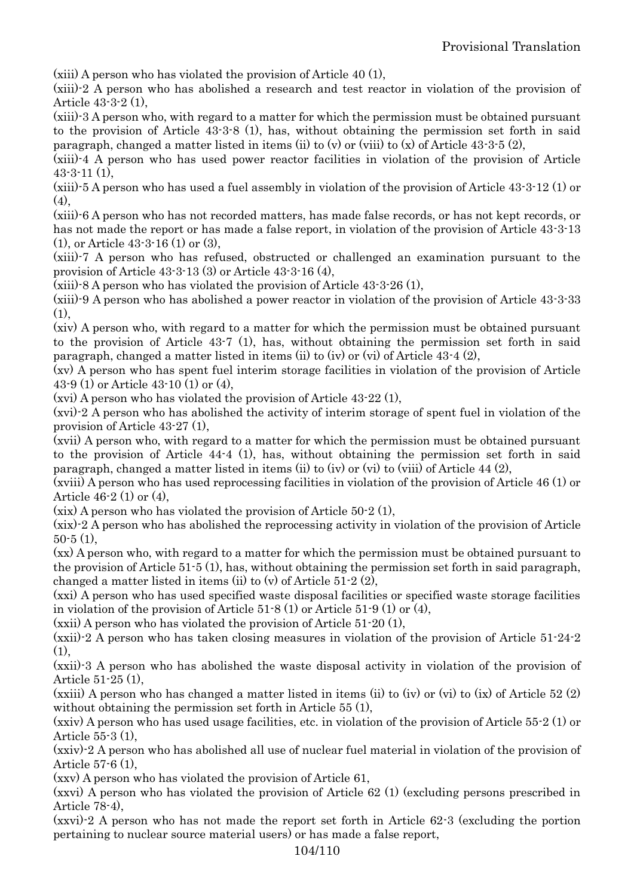(xiii) A person who has violated the provision of Article 40 (1),

(xiii)-2 A person who has abolished a research and test reactor in violation of the provision of Article 43-3-2 (1),

(xiii)-3 A person who, with regard to a matter for which the permission must be obtained pursuant to the provision of Article 43-3-8 (1), has, without obtaining the permission set forth in said paragraph, changed a matter listed in items (ii) to (v) or (viii) to (x) of Article 43-3-5 (2),

(xiii)-4 A person who has used power reactor facilities in violation of the provision of Article 43-3-11 (1),

(xiii)-5 A person who has used a fuel assembly in violation of the provision of Article 43-3-12 (1) or (4),

(xiii)-6 A person who has not recorded matters, has made false records, or has not kept records, or has not made the report or has made a false report, in violation of the provision of Article 43-3-13 (1), or Article 43-3-16 (1) or (3),

(xiii)-7 A person who has refused, obstructed or challenged an examination pursuant to the provision of Article 43-3-13 (3) or Article 43-3-16 (4),

(xiii)-8 A person who has violated the provision of Article 43-3-26 (1),

(xiii)-9 A person who has abolished a power reactor in violation of the provision of Article 43-3-33 (1),

(xiv) A person who, with regard to a matter for which the permission must be obtained pursuant to the provision of Article 43-7 (1), has, without obtaining the permission set forth in said paragraph, changed a matter listed in items (ii) to (iv) or (vi) of Article 43-4 (2),

(xv) A person who has spent fuel interim storage facilities in violation of the provision of Article 43-9 (1) or Article 43-10 (1) or (4),

(xvi) A person who has violated the provision of Article 43-22 (1),

(xvi)-2 A person who has abolished the activity of interim storage of spent fuel in violation of the provision of Article 43-27 (1),

(xvii) A person who, with regard to a matter for which the permission must be obtained pursuant to the provision of Article 44-4 (1), has, without obtaining the permission set forth in said paragraph, changed a matter listed in items (ii) to (iv) or (vi) to (viii) of Article 44 (2),

(xviii) A person who has used reprocessing facilities in violation of the provision of Article 46 (1) or Article 46-2 (1) or (4),

(xix) A person who has violated the provision of Article 50-2 (1),

(xix)-2 A person who has abolished the reprocessing activity in violation of the provision of Article 50-5 (1),

(xx) A person who, with regard to a matter for which the permission must be obtained pursuant to the provision of Article 51-5 (1), has, without obtaining the permission set forth in said paragraph, changed a matter listed in items (ii) to (v) of Article 51-2 (2),

(xxi) A person who has used specified waste disposal facilities or specified waste storage facilities in violation of the provision of Article 51-8 (1) or Article 51-9 (1) or (4),

(xxii) A person who has violated the provision of Article 51-20 (1),

(xxii)-2 A person who has taken closing measures in violation of the provision of Article 51-24-2 (1),

(xxii)-3 A person who has abolished the waste disposal activity in violation of the provision of Article 51-25 (1),

(xxiii) A person who has changed a matter listed in items (ii) to (iv) or (vi) to (ix) of Article 52 (2) without obtaining the permission set forth in Article 55 (1),

(xxiv) A person who has used usage facilities, etc. in violation of the provision of Article 55-2 (1) or Article 55-3 (1),

(xxiv)-2 A person who has abolished all use of nuclear fuel material in violation of the provision of Article 57-6 (1),

(xxv) A person who has violated the provision of Article 61,

(xxvi) A person who has violated the provision of Article 62 (1) (excluding persons prescribed in Article 78-4),

(xxvi)-2 A person who has not made the report set forth in Article 62-3 (excluding the portion pertaining to nuclear source material users) or has made a false report,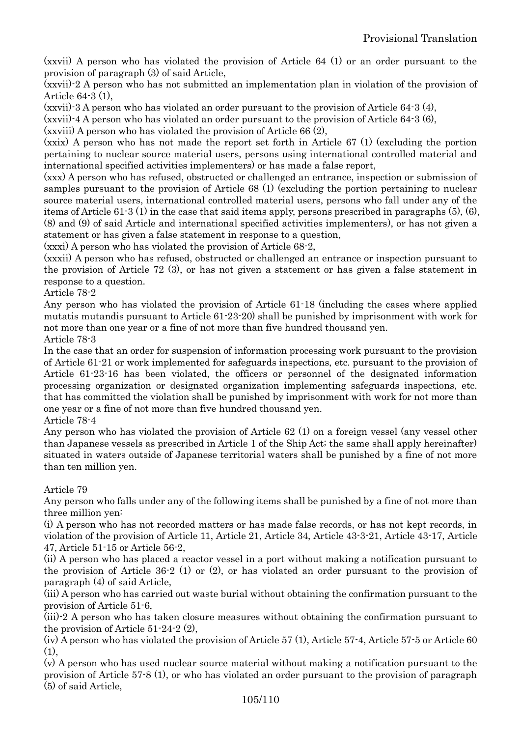(xxvii) A person who has violated the provision of Article 64 (1) or an order pursuant to the provision of paragraph (3) of said Article,

(xxvii)-2 A person who has not submitted an implementation plan in violation of the provision of Article 64-3 (1),

(xxvii)-3 A person who has violated an order pursuant to the provision of Article 64-3 (4),

(xxvii)-4 A person who has violated an order pursuant to the provision of Article 64-3 (6),

(xxviii) A person who has violated the provision of Article 66 (2),

(xxix) A person who has not made the report set forth in Article 67 (1) (excluding the portion pertaining to nuclear source material users, persons using international controlled material and international specified activities implementers) or has made a false report,

(xxx) A person who has refused, obstructed or challenged an entrance, inspection or submission of samples pursuant to the provision of Article 68 (1) (excluding the portion pertaining to nuclear source material users, international controlled material users, persons who fall under any of the items of Article 61-3 (1) in the case that said items apply, persons prescribed in paragraphs (5), (6), (8) and (9) of said Article and international specified activities implementers), or has not given a statement or has given a false statement in response to a question,

(xxxi) A person who has violated the provision of Article 68-2,

(xxxii) A person who has refused, obstructed or challenged an entrance or inspection pursuant to the provision of Article 72 (3), or has not given a statement or has given a false statement in response to a question.

Article 78-2

Any person who has violated the provision of Article 61-18 (including the cases where applied mutatis mutandis pursuant to Article 61-23-20) shall be punished by imprisonment with work for not more than one year or a fine of not more than five hundred thousand yen.

Article 78-3

In the case that an order for suspension of information processing work pursuant to the provision of Article 61-21 or work implemented for safeguards inspections, etc. pursuant to the provision of Article 61-23-16 has been violated, the officers or personnel of the designated information processing organization or designated organization implementing safeguards inspections, etc. that has committed the violation shall be punished by imprisonment with work for not more than one year or a fine of not more than five hundred thousand yen.

Article 78-4

Any person who has violated the provision of Article 62 (1) on a foreign vessel (any vessel other than Japanese vessels as prescribed in Article 1 of the Ship Act; the same shall apply hereinafter) situated in waters outside of Japanese territorial waters shall be punished by a fine of not more than ten million yen.

Article 79

Any person who falls under any of the following items shall be punished by a fine of not more than three million yen:

(i) A person who has not recorded matters or has made false records, or has not kept records, in violation of the provision of Article 11, Article 21, Article 34, Article 43-3-21, Article 43-17, Article 47, Article 51-15 or Article 56-2,

(ii) A person who has placed a reactor vessel in a port without making a notification pursuant to the provision of Article 36-2 (1) or (2), or has violated an order pursuant to the provision of paragraph (4) of said Article,

(iii) A person who has carried out waste burial without obtaining the confirmation pursuant to the provision of Article 51-6,

(iii)-2 A person who has taken closure measures without obtaining the confirmation pursuant to the provision of Article 51-24-2 (2),

(iv) A person who has violated the provision of Article 57 (1), Article 57-4, Article 57-5 or Article 60 (1),

(v) A person who has used nuclear source material without making a notification pursuant to the provision of Article 57-8 (1), or who has violated an order pursuant to the provision of paragraph (5) of said Article,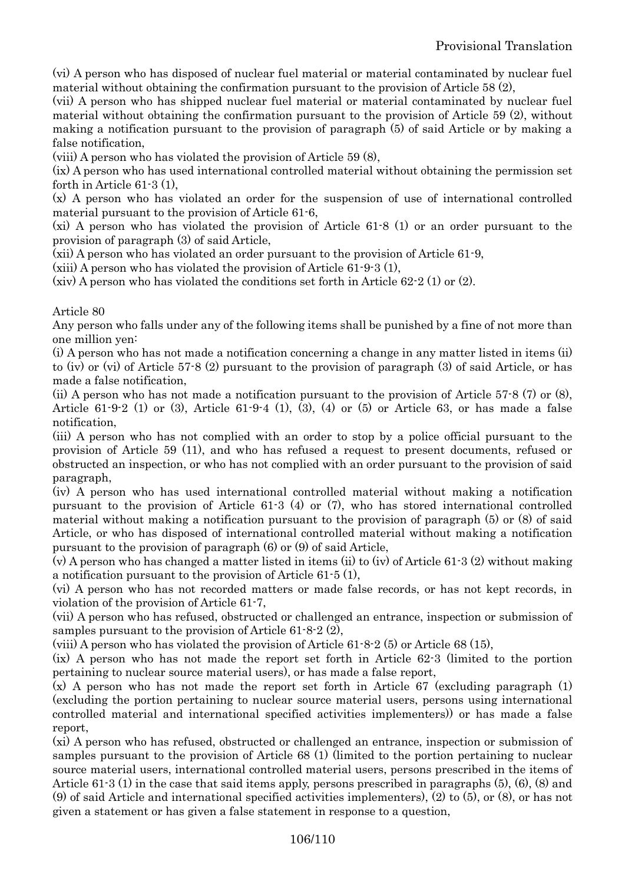(vi) A person who has disposed of nuclear fuel material or material contaminated by nuclear fuel material without obtaining the confirmation pursuant to the provision of Article 58 (2),

(vii) A person who has shipped nuclear fuel material or material contaminated by nuclear fuel material without obtaining the confirmation pursuant to the provision of Article 59 (2), without making a notification pursuant to the provision of paragraph (5) of said Article or by making a false notification,

(viii) A person who has violated the provision of Article 59 (8),

(ix) A person who has used international controlled material without obtaining the permission set forth in Article 61-3 (1),

(x) A person who has violated an order for the suspension of use of international controlled material pursuant to the provision of Article 61-6,

(xi) A person who has violated the provision of Article 61-8 (1) or an order pursuant to the provision of paragraph (3) of said Article,

(xii) A person who has violated an order pursuant to the provision of Article 61-9,

(xiii) A person who has violated the provision of Article 61-9-3 (1),

(xiv) A person who has violated the conditions set forth in Article 62-2 (1) or (2).

Article 80

Any person who falls under any of the following items shall be punished by a fine of not more than one million yen:

(i) A person who has not made a notification concerning a change in any matter listed in items (ii) to (iv) or (vi) of Article 57-8 (2) pursuant to the provision of paragraph (3) of said Article, or has made a false notification,

(ii) A person who has not made a notification pursuant to the provision of Article 57-8 (7) or (8), Article 61-9-2 (1) or (3), Article 61-9-4 (1), (3), (4) or (5) or Article 63, or has made a false notification,

(iii) A person who has not complied with an order to stop by a police official pursuant to the provision of Article 59 (11), and who has refused a request to present documents, refused or obstructed an inspection, or who has not complied with an order pursuant to the provision of said paragraph,

(iv) A person who has used international controlled material without making a notification pursuant to the provision of Article 61-3 (4) or (7), who has stored international controlled material without making a notification pursuant to the provision of paragraph (5) or (8) of said Article, or who has disposed of international controlled material without making a notification pursuant to the provision of paragraph (6) or (9) of said Article,

(v) A person who has changed a matter listed in items (ii) to (iv) of Article 61-3 (2) without making a notification pursuant to the provision of Article 61-5 (1),

(vi) A person who has not recorded matters or made false records, or has not kept records, in violation of the provision of Article 61-7,

(vii) A person who has refused, obstructed or challenged an entrance, inspection or submission of samples pursuant to the provision of Article 61-8-2 (2),

(viii) A person who has violated the provision of Article 61-8-2 (5) or Article 68 (15),

(ix) A person who has not made the report set forth in Article 62-3 (limited to the portion pertaining to nuclear source material users), or has made a false report,

(x) A person who has not made the report set forth in Article 67 (excluding paragraph (1) (excluding the portion pertaining to nuclear source material users, persons using international controlled material and international specified activities implementers)) or has made a false report,

(xi) A person who has refused, obstructed or challenged an entrance, inspection or submission of samples pursuant to the provision of Article 68 (1) (limited to the portion pertaining to nuclear source material users, international controlled material users, persons prescribed in the items of Article 61-3 (1) in the case that said items apply, persons prescribed in paragraphs (5), (6), (8) and (9) of said Article and international specified activities implementers), (2) to (5), or (8), or has not given a statement or has given a false statement in response to a question,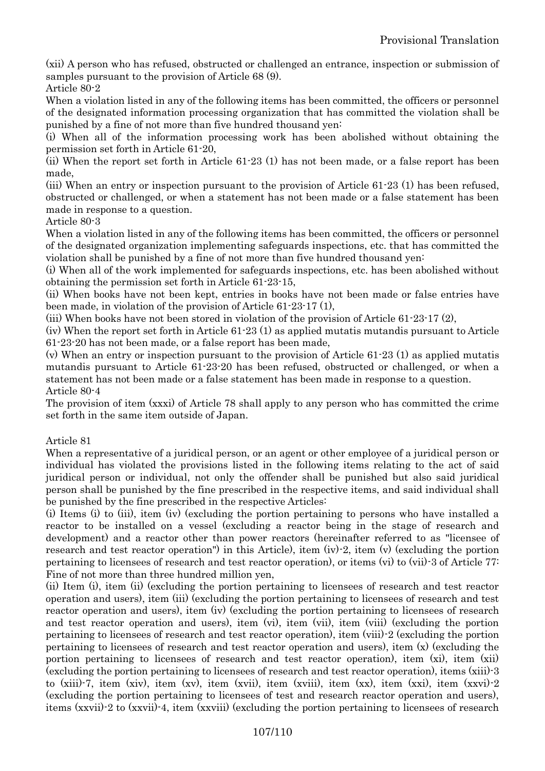(xii) A person who has refused, obstructed or challenged an entrance, inspection or submission of samples pursuant to the provision of Article 68 (9).

Article 80-2

When a violation listed in any of the following items has been committed, the officers or personnel of the designated information processing organization that has committed the violation shall be punished by a fine of not more than five hundred thousand yen:

(i) When all of the information processing work has been abolished without obtaining the permission set forth in Article 61-20,

(ii) When the report set forth in Article 61-23 (1) has not been made, or a false report has been made,

(iii) When an entry or inspection pursuant to the provision of Article 61-23 (1) has been refused, obstructed or challenged, or when a statement has not been made or a false statement has been made in response to a question.

Article 80-3

When a violation listed in any of the following items has been committed, the officers or personnel of the designated organization implementing safeguards inspections, etc. that has committed the violation shall be punished by a fine of not more than five hundred thousand yen:

(i) When all of the work implemented for safeguards inspections, etc. has been abolished without obtaining the permission set forth in Article 61-23-15,

(ii) When books have not been kept, entries in books have not been made or false entries have been made, in violation of the provision of Article 61-23-17 (1),

(iii) When books have not been stored in violation of the provision of Article 61-23-17 (2),

(iv) When the report set forth in Article 61-23 (1) as applied mutatis mutandis pursuant to Article 61-23-20 has not been made, or a false report has been made,

(v) When an entry or inspection pursuant to the provision of Article 61-23 (1) as applied mutatis mutandis pursuant to Article 61-23-20 has been refused, obstructed or challenged, or when a statement has not been made or a false statement has been made in response to a question.

Article 80-4

The provision of item (xxxi) of Article 78 shall apply to any person who has committed the crime set forth in the same item outside of Japan.

Article 81

When a representative of a juridical person, or an agent or other employee of a juridical person or individual has violated the provisions listed in the following items relating to the act of said juridical person or individual, not only the offender shall be punished but also said juridical person shall be punished by the fine prescribed in the respective items, and said individual shall be punished by the fine prescribed in the respective Articles:

(i) Items (i) to (iii), item (iv) (excluding the portion pertaining to persons who have installed a reactor to be installed on a vessel (excluding a reactor being in the stage of research and development) and a reactor other than power reactors (hereinafter referred to as "licensee of research and test reactor operation") in this Article), item (iv)-2, item (v) (excluding the portion pertaining to licensees of research and test reactor operation), or items (vi) to (vii)-3 of Article 77: Fine of not more than three hundred million yen,

(ii) Item (i), item (ii) (excluding the portion pertaining to licensees of research and test reactor operation and users), item (iii) (excluding the portion pertaining to licensees of research and test reactor operation and users), item (iv) (excluding the portion pertaining to licensees of research and test reactor operation and users), item (vi), item (vii), item (viii) (excluding the portion pertaining to licensees of research and test reactor operation), item (viii)-2 (excluding the portion pertaining to licensees of research and test reactor operation and users), item (x) (excluding the portion pertaining to licensees of research and test reactor operation), item (xi), item (xii) (excluding the portion pertaining to licensees of research and test reactor operation), items (xiii)-3 to (xiii)-7, item (xiv), item (xv), item (xvii), item (xviii), item (xx), item (xxi), item (xxvi)-2 (excluding the portion pertaining to licensees of test and research reactor operation and users), items (xxvii)-2 to (xxvii)-4, item (xxviii) (excluding the portion pertaining to licensees of research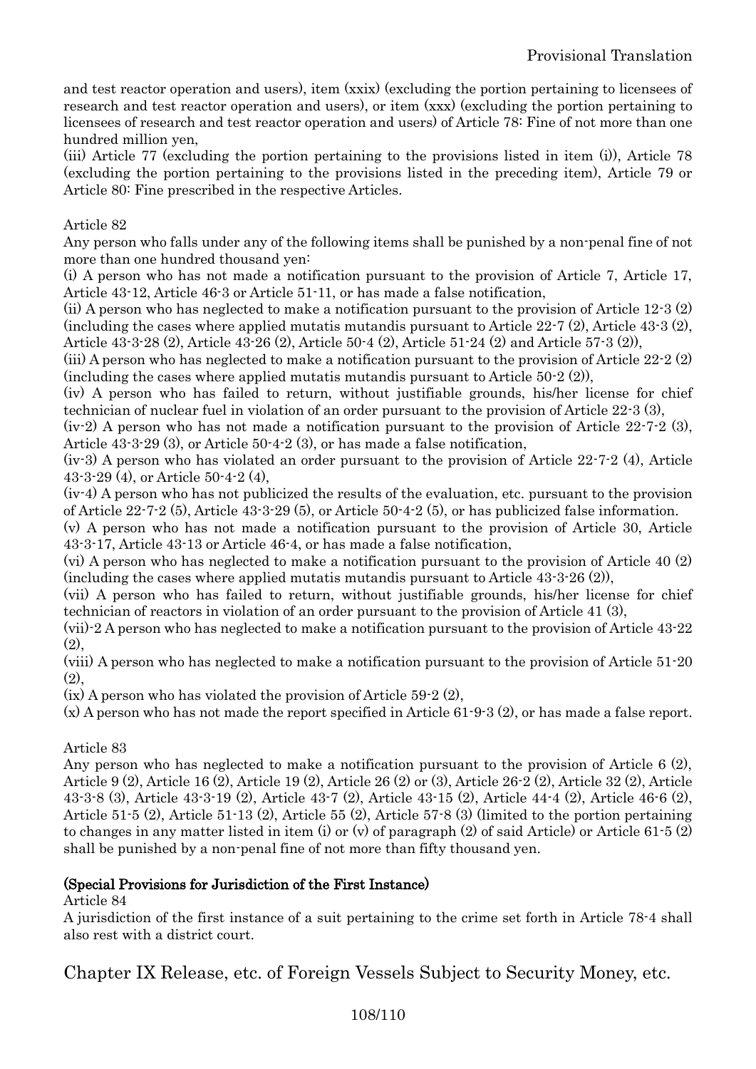and test reactor operation and users), item (xxix) (excluding the portion pertaining to licensees of research and test reactor operation and users), or item (xxx) (excluding the portion pertaining to licensees of research and test reactor operation and users) of Article 78: Fine of not more than one hundred million yen,

(iii) Article 77 (excluding the portion pertaining to the provisions listed in item (i)), Article 78 (excluding the portion pertaining to the provisions listed in the preceding item), Article 79 or Article 80: Fine prescribed in the respective Articles.

Article 82

Any person who falls under any of the following items shall be punished by a non-penal fine of not more than one hundred thousand yen:

(i) A person who has not made a notification pursuant to the provision of Article 7, Article 17, Article 43-12, Article 46-3 or Article 51-11, or has made a false notification,

(ii) A person who has neglected to make a notification pursuant to the provision of Article 12-3 (2) (including the cases where applied mutatis mutandis pursuant to Article 22-7 (2), Article 43-3 (2), Article 43-3-28 (2), Article 43-26 (2), Article 50-4 (2), Article 51-24 (2) and Article 57-3 (2)),

(iii) A person who has neglected to make a notification pursuant to the provision of Article 22-2 (2) (including the cases where applied mutatis mutandis pursuant to Article 50-2 (2)),

(iv) A person who has failed to return, without justifiable grounds, his/her license for chief technician of nuclear fuel in violation of an order pursuant to the provision of Article 22-3 (3),

(iv-2) A person who has not made a notification pursuant to the provision of Article 22-7-2 (3), Article 43-3-29 (3), or Article 50-4-2 (3), or has made a false notification,

(iv-3) A person who has violated an order pursuant to the provision of Article 22-7-2 (4), Article 43-3-29 (4), or Article 50-4-2 (4),

(iv-4) A person who has not publicized the results of the evaluation, etc. pursuant to the provision of Article 22-7-2 (5), Article 43-3-29 (5), or Article 50-4-2 (5), or has publicized false information.

(v) A person who has not made a notification pursuant to the provision of Article 30, Article 43-3-17, Article 43-13 or Article 46-4, or has made a false notification,

(vi) A person who has neglected to make a notification pursuant to the provision of Article 40 (2) (including the cases where applied mutatis mutandis pursuant to Article 43-3-26 (2)),

(vii) A person who has failed to return, without justifiable grounds, his/her license for chief technician of reactors in violation of an order pursuant to the provision of Article 41 (3),

(vii)-2 A person who has neglected to make a notification pursuant to the provision of Article 43-22 (2),

(viii) A person who has neglected to make a notification pursuant to the provision of Article 51-20 (2),

(ix) A person who has violated the provision of Article 59-2 (2),

(x) A person who has not made the report specified in Article 61-9-3 (2), or has made a false report.

Article 83

Any person who has neglected to make a notification pursuant to the provision of Article 6 (2), Article 9 (2), Article 16 (2), Article 19 (2), Article 26 (2) or (3), Article 26-2 (2), Article 32 (2), Article 43-3-8 (3), Article 43-3-19 (2), Article 43-7 (2), Article 43-15 (2), Article 44-4 (2), Article 46-6 (2), Article 51-5 (2), Article 51-13 (2), Article 55 (2), Article 57-8 (3) (limited to the portion pertaining to changes in any matter listed in item (i) or (v) of paragraph (2) of said Article) or Article 61-5 (2) shall be punished by a non-penal fine of not more than fifty thousand yen.

**(Special Provisions for Jurisdiction of the First Instance)**

Article 84

A jurisdiction of the first instance of a suit pertaining to the crime set forth in Article 78-4 shall also rest with a district court.

## Chapter IX Release, etc. of Foreign Vessels Subject to Security Money, etc.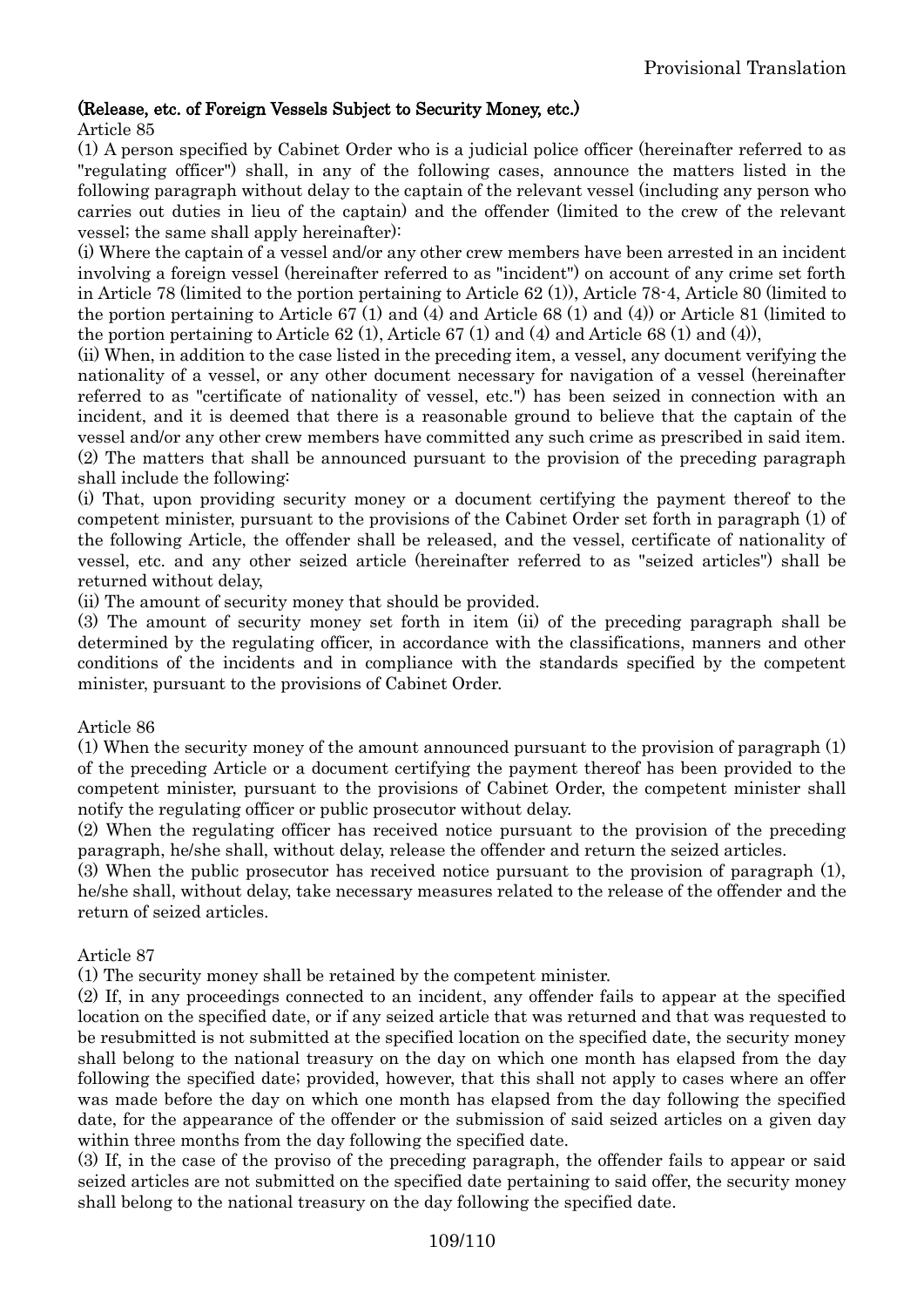**(Release, etc. of Foreign Vessels Subject to Security Money, etc.)**

Article 85

(1) A person specified by Cabinet Order who is a judicial police officer (hereinafter referred to as "regulating officer") shall, in any of the following cases, announce the matters listed in the following paragraph without delay to the captain of the relevant vessel (including any person who carries out duties in lieu of the captain) and the offender (limited to the crew of the relevant vessel; the same shall apply hereinafter):

(i) Where the captain of a vessel and/or any other crew members have been arrested in an incident involving a foreign vessel (hereinafter referred to as "incident") on account of any crime set forth in Article 78 (limited to the portion pertaining to Article 62 (1)), Article 78-4, Article 80 (limited to the portion pertaining to Article 67 (1) and (4) and Article 68 (1) and (4)) or Article 81 (limited to the portion pertaining to Article 62 (1), Article 67 (1) and (4) and Article 68 (1) and (4)),

(ii) When, in addition to the case listed in the preceding item, a vessel, any document verifying the nationality of a vessel, or any other document necessary for navigation of a vessel (hereinafter referred to as "certificate of nationality of vessel, etc.") has been seized in connection with an incident, and it is deemed that there is a reasonable ground to believe that the captain of the vessel and/or any other crew members have committed any such crime as prescribed in said item.

(2) The matters that shall be announced pursuant to the provision of the preceding paragraph shall include the following:

(i) That, upon providing security money or a document certifying the payment thereof to the competent minister, pursuant to the provisions of the Cabinet Order set forth in paragraph (1) of the following Article, the offender shall be released, and the vessel, certificate of nationality of vessel, etc. and any other seized article (hereinafter referred to as "seized articles") shall be returned without delay,

(ii) The amount of security money that should be provided.

(3) The amount of security money set forth in item (ii) of the preceding paragraph shall be determined by the regulating officer, in accordance with the classifications, manners and other conditions of the incidents and in compliance with the standards specified by the competent minister, pursuant to the provisions of Cabinet Order.

Article 86

(1) When the security money of the amount announced pursuant to the provision of paragraph (1) of the preceding Article or a document certifying the payment thereof has been provided to the competent minister, pursuant to the provisions of Cabinet Order, the competent minister shall notify the regulating officer or public prosecutor without delay.

(2) When the regulating officer has received notice pursuant to the provision of the preceding paragraph, he/she shall, without delay, release the offender and return the seized articles.

(3) When the public prosecutor has received notice pursuant to the provision of paragraph (1), he/she shall, without delay, take necessary measures related to the release of the offender and the return of seized articles.

Article 87

(1) The security money shall be retained by the competent minister.

(2) If, in any proceedings connected to an incident, any offender fails to appear at the specified location on the specified date, or if any seized article that was returned and that was requested to be resubmitted is not submitted at the specified location on the specified date, the security money shall belong to the national treasury on the day on which one month has elapsed from the day following the specified date; provided, however, that this shall not apply to cases where an offer was made before the day on which one month has elapsed from the day following the specified date, for the appearance of the offender or the submission of said seized articles on a given day within three months from the day following the specified date.

(3) If, in the case of the proviso of the preceding paragraph, the offender fails to appear or said seized articles are not submitted on the specified date pertaining to said offer, the security money shall belong to the national treasury on the day following the specified date.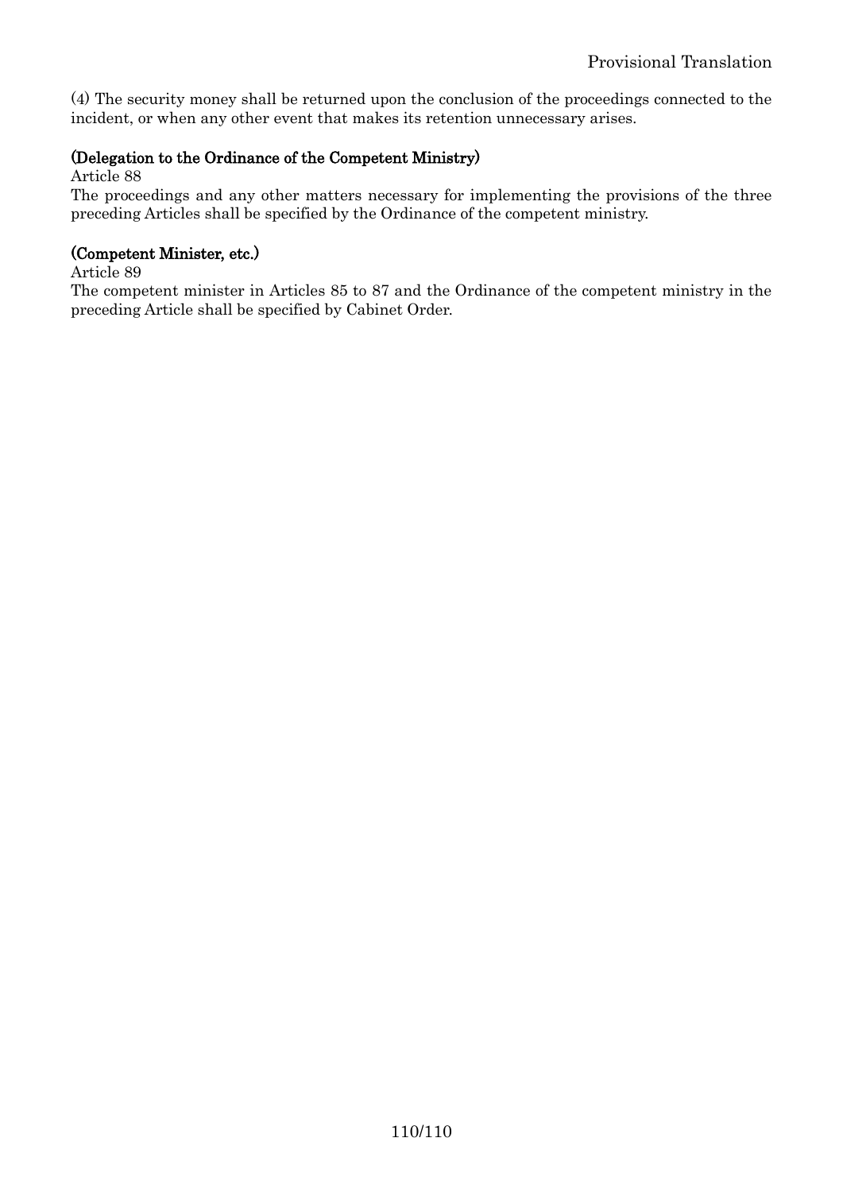(4) The security money shall be returned upon the conclusion of the proceedings connected to the incident, or when any other event that makes its retention unnecessary arises.

**(Delegation to the Ordinance of the Competent Ministry)**

Article 88

The proceedings and any other matters necessary for implementing the provisions of the three preceding Articles shall be specified by the Ordinance of the competent ministry.

**(Competent Minister, etc.)**

Article 89

The competent minister in Articles 85 to 87 and the Ordinance of the competent ministry in the preceding Article shall be specified by Cabinet Order.